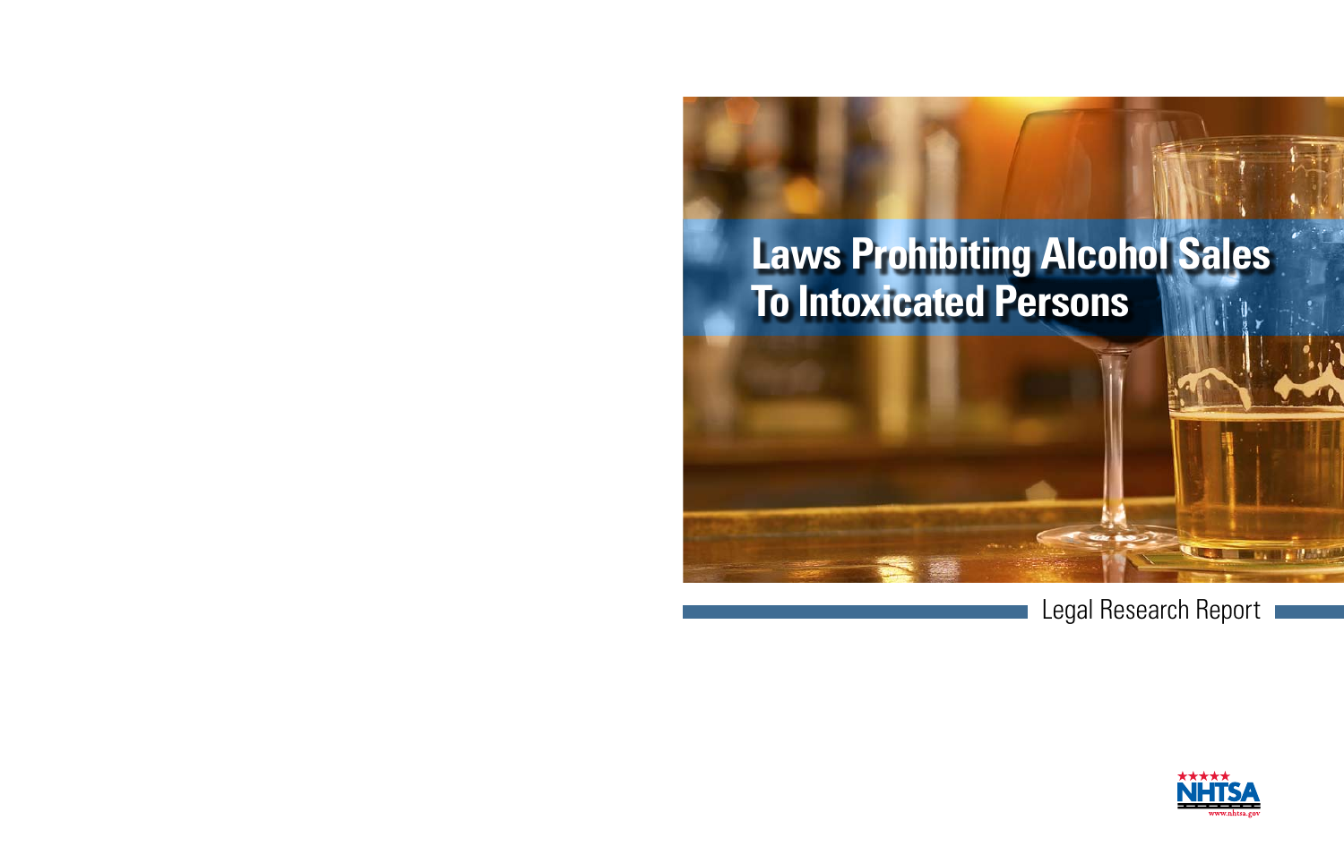# Laws Prohibiting Alcohol Sales To Intoxicated Persons

Legal Research Report

NHTSA

www.nhtsa.gov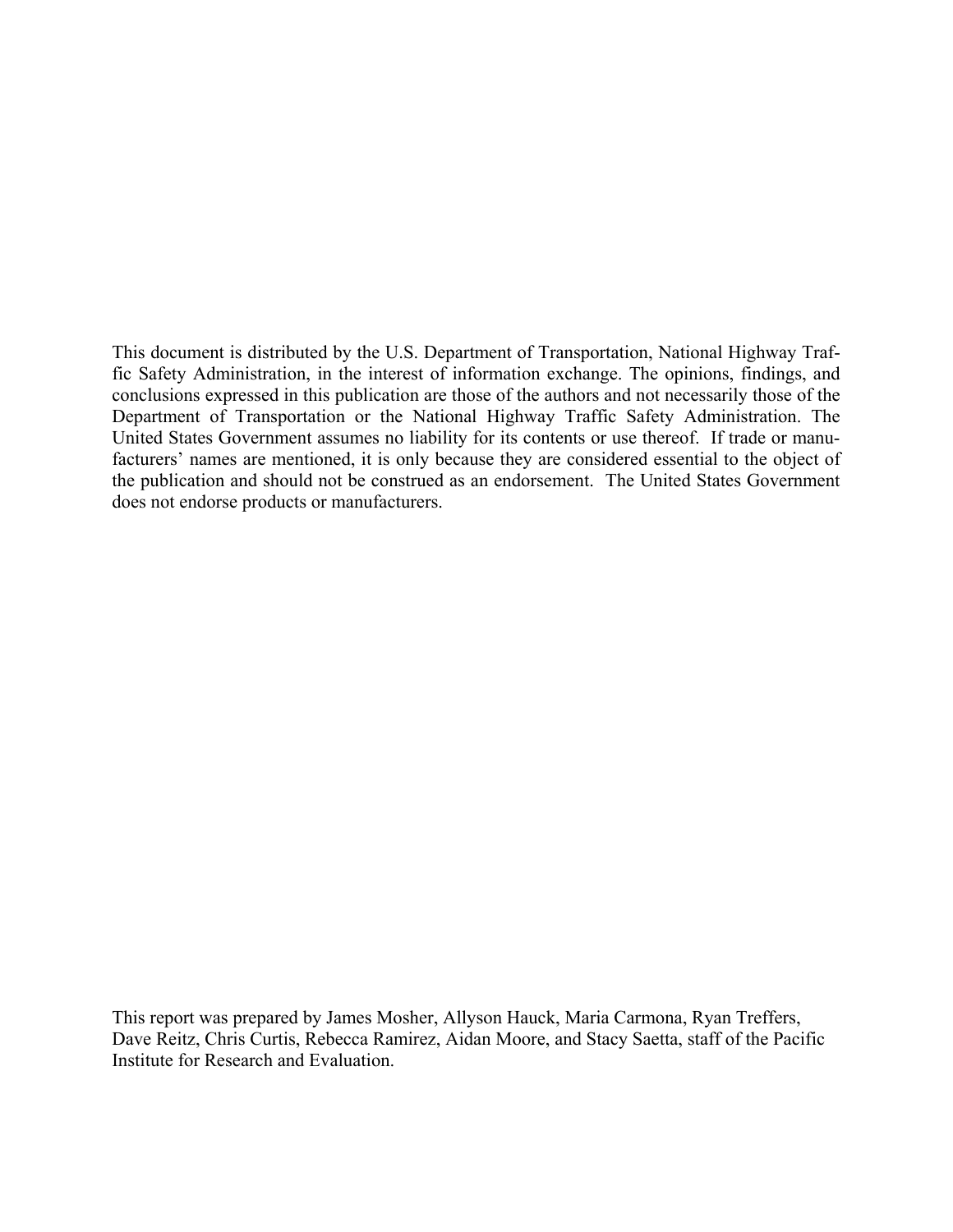This document is distributed by the U.S. Department of Transportation, National Highway Traffic Safety Administration, in the interest of information exchange. The opinions, findings, and conclusions expressed in this publication are those of the authors and not necessarily those of the Department of Transportation or the National Highway Traffic Safety Administration. The United States Government assumes no liability for its contents or use thereof. If trade or manufacturers' names are mentioned, it is only because they are considered essential to the object of the publication and should not be construed as an endorsement. The United States Government does not endorse products or manufacturers.

This report was prepared by James Mosher, Allyson Hauck, Maria Carmona, Ryan Treffers, Dave Reitz, Chris Curtis, Rebecca Ramirez, Aidan Moore, and Stacy Saetta, staff of the Pacific Institute for Research and Evaluation.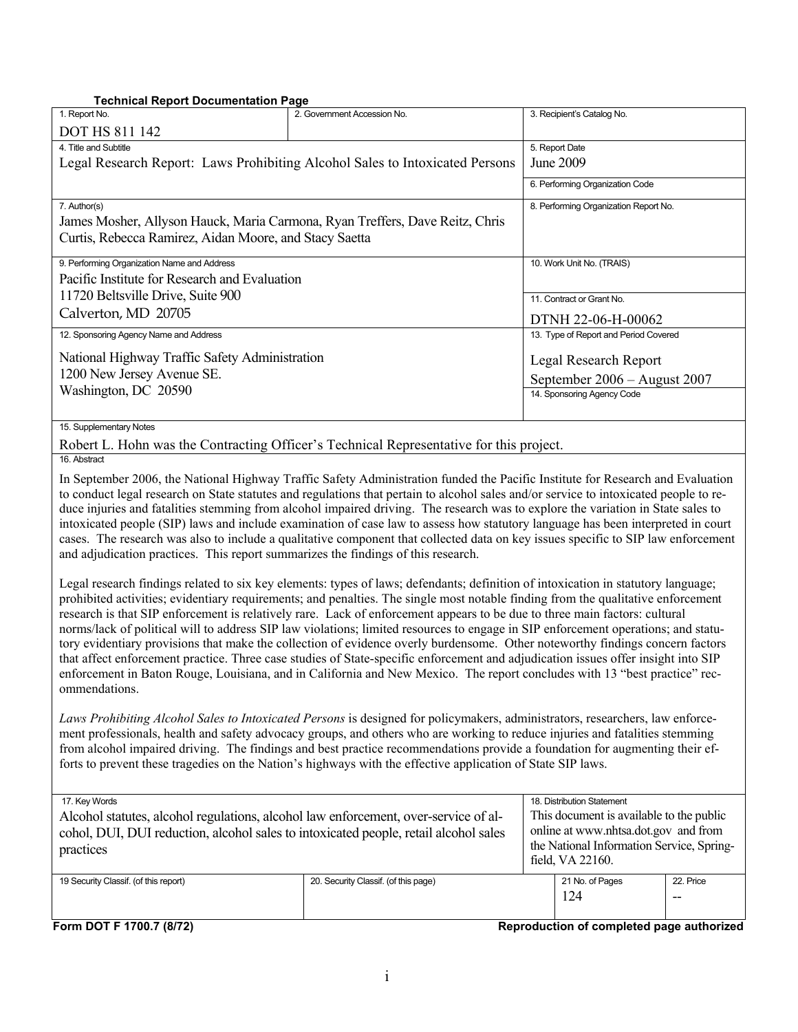**Technical Report Documentation Page**

| 1. Report No. | 2. Government Accession No. | 3. Recipient's Catalog No. |
| --- | --- | --- |
| DOT HS 811 142 | | |

| 4. Title and Subtitle | 5. Report Date |
| --- | --- |
| Legal Research Report: Laws Prohibiting Alcohol Sales to Intoxicated Persons | June 2009 |
| | 6. Performing Organization Code |
| **7. Author(s)** | **8. Performing Organization Report No.** |
| James Mosher, Allyson Hauck, Maria Carmona, Ryan Treffers, Dave Reitz, Chris Curtis, Rebecca Ramirez, Aidan Moore, and Stacy Saetta | |
| **9. Performing Organization Name and Address** | **10. Work Unit No. (TRAIS)** |
| Pacific Institute for Research and Evaluation<br>11720 Beltsville Drive, Suite 900<br>Calverton, MD 20705 | 11. Contract or Grant No.<br>DTNH 22-06-H-00062 |
| **12. Sponsoring Agency Name and Address** | **13. Type of Report and Period Covered** |
| National Highway Traffic Safety Administration<br>1200 New Jersey Avenue SE.<br>Washington, DC 20590 | Legal Research Report<br>September 2006 – August 2007 |
| | 14. Sponsoring Agency Code |

15. Supplementary Notes

Robert L. Hohn was the Contracting Officer's Technical Representative for this project.

16. Abstract

In September 2006, the National Highway Traffic Safety Administration funded the Pacific Institute for Research and Evaluation to conduct legal research on State statutes and regulations that pertain to alcohol sales and/or service to intoxicated people to reduce injuries and fatalities stemming from alcohol impaired driving. The research was to explore the variation in State sales to intoxicated people (SIP) laws and include examination of case law to assess how statutory language has been interpreted in court cases. The research was also to include a qualitative component that collected data on key issues specific to SIP law enforcement and adjudication practices. This report summarizes the findings of this research.

Legal research findings related to six key elements: types of laws; defendants; definition of intoxication in statutory language; prohibited activities; evidentiary requirements; and penalties. The single most notable finding from the qualitative enforcement research is that SIP enforcement is relatively rare. Lack of enforcement appears to be due to three main factors: cultural norms/lack of political will to address SIP law violations; limited resources to engage in SIP enforcement operations; and statutory evidentiary provisions that make the collection of evidence overly burdensome. Other noteworthy findings concern factors that affect enforcement practice. Three case studies of State-specific enforcement and adjudication issues offer insight into SIP enforcement in Baton Rouge, Louisiana, and in California and New Mexico. The report concludes with 13 "best practice" recommendations.

*Laws Prohibiting Alcohol Sales to Intoxicated Persons* is designed for policymakers, administrators, researchers, law enforcement professionals, health and safety advocacy groups, and others who are working to reduce injuries and fatalities stemming from alcohol impaired driving. The findings and best practice recommendations provide a foundation for augmenting their efforts to prevent these tragedies on the Nation's highways with the effective application of State SIP laws.

| 17. Key Words | 18. Distribution Statement |
| --- | --- |
| Alcohol statutes, alcohol regulations, alcohol law enforcement, over-service of alcohol, DUI, DUI reduction, alcohol sales to intoxicated people, retail alcohol sales practices | This document is available to the public online at www.nhtsa.dot.gov and from the National Information Service, Springfield, VA 22160. |

| 19 Security Classif. (of this report) | 20. Security Classif. (of this page) | 21 No. of Pages | 22. Price |
| --- | --- | --- | --- |
| | | 124 | -- |

**Form DOT F 1700.7 (8/72)** **Reproduction of completed page authorized**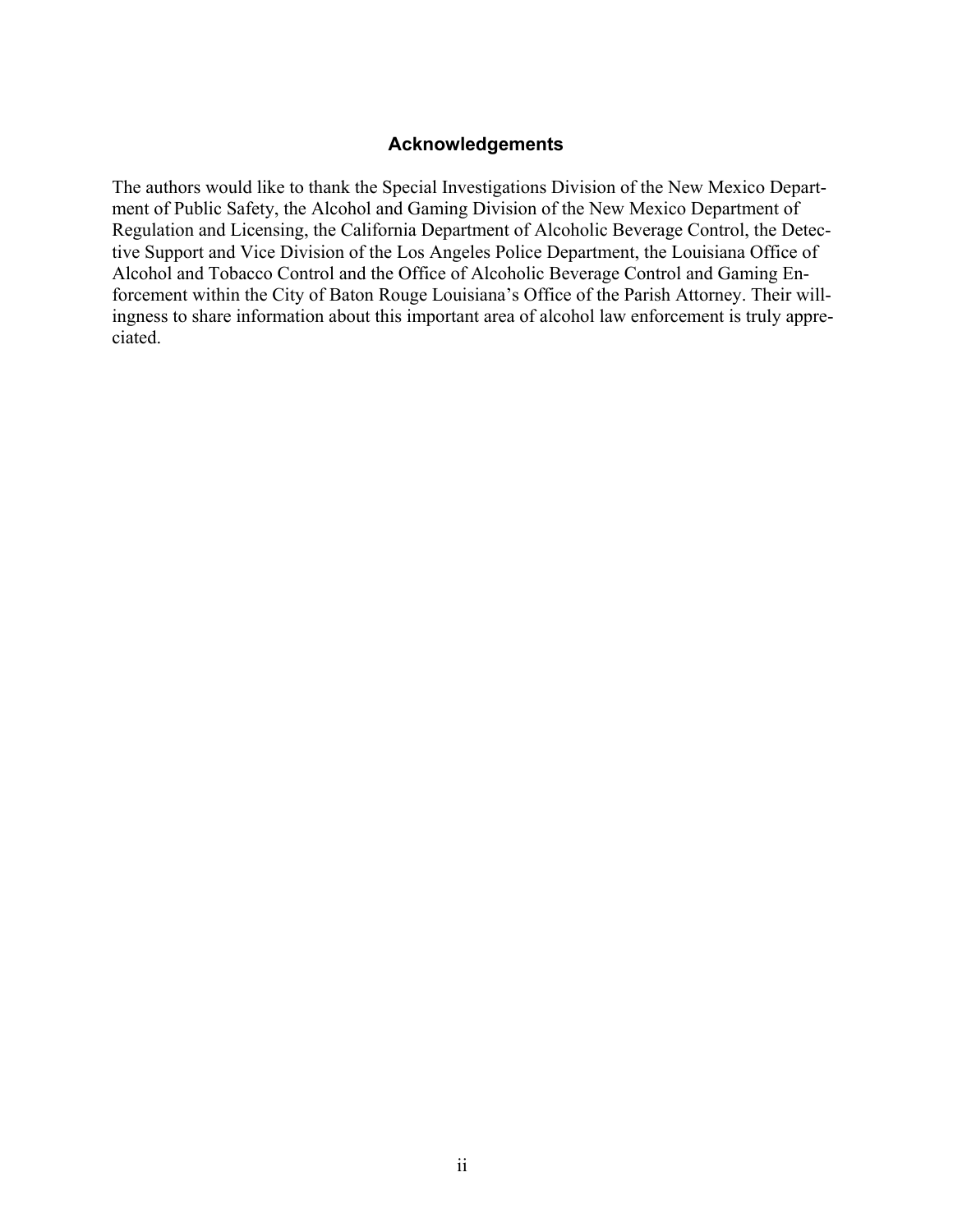## Acknowledgements

The authors would like to thank the Special Investigations Division of the New Mexico Department of Public Safety, the Alcohol and Gaming Division of the New Mexico Department of Regulation and Licensing, the California Department of Alcoholic Beverage Control, the Detective Support and Vice Division of the Los Angeles Police Department, the Louisiana Office of Alcohol and Tobacco Control and the Office of Alcoholic Beverage Control and Gaming Enforcement within the City of Baton Rouge Louisiana's Office of the Parish Attorney. Their willingness to share information about this important area of alcohol law enforcement is truly appreciated.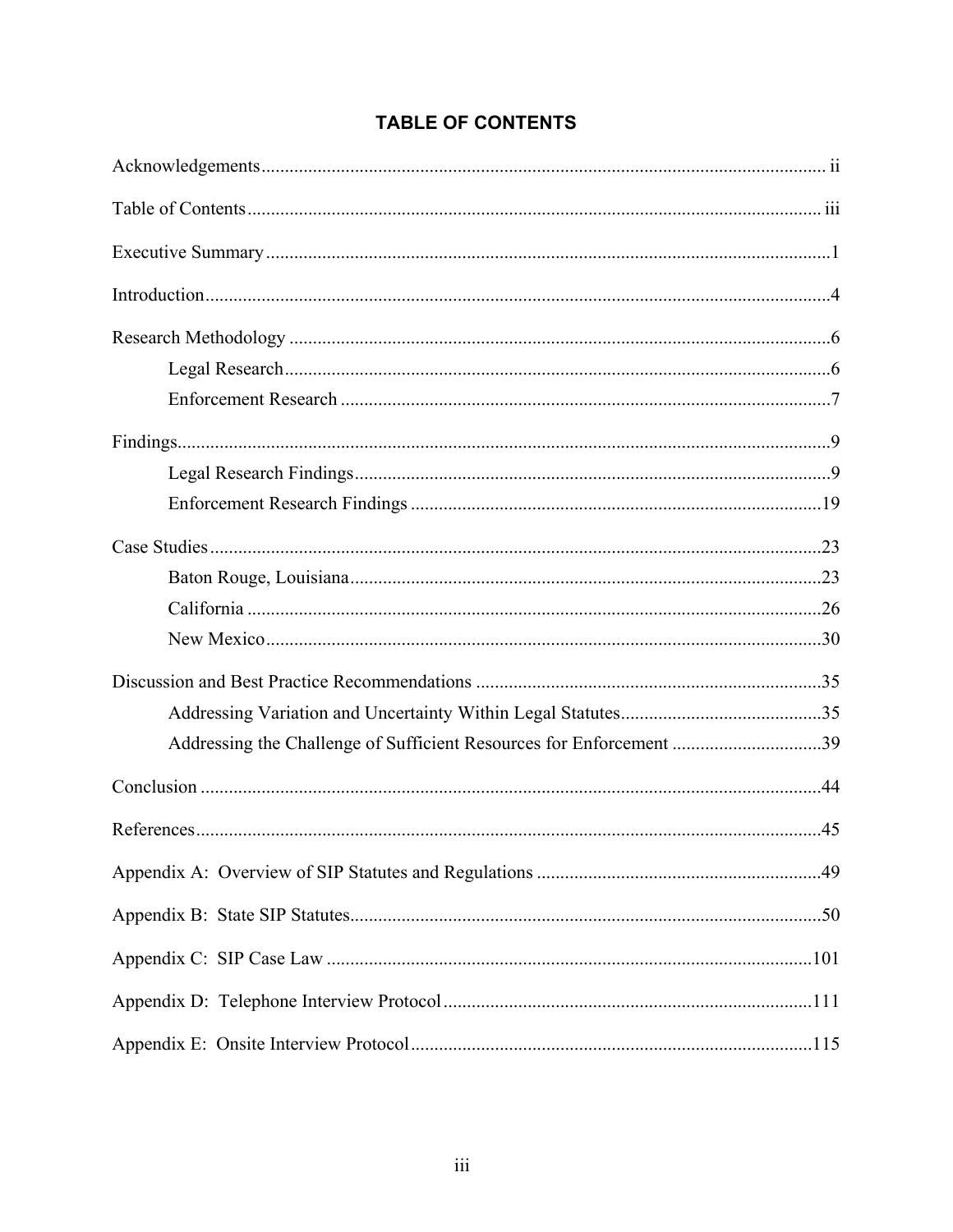# TABLE OF CONTENTS

Acknowledgements ........................................................................................................................ ii

Table of Contents ......................................................................................................................... iii

Executive Summary .......................................................................................................................1

Introduction.....................................................................................................................................4

Research Methodology ...................................................................................................................6

- Legal Research...................................................................................................................6
- Enforcement Research ........................................................................................................7

Findings...........................................................................................................................................9

- Legal Research Findings.....................................................................................................9
- Enforcement Research Findings .......................................................................................19

Case Studies ..................................................................................................................................23

- Baton Rouge, Louisiana....................................................................................................23
- California ..........................................................................................................................26
- New Mexico......................................................................................................................30

Discussion and Best Practice Recommendations .........................................................................35

- Addressing Variation and Uncertainty Within Legal Statutes...........................................35
- Addressing the Challenge of Sufficient Resources for Enforcement ................................39

Conclusion ....................................................................................................................................44

References.....................................................................................................................................45

Appendix A: Overview of SIP Statutes and Regulations ............................................................49

Appendix B: State SIP Statutes....................................................................................................50

Appendix C: SIP Case Law .......................................................................................................101

Appendix D: Telephone Interview Protocol ..............................................................................111

Appendix E: Onsite Interview Protocol .....................................................................................115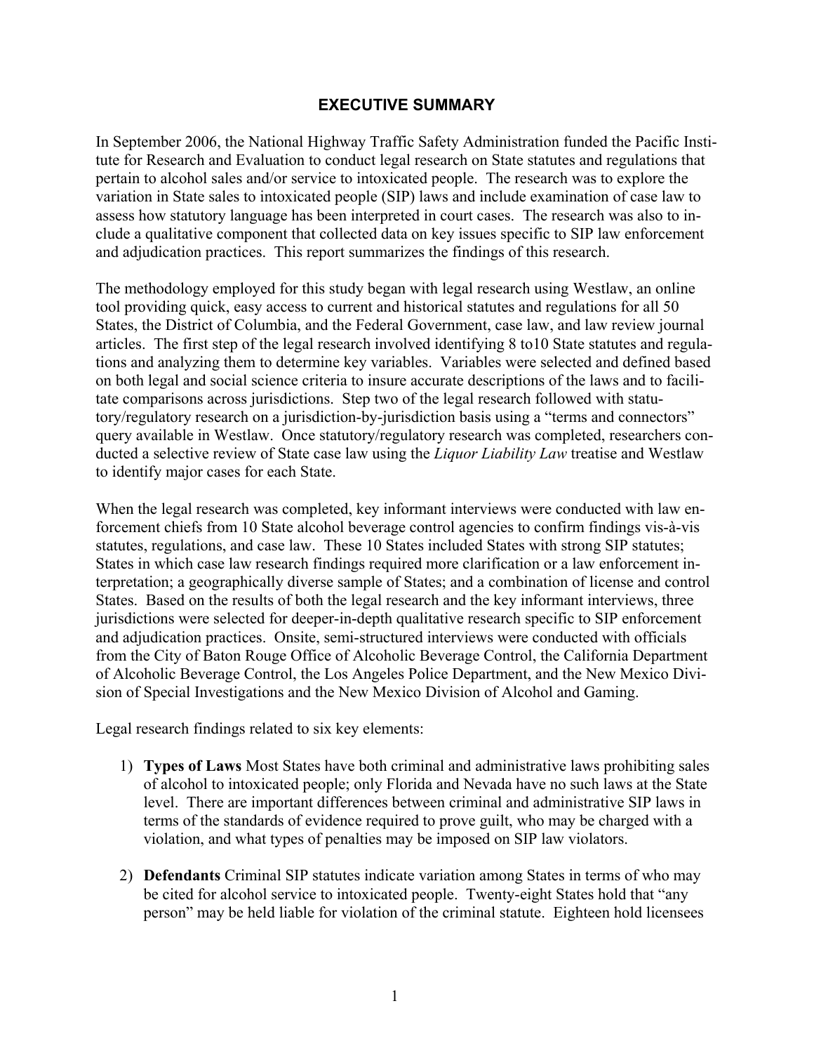## EXECUTIVE SUMMARY

In September 2006, the National Highway Traffic Safety Administration funded the Pacific Institute for Research and Evaluation to conduct legal research on State statutes and regulations that pertain to alcohol sales and/or service to intoxicated people. The research was to explore the variation in State sales to intoxicated people (SIP) laws and include examination of case law to assess how statutory language has been interpreted in court cases. The research was also to include a qualitative component that collected data on key issues specific to SIP law enforcement and adjudication practices. This report summarizes the findings of this research.

The methodology employed for this study began with legal research using Westlaw, an online tool providing quick, easy access to current and historical statutes and regulations for all 50 States, the District of Columbia, and the Federal Government, case law, and law review journal articles. The first step of the legal research involved identifying 8 to10 State statutes and regulations and analyzing them to determine key variables. Variables were selected and defined based on both legal and social science criteria to insure accurate descriptions of the laws and to facilitate comparisons across jurisdictions. Step two of the legal research followed with statutory/regulatory research on a jurisdiction-by-jurisdiction basis using a "terms and connectors" query available in Westlaw. Once statutory/regulatory research was completed, researchers conducted a selective review of State case law using the *Liquor Liability Law* treatise and Westlaw to identify major cases for each State.

When the legal research was completed, key informant interviews were conducted with law enforcement chiefs from 10 State alcohol beverage control agencies to confirm findings vis-à-vis statutes, regulations, and case law. These 10 States included States with strong SIP statutes; States in which case law research findings required more clarification or a law enforcement interpretation; a geographically diverse sample of States; and a combination of license and control States. Based on the results of both the legal research and the key informant interviews, three jurisdictions were selected for deeper-in-depth qualitative research specific to SIP enforcement and adjudication practices. Onsite, semi-structured interviews were conducted with officials from the City of Baton Rouge Office of Alcoholic Beverage Control, the California Department of Alcoholic Beverage Control, the Los Angeles Police Department, and the New Mexico Division of Special Investigations and the New Mexico Division of Alcohol and Gaming.

Legal research findings related to six key elements:

1) **Types of Laws** Most States have both criminal and administrative laws prohibiting sales of alcohol to intoxicated people; only Florida and Nevada have no such laws at the State level. There are important differences between criminal and administrative SIP laws in terms of the standards of evidence required to prove guilt, who may be charged with a violation, and what types of penalties may be imposed on SIP law violators.

2) **Defendants** Criminal SIP statutes indicate variation among States in terms of who may be cited for alcohol service to intoxicated people. Twenty-eight States hold that "any person" may be held liable for violation of the criminal statute. Eighteen hold licensees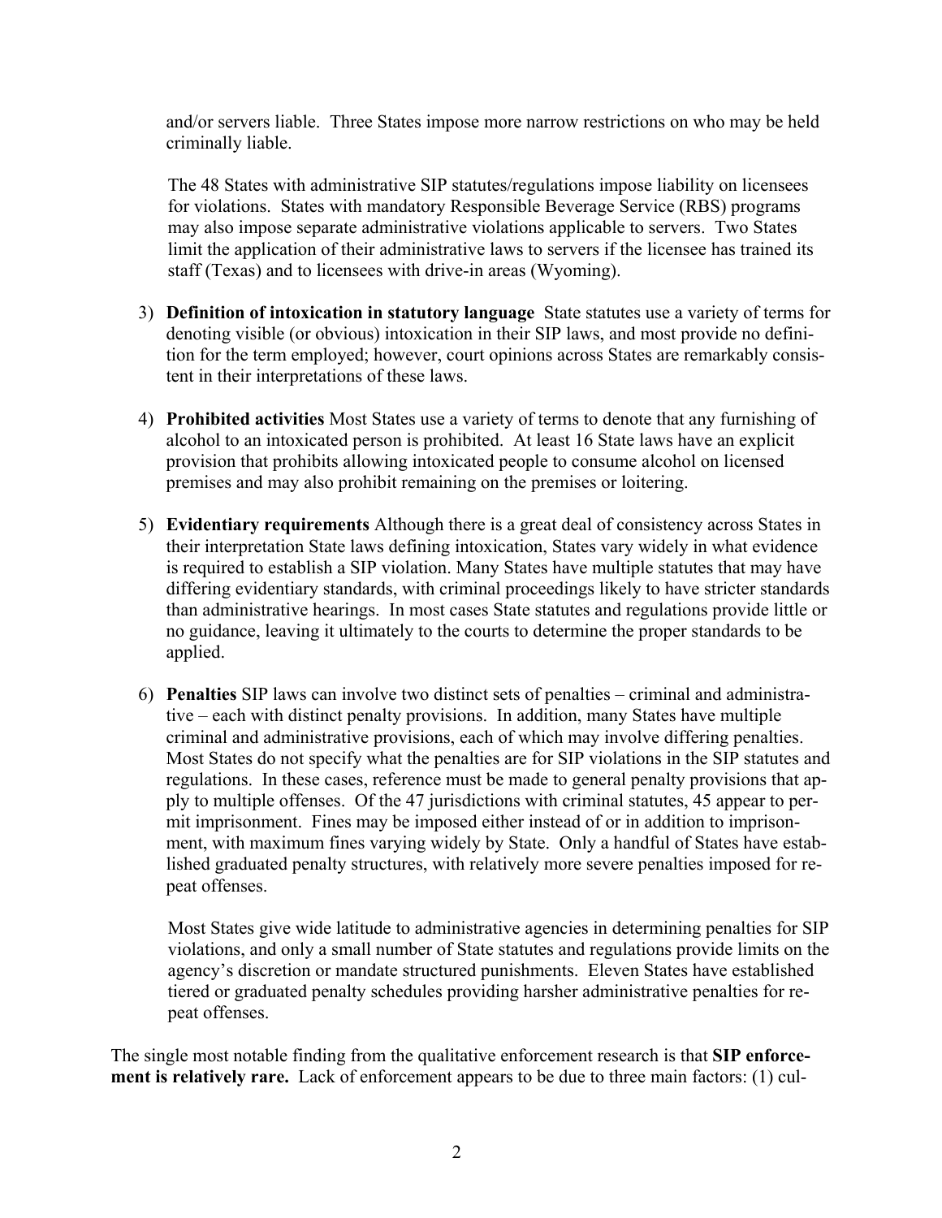and/or servers liable. Three States impose more narrow restrictions on who may be held criminally liable.

The 48 States with administrative SIP statutes/regulations impose liability on licensees for violations. States with mandatory Responsible Beverage Service (RBS) programs may also impose separate administrative violations applicable to servers. Two States limit the application of their administrative laws to servers if the licensee has trained its staff (Texas) and to licensees with drive-in areas (Wyoming).

3) **Definition of intoxication in statutory language** State statutes use a variety of terms for denoting visible (or obvious) intoxication in their SIP laws, and most provide no definition for the term employed; however, court opinions across States are remarkably consistent in their interpretations of these laws.

4) **Prohibited activities** Most States use a variety of terms to denote that any furnishing of alcohol to an intoxicated person is prohibited. At least 16 State laws have an explicit provision that prohibits allowing intoxicated people to consume alcohol on licensed premises and may also prohibit remaining on the premises or loitering.

5) **Evidentiary requirements** Although there is a great deal of consistency across States in their interpretation State laws defining intoxication, States vary widely in what evidence is required to establish a SIP violation. Many States have multiple statutes that may have differing evidentiary standards, with criminal proceedings likely to have stricter standards than administrative hearings. In most cases State statutes and regulations provide little or no guidance, leaving it ultimately to the courts to determine the proper standards to be applied.

6) **Penalties** SIP laws can involve two distinct sets of penalties – criminal and administrative – each with distinct penalty provisions. In addition, many States have multiple criminal and administrative provisions, each of which may involve differing penalties. Most States do not specify what the penalties are for SIP violations in the SIP statutes and regulations. In these cases, reference must be made to general penalty provisions that apply to multiple offenses. Of the 47 jurisdictions with criminal statutes, 45 appear to permit imprisonment. Fines may be imposed either instead of or in addition to imprisonment, with maximum fines varying widely by State. Only a handful of States have established graduated penalty structures, with relatively more severe penalties imposed for repeat offenses.

   Most States give wide latitude to administrative agencies in determining penalties for SIP violations, and only a small number of State statutes and regulations provide limits on the agency's discretion or mandate structured punishments. Eleven States have established tiered or graduated penalty schedules providing harsher administrative penalties for repeat offenses.

The single most notable finding from the qualitative enforcement research is that **SIP enforcement is relatively rare.** Lack of enforcement appears to be due to three main factors: (1) cul-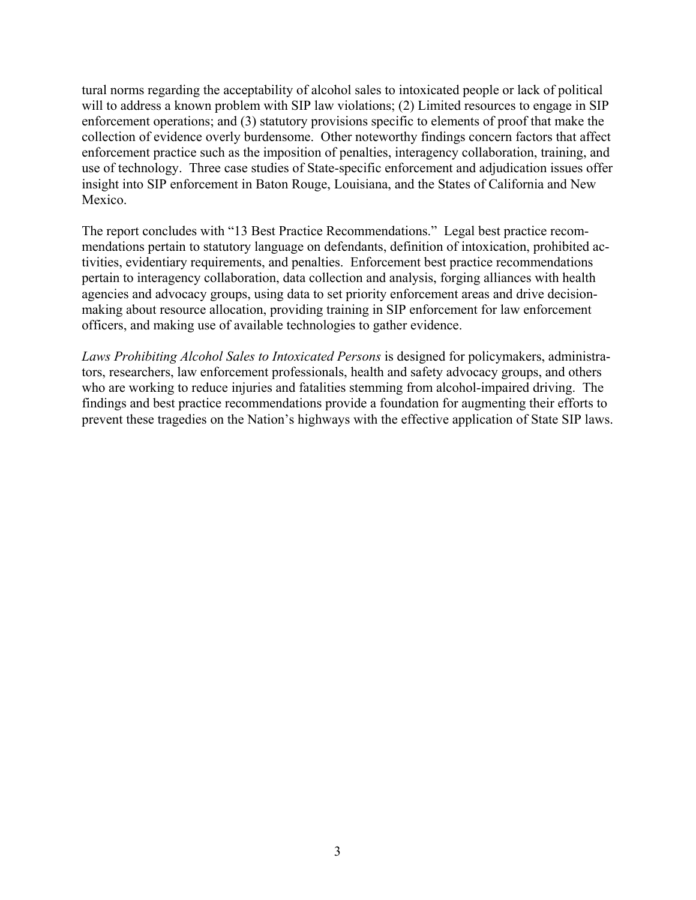tural norms regarding the acceptability of alcohol sales to intoxicated people or lack of political will to address a known problem with SIP law violations; (2) Limited resources to engage in SIP enforcement operations; and (3) statutory provisions specific to elements of proof that make the collection of evidence overly burdensome. Other noteworthy findings concern factors that affect enforcement practice such as the imposition of penalties, interagency collaboration, training, and use of technology. Three case studies of State-specific enforcement and adjudication issues offer insight into SIP enforcement in Baton Rouge, Louisiana, and the States of California and New Mexico.

The report concludes with "13 Best Practice Recommendations." Legal best practice recommendations pertain to statutory language on defendants, definition of intoxication, prohibited activities, evidentiary requirements, and penalties. Enforcement best practice recommendations pertain to interagency collaboration, data collection and analysis, forging alliances with health agencies and advocacy groups, using data to set priority enforcement areas and drive decision-making about resource allocation, providing training in SIP enforcement for law enforcement officers, and making use of available technologies to gather evidence.

*Laws Prohibiting Alcohol Sales to Intoxicated Persons* is designed for policymakers, administrators, researchers, law enforcement professionals, health and safety advocacy groups, and others who are working to reduce injuries and fatalities stemming from alcohol-impaired driving. The findings and best practice recommendations provide a foundation for augmenting their efforts to prevent these tragedies on the Nation's highways with the effective application of State SIP laws.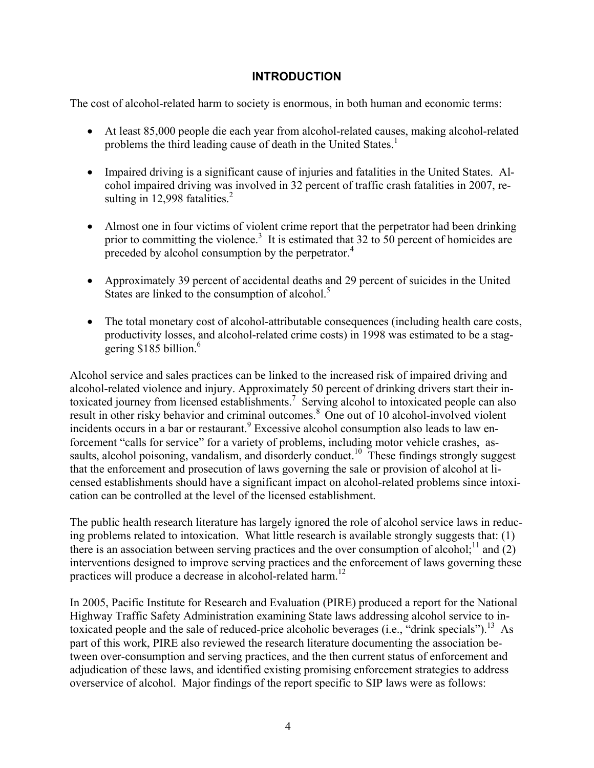## INTRODUCTION

The cost of alcohol-related harm to society is enormous, in both human and economic terms:

- At least 85,000 people die each year from alcohol-related causes, making alcohol-related problems the third leading cause of death in the United States.[1]
- Impaired driving is a significant cause of injuries and fatalities in the United States. Alcohol impaired driving was involved in 32 percent of traffic crash fatalities in 2007, resulting in 12,998 fatalities.[2]
- Almost one in four victims of violent crime report that the perpetrator had been drinking prior to committing the violence.[3] It is estimated that 32 to 50 percent of homicides are preceded by alcohol consumption by the perpetrator.[4]
- Approximately 39 percent of accidental deaths and 29 percent of suicides in the United States are linked to the consumption of alcohol.[5]
- The total monetary cost of alcohol-attributable consequences (including health care costs, productivity losses, and alcohol-related crime costs) in 1998 was estimated to be a staggering $185 billion.[6]

Alcohol service and sales practices can be linked to the increased risk of impaired driving and alcohol-related violence and injury. Approximately 50 percent of drinking drivers start their intoxicated journey from licensed establishments.[7] Serving alcohol to intoxicated people can also result in other risky behavior and criminal outcomes.[8] One out of 10 alcohol-involved violent incidents occurs in a bar or restaurant.[9] Excessive alcohol consumption also leads to law enforcement "calls for service" for a variety of problems, including motor vehicle crashes, assaults, alcohol poisoning, vandalism, and disorderly conduct.[10] These findings strongly suggest that the enforcement and prosecution of laws governing the sale or provision of alcohol at licensed establishments should have a significant impact on alcohol-related problems since intoxication can be controlled at the level of the licensed establishment.

The public health research literature has largely ignored the role of alcohol service laws in reducing problems related to intoxication. What little research is available strongly suggests that: (1) there is an association between serving practices and the over consumption of alcohol;[11] and (2) interventions designed to improve serving practices and the enforcement of laws governing these practices will produce a decrease in alcohol-related harm.[12]

In 2005, Pacific Institute for Research and Evaluation (PIRE) produced a report for the National Highway Traffic Safety Administration examining State laws addressing alcohol service to intoxicated people and the sale of reduced-price alcoholic beverages (i.e., "drink specials").[13] As part of this work, PIRE also reviewed the research literature documenting the association between over-consumption and serving practices, and the then current status of enforcement and adjudication of these laws, and identified existing promising enforcement strategies to address overservice of alcohol. Major findings of the report specific to SIP laws were as follows: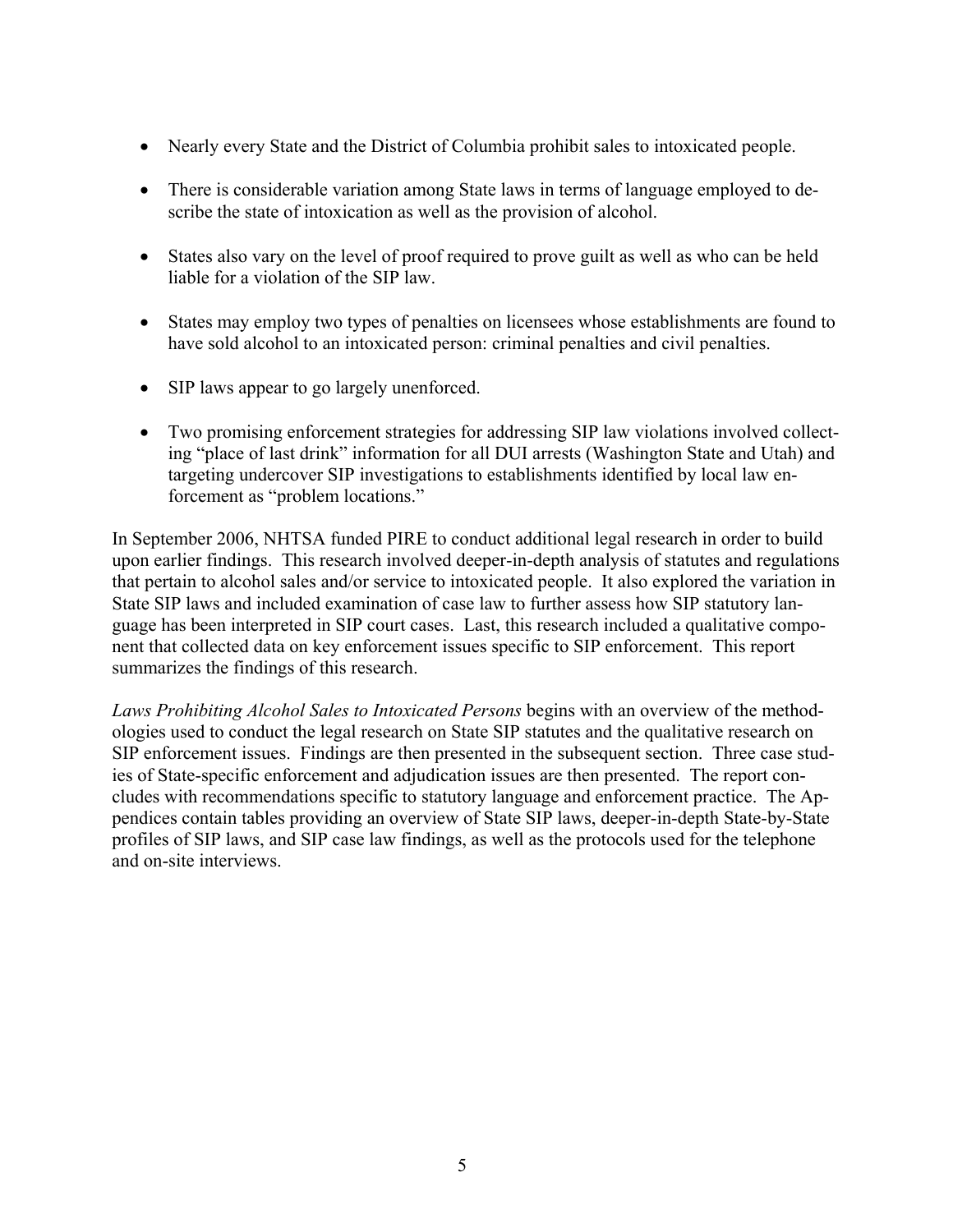- Nearly every State and the District of Columbia prohibit sales to intoxicated people.
- There is considerable variation among State laws in terms of language employed to describe the state of intoxication as well as the provision of alcohol.
- States also vary on the level of proof required to prove guilt as well as who can be held liable for a violation of the SIP law.
- States may employ two types of penalties on licensees whose establishments are found to have sold alcohol to an intoxicated person: criminal penalties and civil penalties.
- SIP laws appear to go largely unenforced.
- Two promising enforcement strategies for addressing SIP law violations involved collecting "place of last drink" information for all DUI arrests (Washington State and Utah) and targeting undercover SIP investigations to establishments identified by local law enforcement as "problem locations."

In September 2006, NHTSA funded PIRE to conduct additional legal research in order to build upon earlier findings. This research involved deeper-in-depth analysis of statutes and regulations that pertain to alcohol sales and/or service to intoxicated people. It also explored the variation in State SIP laws and included examination of case law to further assess how SIP statutory language has been interpreted in SIP court cases. Last, this research included a qualitative component that collected data on key enforcement issues specific to SIP enforcement. This report summarizes the findings of this research.

*Laws Prohibiting Alcohol Sales to Intoxicated Persons* begins with an overview of the methodologies used to conduct the legal research on State SIP statutes and the qualitative research on SIP enforcement issues. Findings are then presented in the subsequent section. Three case studies of State-specific enforcement and adjudication issues are then presented. The report concludes with recommendations specific to statutory language and enforcement practice. The Appendices contain tables providing an overview of State SIP laws, deeper-in-depth State-by-State profiles of SIP laws, and SIP case law findings, as well as the protocols used for the telephone and on-site interviews.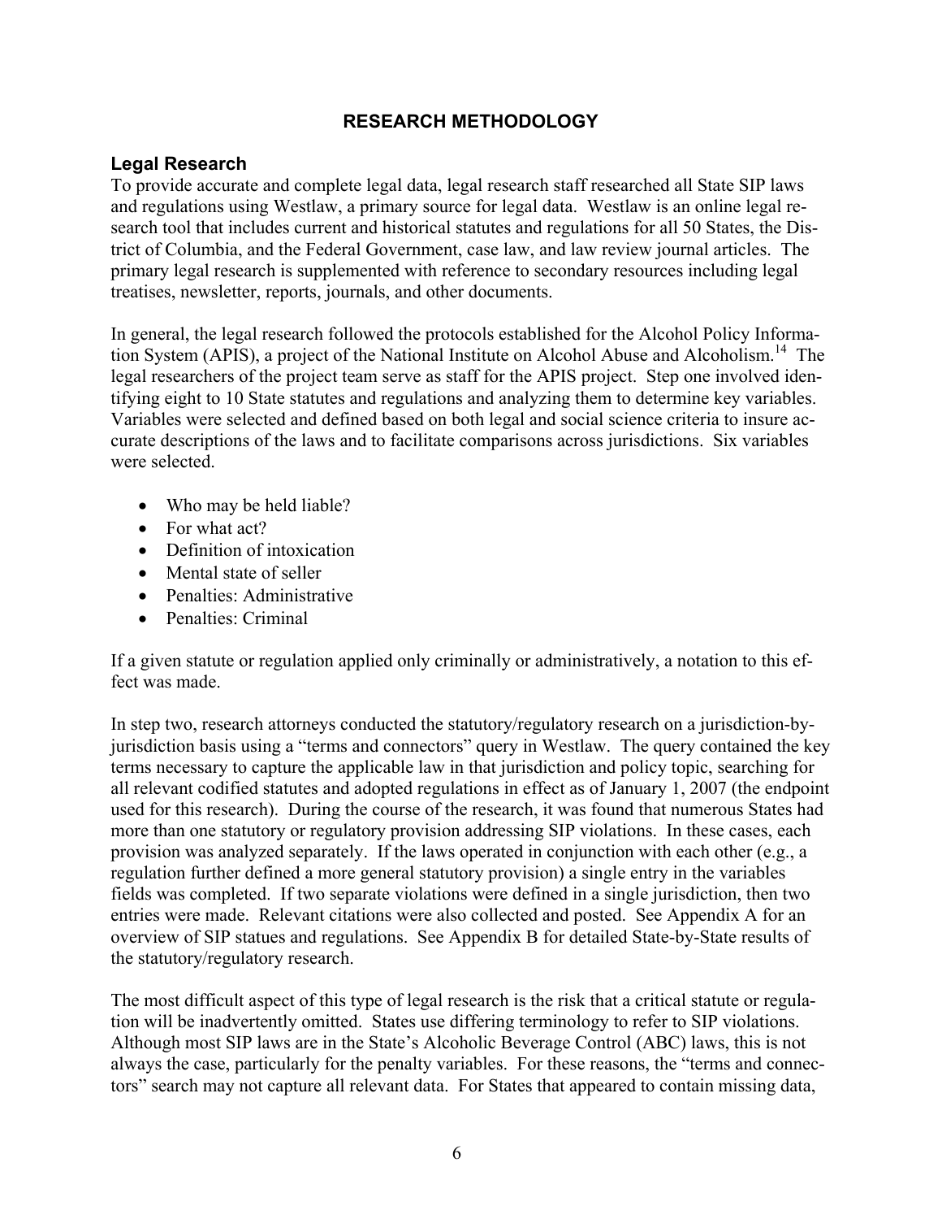# RESEARCH METHODOLOGY

## Legal Research

To provide accurate and complete legal data, legal research staff researched all State SIP laws and regulations using Westlaw, a primary source for legal data. Westlaw is an online legal research tool that includes current and historical statutes and regulations for all 50 States, the District of Columbia, and the Federal Government, case law, and law review journal articles. The primary legal research is supplemented with reference to secondary resources including legal treatises, newsletter, reports, journals, and other documents.

In general, the legal research followed the protocols established for the Alcohol Policy Information System (APIS), a project of the National Institute on Alcohol Abuse and Alcoholism.[14] The legal researchers of the project team serve as staff for the APIS project. Step one involved identifying eight to 10 State statutes and regulations and analyzing them to determine key variables. Variables were selected and defined based on both legal and social science criteria to insure accurate descriptions of the laws and to facilitate comparisons across jurisdictions. Six variables were selected.

- Who may be held liable?
- For what act?
- Definition of intoxication
- Mental state of seller
- Penalties: Administrative
- Penalties: Criminal

If a given statute or regulation applied only criminally or administratively, a notation to this effect was made.

In step two, research attorneys conducted the statutory/regulatory research on a jurisdiction-by-jurisdiction basis using a "terms and connectors" query in Westlaw. The query contained the key terms necessary to capture the applicable law in that jurisdiction and policy topic, searching for all relevant codified statutes and adopted regulations in effect as of January 1, 2007 (the endpoint used for this research). During the course of the research, it was found that numerous States had more than one statutory or regulatory provision addressing SIP violations. In these cases, each provision was analyzed separately. If the laws operated in conjunction with each other (e.g., a regulation further defined a more general statutory provision) a single entry in the variables fields was completed. If two separate violations were defined in a single jurisdiction, then two entries were made. Relevant citations were also collected and posted. See Appendix A for an overview of SIP statues and regulations. See Appendix B for detailed State-by-State results of the statutory/regulatory research.

The most difficult aspect of this type of legal research is the risk that a critical statute or regulation will be inadvertently omitted. States use differing terminology to refer to SIP violations. Although most SIP laws are in the State's Alcoholic Beverage Control (ABC) laws, this is not always the case, particularly for the penalty variables. For these reasons, the "terms and connectors" search may not capture all relevant data. For States that appeared to contain missing data,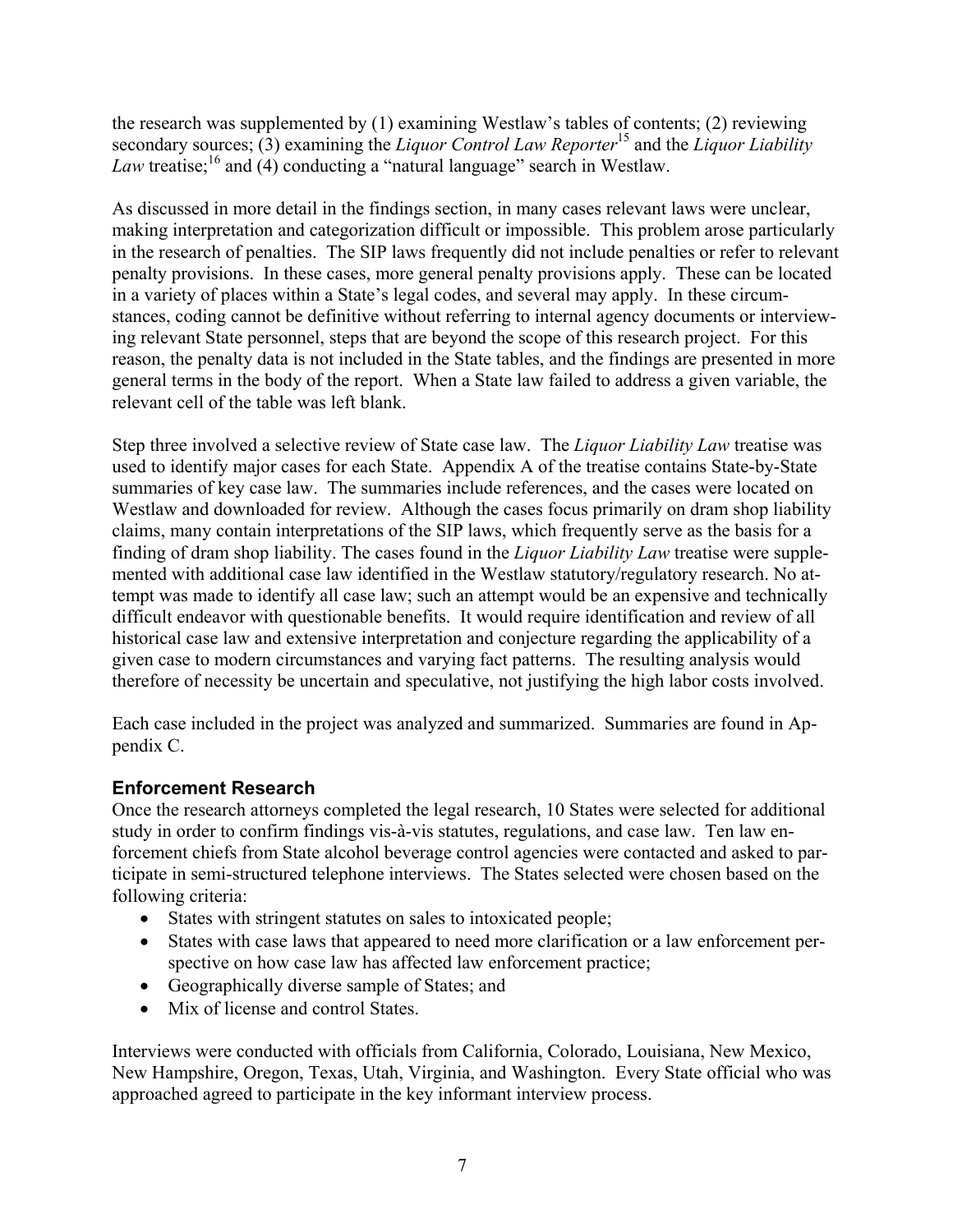the research was supplemented by (1) examining Westlaw's tables of contents; (2) reviewing secondary sources; (3) examining the *Liquor Control Law Reporter*[15] and the *Liquor Liability Law* treatise;[16] and (4) conducting a "natural language" search in Westlaw.

As discussed in more detail in the findings section, in many cases relevant laws were unclear, making interpretation and categorization difficult or impossible. This problem arose particularly in the research of penalties. The SIP laws frequently did not include penalties or refer to relevant penalty provisions. In these cases, more general penalty provisions apply. These can be located in a variety of places within a State's legal codes, and several may apply. In these circumstances, coding cannot be definitive without referring to internal agency documents or interviewing relevant State personnel, steps that are beyond the scope of this research project. For this reason, the penalty data is not included in the State tables, and the findings are presented in more general terms in the body of the report. When a State law failed to address a given variable, the relevant cell of the table was left blank.

Step three involved a selective review of State case law. The *Liquor Liability Law* treatise was used to identify major cases for each State. Appendix A of the treatise contains State-by-State summaries of key case law. The summaries include references, and the cases were located on Westlaw and downloaded for review. Although the cases focus primarily on dram shop liability claims, many contain interpretations of the SIP laws, which frequently serve as the basis for a finding of dram shop liability. The cases found in the *Liquor Liability Law* treatise were supplemented with additional case law identified in the Westlaw statutory/regulatory research. No attempt was made to identify all case law; such an attempt would be an expensive and technically difficult endeavor with questionable benefits. It would require identification and review of all historical case law and extensive interpretation and conjecture regarding the applicability of a given case to modern circumstances and varying fact patterns. The resulting analysis would therefore of necessity be uncertain and speculative, not justifying the high labor costs involved.

Each case included in the project was analyzed and summarized. Summaries are found in Appendix C.

### Enforcement Research

Once the research attorneys completed the legal research, 10 States were selected for additional study in order to confirm findings vis-à-vis statutes, regulations, and case law. Ten law enforcement chiefs from State alcohol beverage control agencies were contacted and asked to participate in semi-structured telephone interviews. The States selected were chosen based on the following criteria:

- States with stringent statutes on sales to intoxicated people;
- States with case laws that appeared to need more clarification or a law enforcement perspective on how case law has affected law enforcement practice;
- Geographically diverse sample of States; and
- Mix of license and control States.

Interviews were conducted with officials from California, Colorado, Louisiana, New Mexico, New Hampshire, Oregon, Texas, Utah, Virginia, and Washington. Every State official who was approached agreed to participate in the key informant interview process.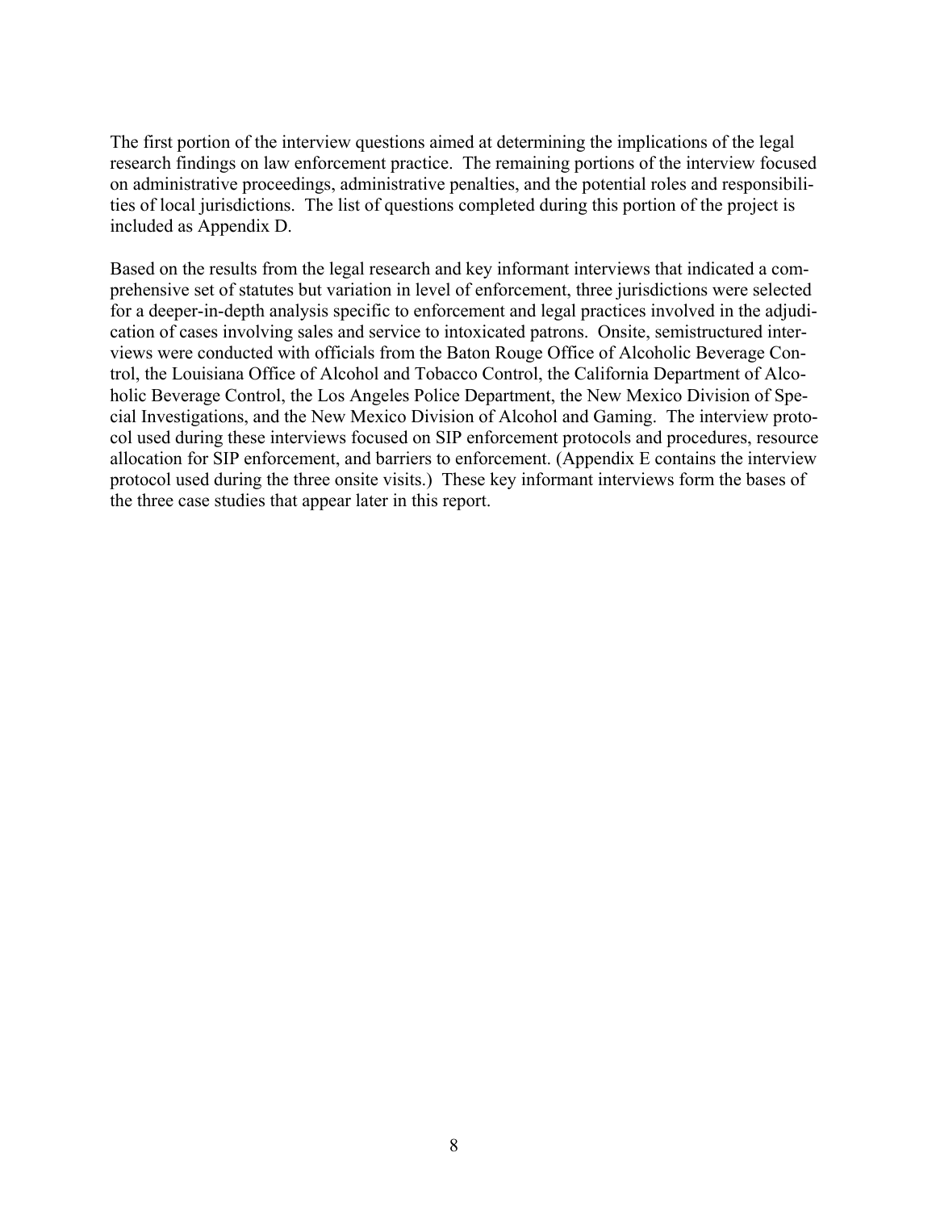The first portion of the interview questions aimed at determining the implications of the legal research findings on law enforcement practice. The remaining portions of the interview focused on administrative proceedings, administrative penalties, and the potential roles and responsibilities of local jurisdictions. The list of questions completed during this portion of the project is included as Appendix D.

Based on the results from the legal research and key informant interviews that indicated a comprehensive set of statutes but variation in level of enforcement, three jurisdictions were selected for a deeper-in-depth analysis specific to enforcement and legal practices involved in the adjudication of cases involving sales and service to intoxicated patrons. Onsite, semistructured interviews were conducted with officials from the Baton Rouge Office of Alcoholic Beverage Control, the Louisiana Office of Alcohol and Tobacco Control, the California Department of Alcoholic Beverage Control, the Los Angeles Police Department, the New Mexico Division of Special Investigations, and the New Mexico Division of Alcohol and Gaming. The interview protocol used during these interviews focused on SIP enforcement protocols and procedures, resource allocation for SIP enforcement, and barriers to enforcement. (Appendix E contains the interview protocol used during the three onsite visits.) These key informant interviews form the bases of the three case studies that appear later in this report.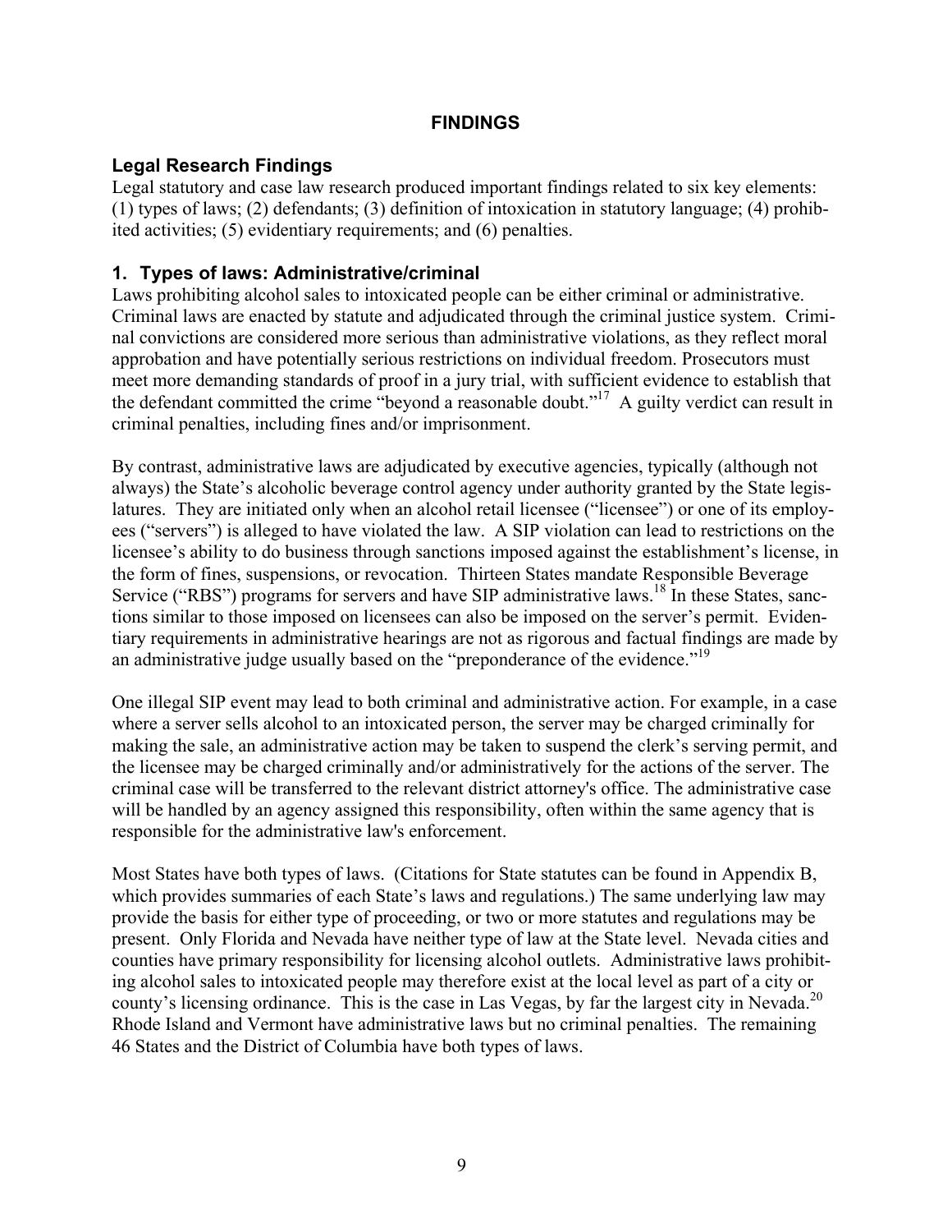# FINDINGS

## Legal Research Findings

Legal statutory and case law research produced important findings related to six key elements: (1) types of laws; (2) defendants; (3) definition of intoxication in statutory language; (4) prohibited activities; (5) evidentiary requirements; and (6) penalties.

## 1. Types of laws: Administrative/criminal

Laws prohibiting alcohol sales to intoxicated people can be either criminal or administrative. Criminal laws are enacted by statute and adjudicated through the criminal justice system. Criminal convictions are considered more serious than administrative violations, as they reflect moral approbation and have potentially serious restrictions on individual freedom. Prosecutors must meet more demanding standards of proof in a jury trial, with sufficient evidence to establish that the defendant committed the crime "beyond a reasonable doubt."[17] A guilty verdict can result in criminal penalties, including fines and/or imprisonment.

By contrast, administrative laws are adjudicated by executive agencies, typically (although not always) the State's alcoholic beverage control agency under authority granted by the State legislatures. They are initiated only when an alcohol retail licensee ("licensee") or one of its employees ("servers") is alleged to have violated the law. A SIP violation can lead to restrictions on the licensee's ability to do business through sanctions imposed against the establishment's license, in the form of fines, suspensions, or revocation. Thirteen States mandate Responsible Beverage Service ("RBS") programs for servers and have SIP administrative laws.[18] In these States, sanctions similar to those imposed on licensees can also be imposed on the server's permit. Evidentiary requirements in administrative hearings are not as rigorous and factual findings are made by an administrative judge usually based on the "preponderance of the evidence."[19]

One illegal SIP event may lead to both criminal and administrative action. For example, in a case where a server sells alcohol to an intoxicated person, the server may be charged criminally for making the sale, an administrative action may be taken to suspend the clerk's serving permit, and the licensee may be charged criminally and/or administratively for the actions of the server. The criminal case will be transferred to the relevant district attorney's office. The administrative case will be handled by an agency assigned this responsibility, often within the same agency that is responsible for the administrative law's enforcement.

Most States have both types of laws. (Citations for State statutes can be found in Appendix B, which provides summaries of each State's laws and regulations.) The same underlying law may provide the basis for either type of proceeding, or two or more statutes and regulations may be present. Only Florida and Nevada have neither type of law at the State level. Nevada cities and counties have primary responsibility for licensing alcohol outlets. Administrative laws prohibiting alcohol sales to intoxicated people may therefore exist at the local level as part of a city or county's licensing ordinance. This is the case in Las Vegas, by far the largest city in Nevada.[20] Rhode Island and Vermont have administrative laws but no criminal penalties. The remaining 46 States and the District of Columbia have both types of laws.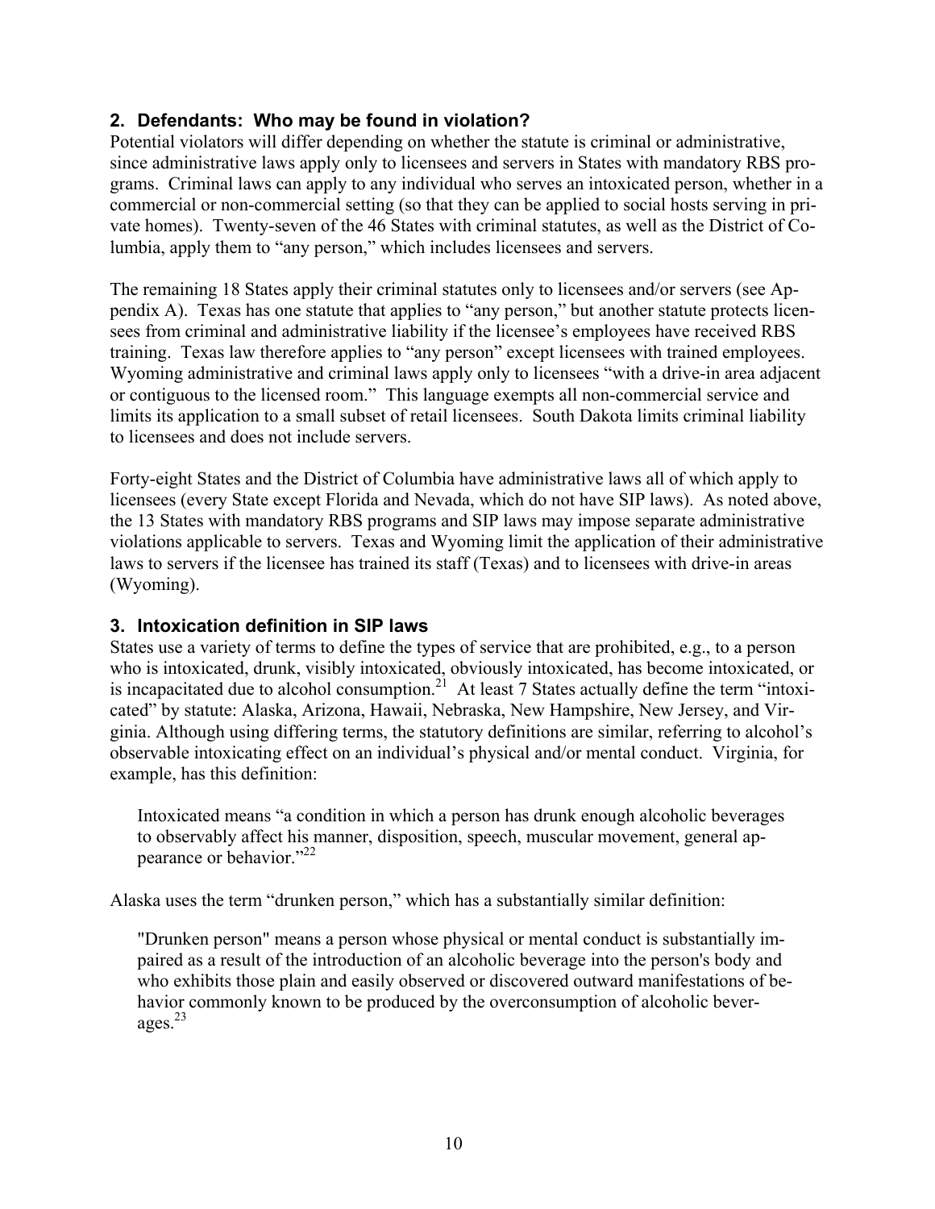### 2. Defendants: Who may be found in violation?

Potential violators will differ depending on whether the statute is criminal or administrative, since administrative laws apply only to licensees and servers in States with mandatory RBS programs. Criminal laws can apply to any individual who serves an intoxicated person, whether in a commercial or non-commercial setting (so that they can be applied to social hosts serving in private homes). Twenty-seven of the 46 States with criminal statutes, as well as the District of Columbia, apply them to "any person," which includes licensees and servers.

The remaining 18 States apply their criminal statutes only to licensees and/or servers (see Appendix A). Texas has one statute that applies to "any person," but another statute protects licensees from criminal and administrative liability if the licensee's employees have received RBS training. Texas law therefore applies to "any person" except licensees with trained employees. Wyoming administrative and criminal laws apply only to licensees "with a drive-in area adjacent or contiguous to the licensed room." This language exempts all non-commercial service and limits its application to a small subset of retail licensees. South Dakota limits criminal liability to licensees and does not include servers.

Forty-eight States and the District of Columbia have administrative laws all of which apply to licensees (every State except Florida and Nevada, which do not have SIP laws). As noted above, the 13 States with mandatory RBS programs and SIP laws may impose separate administrative violations applicable to servers. Texas and Wyoming limit the application of their administrative laws to servers if the licensee has trained its staff (Texas) and to licensees with drive-in areas (Wyoming).

### 3. Intoxication definition in SIP laws

States use a variety of terms to define the types of service that are prohibited, e.g., to a person who is intoxicated, drunk, visibly intoxicated, obviously intoxicated, has become intoxicated, or is incapacitated due to alcohol consumption.[21] At least 7 States actually define the term "intoxicated" by statute: Alaska, Arizona, Hawaii, Nebraska, New Hampshire, New Jersey, and Virginia. Although using differing terms, the statutory definitions are similar, referring to alcohol's observable intoxicating effect on an individual's physical and/or mental conduct. Virginia, for example, has this definition:

> Intoxicated means "a condition in which a person has drunk enough alcoholic beverages to observably affect his manner, disposition, speech, muscular movement, general appearance or behavior."[22]

Alaska uses the term "drunken person," which has a substantially similar definition:

> "Drunken person" means a person whose physical or mental conduct is substantially impaired as a result of the introduction of an alcoholic beverage into the person's body and who exhibits those plain and easily observed or discovered outward manifestations of behavior commonly known to be produced by the overconsumption of alcoholic beverages.[23]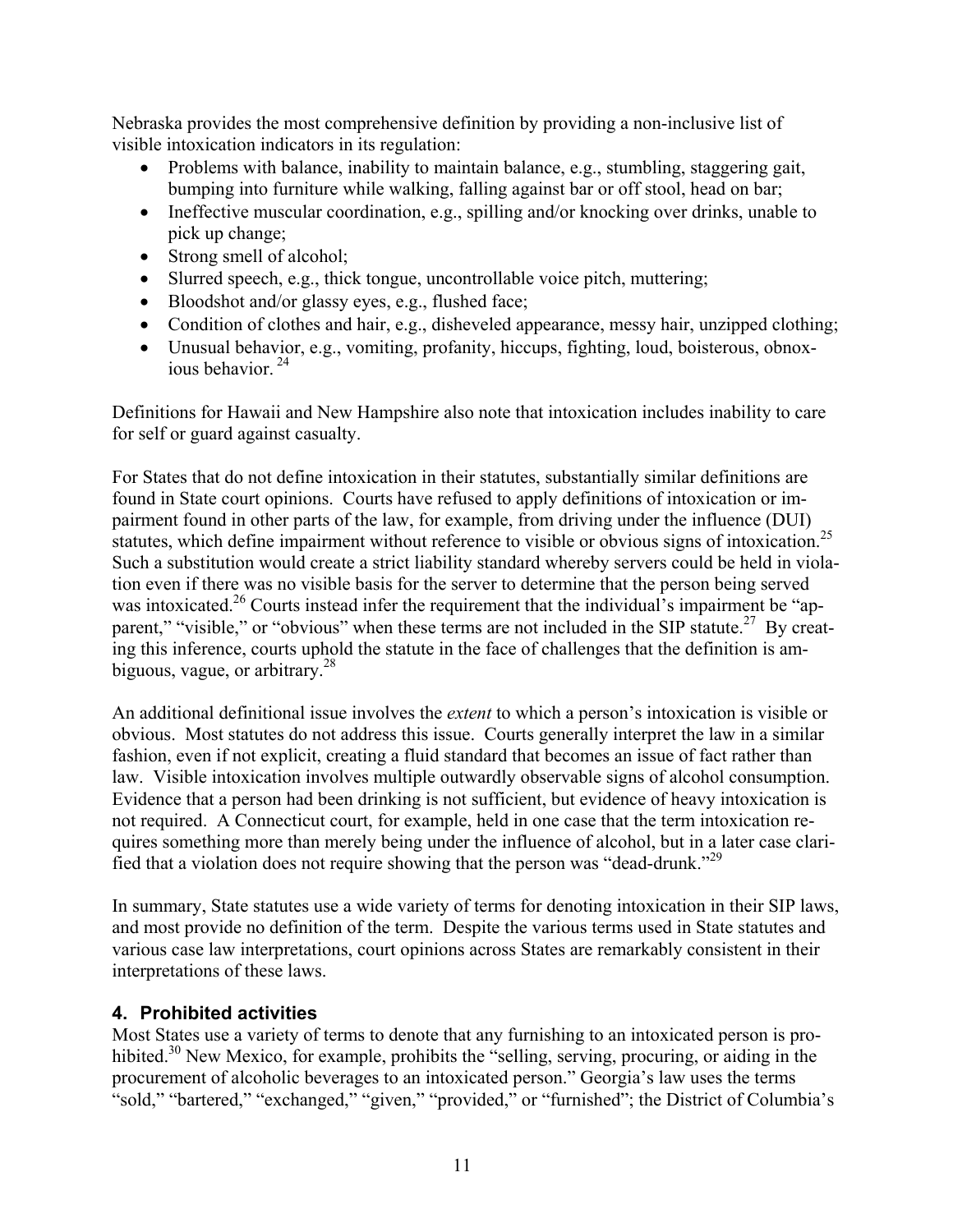Nebraska provides the most comprehensive definition by providing a non-inclusive list of visible intoxication indicators in its regulation:

- Problems with balance, inability to maintain balance, e.g., stumbling, staggering gait, bumping into furniture while walking, falling against bar or off stool, head on bar;
- Ineffective muscular coordination, e.g., spilling and/or knocking over drinks, unable to pick up change;
- Strong smell of alcohol;
- Slurred speech, e.g., thick tongue, uncontrollable voice pitch, muttering;
- Bloodshot and/or glassy eyes, e.g., flushed face;
- Condition of clothes and hair, e.g., disheveled appearance, messy hair, unzipped clothing;
- Unusual behavior, e.g., vomiting, profanity, hiccups, fighting, loud, boisterous, obnoxious behavior. [24]

Definitions for Hawaii and New Hampshire also note that intoxication includes inability to care for self or guard against casualty.

For States that do not define intoxication in their statutes, substantially similar definitions are found in State court opinions. Courts have refused to apply definitions of intoxication or impairment found in other parts of the law, for example, from driving under the influence (DUI) statutes, which define impairment without reference to visible or obvious signs of intoxication.[25] Such a substitution would create a strict liability standard whereby servers could be held in violation even if there was no visible basis for the server to determine that the person being served was intoxicated.[26] Courts instead infer the requirement that the individual's impairment be "apparent," "visible," or "obvious" when these terms are not included in the SIP statute.[27] By creating this inference, courts uphold the statute in the face of challenges that the definition is ambiguous, vague, or arbitrary.[28]

An additional definitional issue involves the *extent* to which a person's intoxication is visible or obvious. Most statutes do not address this issue. Courts generally interpret the law in a similar fashion, even if not explicit, creating a fluid standard that becomes an issue of fact rather than law. Visible intoxication involves multiple outwardly observable signs of alcohol consumption. Evidence that a person had been drinking is not sufficient, but evidence of heavy intoxication is not required. A Connecticut court, for example, held in one case that the term intoxication requires something more than merely being under the influence of alcohol, but in a later case clarified that a violation does not require showing that the person was "dead-drunk."[29]

In summary, State statutes use a wide variety of terms for denoting intoxication in their SIP laws, and most provide no definition of the term. Despite the various terms used in State statutes and various case law interpretations, court opinions across States are remarkably consistent in their interpretations of these laws.

### 4. Prohibited activities

Most States use a variety of terms to denote that any furnishing to an intoxicated person is prohibited.[30] New Mexico, for example, prohibits the "selling, serving, procuring, or aiding in the procurement of alcoholic beverages to an intoxicated person." Georgia's law uses the terms "sold," "bartered," "exchanged," "given," "provided," or "furnished"; the District of Columbia's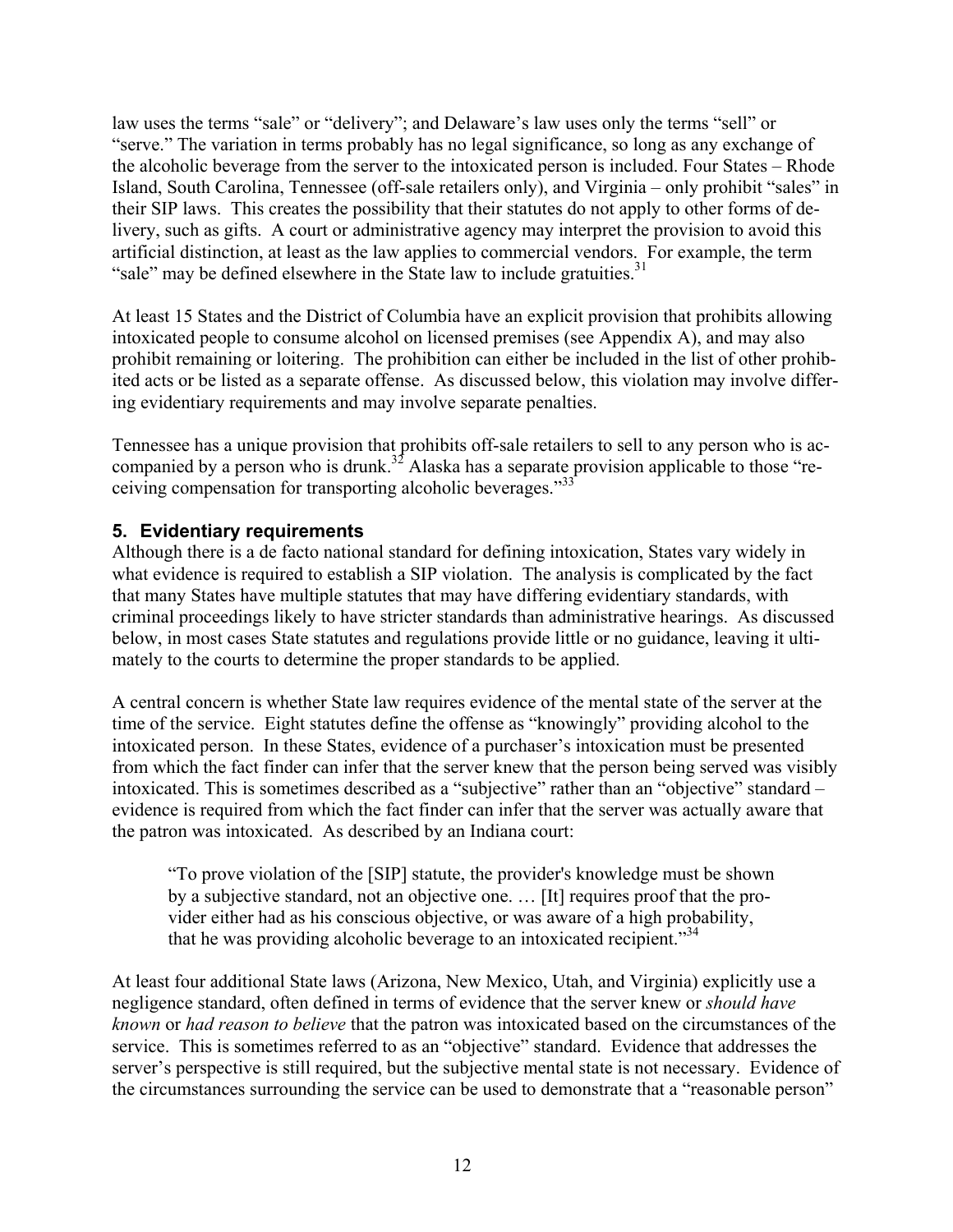law uses the terms "sale" or "delivery"; and Delaware's law uses only the terms "sell" or "serve." The variation in terms probably has no legal significance, so long as any exchange of the alcoholic beverage from the server to the intoxicated person is included. Four States – Rhode Island, South Carolina, Tennessee (off-sale retailers only), and Virginia – only prohibit "sales" in their SIP laws. This creates the possibility that their statutes do not apply to other forms of delivery, such as gifts. A court or administrative agency may interpret the provision to avoid this artificial distinction, at least as the law applies to commercial vendors. For example, the term "sale" may be defined elsewhere in the State law to include gratuities.[31]

At least 15 States and the District of Columbia have an explicit provision that prohibits allowing intoxicated people to consume alcohol on licensed premises (see Appendix A), and may also prohibit remaining or loitering. The prohibition can either be included in the list of other prohibited acts or be listed as a separate offense. As discussed below, this violation may involve differing evidentiary requirements and may involve separate penalties.

Tennessee has a unique provision that prohibits off-sale retailers to sell to any person who is accompanied by a person who is drunk.[32] Alaska has a separate provision applicable to those "receiving compensation for transporting alcoholic beverages."[33]

### 5. Evidentiary requirements

Although there is a de facto national standard for defining intoxication, States vary widely in what evidence is required to establish a SIP violation. The analysis is complicated by the fact that many States have multiple statutes that may have differing evidentiary standards, with criminal proceedings likely to have stricter standards than administrative hearings. As discussed below, in most cases State statutes and regulations provide little or no guidance, leaving it ultimately to the courts to determine the proper standards to be applied.

A central concern is whether State law requires evidence of the mental state of the server at the time of the service. Eight statutes define the offense as "knowingly" providing alcohol to the intoxicated person. In these States, evidence of a purchaser's intoxication must be presented from which the fact finder can infer that the server knew that the person being served was visibly intoxicated. This is sometimes described as a "subjective" rather than an "objective" standard – evidence is required from which the fact finder can infer that the server was actually aware that the patron was intoxicated. As described by an Indiana court:

> "To prove violation of the [SIP] statute, the provider's knowledge must be shown by a subjective standard, not an objective one. … [It] requires proof that the provider either had as his conscious objective, or was aware of a high probability, that he was providing alcoholic beverage to an intoxicated recipient."[34]

At least four additional State laws (Arizona, New Mexico, Utah, and Virginia) explicitly use a negligence standard, often defined in terms of evidence that the server knew or *should have known* or *had reason to believe* that the patron was intoxicated based on the circumstances of the service. This is sometimes referred to as an "objective" standard. Evidence that addresses the server's perspective is still required, but the subjective mental state is not necessary. Evidence of the circumstances surrounding the service can be used to demonstrate that a "reasonable person"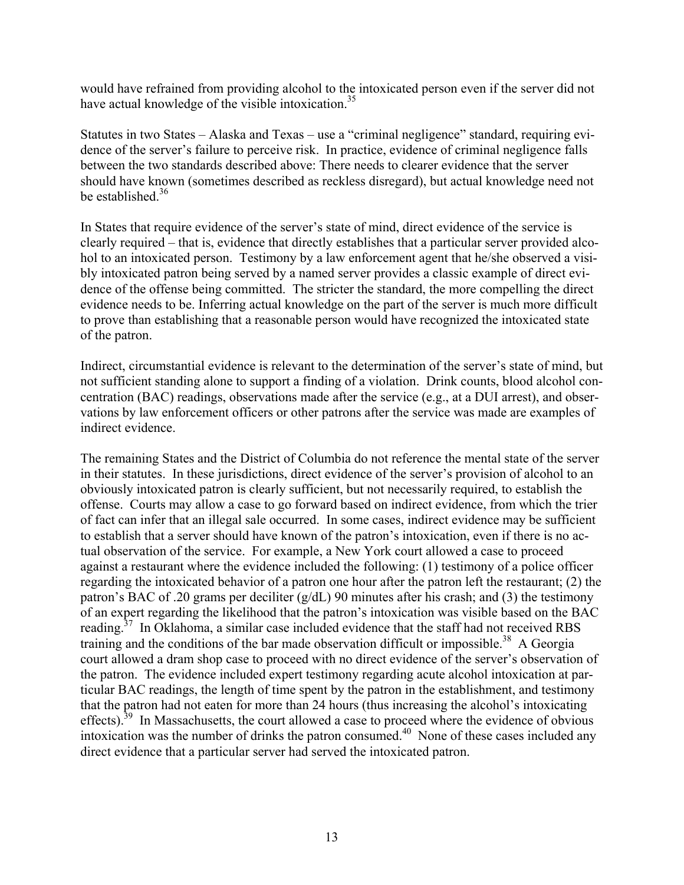would have refrained from providing alcohol to the intoxicated person even if the server did not have actual knowledge of the visible intoxication.[35]

Statutes in two States – Alaska and Texas – use a "criminal negligence" standard, requiring evidence of the server's failure to perceive risk. In practice, evidence of criminal negligence falls between the two standards described above: There needs to clearer evidence that the server should have known (sometimes described as reckless disregard), but actual knowledge need not be established.[36]

In States that require evidence of the server's state of mind, direct evidence of the service is clearly required – that is, evidence that directly establishes that a particular server provided alcohol to an intoxicated person. Testimony by a law enforcement agent that he/she observed a visibly intoxicated patron being served by a named server provides a classic example of direct evidence of the offense being committed. The stricter the standard, the more compelling the direct evidence needs to be. Inferring actual knowledge on the part of the server is much more difficult to prove than establishing that a reasonable person would have recognized the intoxicated state of the patron.

Indirect, circumstantial evidence is relevant to the determination of the server's state of mind, but not sufficient standing alone to support a finding of a violation. Drink counts, blood alcohol concentration (BAC) readings, observations made after the service (e.g., at a DUI arrest), and observations by law enforcement officers or other patrons after the service was made are examples of indirect evidence.

The remaining States and the District of Columbia do not reference the mental state of the server in their statutes. In these jurisdictions, direct evidence of the server's provision of alcohol to an obviously intoxicated patron is clearly sufficient, but not necessarily required, to establish the offense. Courts may allow a case to go forward based on indirect evidence, from which the trier of fact can infer that an illegal sale occurred. In some cases, indirect evidence may be sufficient to establish that a server should have known of the patron's intoxication, even if there is no actual observation of the service. For example, a New York court allowed a case to proceed against a restaurant where the evidence included the following: (1) testimony of a police officer regarding the intoxicated behavior of a patron one hour after the patron left the restaurant; (2) the patron's BAC of .20 grams per deciliter (g/dL) 90 minutes after his crash; and (3) the testimony of an expert regarding the likelihood that the patron's intoxication was visible based on the BAC reading.[37] In Oklahoma, a similar case included evidence that the staff had not received RBS training and the conditions of the bar made observation difficult or impossible.[38] A Georgia court allowed a dram shop case to proceed with no direct evidence of the server's observation of the patron. The evidence included expert testimony regarding acute alcohol intoxication at particular BAC readings, the length of time spent by the patron in the establishment, and testimony that the patron had not eaten for more than 24 hours (thus increasing the alcohol's intoxicating effects).[39] In Massachusetts, the court allowed a case to proceed where the evidence of obvious intoxication was the number of drinks the patron consumed.[40] None of these cases included any direct evidence that a particular server had served the intoxicated patron.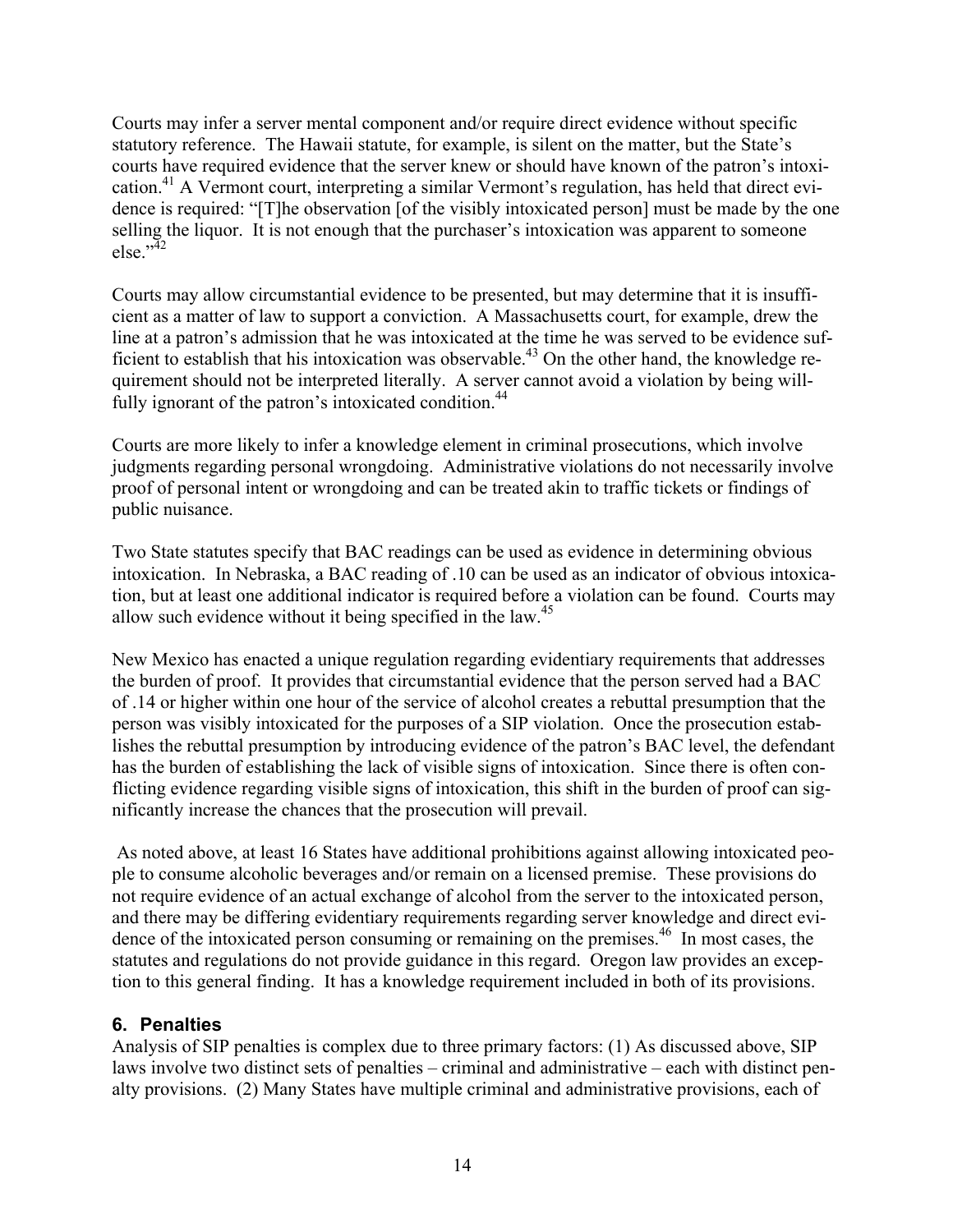Courts may infer a server mental component and/or require direct evidence without specific statutory reference. The Hawaii statute, for example, is silent on the matter, but the State's courts have required evidence that the server knew or should have known of the patron's intoxication.[41] A Vermont court, interpreting a similar Vermont's regulation, has held that direct evidence is required: "[T]he observation [of the visibly intoxicated person] must be made by the one selling the liquor. It is not enough that the purchaser's intoxication was apparent to someone else."[42]

Courts may allow circumstantial evidence to be presented, but may determine that it is insufficient as a matter of law to support a conviction. A Massachusetts court, for example, drew the line at a patron's admission that he was intoxicated at the time he was served to be evidence sufficient to establish that his intoxication was observable.[43] On the other hand, the knowledge requirement should not be interpreted literally. A server cannot avoid a violation by being willfully ignorant of the patron's intoxicated condition.[44]

Courts are more likely to infer a knowledge element in criminal prosecutions, which involve judgments regarding personal wrongdoing. Administrative violations do not necessarily involve proof of personal intent or wrongdoing and can be treated akin to traffic tickets or findings of public nuisance.

Two State statutes specify that BAC readings can be used as evidence in determining obvious intoxication. In Nebraska, a BAC reading of .10 can be used as an indicator of obvious intoxication, but at least one additional indicator is required before a violation can be found. Courts may allow such evidence without it being specified in the law.[45]

New Mexico has enacted a unique regulation regarding evidentiary requirements that addresses the burden of proof. It provides that circumstantial evidence that the person served had a BAC of .14 or higher within one hour of the service of alcohol creates a rebuttal presumption that the person was visibly intoxicated for the purposes of a SIP violation. Once the prosecution establishes the rebuttal presumption by introducing evidence of the patron's BAC level, the defendant has the burden of establishing the lack of visible signs of intoxication. Since there is often conflicting evidence regarding visible signs of intoxication, this shift in the burden of proof can significantly increase the chances that the prosecution will prevail.

As noted above, at least 16 States have additional prohibitions against allowing intoxicated people to consume alcoholic beverages and/or remain on a licensed premise. These provisions do not require evidence of an actual exchange of alcohol from the server to the intoxicated person, and there may be differing evidentiary requirements regarding server knowledge and direct evidence of the intoxicated person consuming or remaining on the premises.[46] In most cases, the statutes and regulations do not provide guidance in this regard. Oregon law provides an exception to this general finding. It has a knowledge requirement included in both of its provisions.

### 6. Penalties

Analysis of SIP penalties is complex due to three primary factors: (1) As discussed above, SIP laws involve two distinct sets of penalties – criminal and administrative – each with distinct penalty provisions. (2) Many States have multiple criminal and administrative provisions, each of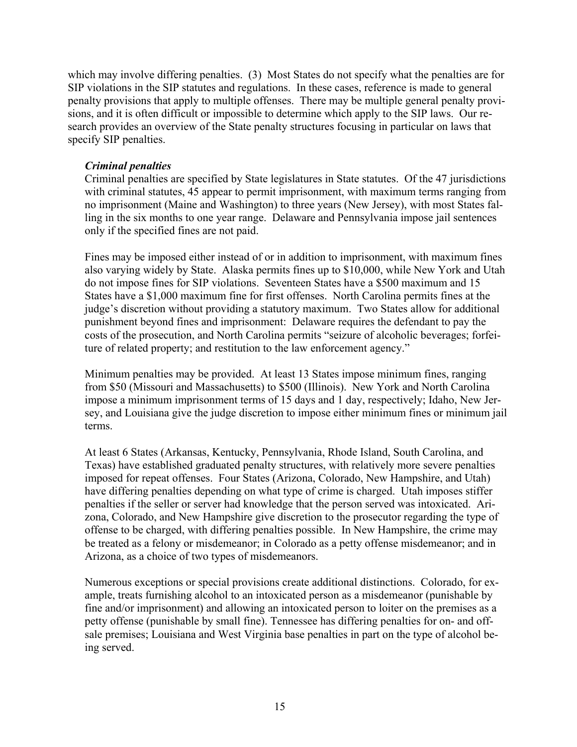which may involve differing penalties. (3) Most States do not specify what the penalties are for SIP violations in the SIP statutes and regulations. In these cases, reference is made to general penalty provisions that apply to multiple offenses. There may be multiple general penalty provisions, and it is often difficult or impossible to determine which apply to the SIP laws. Our research provides an overview of the State penalty structures focusing in particular on laws that specify SIP penalties.

***Criminal penalties***

Criminal penalties are specified by State legislatures in State statutes. Of the 47 jurisdictions with criminal statutes, 45 appear to permit imprisonment, with maximum terms ranging from no imprisonment (Maine and Washington) to three years (New Jersey), with most States falling in the six months to one year range. Delaware and Pennsylvania impose jail sentences only if the specified fines are not paid.

Fines may be imposed either instead of or in addition to imprisonment, with maximum fines also varying widely by State. Alaska permits fines up to $10,000, while New York and Utah do not impose fines for SIP violations. Seventeen States have a $500 maximum and 15 States have a $1,000 maximum fine for first offenses. North Carolina permits fines at the judge's discretion without providing a statutory maximum. Two States allow for additional punishment beyond fines and imprisonment: Delaware requires the defendant to pay the costs of the prosecution, and North Carolina permits "seizure of alcoholic beverages; forfeiture of related property; and restitution to the law enforcement agency."

Minimum penalties may be provided. At least 13 States impose minimum fines, ranging from $50 (Missouri and Massachusetts) to $500 (Illinois). New York and North Carolina impose a minimum imprisonment terms of 15 days and 1 day, respectively; Idaho, New Jersey, and Louisiana give the judge discretion to impose either minimum fines or minimum jail terms.

At least 6 States (Arkansas, Kentucky, Pennsylvania, Rhode Island, South Carolina, and Texas) have established graduated penalty structures, with relatively more severe penalties imposed for repeat offenses. Four States (Arizona, Colorado, New Hampshire, and Utah) have differing penalties depending on what type of crime is charged. Utah imposes stiffer penalties if the seller or server had knowledge that the person served was intoxicated. Arizona, Colorado, and New Hampshire give discretion to the prosecutor regarding the type of offense to be charged, with differing penalties possible. In New Hampshire, the crime may be treated as a felony or misdemeanor; in Colorado as a petty offense misdemeanor; and in Arizona, as a choice of two types of misdemeanors.

Numerous exceptions or special provisions create additional distinctions. Colorado, for example, treats furnishing alcohol to an intoxicated person as a misdemeanor (punishable by fine and/or imprisonment) and allowing an intoxicated person to loiter on the premises as a petty offense (punishable by small fine). Tennessee has differing penalties for on- and off-sale premises; Louisiana and West Virginia base penalties in part on the type of alcohol being served.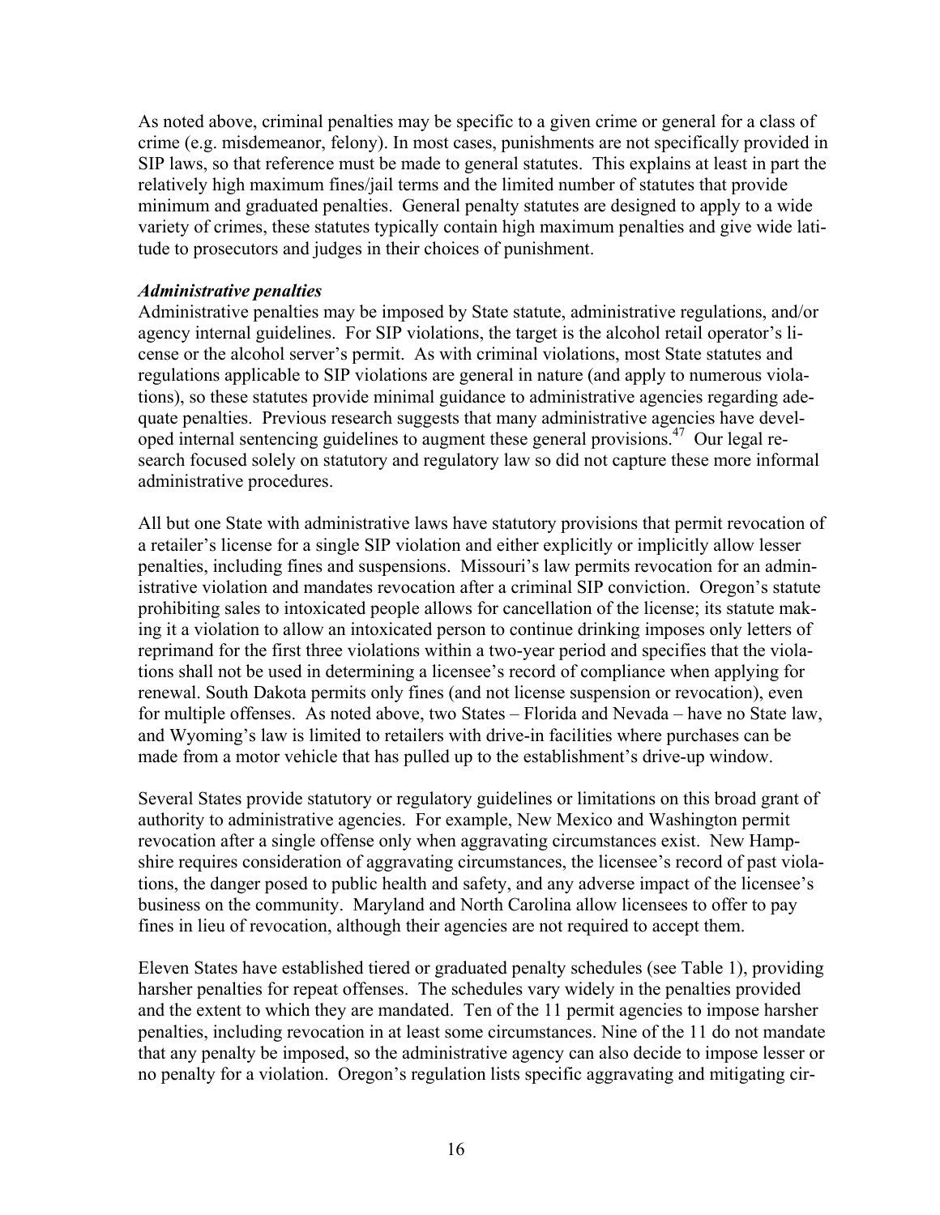As noted above, criminal penalties may be specific to a given crime or general for a class of crime (e.g. misdemeanor, felony). In most cases, punishments are not specifically provided in SIP laws, so that reference must be made to general statutes. This explains at least in part the relatively high maximum fines/jail terms and the limited number of statutes that provide minimum and graduated penalties. General penalty statutes are designed to apply to a wide variety of crimes, these statutes typically contain high maximum penalties and give wide latitude to prosecutors and judges in their choices of punishment.

***Administrative penalties***

Administrative penalties may be imposed by State statute, administrative regulations, and/or agency internal guidelines. For SIP violations, the target is the alcohol retail operator's license or the alcohol server's permit. As with criminal violations, most State statutes and regulations applicable to SIP violations are general in nature (and apply to numerous violations), so these statutes provide minimal guidance to administrative agencies regarding adequate penalties. Previous research suggests that many administrative agencies have developed internal sentencing guidelines to augment these general provisions.[47] Our legal research focused solely on statutory and regulatory law so did not capture these more informal administrative procedures.

All but one State with administrative laws have statutory provisions that permit revocation of a retailer's license for a single SIP violation and either explicitly or implicitly allow lesser penalties, including fines and suspensions. Missouri's law permits revocation for an administrative violation and mandates revocation after a criminal SIP conviction. Oregon's statute prohibiting sales to intoxicated people allows for cancellation of the license; its statute making it a violation to allow an intoxicated person to continue drinking imposes only letters of reprimand for the first three violations within a two-year period and specifies that the violations shall not be used in determining a licensee's record of compliance when applying for renewal. South Dakota permits only fines (and not license suspension or revocation), even for multiple offenses. As noted above, two States – Florida and Nevada – have no State law, and Wyoming's law is limited to retailers with drive-in facilities where purchases can be made from a motor vehicle that has pulled up to the establishment's drive-up window.

Several States provide statutory or regulatory guidelines or limitations on this broad grant of authority to administrative agencies. For example, New Mexico and Washington permit revocation after a single offense only when aggravating circumstances exist. New Hampshire requires consideration of aggravating circumstances, the licensee's record of past violations, the danger posed to public health and safety, and any adverse impact of the licensee's business on the community. Maryland and North Carolina allow licensees to offer to pay fines in lieu of revocation, although their agencies are not required to accept them.

Eleven States have established tiered or graduated penalty schedules (see Table 1), providing harsher penalties for repeat offenses. The schedules vary widely in the penalties provided and the extent to which they are mandated. Ten of the 11 permit agencies to impose harsher penalties, including revocation in at least some circumstances. Nine of the 11 do not mandate that any penalty be imposed, so the administrative agency can also decide to impose lesser or no penalty for a violation. Oregon's regulation lists specific aggravating and mitigating cir-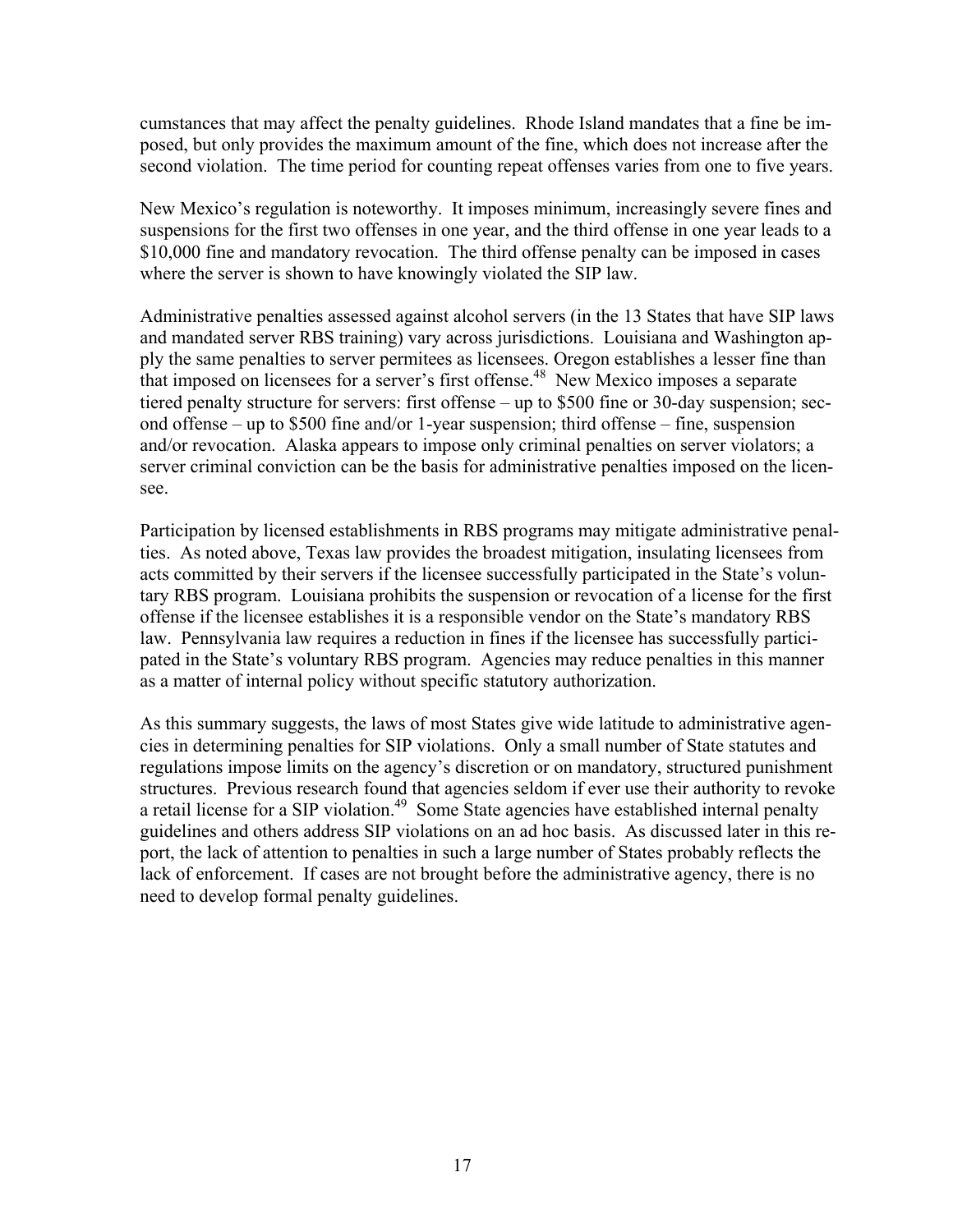cumstances that may affect the penalty guidelines. Rhode Island mandates that a fine be imposed, but only provides the maximum amount of the fine, which does not increase after the second violation. The time period for counting repeat offenses varies from one to five years.

New Mexico's regulation is noteworthy. It imposes minimum, increasingly severe fines and suspensions for the first two offenses in one year, and the third offense in one year leads to a $10,000 fine and mandatory revocation. The third offense penalty can be imposed in cases where the server is shown to have knowingly violated the SIP law.

Administrative penalties assessed against alcohol servers (in the 13 States that have SIP laws and mandated server RBS training) vary across jurisdictions. Louisiana and Washington apply the same penalties to server permitees as licensees. Oregon establishes a lesser fine than that imposed on licensees for a server's first offense.[48] New Mexico imposes a separate tiered penalty structure for servers: first offense – up to $500 fine or 30-day suspension; second offense – up to $500 fine and/or 1-year suspension; third offense – fine, suspension and/or revocation. Alaska appears to impose only criminal penalties on server violators; a server criminal conviction can be the basis for administrative penalties imposed on the licensee.

Participation by licensed establishments in RBS programs may mitigate administrative penalties. As noted above, Texas law provides the broadest mitigation, insulating licensees from acts committed by their servers if the licensee successfully participated in the State's voluntary RBS program. Louisiana prohibits the suspension or revocation of a license for the first offense if the licensee establishes it is a responsible vendor on the State's mandatory RBS law. Pennsylvania law requires a reduction in fines if the licensee has successfully participated in the State's voluntary RBS program. Agencies may reduce penalties in this manner as a matter of internal policy without specific statutory authorization.

As this summary suggests, the laws of most States give wide latitude to administrative agencies in determining penalties for SIP violations. Only a small number of State statutes and regulations impose limits on the agency's discretion or on mandatory, structured punishment structures. Previous research found that agencies seldom if ever use their authority to revoke a retail license for a SIP violation.[49] Some State agencies have established internal penalty guidelines and others address SIP violations on an ad hoc basis. As discussed later in this report, the lack of attention to penalties in such a large number of States probably reflects the lack of enforcement. If cases are not brought before the administrative agency, there is no need to develop formal penalty guidelines.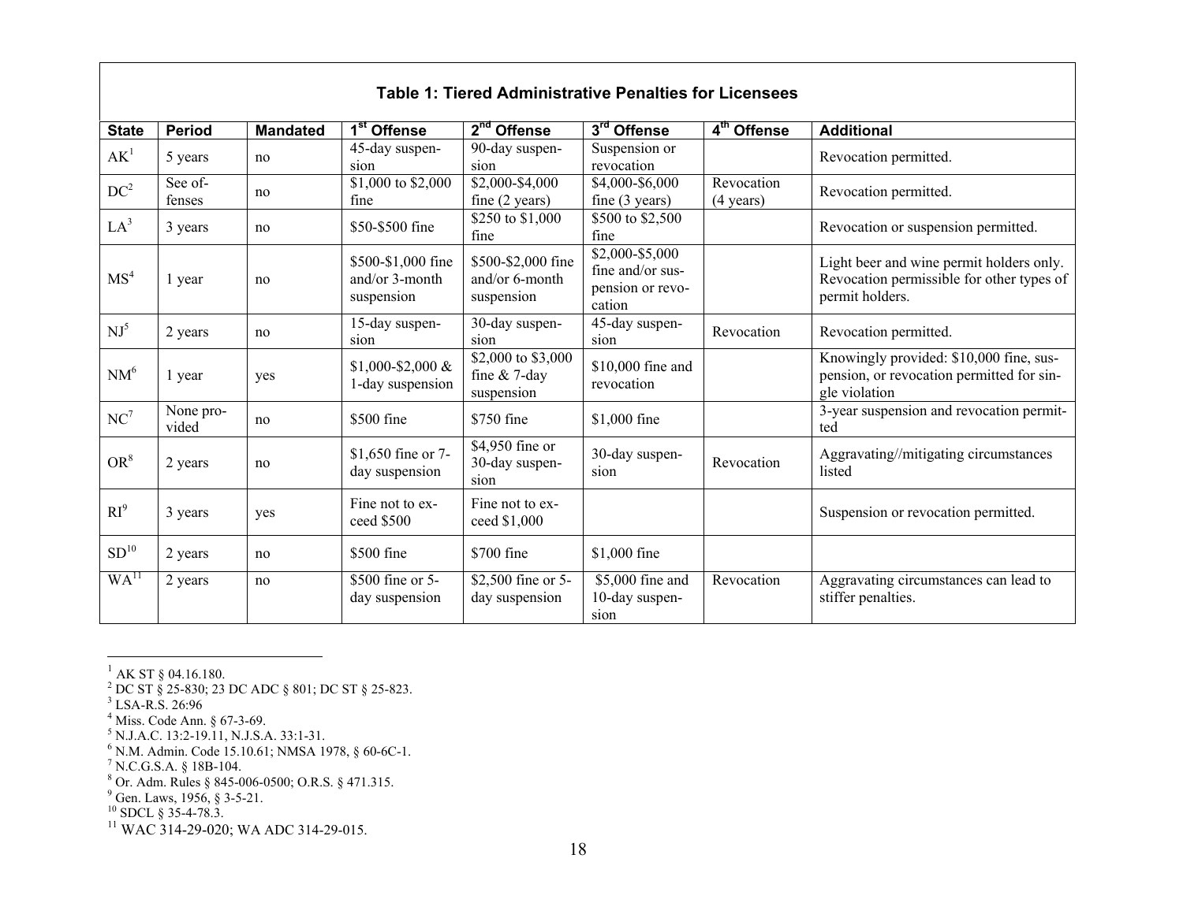**Table 1: Tiered Administrative Penalties for Licensees**

| State | Period | Mandated | 1st Offense | 2nd Offense | 3rd Offense | 4th Offense | Additional |
|---|---|---|---|---|---|---|---|
| AK[1] | 5 years | no | 45-day suspension | 90-day suspension | Suspension or revocation | | Revocation permitted. |
| DC[2] | See offenses | no | $1,000 to $2,000 fine | $2,000-$4,000 fine (2 years) | $4,000-$6,000 fine (3 years) | Revocation (4 years) | Revocation permitted. |
| LA[3] | 3 years | no | $50-$500 fine | $250 to $1,000 fine | $500 to $2,500 fine | | Revocation or suspension permitted. |
| MS[4] | 1 year | no | $500-$1,000 fine and/or 3-month suspension | $500-$2,000 fine and/or 6-month suspension | $2,000-$5,000 fine and/or suspension or revocation | | Light beer and wine permit holders only. Revocation permissible for other types of permit holders. |
| NJ[5] | 2 years | no | 15-day suspension | 30-day suspension | 45-day suspension | Revocation | Revocation permitted. |
| NM[6] | 1 year | yes | $1,000-$2,000 & 1-day suspension | $2,000 to $3,000 fine & 7-day suspension | $10,000 fine and revocation | | Knowingly provided: $10,000 fine, suspension, or revocation permitted for single violation |
| NC[7] | None provided | no | $500 fine | $750 fine | $1,000 fine | | 3-year suspension and revocation permitted |
| OR[8] | 2 years | no | $1,650 fine or 7-day suspension | $4,950 fine or 30-day suspension | 30-day suspension | Revocation | Aggravating//mitigating circumstances listed |
| RI[9] | 3 years | yes | Fine not to exceed $500 | Fine not to exceed $1,000 | | | Suspension or revocation permitted. |
| SD[10] | 2 years | no | $500 fine | $700 fine | $1,000 fine | | |
| WA[11] | 2 years | no | $500 fine or 5-day suspension | $2,500 fine or 5-day suspension | $5,000 fine and 10-day suspension | Revocation | Aggravating circumstances can lead to stiffer penalties. |

---

[1] AK ST § 04.16.180.
[2] DC ST § 25-830; 23 DC ADC § 801; DC ST § 25-823.
[3] LSA-R.S. 26:96
[4] Miss. Code Ann. § 67-3-69.
[5] N.J.A.C. 13:2-19.11, N.J.S.A. 33:1-31.
[6] N.M. Admin. Code 15.10.61; NMSA 1978, § 60-6C-1.
[7] N.C.G.S.A. § 18B-104.
[8] Or. Adm. Rules § 845-006-0500; O.R.S. § 471.315.
[9] Gen. Laws, 1956, § 3-5-21.
[10] SDCL § 35-4-78.3.
[11] WAC 314-29-020; WA ADC 314-29-015.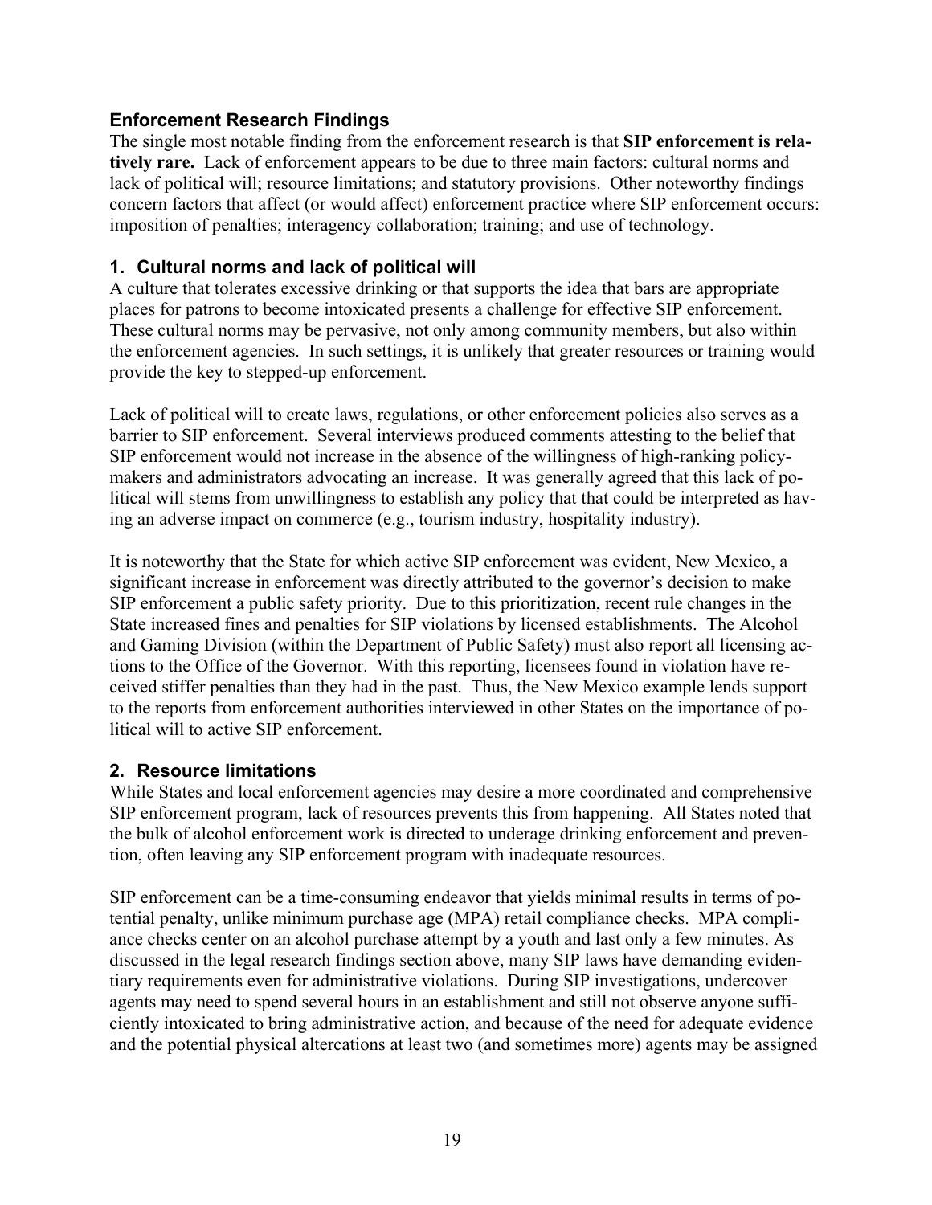## Enforcement Research Findings

The single most notable finding from the enforcement research is that **SIP enforcement is relatively rare.** Lack of enforcement appears to be due to three main factors: cultural norms and lack of political will; resource limitations; and statutory provisions. Other noteworthy findings concern factors that affect (or would affect) enforcement practice where SIP enforcement occurs: imposition of penalties; interagency collaboration; training; and use of technology.

### 1. Cultural norms and lack of political will

A culture that tolerates excessive drinking or that supports the idea that bars are appropriate places for patrons to become intoxicated presents a challenge for effective SIP enforcement. These cultural norms may be pervasive, not only among community members, but also within the enforcement agencies. In such settings, it is unlikely that greater resources or training would provide the key to stepped-up enforcement.

Lack of political will to create laws, regulations, or other enforcement policies also serves as a barrier to SIP enforcement. Several interviews produced comments attesting to the belief that SIP enforcement would not increase in the absence of the willingness of high-ranking policymakers and administrators advocating an increase. It was generally agreed that this lack of political will stems from unwillingness to establish any policy that that could be interpreted as having an adverse impact on commerce (e.g., tourism industry, hospitality industry).

It is noteworthy that the State for which active SIP enforcement was evident, New Mexico, a significant increase in enforcement was directly attributed to the governor's decision to make SIP enforcement a public safety priority. Due to this prioritization, recent rule changes in the State increased fines and penalties for SIP violations by licensed establishments. The Alcohol and Gaming Division (within the Department of Public Safety) must also report all licensing actions to the Office of the Governor. With this reporting, licensees found in violation have received stiffer penalties than they had in the past. Thus, the New Mexico example lends support to the reports from enforcement authorities interviewed in other States on the importance of political will to active SIP enforcement.

### 2. Resource limitations

While States and local enforcement agencies may desire a more coordinated and comprehensive SIP enforcement program, lack of resources prevents this from happening. All States noted that the bulk of alcohol enforcement work is directed to underage drinking enforcement and prevention, often leaving any SIP enforcement program with inadequate resources.

SIP enforcement can be a time-consuming endeavor that yields minimal results in terms of potential penalty, unlike minimum purchase age (MPA) retail compliance checks. MPA compliance checks center on an alcohol purchase attempt by a youth and last only a few minutes. As discussed in the legal research findings section above, many SIP laws have demanding evidentiary requirements even for administrative violations. During SIP investigations, undercover agents may need to spend several hours in an establishment and still not observe anyone sufficiently intoxicated to bring administrative action, and because of the need for adequate evidence and the potential physical altercations at least two (and sometimes more) agents may be assigned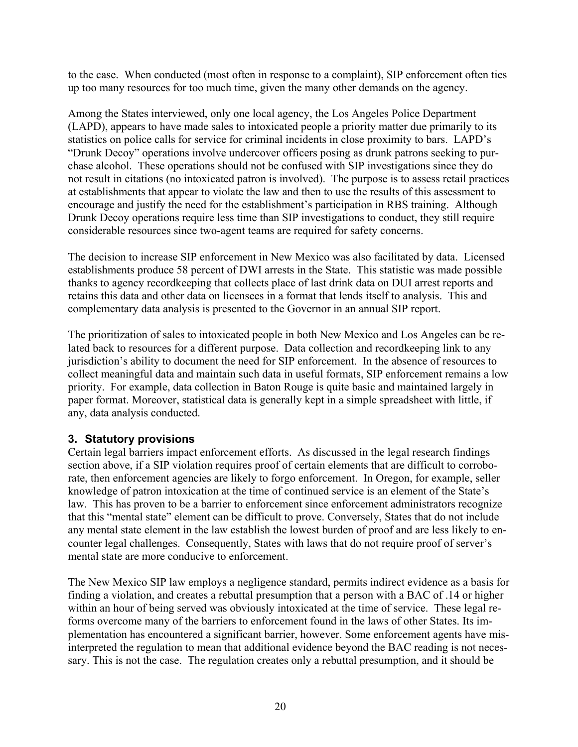to the case. When conducted (most often in response to a complaint), SIP enforcement often ties up too many resources for too much time, given the many other demands on the agency.

Among the States interviewed, only one local agency, the Los Angeles Police Department (LAPD), appears to have made sales to intoxicated people a priority matter due primarily to its statistics on police calls for service for criminal incidents in close proximity to bars. LAPD's "Drunk Decoy" operations involve undercover officers posing as drunk patrons seeking to purchase alcohol. These operations should not be confused with SIP investigations since they do not result in citations (no intoxicated patron is involved). The purpose is to assess retail practices at establishments that appear to violate the law and then to use the results of this assessment to encourage and justify the need for the establishment's participation in RBS training. Although Drunk Decoy operations require less time than SIP investigations to conduct, they still require considerable resources since two-agent teams are required for safety concerns.

The decision to increase SIP enforcement in New Mexico was also facilitated by data. Licensed establishments produce 58 percent of DWI arrests in the State. This statistic was made possible thanks to agency recordkeeping that collects place of last drink data on DUI arrest reports and retains this data and other data on licensees in a format that lends itself to analysis. This and complementary data analysis is presented to the Governor in an annual SIP report.

The prioritization of sales to intoxicated people in both New Mexico and Los Angeles can be related back to resources for a different purpose. Data collection and recordkeeping link to any jurisdiction's ability to document the need for SIP enforcement. In the absence of resources to collect meaningful data and maintain such data in useful formats, SIP enforcement remains a low priority. For example, data collection in Baton Rouge is quite basic and maintained largely in paper format. Moreover, statistical data is generally kept in a simple spreadsheet with little, if any, data analysis conducted.

### 3. Statutory provisions

Certain legal barriers impact enforcement efforts. As discussed in the legal research findings section above, if a SIP violation requires proof of certain elements that are difficult to corroborate, then enforcement agencies are likely to forgo enforcement. In Oregon, for example, seller knowledge of patron intoxication at the time of continued service is an element of the State's law. This has proven to be a barrier to enforcement since enforcement administrators recognize that this "mental state" element can be difficult to prove. Conversely, States that do not include any mental state element in the law establish the lowest burden of proof and are less likely to encounter legal challenges. Consequently, States with laws that do not require proof of server's mental state are more conducive to enforcement.

The New Mexico SIP law employs a negligence standard, permits indirect evidence as a basis for finding a violation, and creates a rebuttal presumption that a person with a BAC of .14 or higher within an hour of being served was obviously intoxicated at the time of service. These legal reforms overcome many of the barriers to enforcement found in the laws of other States. Its implementation has encountered a significant barrier, however. Some enforcement agents have misinterpreted the regulation to mean that additional evidence beyond the BAC reading is not necessary. This is not the case. The regulation creates only a rebuttal presumption, and it should be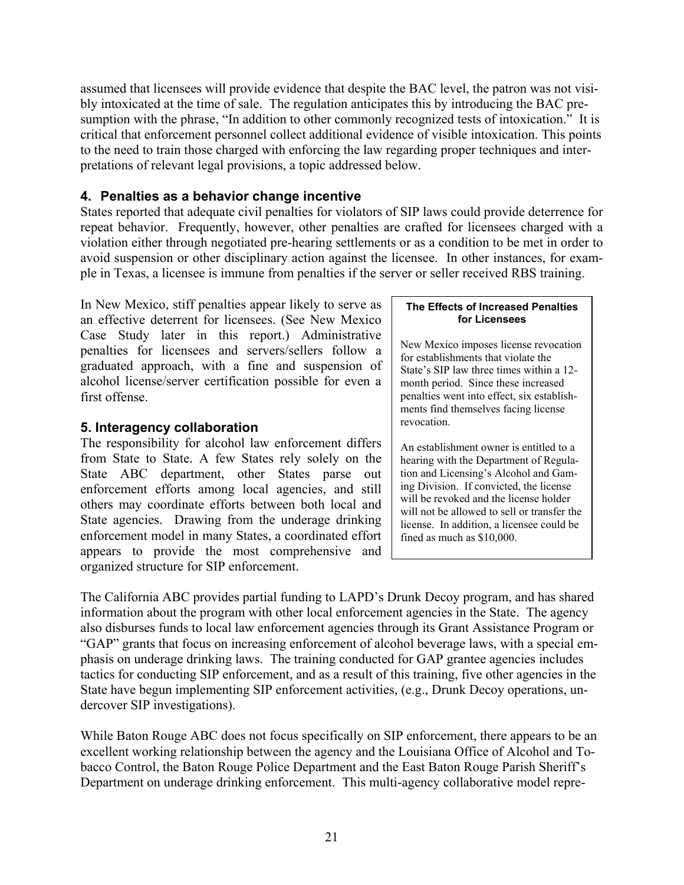assumed that licensees will provide evidence that despite the BAC level, the patron was not visibly intoxicated at the time of sale. The regulation anticipates this by introducing the BAC presumption with the phrase, "In addition to other commonly recognized tests of intoxication." It is critical that enforcement personnel collect additional evidence of visible intoxication. This points to the need to train those charged with enforcing the law regarding proper techniques and interpretations of relevant legal provisions, a topic addressed below.

### 4. Penalties as a behavior change incentive

States reported that adequate civil penalties for violators of SIP laws could provide deterrence for repeat behavior. Frequently, however, other penalties are crafted for licensees charged with a violation either through negotiated pre-hearing settlements or as a condition to be met in order to avoid suspension or other disciplinary action against the licensee. In other instances, for example in Texas, a licensee is immune from penalties if the server or seller received RBS training.

In New Mexico, stiff penalties appear likely to serve as an effective deterrent for licensees. (See New Mexico Case Study later in this report.) Administrative penalties for licensees and servers/sellers follow a graduated approach, with a fine and suspension of alcohol license/server certification possible for even a first offense.

> **The Effects of Increased Penalties for Licensees**
>
> New Mexico imposes license revocation for establishments that violate the State's SIP law three times within a 12-month period. Since these increased penalties went into effect, six establishments find themselves facing license revocation.
>
> An establishment owner is entitled to a hearing with the Department of Regulation and Licensing's Alcohol and Gaming Division. If convicted, the license will be revoked and the license holder will not be allowed to sell or transfer the license. In addition, a licensee could be fined as much as $10,000.

### 5. Interagency collaboration

The responsibility for alcohol law enforcement differs from State to State. A few States rely solely on the State ABC department, other States parse out enforcement efforts among local agencies, and still others may coordinate efforts between both local and State agencies. Drawing from the underage drinking enforcement model in many States, a coordinated effort appears to provide the most comprehensive and organized structure for SIP enforcement.

The California ABC provides partial funding to LAPD's Drunk Decoy program, and has shared information about the program with other local enforcement agencies in the State. The agency also disburses funds to local law enforcement agencies through its Grant Assistance Program or "GAP" grants that focus on increasing enforcement of alcohol beverage laws, with a special emphasis on underage drinking laws. The training conducted for GAP grantee agencies includes tactics for conducting SIP enforcement, and as a result of this training, five other agencies in the State have begun implementing SIP enforcement activities, (e.g., Drunk Decoy operations, undercover SIP investigations).

While Baton Rouge ABC does not focus specifically on SIP enforcement, there appears to be an excellent working relationship between the agency and the Louisiana Office of Alcohol and Tobacco Control, the Baton Rouge Police Department and the East Baton Rouge Parish Sheriff's Department on underage drinking enforcement. This multi-agency collaborative model repre-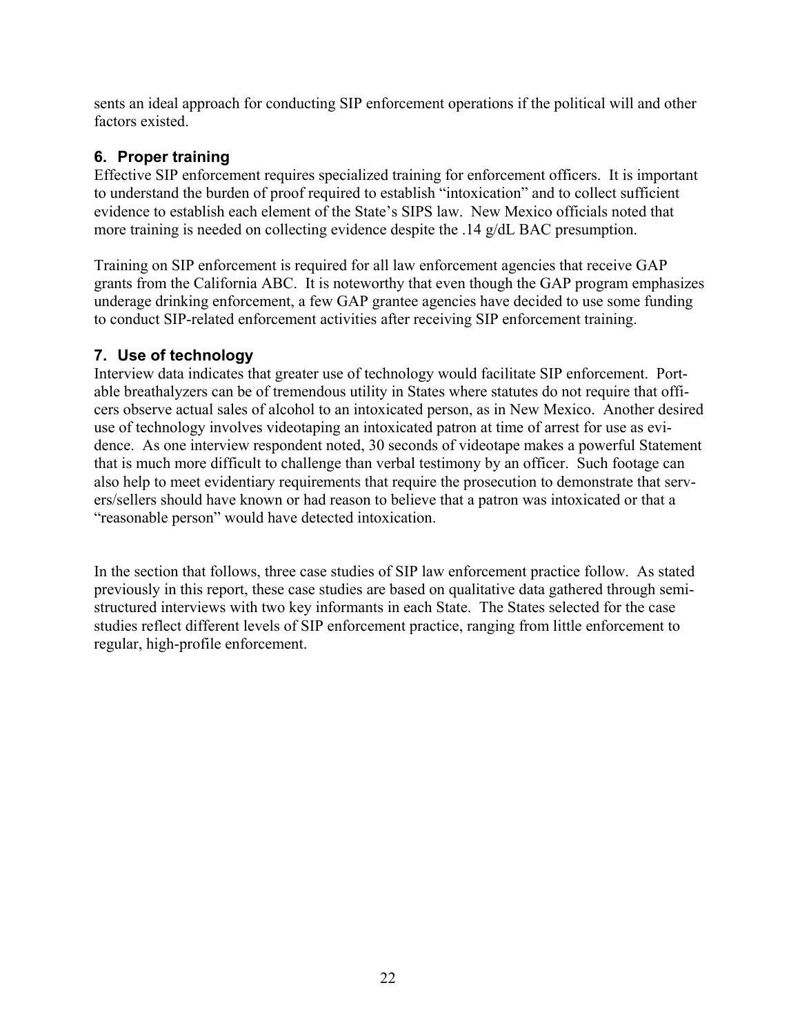sents an ideal approach for conducting SIP enforcement operations if the political will and other factors existed.

### 6. Proper training

Effective SIP enforcement requires specialized training for enforcement officers. It is important to understand the burden of proof required to establish "intoxication" and to collect sufficient evidence to establish each element of the State's SIPS law. New Mexico officials noted that more training is needed on collecting evidence despite the .14 g/dL BAC presumption.

Training on SIP enforcement is required for all law enforcement agencies that receive GAP grants from the California ABC. It is noteworthy that even though the GAP program emphasizes underage drinking enforcement, a few GAP grantee agencies have decided to use some funding to conduct SIP-related enforcement activities after receiving SIP enforcement training.

### 7. Use of technology

Interview data indicates that greater use of technology would facilitate SIP enforcement. Portable breathalyzers can be of tremendous utility in States where statutes do not require that officers observe actual sales of alcohol to an intoxicated person, as in New Mexico. Another desired use of technology involves videotaping an intoxicated patron at time of arrest for use as evidence. As one interview respondent noted, 30 seconds of videotape makes a powerful Statement that is much more difficult to challenge than verbal testimony by an officer. Such footage can also help to meet evidentiary requirements that require the prosecution to demonstrate that servers/sellers should have known or had reason to believe that a patron was intoxicated or that a "reasonable person" would have detected intoxication.

In the section that follows, three case studies of SIP law enforcement practice follow. As stated previously in this report, these case studies are based on qualitative data gathered through semi-structured interviews with two key informants in each State. The States selected for the case studies reflect different levels of SIP enforcement practice, ranging from little enforcement to regular, high-profile enforcement.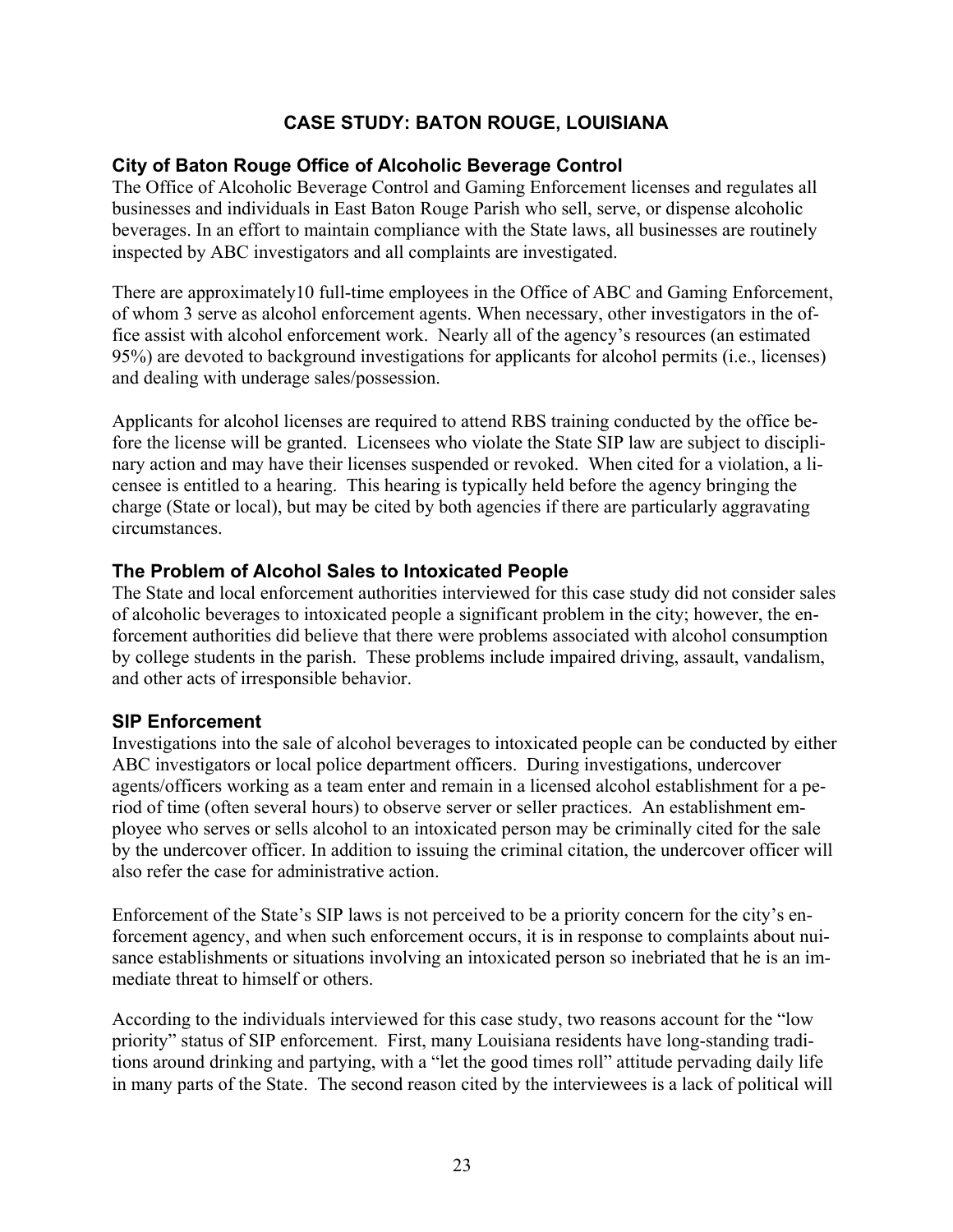## CASE STUDY: BATON ROUGE, LOUISIANA

### City of Baton Rouge Office of Alcoholic Beverage Control

The Office of Alcoholic Beverage Control and Gaming Enforcement licenses and regulates all businesses and individuals in East Baton Rouge Parish who sell, serve, or dispense alcoholic beverages. In an effort to maintain compliance with the State laws, all businesses are routinely inspected by ABC investigators and all complaints are investigated.

There are approximately10 full-time employees in the Office of ABC and Gaming Enforcement, of whom 3 serve as alcohol enforcement agents. When necessary, other investigators in the office assist with alcohol enforcement work. Nearly all of the agency's resources (an estimated 95%) are devoted to background investigations for applicants for alcohol permits (i.e., licenses) and dealing with underage sales/possession.

Applicants for alcohol licenses are required to attend RBS training conducted by the office before the license will be granted. Licensees who violate the State SIP law are subject to disciplinary action and may have their licenses suspended or revoked. When cited for a violation, a licensee is entitled to a hearing. This hearing is typically held before the agency bringing the charge (State or local), but may be cited by both agencies if there are particularly aggravating circumstances.

### The Problem of Alcohol Sales to Intoxicated People

The State and local enforcement authorities interviewed for this case study did not consider sales of alcoholic beverages to intoxicated people a significant problem in the city; however, the enforcement authorities did believe that there were problems associated with alcohol consumption by college students in the parish. These problems include impaired driving, assault, vandalism, and other acts of irresponsible behavior.

### SIP Enforcement

Investigations into the sale of alcohol beverages to intoxicated people can be conducted by either ABC investigators or local police department officers. During investigations, undercover agents/officers working as a team enter and remain in a licensed alcohol establishment for a period of time (often several hours) to observe server or seller practices. An establishment employee who serves or sells alcohol to an intoxicated person may be criminally cited for the sale by the undercover officer. In addition to issuing the criminal citation, the undercover officer will also refer the case for administrative action.

Enforcement of the State's SIP laws is not perceived to be a priority concern for the city's enforcement agency, and when such enforcement occurs, it is in response to complaints about nuisance establishments or situations involving an intoxicated person so inebriated that he is an immediate threat to himself or others.

According to the individuals interviewed for this case study, two reasons account for the "low priority" status of SIP enforcement. First, many Louisiana residents have long-standing traditions around drinking and partying, with a "let the good times roll" attitude pervading daily life in many parts of the State. The second reason cited by the interviewees is a lack of political will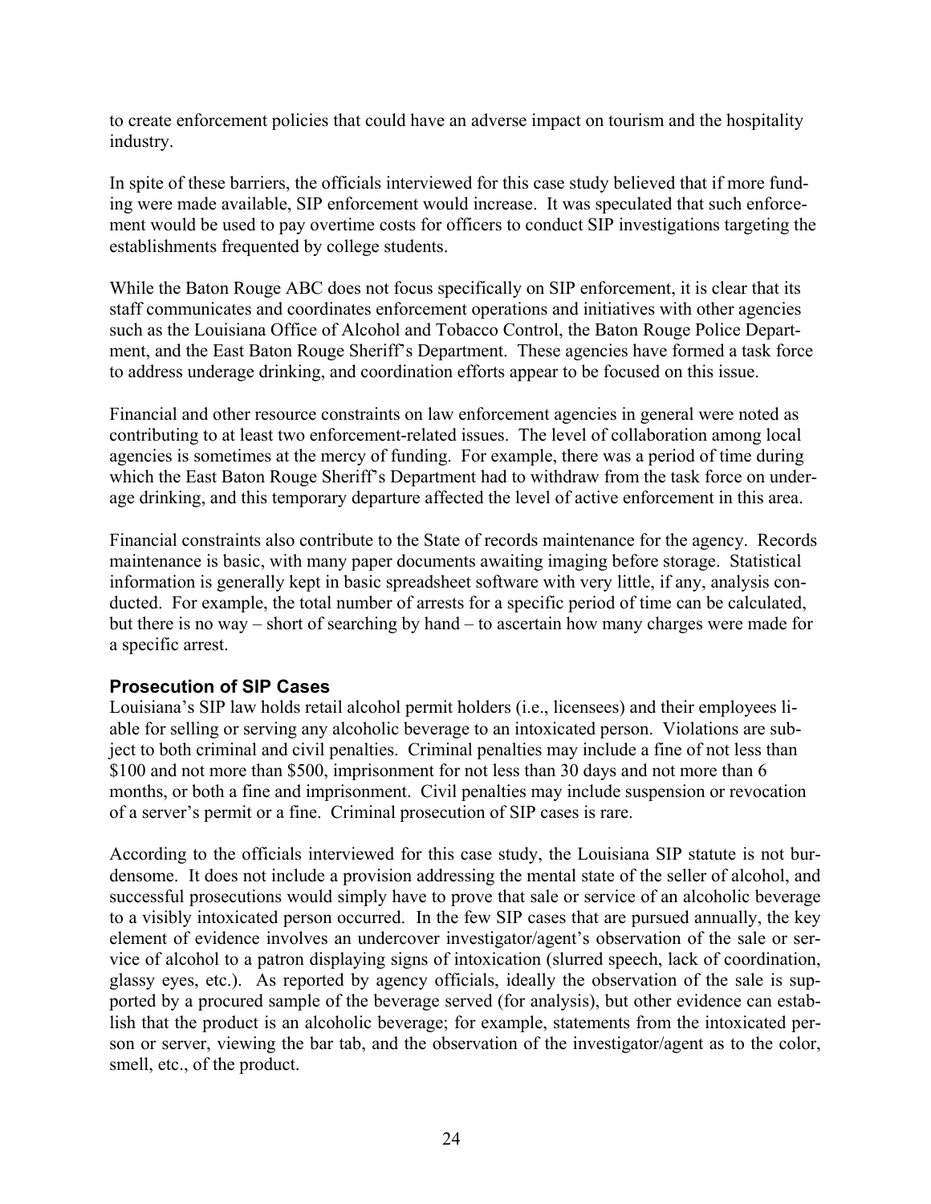to create enforcement policies that could have an adverse impact on tourism and the hospitality industry.

In spite of these barriers, the officials interviewed for this case study believed that if more funding were made available, SIP enforcement would increase. It was speculated that such enforcement would be used to pay overtime costs for officers to conduct SIP investigations targeting the establishments frequented by college students.

While the Baton Rouge ABC does not focus specifically on SIP enforcement, it is clear that its staff communicates and coordinates enforcement operations and initiatives with other agencies such as the Louisiana Office of Alcohol and Tobacco Control, the Baton Rouge Police Department, and the East Baton Rouge Sheriff's Department. These agencies have formed a task force to address underage drinking, and coordination efforts appear to be focused on this issue.

Financial and other resource constraints on law enforcement agencies in general were noted as contributing to at least two enforcement-related issues. The level of collaboration among local agencies is sometimes at the mercy of funding. For example, there was a period of time during which the East Baton Rouge Sheriff's Department had to withdraw from the task force on underage drinking, and this temporary departure affected the level of active enforcement in this area.

Financial constraints also contribute to the State of records maintenance for the agency. Records maintenance is basic, with many paper documents awaiting imaging before storage. Statistical information is generally kept in basic spreadsheet software with very little, if any, analysis conducted. For example, the total number of arrests for a specific period of time can be calculated, but there is no way – short of searching by hand – to ascertain how many charges were made for a specific arrest.

### Prosecution of SIP Cases

Louisiana's SIP law holds retail alcohol permit holders (i.e., licensees) and their employees liable for selling or serving any alcoholic beverage to an intoxicated person. Violations are subject to both criminal and civil penalties. Criminal penalties may include a fine of not less than \$100 and not more than \$500, imprisonment for not less than 30 days and not more than 6 months, or both a fine and imprisonment. Civil penalties may include suspension or revocation of a server's permit or a fine. Criminal prosecution of SIP cases is rare.

According to the officials interviewed for this case study, the Louisiana SIP statute is not burdensome. It does not include a provision addressing the mental state of the seller of alcohol, and successful prosecutions would simply have to prove that sale or service of an alcoholic beverage to a visibly intoxicated person occurred. In the few SIP cases that are pursued annually, the key element of evidence involves an undercover investigator/agent's observation of the sale or service of alcohol to a patron displaying signs of intoxication (slurred speech, lack of coordination, glassy eyes, etc.). As reported by agency officials, ideally the observation of the sale is supported by a procured sample of the beverage served (for analysis), but other evidence can establish that the product is an alcoholic beverage; for example, statements from the intoxicated person or server, viewing the bar tab, and the observation of the investigator/agent as to the color, smell, etc., of the product.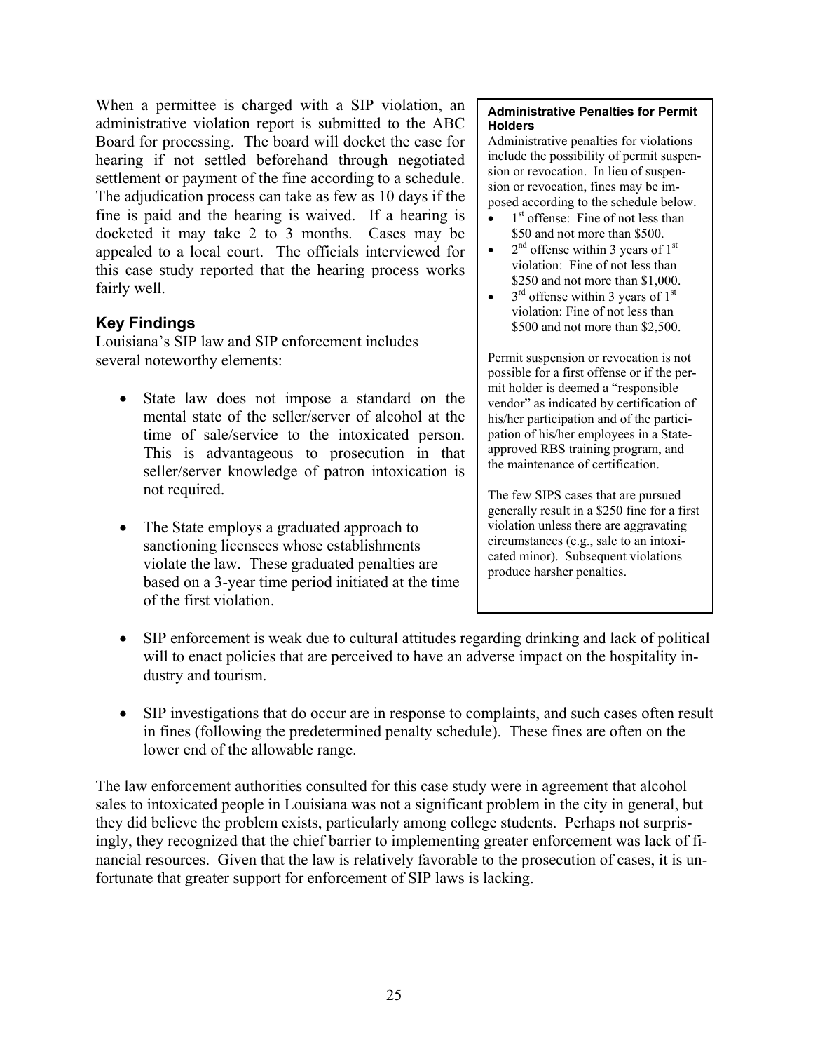When a permittee is charged with a SIP violation, an administrative violation report is submitted to the ABC Board for processing. The board will docket the case for hearing if not settled beforehand through negotiated settlement or payment of the fine according to a schedule. The adjudication process can take as few as 10 days if the fine is paid and the hearing is waived. If a hearing is docketed it may take 2 to 3 months. Cases may be appealed to a local court. The officials interviewed for this case study reported that the hearing process works fairly well.

> **Administrative Penalties for Permit Holders**
>
> Administrative penalties for violations include the possibility of permit suspension or revocation. In lieu of suspension or revocation, fines may be imposed according to the schedule below.
>
> - 1st offense: Fine of not less than $50 and not more than $500.
> - 2nd offense within 3 years of 1st violation: Fine of not less than $250 and not more than $1,000.
> - 3rd offense within 3 years of 1st violation: Fine of not less than $500 and not more than $2,500.
>
> Permit suspension or revocation is not possible for a first offense or if the permit holder is deemed a "responsible vendor" as indicated by certification of his/her participation and of the participation of his/her employees in a State-approved RBS training program, and the maintenance of certification.
>
> The few SIPS cases that are pursued generally result in a $250 fine for a first violation unless there are aggravating circumstances (e.g., sale to an intoxicated minor). Subsequent violations produce harsher penalties.

## Key Findings

Louisiana's SIP law and SIP enforcement includes several noteworthy elements:

- State law does not impose a standard on the mental state of the seller/server of alcohol at the time of sale/service to the intoxicated person. This is advantageous to prosecution in that seller/server knowledge of patron intoxication is not required.

- The State employs a graduated approach to sanctioning licensees whose establishments violate the law. These graduated penalties are based on a 3-year time period initiated at the time of the first violation.

- SIP enforcement is weak due to cultural attitudes regarding drinking and lack of political will to enact policies that are perceived to have an adverse impact on the hospitality industry and tourism.

- SIP investigations that do occur are in response to complaints, and such cases often result in fines (following the predetermined penalty schedule). These fines are often on the lower end of the allowable range.

The law enforcement authorities consulted for this case study were in agreement that alcohol sales to intoxicated people in Louisiana was not a significant problem in the city in general, but they did believe the problem exists, particularly among college students. Perhaps not surprisingly, they recognized that the chief barrier to implementing greater enforcement was lack of financial resources. Given that the law is relatively favorable to the prosecution of cases, it is unfortunate that greater support for enforcement of SIP laws is lacking.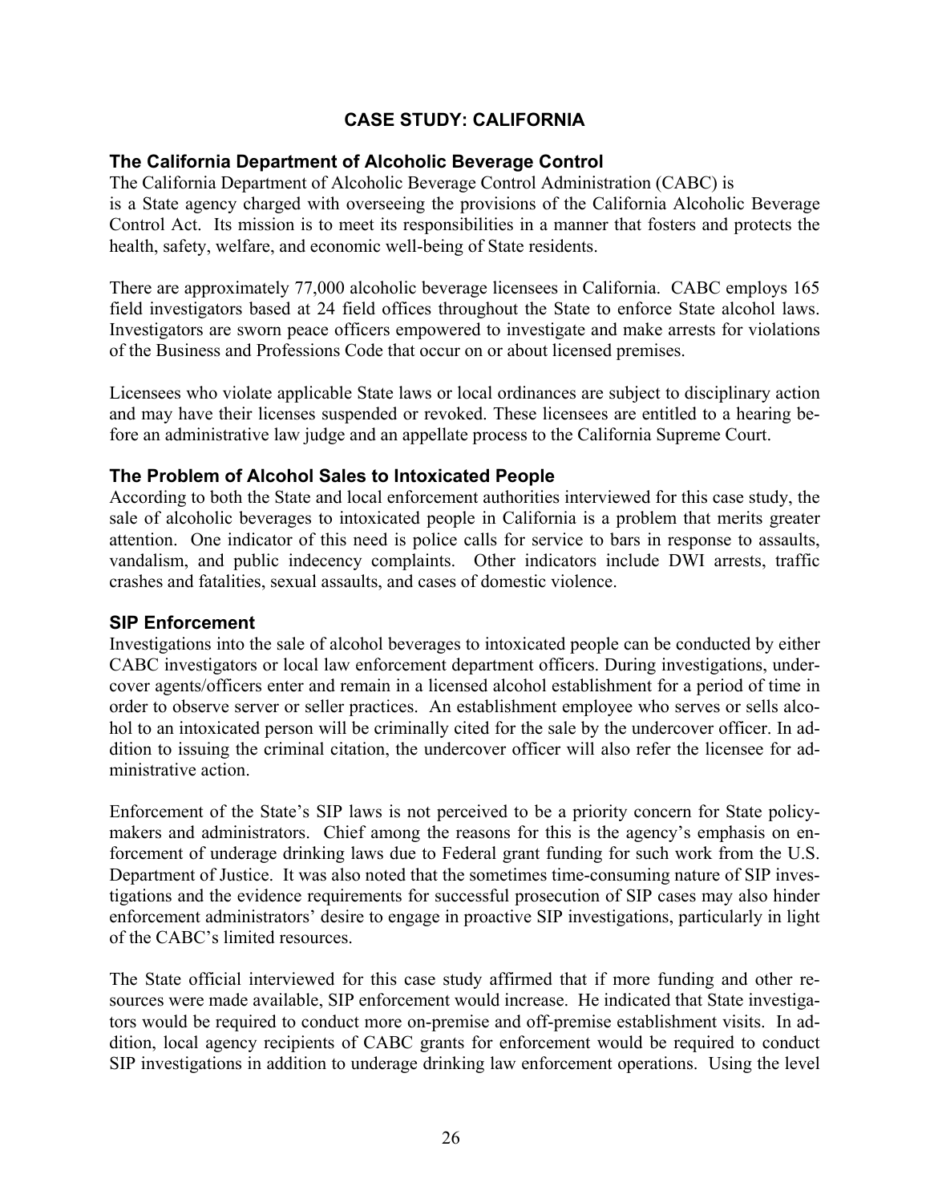## CASE STUDY: CALIFORNIA

### The California Department of Alcoholic Beverage Control

The California Department of Alcoholic Beverage Control Administration (CABC) is is a State agency charged with overseeing the provisions of the California Alcoholic Beverage Control Act. Its mission is to meet its responsibilities in a manner that fosters and protects the health, safety, welfare, and economic well-being of State residents.

There are approximately 77,000 alcoholic beverage licensees in California. CABC employs 165 field investigators based at 24 field offices throughout the State to enforce State alcohol laws. Investigators are sworn peace officers empowered to investigate and make arrests for violations of the Business and Professions Code that occur on or about licensed premises.

Licensees who violate applicable State laws or local ordinances are subject to disciplinary action and may have their licenses suspended or revoked. These licensees are entitled to a hearing before an administrative law judge and an appellate process to the California Supreme Court.

### The Problem of Alcohol Sales to Intoxicated People

According to both the State and local enforcement authorities interviewed for this case study, the sale of alcoholic beverages to intoxicated people in California is a problem that merits greater attention. One indicator of this need is police calls for service to bars in response to assaults, vandalism, and public indecency complaints. Other indicators include DWI arrests, traffic crashes and fatalities, sexual assaults, and cases of domestic violence.

### SIP Enforcement

Investigations into the sale of alcohol beverages to intoxicated people can be conducted by either CABC investigators or local law enforcement department officers. During investigations, undercover agents/officers enter and remain in a licensed alcohol establishment for a period of time in order to observe server or seller practices. An establishment employee who serves or sells alcohol to an intoxicated person will be criminally cited for the sale by the undercover officer. In addition to issuing the criminal citation, the undercover officer will also refer the licensee for administrative action.

Enforcement of the State's SIP laws is not perceived to be a priority concern for State policymakers and administrators. Chief among the reasons for this is the agency's emphasis on enforcement of underage drinking laws due to Federal grant funding for such work from the U.S. Department of Justice. It was also noted that the sometimes time-consuming nature of SIP investigations and the evidence requirements for successful prosecution of SIP cases may also hinder enforcement administrators' desire to engage in proactive SIP investigations, particularly in light of the CABC's limited resources.

The State official interviewed for this case study affirmed that if more funding and other resources were made available, SIP enforcement would increase. He indicated that State investigators would be required to conduct more on-premise and off-premise establishment visits. In addition, local agency recipients of CABC grants for enforcement would be required to conduct SIP investigations in addition to underage drinking law enforcement operations. Using the level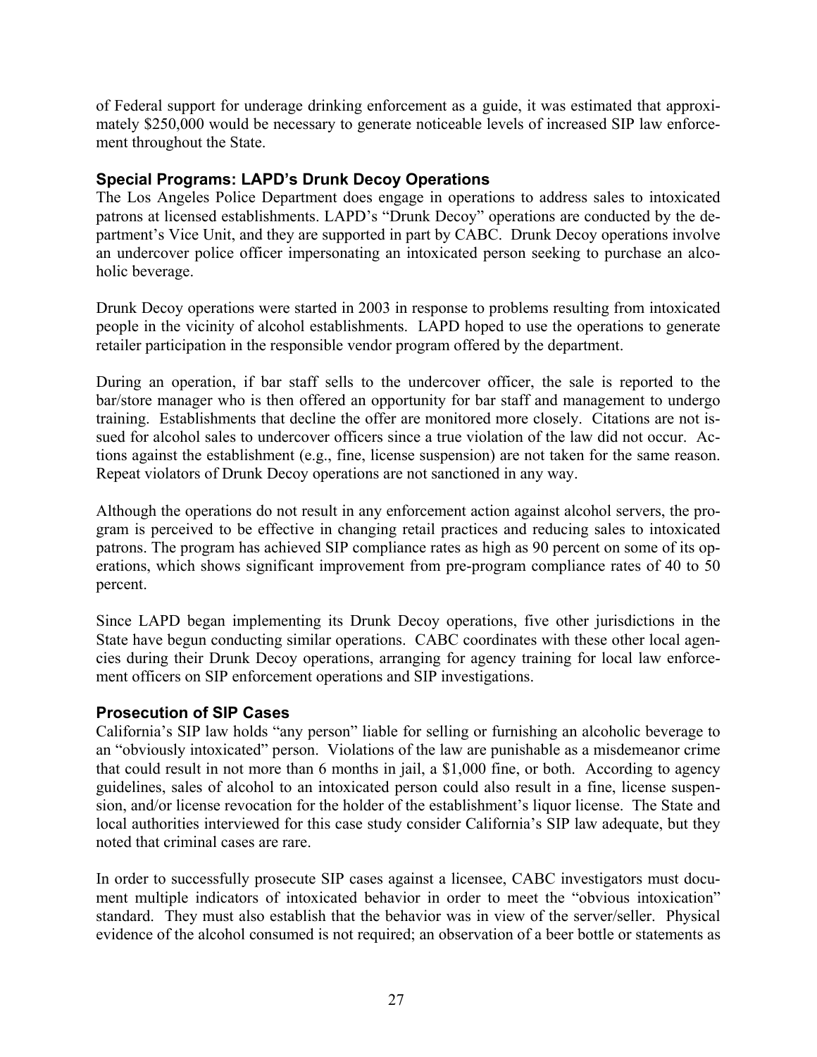of Federal support for underage drinking enforcement as a guide, it was estimated that approximately $250,000 would be necessary to generate noticeable levels of increased SIP law enforcement throughout the State.

### Special Programs: LAPD's Drunk Decoy Operations

The Los Angeles Police Department does engage in operations to address sales to intoxicated patrons at licensed establishments. LAPD's "Drunk Decoy" operations are conducted by the department's Vice Unit, and they are supported in part by CABC. Drunk Decoy operations involve an undercover police officer impersonating an intoxicated person seeking to purchase an alcoholic beverage.

Drunk Decoy operations were started in 2003 in response to problems resulting from intoxicated people in the vicinity of alcohol establishments. LAPD hoped to use the operations to generate retailer participation in the responsible vendor program offered by the department.

During an operation, if bar staff sells to the undercover officer, the sale is reported to the bar/store manager who is then offered an opportunity for bar staff and management to undergo training. Establishments that decline the offer are monitored more closely. Citations are not issued for alcohol sales to undercover officers since a true violation of the law did not occur. Actions against the establishment (e.g., fine, license suspension) are not taken for the same reason. Repeat violators of Drunk Decoy operations are not sanctioned in any way.

Although the operations do not result in any enforcement action against alcohol servers, the program is perceived to be effective in changing retail practices and reducing sales to intoxicated patrons. The program has achieved SIP compliance rates as high as 90 percent on some of its operations, which shows significant improvement from pre-program compliance rates of 40 to 50 percent.

Since LAPD began implementing its Drunk Decoy operations, five other jurisdictions in the State have begun conducting similar operations. CABC coordinates with these other local agencies during their Drunk Decoy operations, arranging for agency training for local law enforcement officers on SIP enforcement operations and SIP investigations.

### Prosecution of SIP Cases

California's SIP law holds "any person" liable for selling or furnishing an alcoholic beverage to an "obviously intoxicated" person. Violations of the law are punishable as a misdemeanor crime that could result in not more than 6 months in jail, a $1,000 fine, or both. According to agency guidelines, sales of alcohol to an intoxicated person could also result in a fine, license suspension, and/or license revocation for the holder of the establishment's liquor license. The State and local authorities interviewed for this case study consider California's SIP law adequate, but they noted that criminal cases are rare.

In order to successfully prosecute SIP cases against a licensee, CABC investigators must document multiple indicators of intoxicated behavior in order to meet the "obvious intoxication" standard. They must also establish that the behavior was in view of the server/seller. Physical evidence of the alcohol consumed is not required; an observation of a beer bottle or statements as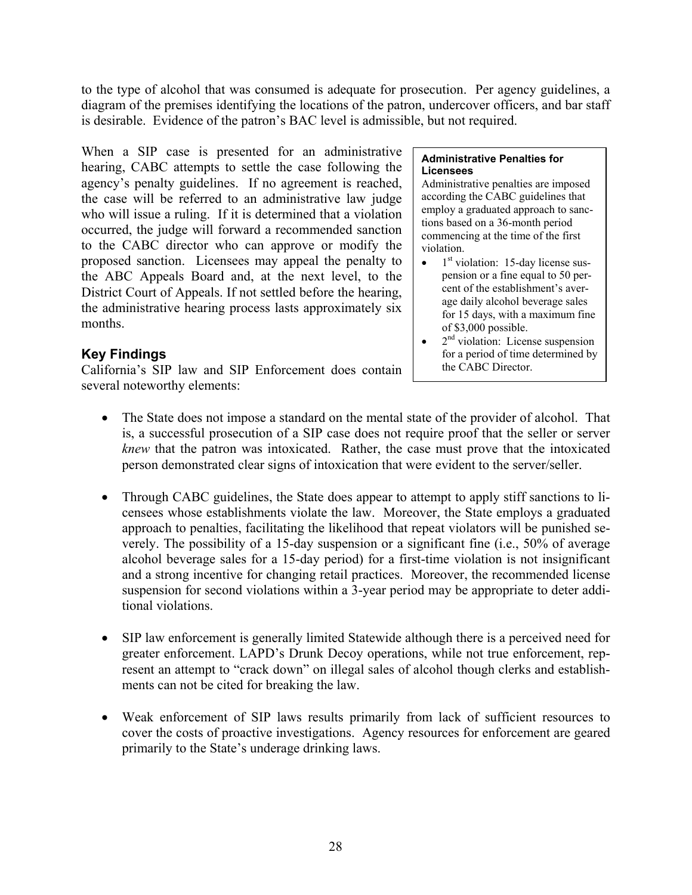to the type of alcohol that was consumed is adequate for prosecution. Per agency guidelines, a diagram of the premises identifying the locations of the patron, undercover officers, and bar staff is desirable. Evidence of the patron's BAC level is admissible, but not required.

When a SIP case is presented for an administrative hearing, CABC attempts to settle the case following the agency's penalty guidelines. If no agreement is reached, the case will be referred to an administrative law judge who will issue a ruling. If it is determined that a violation occurred, the judge will forward a recommended sanction to the CABC director who can approve or modify the proposed sanction. Licensees may appeal the penalty to the ABC Appeals Board and, at the next level, to the District Court of Appeals. If not settled before the hearing, the administrative hearing process lasts approximately six months.

> **Administrative Penalties for Licensees**
>
> Administrative penalties are imposed according the CABC guidelines that employ a graduated approach to sanctions based on a 36-month period commencing at the time of the first violation.
>
> - 1st violation: 15-day license suspension or a fine equal to 50 percent of the establishment's average daily alcohol beverage sales for 15 days, with a maximum fine of $3,000 possible.
> - 2nd violation: License suspension for a period of time determined by the CABC Director.

## Key Findings

California's SIP law and SIP Enforcement does contain several noteworthy elements:

- The State does not impose a standard on the mental state of the provider of alcohol. That is, a successful prosecution of a SIP case does not require proof that the seller or server *knew* that the patron was intoxicated. Rather, the case must prove that the intoxicated person demonstrated clear signs of intoxication that were evident to the server/seller.

- Through CABC guidelines, the State does appear to attempt to apply stiff sanctions to licensees whose establishments violate the law. Moreover, the State employs a graduated approach to penalties, facilitating the likelihood that repeat violators will be punished severely. The possibility of a 15-day suspension or a significant fine (i.e., 50% of average alcohol beverage sales for a 15-day period) for a first-time violation is not insignificant and a strong incentive for changing retail practices. Moreover, the recommended license suspension for second violations within a 3-year period may be appropriate to deter additional violations.

- SIP law enforcement is generally limited Statewide although there is a perceived need for greater enforcement. LAPD's Drunk Decoy operations, while not true enforcement, represent an attempt to "crack down" on illegal sales of alcohol though clerks and establishments can not be cited for breaking the law.

- Weak enforcement of SIP laws results primarily from lack of sufficient resources to cover the costs of proactive investigations. Agency resources for enforcement are geared primarily to the State's underage drinking laws.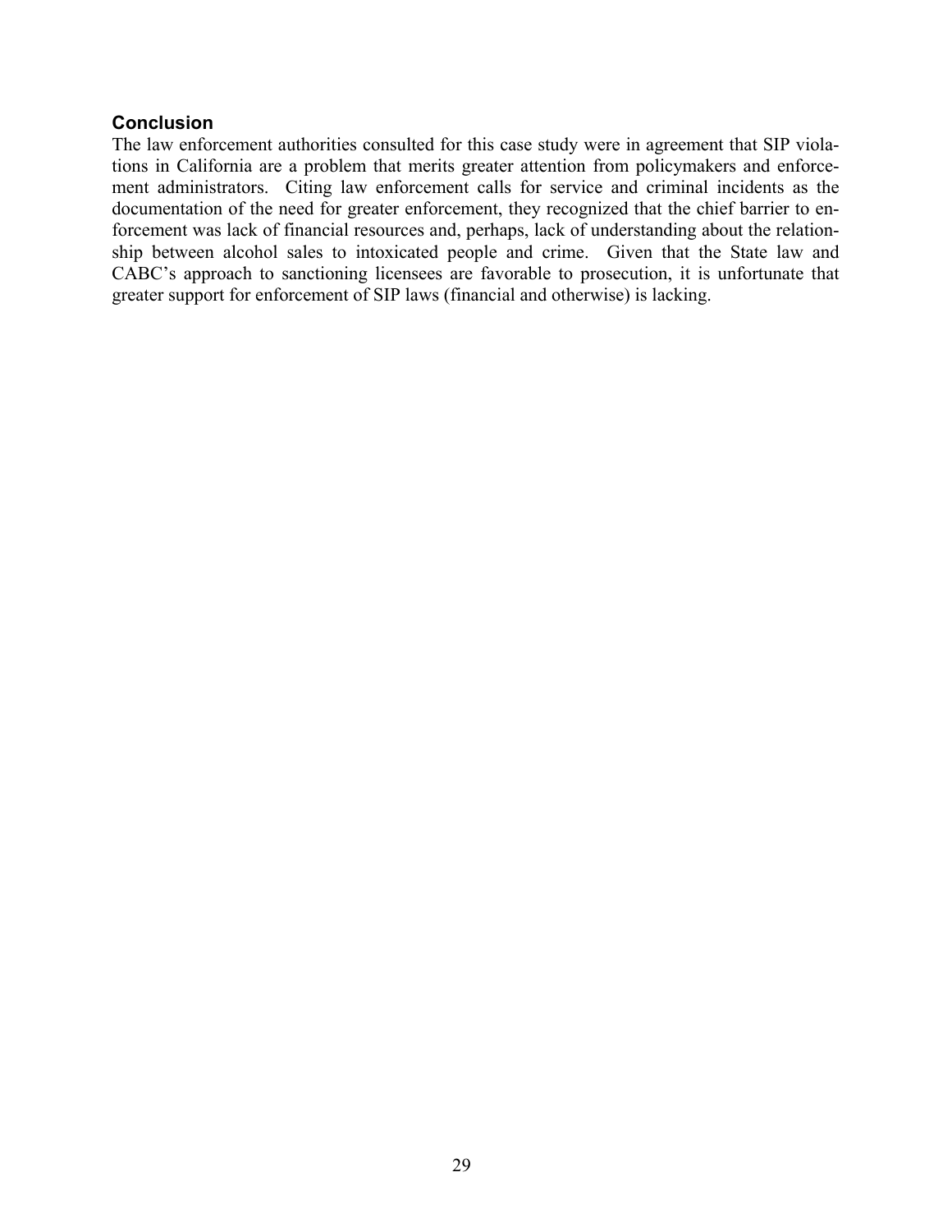### Conclusion

The law enforcement authorities consulted for this case study were in agreement that SIP violations in California are a problem that merits greater attention from policymakers and enforcement administrators. Citing law enforcement calls for service and criminal incidents as the documentation of the need for greater enforcement, they recognized that the chief barrier to enforcement was lack of financial resources and, perhaps, lack of understanding about the relationship between alcohol sales to intoxicated people and crime. Given that the State law and CABC's approach to sanctioning licensees are favorable to prosecution, it is unfortunate that greater support for enforcement of SIP laws (financial and otherwise) is lacking.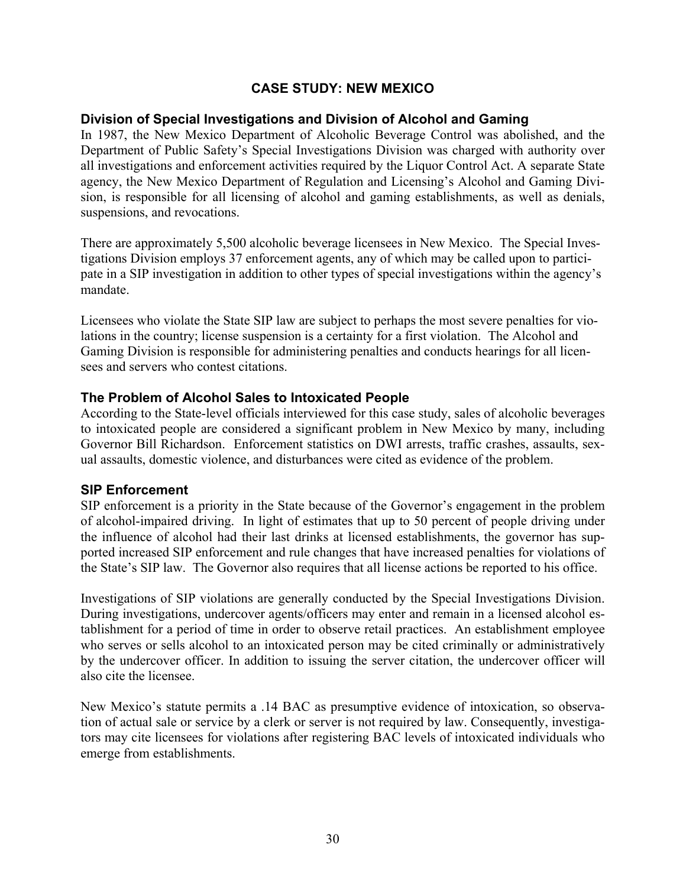# CASE STUDY: NEW MEXICO

## Division of Special Investigations and Division of Alcohol and Gaming

In 1987, the New Mexico Department of Alcoholic Beverage Control was abolished, and the Department of Public Safety's Special Investigations Division was charged with authority over all investigations and enforcement activities required by the Liquor Control Act. A separate State agency, the New Mexico Department of Regulation and Licensing's Alcohol and Gaming Division, is responsible for all licensing of alcohol and gaming establishments, as well as denials, suspensions, and revocations.

There are approximately 5,500 alcoholic beverage licensees in New Mexico. The Special Investigations Division employs 37 enforcement agents, any of which may be called upon to participate in a SIP investigation in addition to other types of special investigations within the agency's mandate.

Licensees who violate the State SIP law are subject to perhaps the most severe penalties for violations in the country; license suspension is a certainty for a first violation. The Alcohol and Gaming Division is responsible for administering penalties and conducts hearings for all licensees and servers who contest citations.

## The Problem of Alcohol Sales to Intoxicated People

According to the State-level officials interviewed for this case study, sales of alcoholic beverages to intoxicated people are considered a significant problem in New Mexico by many, including Governor Bill Richardson. Enforcement statistics on DWI arrests, traffic crashes, assaults, sexual assaults, domestic violence, and disturbances were cited as evidence of the problem.

## SIP Enforcement

SIP enforcement is a priority in the State because of the Governor's engagement in the problem of alcohol-impaired driving. In light of estimates that up to 50 percent of people driving under the influence of alcohol had their last drinks at licensed establishments, the governor has supported increased SIP enforcement and rule changes that have increased penalties for violations of the State's SIP law. The Governor also requires that all license actions be reported to his office.

Investigations of SIP violations are generally conducted by the Special Investigations Division. During investigations, undercover agents/officers may enter and remain in a licensed alcohol establishment for a period of time in order to observe retail practices. An establishment employee who serves or sells alcohol to an intoxicated person may be cited criminally or administratively by the undercover officer. In addition to issuing the server citation, the undercover officer will also cite the licensee.

New Mexico's statute permits a .14 BAC as presumptive evidence of intoxication, so observation of actual sale or service by a clerk or server is not required by law. Consequently, investigators may cite licensees for violations after registering BAC levels of intoxicated individuals who emerge from establishments.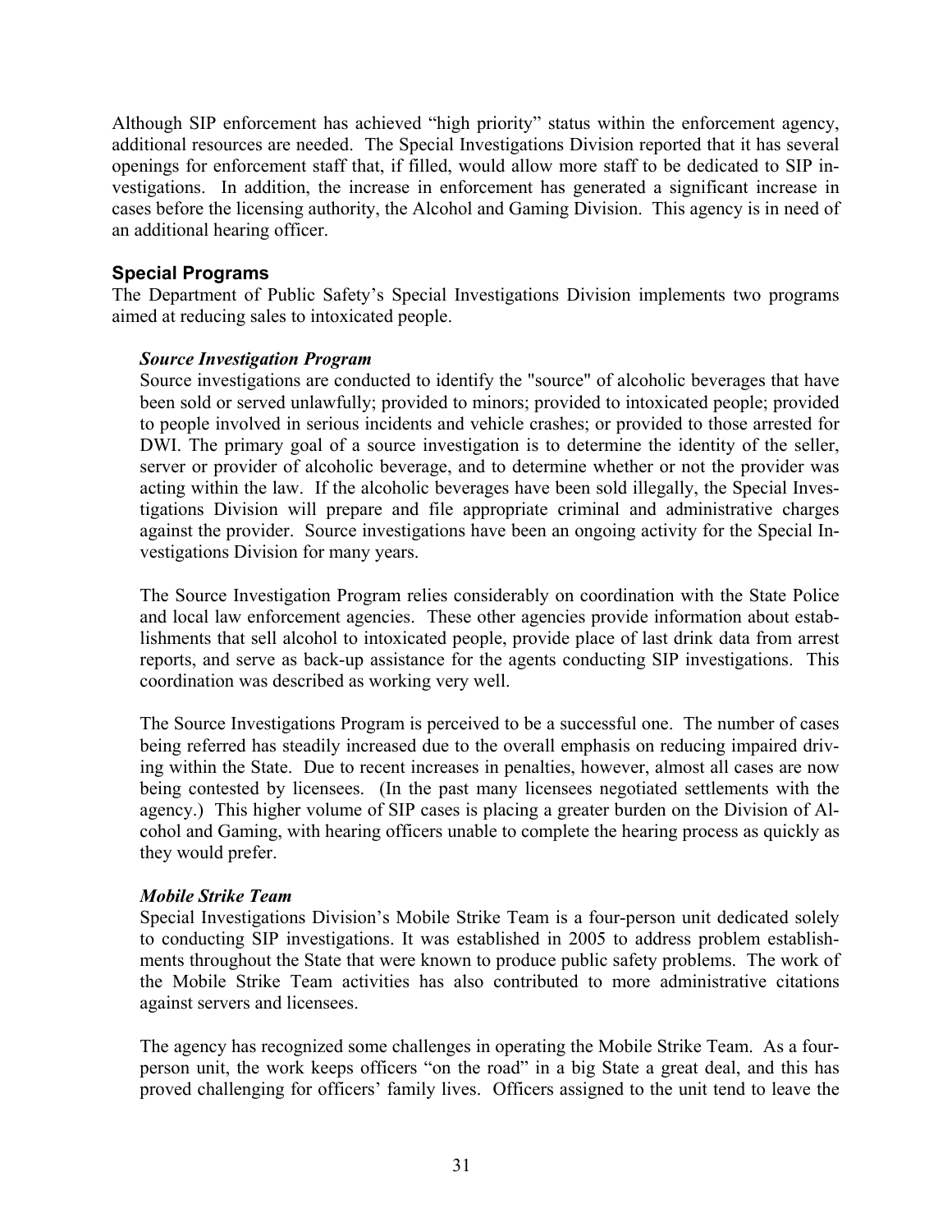Although SIP enforcement has achieved "high priority" status within the enforcement agency, additional resources are needed. The Special Investigations Division reported that it has several openings for enforcement staff that, if filled, would allow more staff to be dedicated to SIP investigations. In addition, the increase in enforcement has generated a significant increase in cases before the licensing authority, the Alcohol and Gaming Division. This agency is in need of an additional hearing officer.

### Special Programs

The Department of Public Safety's Special Investigations Division implements two programs aimed at reducing sales to intoxicated people.

***Source Investigation Program***

Source investigations are conducted to identify the "source" of alcoholic beverages that have been sold or served unlawfully; provided to minors; provided to intoxicated people; provided to people involved in serious incidents and vehicle crashes; or provided to those arrested for DWI. The primary goal of a source investigation is to determine the identity of the seller, server or provider of alcoholic beverage, and to determine whether or not the provider was acting within the law. If the alcoholic beverages have been sold illegally, the Special Investigations Division will prepare and file appropriate criminal and administrative charges against the provider. Source investigations have been an ongoing activity for the Special Investigations Division for many years.

The Source Investigation Program relies considerably on coordination with the State Police and local law enforcement agencies. These other agencies provide information about establishments that sell alcohol to intoxicated people, provide place of last drink data from arrest reports, and serve as back-up assistance for the agents conducting SIP investigations. This coordination was described as working very well.

The Source Investigations Program is perceived to be a successful one. The number of cases being referred has steadily increased due to the overall emphasis on reducing impaired driving within the State. Due to recent increases in penalties, however, almost all cases are now being contested by licensees. (In the past many licensees negotiated settlements with the agency.) This higher volume of SIP cases is placing a greater burden on the Division of Alcohol and Gaming, with hearing officers unable to complete the hearing process as quickly as they would prefer.

***Mobile Strike Team***

Special Investigations Division's Mobile Strike Team is a four-person unit dedicated solely to conducting SIP investigations. It was established in 2005 to address problem establishments throughout the State that were known to produce public safety problems. The work of the Mobile Strike Team activities has also contributed to more administrative citations against servers and licensees.

The agency has recognized some challenges in operating the Mobile Strike Team. As a four-person unit, the work keeps officers "on the road" in a big State a great deal, and this has proved challenging for officers' family lives. Officers assigned to the unit tend to leave the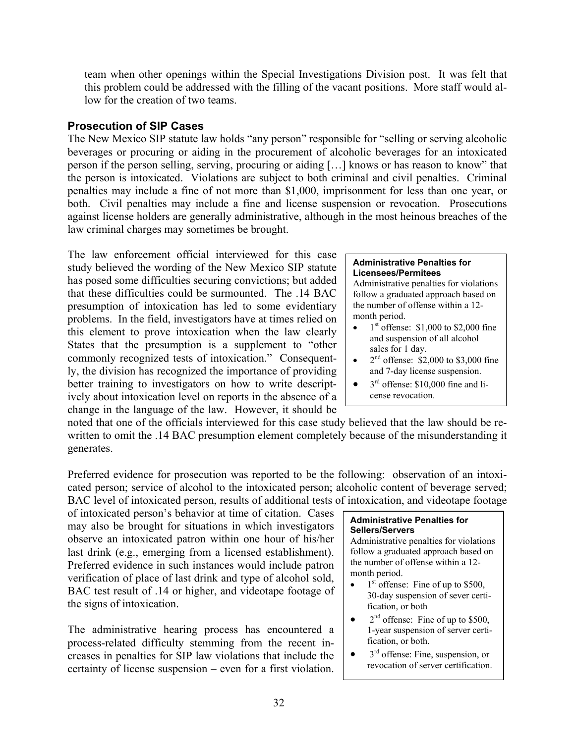team when other openings within the Special Investigations Division post. It was felt that this problem could be addressed with the filling of the vacant positions. More staff would allow for the creation of two teams.

### Prosecution of SIP Cases

The New Mexico SIP statute law holds "any person" responsible for "selling or serving alcoholic beverages or procuring or aiding in the procurement of alcoholic beverages for an intoxicated person if the person selling, serving, procuring or aiding […] knows or has reason to know" that the person is intoxicated. Violations are subject to both criminal and civil penalties. Criminal penalties may include a fine of not more than $1,000, imprisonment for less than one year, or both. Civil penalties may include a fine and license suspension or revocation. Prosecutions against license holders are generally administrative, although in the most heinous breaches of the law criminal charges may sometimes be brought.

The law enforcement official interviewed for this case study believed the wording of the New Mexico SIP statute has posed some difficulties securing convictions; but added that these difficulties could be surmounted. The .14 BAC presumption of intoxication has led to some evidentiary problems. In the field, investigators have at times relied on this element to prove intoxication when the law clearly States that the presumption is a supplement to "other commonly recognized tests of intoxication." Consequently, the division has recognized the importance of providing better training to investigators on how to write descriptively about intoxication level on reports in the absence of a change in the language of the law. However, it should be noted that one of the officials interviewed for this case study believed that the law should be rewritten to omit the .14 BAC presumption element completely because of the misunderstanding it generates.

> **Administrative Penalties for Licensees/Permitees**
>
> Administrative penalties for violations follow a graduated approach based on the number of offense within a 12-month period.
>
> - 1st offense: $1,000 to $2,000 fine and suspension of all alcohol sales for 1 day.
> - 2nd offense: $2,000 to $3,000 fine and 7-day license suspension.
> - 3rd offense: $10,000 fine and license revocation.

Preferred evidence for prosecution was reported to be the following: observation of an intoxicated person; service of alcohol to the intoxicated person; alcoholic content of beverage served; BAC level of intoxicated person, results of additional tests of intoxication, and videotape footage of intoxicated person's behavior at time of citation. Cases may also be brought for situations in which investigators observe an intoxicated patron within one hour of his/her last drink (e.g., emerging from a licensed establishment). Preferred evidence in such instances would include patron verification of place of last drink and type of alcohol sold, BAC test result of .14 or higher, and videotape footage of the signs of intoxication.

> **Administrative Penalties for Sellers/Servers**
>
> Administrative penalties for violations follow a graduated approach based on the number of offense within a 12-month period.
>
> - 1st offense: Fine of up to $500, 30-day suspension of sever certification, or both
> - 2nd offense: Fine of up to $500, 1-year suspension of server certification, or both.
> - 3rd offense: Fine, suspension, or revocation of server certification.

The administrative hearing process has encountered a process-related difficulty stemming from the recent increases in penalties for SIP law violations that include the certainty of license suspension – even for a first violation.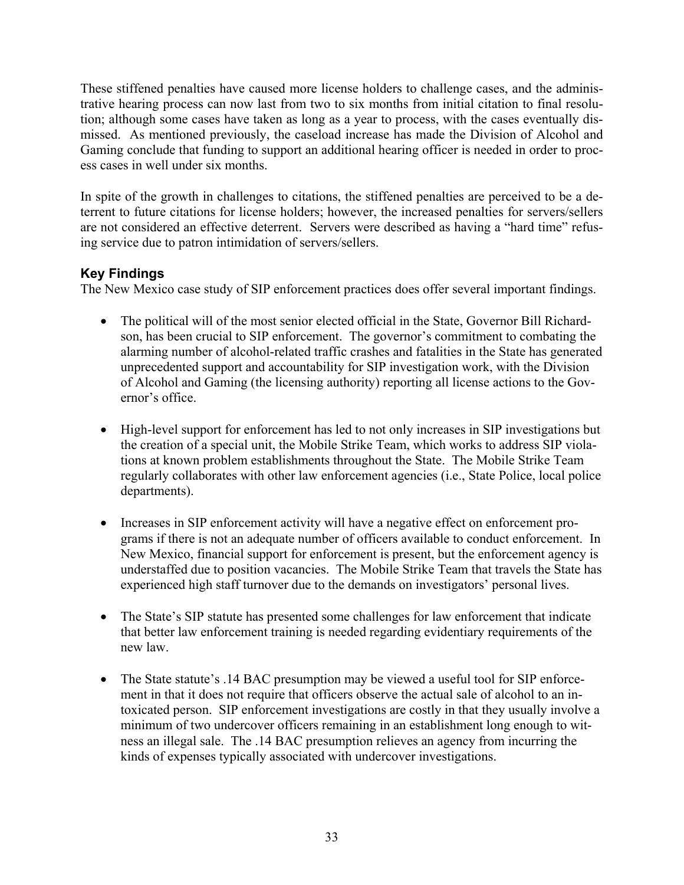These stiffened penalties have caused more license holders to challenge cases, and the administrative hearing process can now last from two to six months from initial citation to final resolution; although some cases have taken as long as a year to process, with the cases eventually dismissed. As mentioned previously, the caseload increase has made the Division of Alcohol and Gaming conclude that funding to support an additional hearing officer is needed in order to process cases in well under six months.

In spite of the growth in challenges to citations, the stiffened penalties are perceived to be a deterrent to future citations for license holders; however, the increased penalties for servers/sellers are not considered an effective deterrent. Servers were described as having a "hard time" refusing service due to patron intimidation of servers/sellers.

### Key Findings

The New Mexico case study of SIP enforcement practices does offer several important findings.

- The political will of the most senior elected official in the State, Governor Bill Richardson, has been crucial to SIP enforcement. The governor's commitment to combating the alarming number of alcohol-related traffic crashes and fatalities in the State has generated unprecedented support and accountability for SIP investigation work, with the Division of Alcohol and Gaming (the licensing authority) reporting all license actions to the Governor's office.

- High-level support for enforcement has led to not only increases in SIP investigations but the creation of a special unit, the Mobile Strike Team, which works to address SIP violations at known problem establishments throughout the State. The Mobile Strike Team regularly collaborates with other law enforcement agencies (i.e., State Police, local police departments).

- Increases in SIP enforcement activity will have a negative effect on enforcement programs if there is not an adequate number of officers available to conduct enforcement. In New Mexico, financial support for enforcement is present, but the enforcement agency is understaffed due to position vacancies. The Mobile Strike Team that travels the State has experienced high staff turnover due to the demands on investigators' personal lives.

- The State's SIP statute has presented some challenges for law enforcement that indicate that better law enforcement training is needed regarding evidentiary requirements of the new law.

- The State statute's .14 BAC presumption may be viewed a useful tool for SIP enforcement in that it does not require that officers observe the actual sale of alcohol to an intoxicated person. SIP enforcement investigations are costly in that they usually involve a minimum of two undercover officers remaining in an establishment long enough to witness an illegal sale. The .14 BAC presumption relieves an agency from incurring the kinds of expenses typically associated with undercover investigations.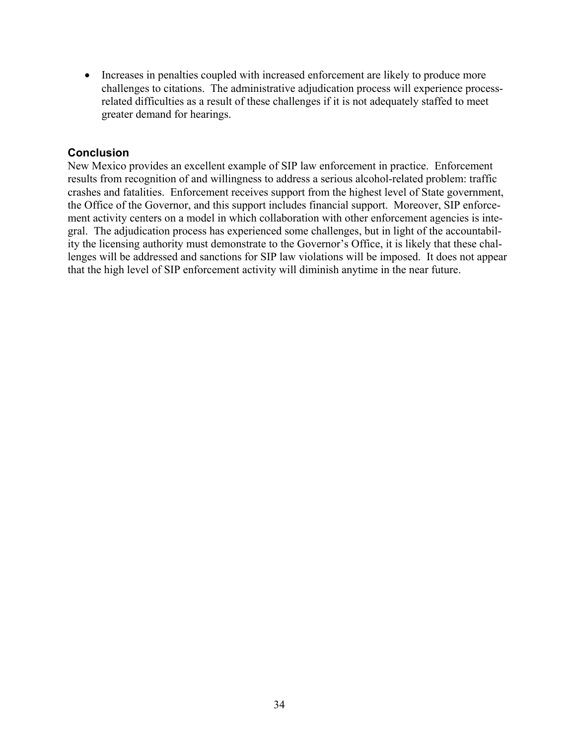- Increases in penalties coupled with increased enforcement are likely to produce more challenges to citations. The administrative adjudication process will experience process-related difficulties as a result of these challenges if it is not adequately staffed to meet greater demand for hearings.

## Conclusion

New Mexico provides an excellent example of SIP law enforcement in practice. Enforcement results from recognition of and willingness to address a serious alcohol-related problem: traffic crashes and fatalities. Enforcement receives support from the highest level of State government, the Office of the Governor, and this support includes financial support. Moreover, SIP enforcement activity centers on a model in which collaboration with other enforcement agencies is integral. The adjudication process has experienced some challenges, but in light of the accountability the licensing authority must demonstrate to the Governor's Office, it is likely that these challenges will be addressed and sanctions for SIP law violations will be imposed. It does not appear that the high level of SIP enforcement activity will diminish anytime in the near future.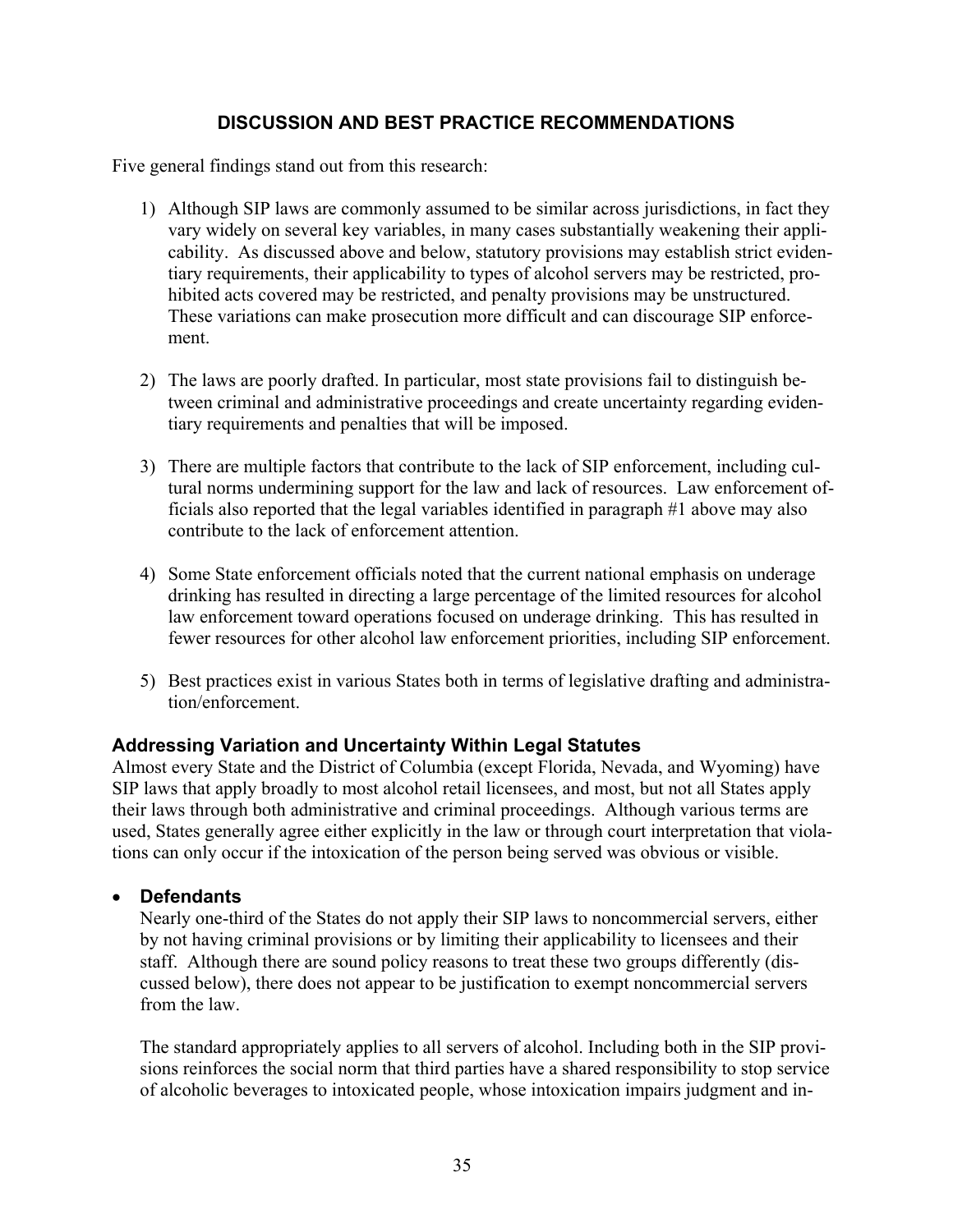## DISCUSSION AND BEST PRACTICE RECOMMENDATIONS

Five general findings stand out from this research:

1) Although SIP laws are commonly assumed to be similar across jurisdictions, in fact they vary widely on several key variables, in many cases substantially weakening their applicability. As discussed above and below, statutory provisions may establish strict evidentiary requirements, their applicability to types of alcohol servers may be restricted, prohibited acts covered may be restricted, and penalty provisions may be unstructured. These variations can make prosecution more difficult and can discourage SIP enforcement.

2) The laws are poorly drafted. In particular, most state provisions fail to distinguish between criminal and administrative proceedings and create uncertainty regarding evidentiary requirements and penalties that will be imposed.

3) There are multiple factors that contribute to the lack of SIP enforcement, including cultural norms undermining support for the law and lack of resources. Law enforcement officials also reported that the legal variables identified in paragraph #1 above may also contribute to the lack of enforcement attention.

4) Some State enforcement officials noted that the current national emphasis on underage drinking has resulted in directing a large percentage of the limited resources for alcohol law enforcement toward operations focused on underage drinking. This has resulted in fewer resources for other alcohol law enforcement priorities, including SIP enforcement.

5) Best practices exist in various States both in terms of legislative drafting and administration/enforcement.

### Addressing Variation and Uncertainty Within Legal Statutes

Almost every State and the District of Columbia (except Florida, Nevada, and Wyoming) have SIP laws that apply broadly to most alcohol retail licensees, and most, but not all States apply their laws through both administrative and criminal proceedings. Although various terms are used, States generally agree either explicitly in the law or through court interpretation that violations can only occur if the intoxication of the person being served was obvious or visible.

- **Defendants**

  Nearly one-third of the States do not apply their SIP laws to noncommercial servers, either by not having criminal provisions or by limiting their applicability to licensees and their staff. Although there are sound policy reasons to treat these two groups differently (discussed below), there does not appear to be justification to exempt noncommercial servers from the law.

  The standard appropriately applies to all servers of alcohol. Including both in the SIP provisions reinforces the social norm that third parties have a shared responsibility to stop service of alcoholic beverages to intoxicated people, whose intoxication impairs judgment and in-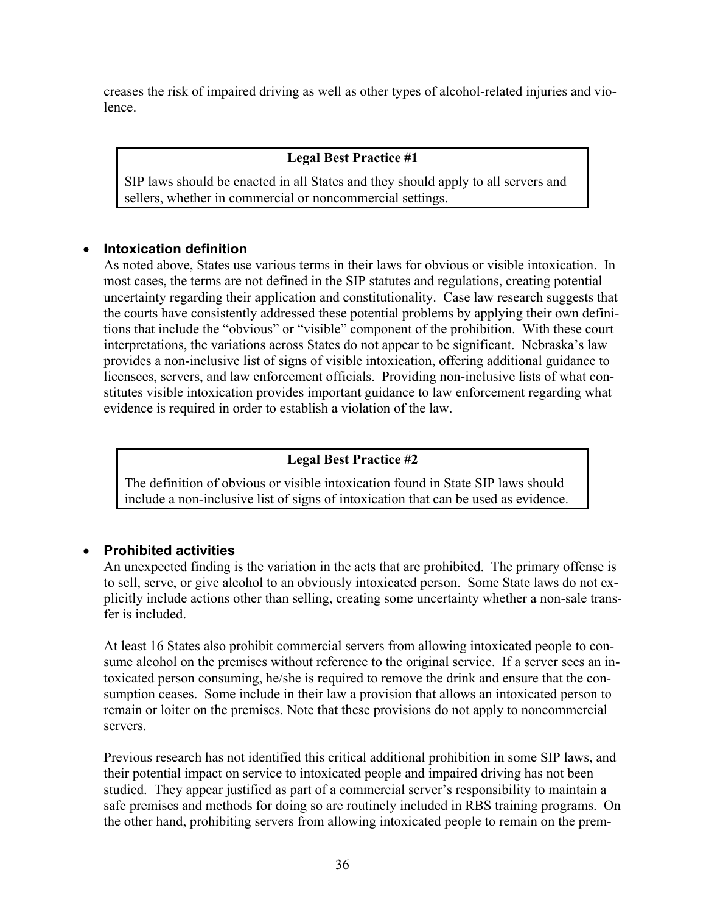creases the risk of impaired driving as well as other types of alcohol-related injuries and violence.

> **Legal Best Practice #1**
>
> SIP laws should be enacted in all States and they should apply to all servers and sellers, whether in commercial or noncommercial settings.

- **Intoxication definition**

  As noted above, States use various terms in their laws for obvious or visible intoxication. In most cases, the terms are not defined in the SIP statutes and regulations, creating potential uncertainty regarding their application and constitutionality. Case law research suggests that the courts have consistently addressed these potential problems by applying their own definitions that include the "obvious" or "visible" component of the prohibition. With these court interpretations, the variations across States do not appear to be significant. Nebraska's law provides a non-inclusive list of signs of visible intoxication, offering additional guidance to licensees, servers, and law enforcement officials. Providing non-inclusive lists of what constitutes visible intoxication provides important guidance to law enforcement regarding what evidence is required in order to establish a violation of the law.

> **Legal Best Practice #2**
>
> The definition of obvious or visible intoxication found in State SIP laws should include a non-inclusive list of signs of intoxication that can be used as evidence.

- **Prohibited activities**

  An unexpected finding is the variation in the acts that are prohibited. The primary offense is to sell, serve, or give alcohol to an obviously intoxicated person. Some State laws do not explicitly include actions other than selling, creating some uncertainty whether a non-sale transfer is included.

  At least 16 States also prohibit commercial servers from allowing intoxicated people to consume alcohol on the premises without reference to the original service. If a server sees an intoxicated person consuming, he/she is required to remove the drink and ensure that the consumption ceases. Some include in their law a provision that allows an intoxicated person to remain or loiter on the premises. Note that these provisions do not apply to noncommercial servers.

  Previous research has not identified this critical additional prohibition in some SIP laws, and their potential impact on service to intoxicated people and impaired driving has not been studied. They appear justified as part of a commercial server's responsibility to maintain a safe premises and methods for doing so are routinely included in RBS training programs. On the other hand, prohibiting servers from allowing intoxicated people to remain on the prem-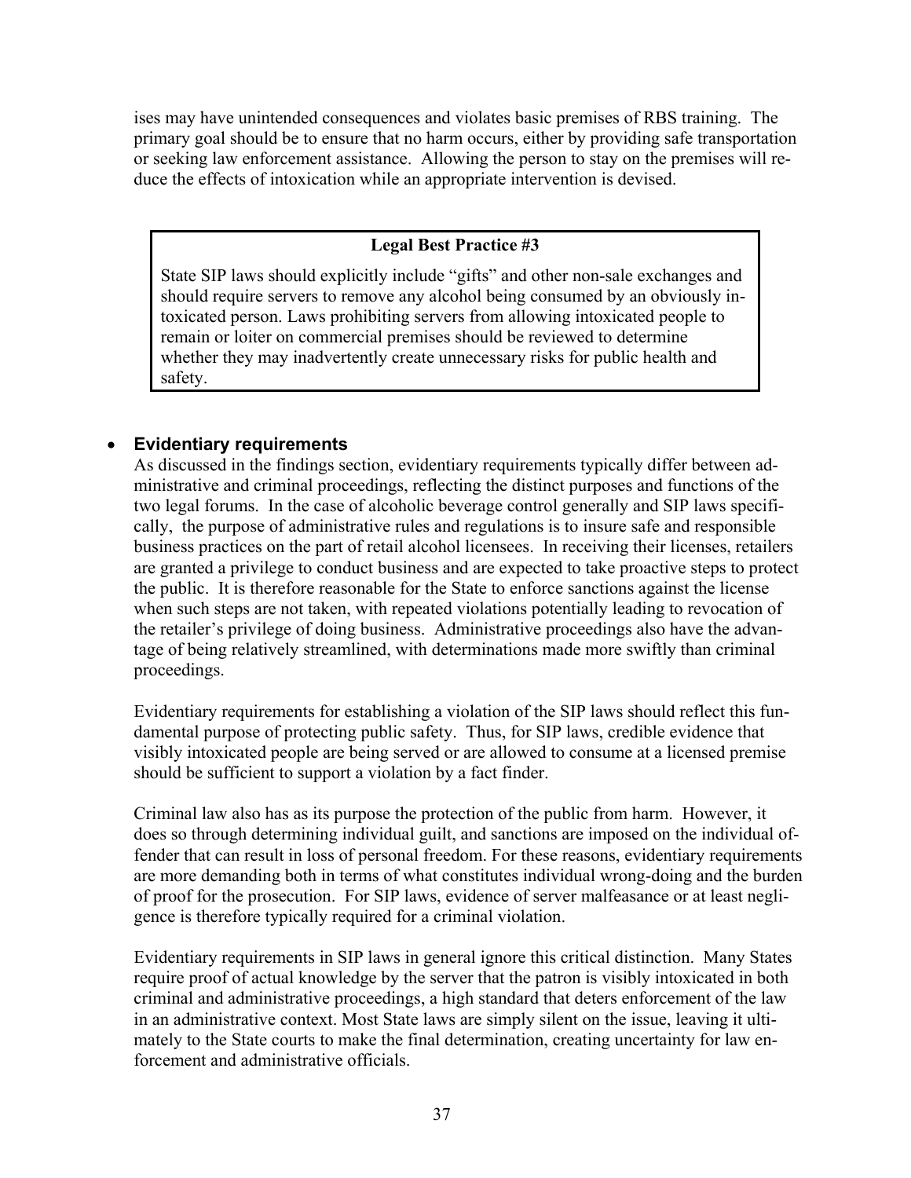ises may have unintended consequences and violates basic premises of RBS training. The primary goal should be to ensure that no harm occurs, either by providing safe transportation or seeking law enforcement assistance. Allowing the person to stay on the premises will reduce the effects of intoxication while an appropriate intervention is devised.

> **Legal Best Practice #3**
>
> State SIP laws should explicitly include "gifts" and other non-sale exchanges and should require servers to remove any alcohol being consumed by an obviously intoxicated person. Laws prohibiting servers from allowing intoxicated people to remain or loiter on commercial premises should be reviewed to determine whether they may inadvertently create unnecessary risks for public health and safety.

- **Evidentiary requirements**

As discussed in the findings section, evidentiary requirements typically differ between administrative and criminal proceedings, reflecting the distinct purposes and functions of the two legal forums. In the case of alcoholic beverage control generally and SIP laws specifically, the purpose of administrative rules and regulations is to insure safe and responsible business practices on the part of retail alcohol licensees. In receiving their licenses, retailers are granted a privilege to conduct business and are expected to take proactive steps to protect the public. It is therefore reasonable for the State to enforce sanctions against the license when such steps are not taken, with repeated violations potentially leading to revocation of the retailer's privilege of doing business. Administrative proceedings also have the advantage of being relatively streamlined, with determinations made more swiftly than criminal proceedings.

Evidentiary requirements for establishing a violation of the SIP laws should reflect this fundamental purpose of protecting public safety. Thus, for SIP laws, credible evidence that visibly intoxicated people are being served or are allowed to consume at a licensed premise should be sufficient to support a violation by a fact finder.

Criminal law also has as its purpose the protection of the public from harm. However, it does so through determining individual guilt, and sanctions are imposed on the individual offender that can result in loss of personal freedom. For these reasons, evidentiary requirements are more demanding both in terms of what constitutes individual wrong-doing and the burden of proof for the prosecution. For SIP laws, evidence of server malfeasance or at least negligence is therefore typically required for a criminal violation.

Evidentiary requirements in SIP laws in general ignore this critical distinction. Many States require proof of actual knowledge by the server that the patron is visibly intoxicated in both criminal and administrative proceedings, a high standard that deters enforcement of the law in an administrative context. Most State laws are simply silent on the issue, leaving it ultimately to the State courts to make the final determination, creating uncertainty for law enforcement and administrative officials.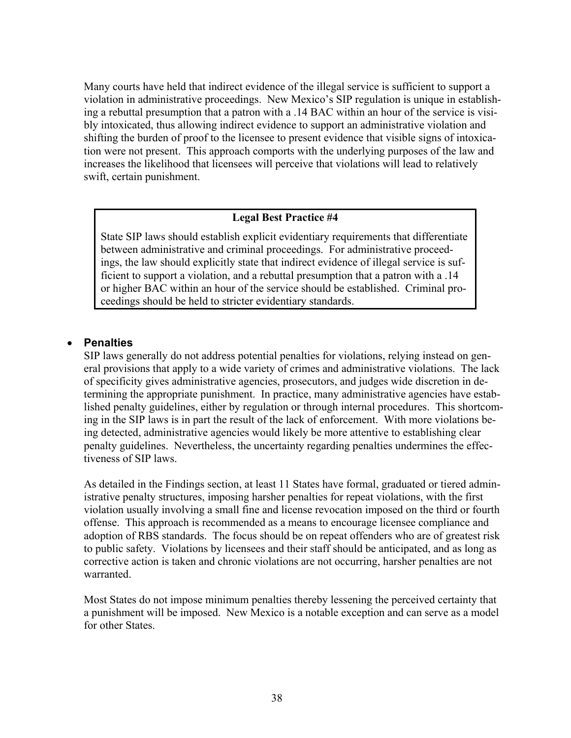Many courts have held that indirect evidence of the illegal service is sufficient to support a violation in administrative proceedings. New Mexico's SIP regulation is unique in establishing a rebuttal presumption that a patron with a .14 BAC within an hour of the service is visibly intoxicated, thus allowing indirect evidence to support an administrative violation and shifting the burden of proof to the licensee to present evidence that visible signs of intoxication were not present. This approach comports with the underlying purposes of the law and increases the likelihood that licensees will perceive that violations will lead to relatively swift, certain punishment.

> **Legal Best Practice #4**
>
> State SIP laws should establish explicit evidentiary requirements that differentiate between administrative and criminal proceedings. For administrative proceedings, the law should explicitly state that indirect evidence of illegal service is sufficient to support a violation, and a rebuttal presumption that a patron with a .14 or higher BAC within an hour of the service should be established. Criminal proceedings should be held to stricter evidentiary standards.

- **Penalties**

  SIP laws generally do not address potential penalties for violations, relying instead on general provisions that apply to a wide variety of crimes and administrative violations. The lack of specificity gives administrative agencies, prosecutors, and judges wide discretion in determining the appropriate punishment. In practice, many administrative agencies have established penalty guidelines, either by regulation or through internal procedures. This shortcoming in the SIP laws is in part the result of the lack of enforcement. With more violations being detected, administrative agencies would likely be more attentive to establishing clear penalty guidelines. Nevertheless, the uncertainty regarding penalties undermines the effectiveness of SIP laws.

  As detailed in the Findings section, at least 11 States have formal, graduated or tiered administrative penalty structures, imposing harsher penalties for repeat violations, with the first violation usually involving a small fine and license revocation imposed on the third or fourth offense. This approach is recommended as a means to encourage licensee compliance and adoption of RBS standards. The focus should be on repeat offenders who are of greatest risk to public safety. Violations by licensees and their staff should be anticipated, and as long as corrective action is taken and chronic violations are not occurring, harsher penalties are not warranted.

  Most States do not impose minimum penalties thereby lessening the perceived certainty that a punishment will be imposed. New Mexico is a notable exception and can serve as a model for other States.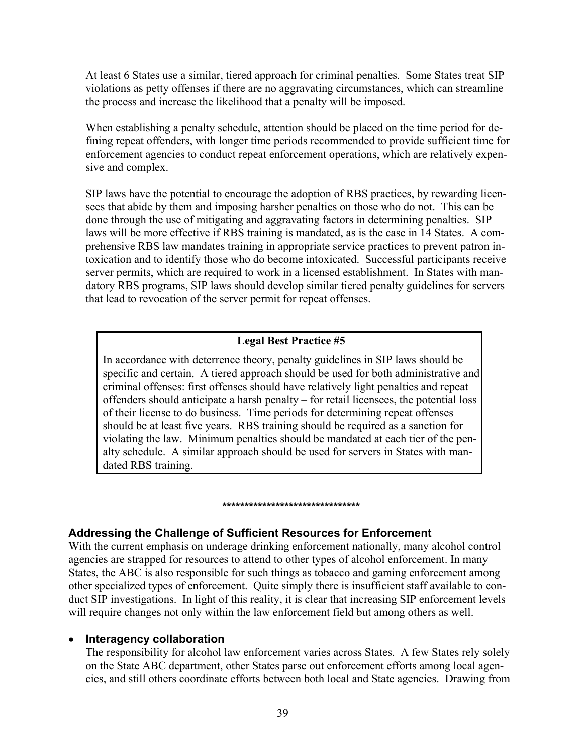At least 6 States use a similar, tiered approach for criminal penalties. Some States treat SIP violations as petty offenses if there are no aggravating circumstances, which can streamline the process and increase the likelihood that a penalty will be imposed.

When establishing a penalty schedule, attention should be placed on the time period for defining repeat offenders, with longer time periods recommended to provide sufficient time for enforcement agencies to conduct repeat enforcement operations, which are relatively expensive and complex.

SIP laws have the potential to encourage the adoption of RBS practices, by rewarding licensees that abide by them and imposing harsher penalties on those who do not. This can be done through the use of mitigating and aggravating factors in determining penalties. SIP laws will be more effective if RBS training is mandated, as is the case in 14 States. A comprehensive RBS law mandates training in appropriate service practices to prevent patron intoxication and to identify those who do become intoxicated. Successful participants receive server permits, which are required to work in a licensed establishment. In States with mandatory RBS programs, SIP laws should develop similar tiered penalty guidelines for servers that lead to revocation of the server permit for repeat offenses.

> **Legal Best Practice #5**
>
> In accordance with deterrence theory, penalty guidelines in SIP laws should be specific and certain. A tiered approach should be used for both administrative and criminal offenses: first offenses should have relatively light penalties and repeat offenders should anticipate a harsh penalty – for retail licensees, the potential loss of their license to do business. Time periods for determining repeat offenses should be at least five years. RBS training should be required as a sanction for violating the law. Minimum penalties should be mandated at each tier of the penalty schedule. A similar approach should be used for servers in States with mandated RBS training.

*******************************

## Addressing the Challenge of Sufficient Resources for Enforcement

With the current emphasis on underage drinking enforcement nationally, many alcohol control agencies are strapped for resources to attend to other types of alcohol enforcement. In many States, the ABC is also responsible for such things as tobacco and gaming enforcement among other specialized types of enforcement. Quite simply there is insufficient staff available to conduct SIP investigations. In light of this reality, it is clear that increasing SIP enforcement levels will require changes not only within the law enforcement field but among others as well.

- **Interagency collaboration**

  The responsibility for alcohol law enforcement varies across States. A few States rely solely on the State ABC department, other States parse out enforcement efforts among local agencies, and still others coordinate efforts between both local and State agencies. Drawing from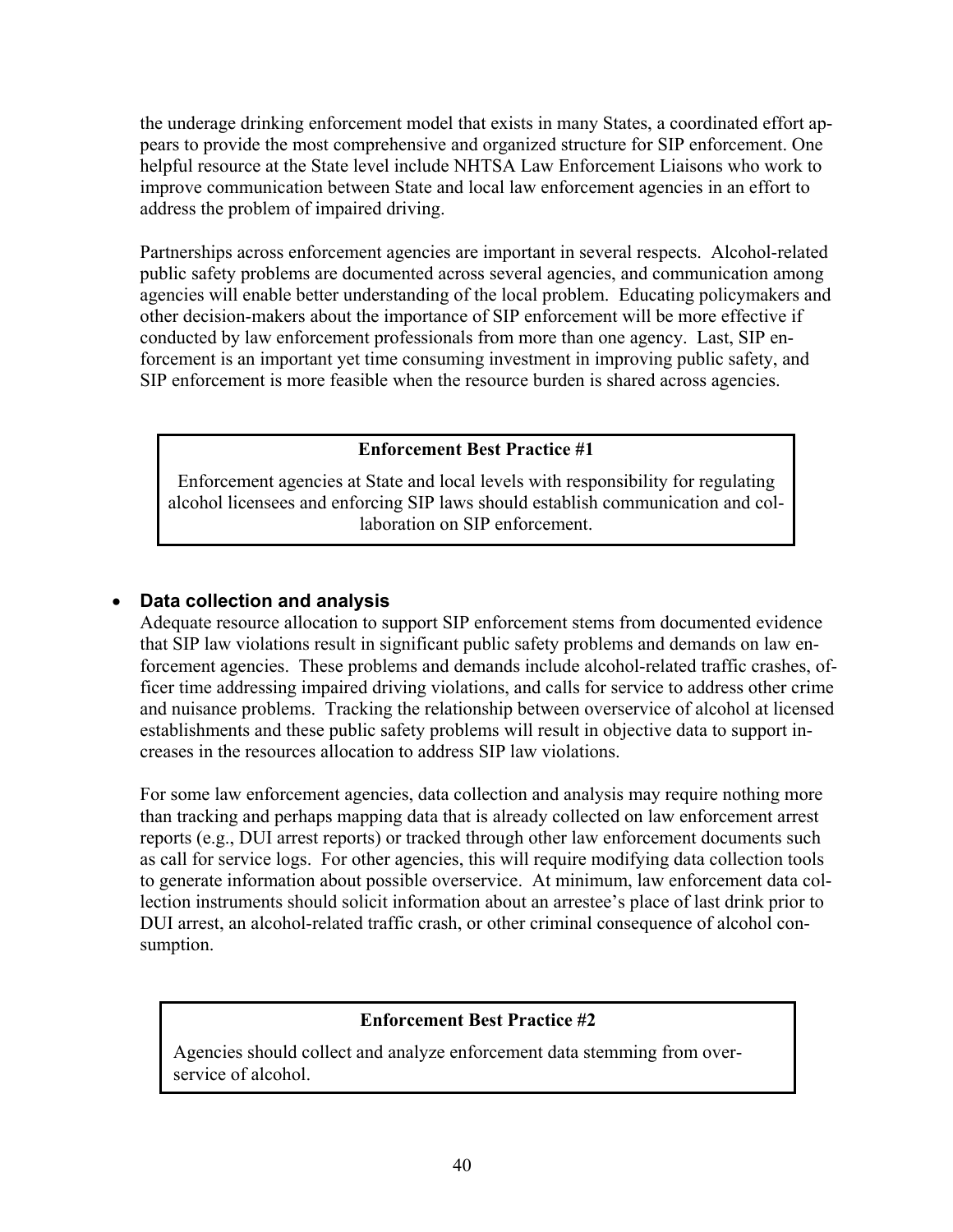the underage drinking enforcement model that exists in many States, a coordinated effort appears to provide the most comprehensive and organized structure for SIP enforcement. One helpful resource at the State level include NHTSA Law Enforcement Liaisons who work to improve communication between State and local law enforcement agencies in an effort to address the problem of impaired driving.

Partnerships across enforcement agencies are important in several respects. Alcohol-related public safety problems are documented across several agencies, and communication among agencies will enable better understanding of the local problem. Educating policymakers and other decision-makers about the importance of SIP enforcement will be more effective if conducted by law enforcement professionals from more than one agency. Last, SIP enforcement is an important yet time consuming investment in improving public safety, and SIP enforcement is more feasible when the resource burden is shared across agencies.

> **Enforcement Best Practice #1**
>
> Enforcement agencies at State and local levels with responsibility for regulating alcohol licensees and enforcing SIP laws should establish communication and collaboration on SIP enforcement.

- **Data collection and analysis**

  Adequate resource allocation to support SIP enforcement stems from documented evidence that SIP law violations result in significant public safety problems and demands on law enforcement agencies. These problems and demands include alcohol-related traffic crashes, officer time addressing impaired driving violations, and calls for service to address other crime and nuisance problems. Tracking the relationship between overservice of alcohol at licensed establishments and these public safety problems will result in objective data to support increases in the resources allocation to address SIP law violations.

  For some law enforcement agencies, data collection and analysis may require nothing more than tracking and perhaps mapping data that is already collected on law enforcement arrest reports (e.g., DUI arrest reports) or tracked through other law enforcement documents such as call for service logs. For other agencies, this will require modifying data collection tools to generate information about possible overservice. At minimum, law enforcement data collection instruments should solicit information about an arrestee's place of last drink prior to DUI arrest, an alcohol-related traffic crash, or other criminal consequence of alcohol consumption.

> **Enforcement Best Practice #2**
>
> Agencies should collect and analyze enforcement data stemming from overservice of alcohol.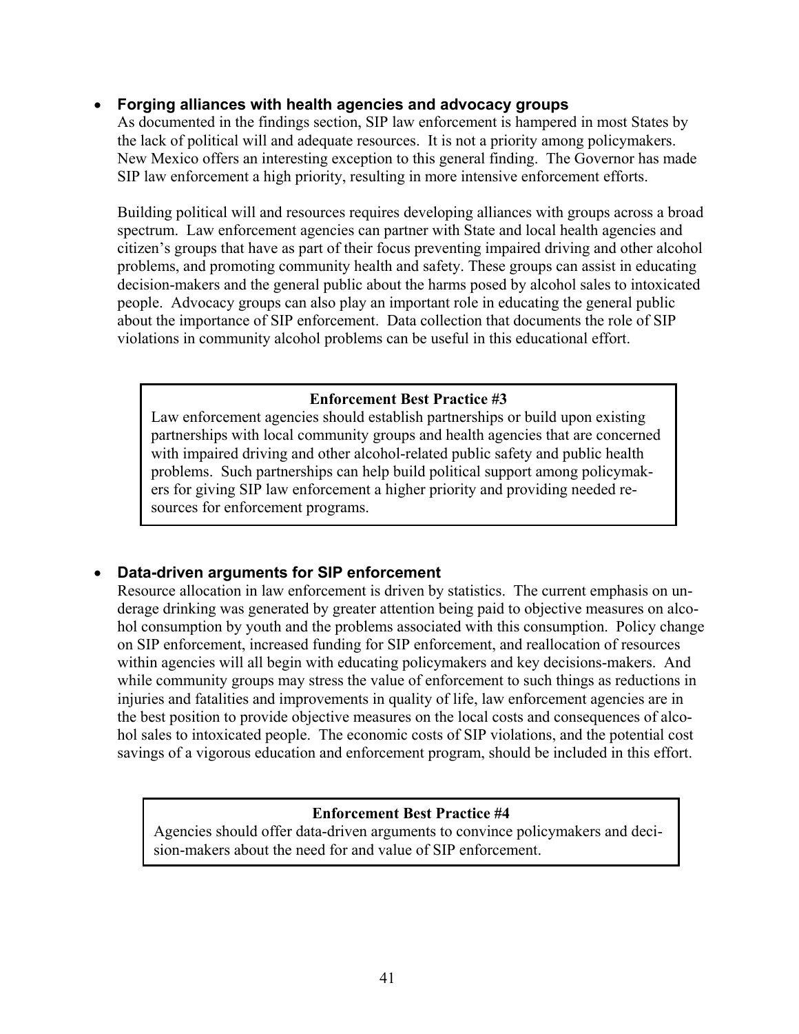- **Forging alliances with health agencies and advocacy groups**

  As documented in the findings section, SIP law enforcement is hampered in most States by the lack of political will and adequate resources. It is not a priority among policymakers. New Mexico offers an interesting exception to this general finding. The Governor has made SIP law enforcement a high priority, resulting in more intensive enforcement efforts.

  Building political will and resources requires developing alliances with groups across a broad spectrum. Law enforcement agencies can partner with State and local health agencies and citizen's groups that have as part of their focus preventing impaired driving and other alcohol problems, and promoting community health and safety. These groups can assist in educating decision-makers and the general public about the harms posed by alcohol sales to intoxicated people. Advocacy groups can also play an important role in educating the general public about the importance of SIP enforcement. Data collection that documents the role of SIP violations in community alcohol problems can be useful in this educational effort.

> **Enforcement Best Practice #3**
>
> Law enforcement agencies should establish partnerships or build upon existing partnerships with local community groups and health agencies that are concerned with impaired driving and other alcohol-related public safety and public health problems. Such partnerships can help build political support among policymakers for giving SIP law enforcement a higher priority and providing needed resources for enforcement programs.

- **Data-driven arguments for SIP enforcement**

  Resource allocation in law enforcement is driven by statistics. The current emphasis on underage drinking was generated by greater attention being paid to objective measures on alcohol consumption by youth and the problems associated with this consumption. Policy change on SIP enforcement, increased funding for SIP enforcement, and reallocation of resources within agencies will all begin with educating policymakers and key decisions-makers. And while community groups may stress the value of enforcement to such things as reductions in injuries and fatalities and improvements in quality of life, law enforcement agencies are in the best position to provide objective measures on the local costs and consequences of alcohol sales to intoxicated people. The economic costs of SIP violations, and the potential cost savings of a vigorous education and enforcement program, should be included in this effort.

> **Enforcement Best Practice #4**
>
> Agencies should offer data-driven arguments to convince policymakers and decision-makers about the need for and value of SIP enforcement.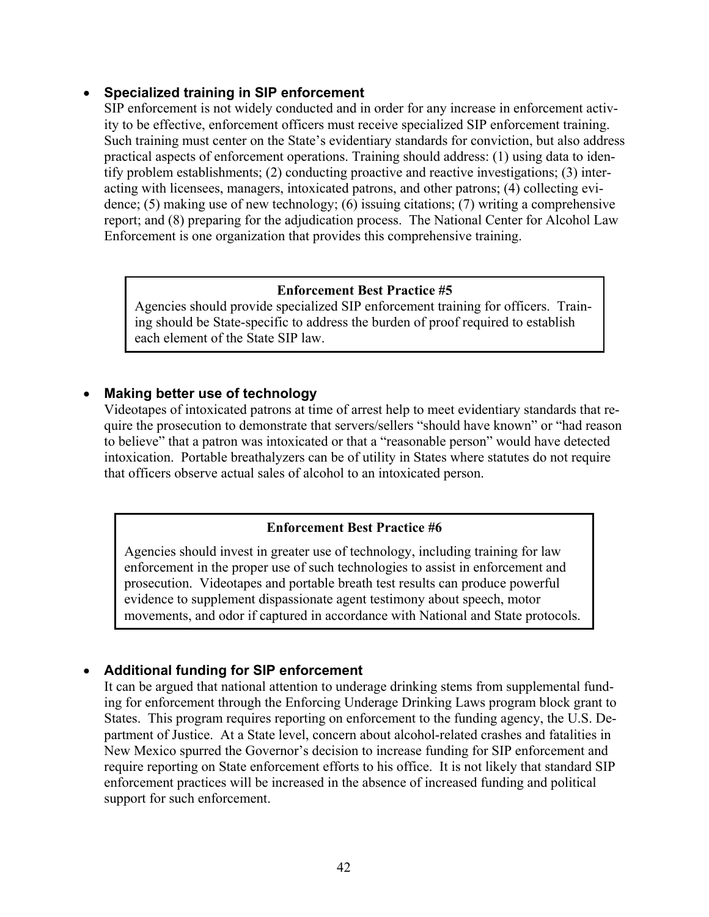- **Specialized training in SIP enforcement**

  SIP enforcement is not widely conducted and in order for any increase in enforcement activity to be effective, enforcement officers must receive specialized SIP enforcement training. Such training must center on the State's evidentiary standards for conviction, but also address practical aspects of enforcement operations. Training should address: (1) using data to identify problem establishments; (2) conducting proactive and reactive investigations; (3) interacting with licensees, managers, intoxicated patrons, and other patrons; (4) collecting evidence; (5) making use of new technology; (6) issuing citations; (7) writing a comprehensive report; and (8) preparing for the adjudication process. The National Center for Alcohol Law Enforcement is one organization that provides this comprehensive training.

> **Enforcement Best Practice #5**
>
> Agencies should provide specialized SIP enforcement training for officers. Training should be State-specific to address the burden of proof required to establish each element of the State SIP law.

- **Making better use of technology**

  Videotapes of intoxicated patrons at time of arrest help to meet evidentiary standards that require the prosecution to demonstrate that servers/sellers "should have known" or "had reason to believe" that a patron was intoxicated or that a "reasonable person" would have detected intoxication. Portable breathalyzers can be of utility in States where statutes do not require that officers observe actual sales of alcohol to an intoxicated person.

> **Enforcement Best Practice #6**
>
> Agencies should invest in greater use of technology, including training for law enforcement in the proper use of such technologies to assist in enforcement and prosecution. Videotapes and portable breath test results can produce powerful evidence to supplement dispassionate agent testimony about speech, motor movements, and odor if captured in accordance with National and State protocols.

- **Additional funding for SIP enforcement**

  It can be argued that national attention to underage drinking stems from supplemental funding for enforcement through the Enforcing Underage Drinking Laws program block grant to States. This program requires reporting on enforcement to the funding agency, the U.S. Department of Justice. At a State level, concern about alcohol-related crashes and fatalities in New Mexico spurred the Governor's decision to increase funding for SIP enforcement and require reporting on State enforcement efforts to his office. It is not likely that standard SIP enforcement practices will be increased in the absence of increased funding and political support for such enforcement.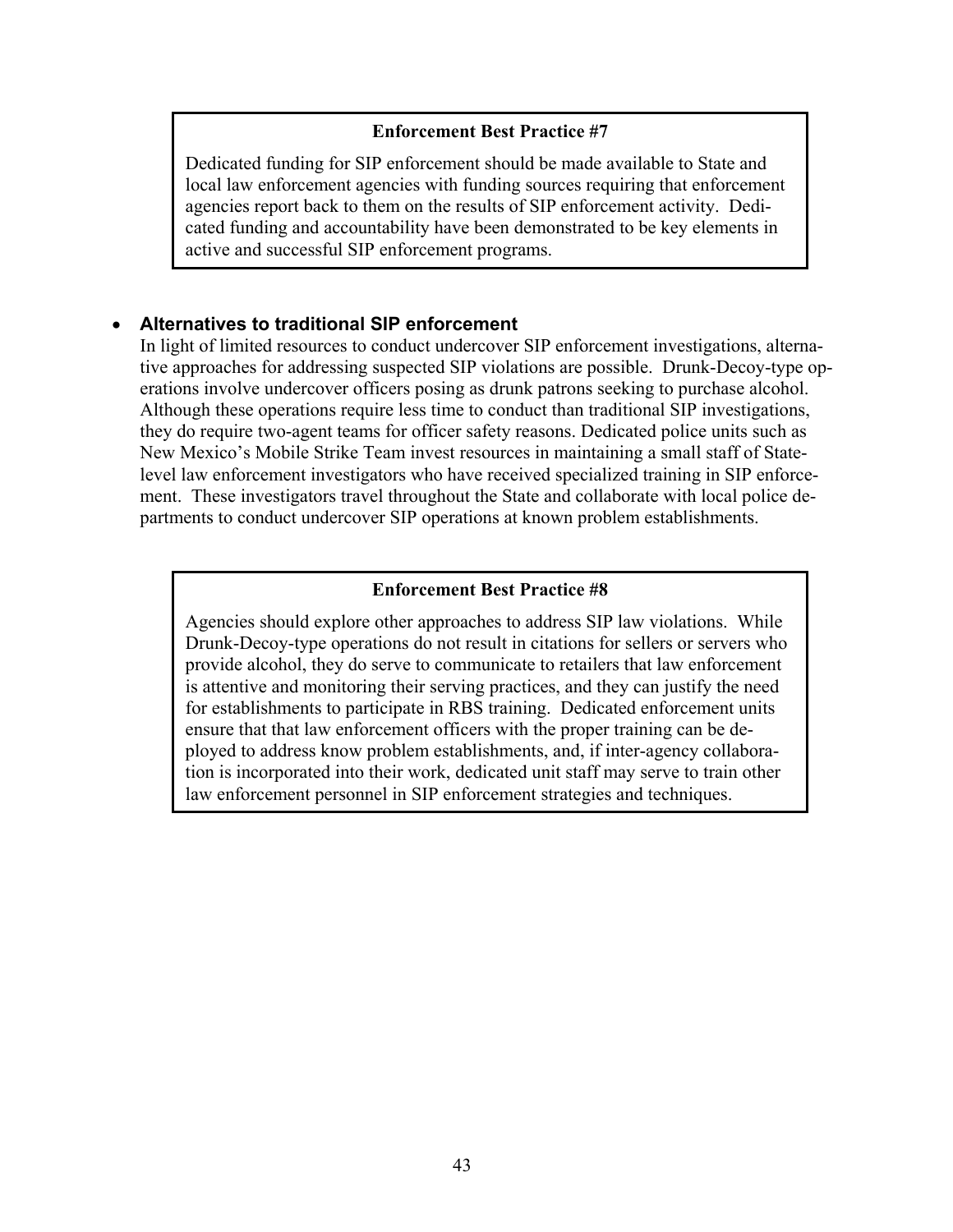**Enforcement Best Practice #7**

Dedicated funding for SIP enforcement should be made available to State and local law enforcement agencies with funding sources requiring that enforcement agencies report back to them on the results of SIP enforcement activity. Dedicated funding and accountability have been demonstrated to be key elements in active and successful SIP enforcement programs.

- **Alternatives to traditional SIP enforcement**

  In light of limited resources to conduct undercover SIP enforcement investigations, alternative approaches for addressing suspected SIP violations are possible. Drunk-Decoy-type operations involve undercover officers posing as drunk patrons seeking to purchase alcohol. Although these operations require less time to conduct than traditional SIP investigations, they do require two-agent teams for officer safety reasons. Dedicated police units such as New Mexico's Mobile Strike Team invest resources in maintaining a small staff of State-level law enforcement investigators who have received specialized training in SIP enforcement. These investigators travel throughout the State and collaborate with local police departments to conduct undercover SIP operations at known problem establishments.

**Enforcement Best Practice #8**

Agencies should explore other approaches to address SIP law violations. While Drunk-Decoy-type operations do not result in citations for sellers or servers who provide alcohol, they do serve to communicate to retailers that law enforcement is attentive and monitoring their serving practices, and they can justify the need for establishments to participate in RBS training. Dedicated enforcement units ensure that that law enforcement officers with the proper training can be deployed to address know problem establishments, and, if inter-agency collaboration is incorporated into their work, dedicated unit staff may serve to train other law enforcement personnel in SIP enforcement strategies and techniques.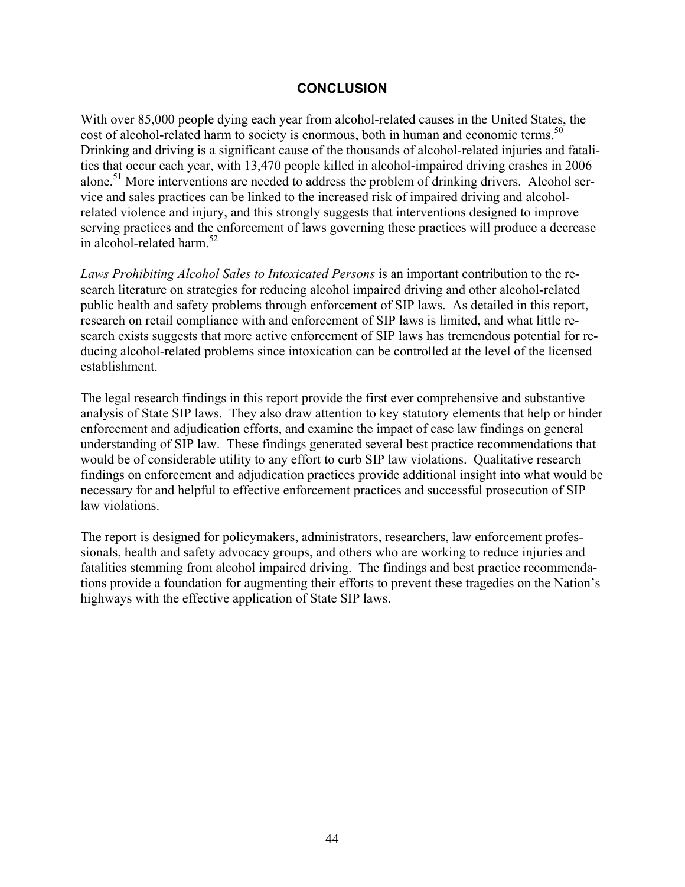## CONCLUSION

With over 85,000 people dying each year from alcohol-related causes in the United States, the cost of alcohol-related harm to society is enormous, both in human and economic terms.[50] Drinking and driving is a significant cause of the thousands of alcohol-related injuries and fatalities that occur each year, with 13,470 people killed in alcohol-impaired driving crashes in 2006 alone.[51] More interventions are needed to address the problem of drinking drivers. Alcohol service and sales practices can be linked to the increased risk of impaired driving and alcohol-related violence and injury, and this strongly suggests that interventions designed to improve serving practices and the enforcement of laws governing these practices will produce a decrease in alcohol-related harm.[52]

*Laws Prohibiting Alcohol Sales to Intoxicated Persons* is an important contribution to the research literature on strategies for reducing alcohol impaired driving and other alcohol-related public health and safety problems through enforcement of SIP laws. As detailed in this report, research on retail compliance with and enforcement of SIP laws is limited, and what little research exists suggests that more active enforcement of SIP laws has tremendous potential for reducing alcohol-related problems since intoxication can be controlled at the level of the licensed establishment.

The legal research findings in this report provide the first ever comprehensive and substantive analysis of State SIP laws. They also draw attention to key statutory elements that help or hinder enforcement and adjudication efforts, and examine the impact of case law findings on general understanding of SIP law. These findings generated several best practice recommendations that would be of considerable utility to any effort to curb SIP law violations. Qualitative research findings on enforcement and adjudication practices provide additional insight into what would be necessary for and helpful to effective enforcement practices and successful prosecution of SIP law violations.

The report is designed for policymakers, administrators, researchers, law enforcement professionals, health and safety advocacy groups, and others who are working to reduce injuries and fatalities stemming from alcohol impaired driving. The findings and best practice recommendations provide a foundation for augmenting their efforts to prevent these tragedies on the Nation's highways with the effective application of State SIP laws.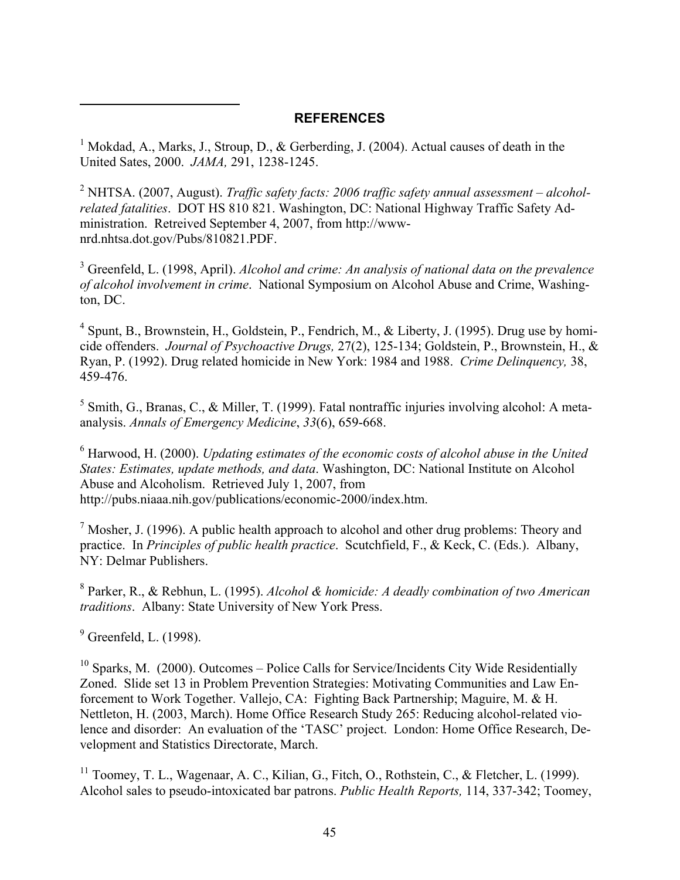## REFERENCES

[1] Mokdad, A., Marks, J., Stroup, D., & Gerberding, J. (2004). Actual causes of death in the United Sates, 2000. *JAMA,* 291, 1238-1245.

[2] NHTSA. (2007, August). *Traffic safety facts: 2006 traffic safety annual assessment – alcohol-related fatalities*. DOT HS 810 821. Washington, DC: National Highway Traffic Safety Administration. Retreived September 4, 2007, from http://www-nrd.nhtsa.dot.gov/Pubs/810821.PDF.

[3] Greenfeld, L. (1998, April). *Alcohol and crime: An analysis of national data on the prevalence of alcohol involvement in crime*. National Symposium on Alcohol Abuse and Crime, Washington, DC.

[4] Spunt, B., Brownstein, H., Goldstein, P., Fendrich, M., & Liberty, J. (1995). Drug use by homicide offenders. *Journal of Psychoactive Drugs,* 27(2), 125-134; Goldstein, P., Brownstein, H., & Ryan, P. (1992). Drug related homicide in New York: 1984 and 1988. *Crime Delinquency,* 38, 459-476.

[5] Smith, G., Branas, C., & Miller, T. (1999). Fatal nontraffic injuries involving alcohol: A meta-analysis. *Annals of Emergency Medicine*, *33*(6), 659-668.

[6] Harwood, H. (2000). *Updating estimates of the economic costs of alcohol abuse in the United States: Estimates, update methods, and data*. Washington, DC: National Institute on Alcohol Abuse and Alcoholism. Retrieved July 1, 2007, from http://pubs.niaaa.nih.gov/publications/economic-2000/index.htm.

[7] Mosher, J. (1996). A public health approach to alcohol and other drug problems: Theory and practice. In *Principles of public health practice*. Scutchfield, F., & Keck, C. (Eds.). Albany, NY: Delmar Publishers.

[8] Parker, R., & Rebhun, L. (1995). *Alcohol & homicide: A deadly combination of two American traditions*. Albany: State University of New York Press.

[9] Greenfeld, L. (1998).

[10] Sparks, M. (2000). Outcomes – Police Calls for Service/Incidents City Wide Residentially Zoned. Slide set 13 in Problem Prevention Strategies: Motivating Communities and Law Enforcement to Work Together. Vallejo, CA: Fighting Back Partnership; Maguire, M. & H. Nettleton, H. (2003, March). Home Office Research Study 265: Reducing alcohol-related violence and disorder: An evaluation of the 'TASC' project. London: Home Office Research, Development and Statistics Directorate, March.

[11] Toomey, T. L., Wagenaar, A. C., Kilian, G., Fitch, O., Rothstein, C., & Fletcher, L. (1999). Alcohol sales to pseudo-intoxicated bar patrons. *Public Health Reports,* 114, 337-342; Toomey,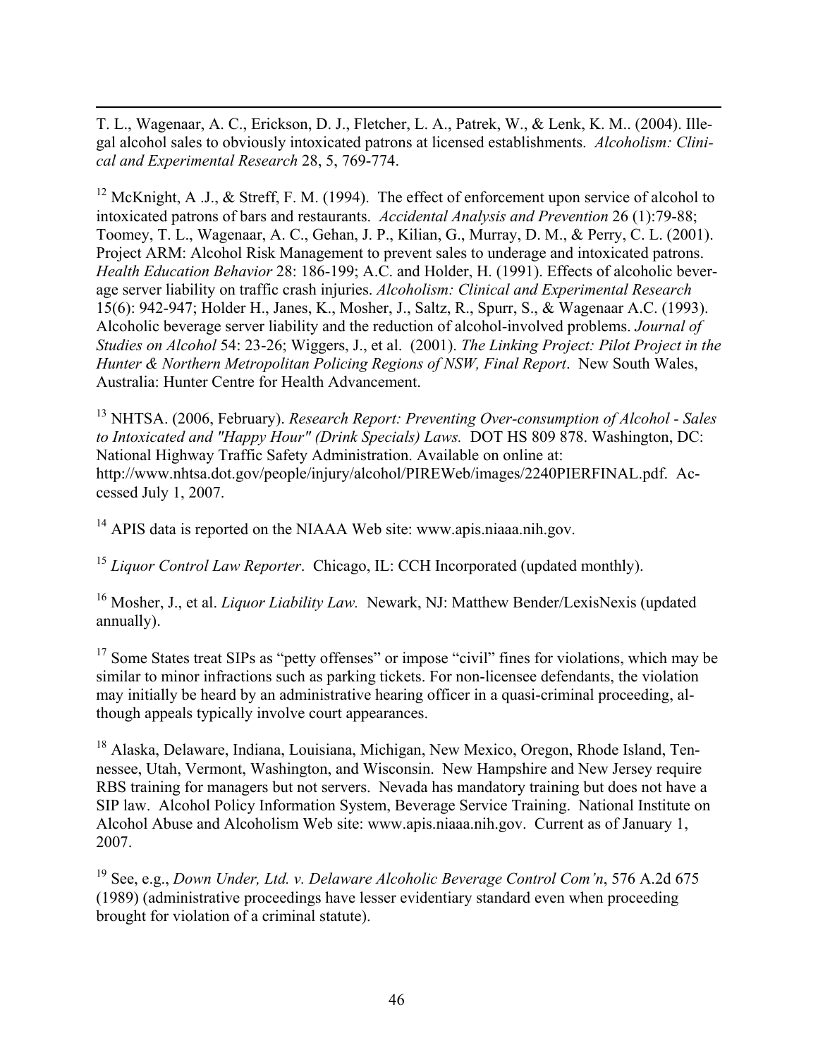T. L., Wagenaar, A. C., Erickson, D. J., Fletcher, L. A., Patrek, W., & Lenk, K. M.. (2004). Illegal alcohol sales to obviously intoxicated patrons at licensed establishments. *Alcoholism: Clinical and Experimental Research* 28, 5, 769-774.

[12] McKnight, A .J., & Streff, F. M. (1994). The effect of enforcement upon service of alcohol to intoxicated patrons of bars and restaurants. *Accidental Analysis and Prevention* 26 (1):79-88; Toomey, T. L., Wagenaar, A. C., Gehan, J. P., Kilian, G., Murray, D. M., & Perry, C. L. (2001). Project ARM: Alcohol Risk Management to prevent sales to underage and intoxicated patrons. *Health Education Behavior* 28: 186-199; A.C. and Holder, H. (1991). Effects of alcoholic beverage server liability on traffic crash injuries. *Alcoholism: Clinical and Experimental Research* 15(6): 942-947; Holder H., Janes, K., Mosher, J., Saltz, R., Spurr, S., & Wagenaar A.C. (1993). Alcoholic beverage server liability and the reduction of alcohol-involved problems. *Journal of Studies on Alcohol* 54: 23-26; Wiggers, J., et al. (2001). *The Linking Project: Pilot Project in the Hunter & Northern Metropolitan Policing Regions of NSW, Final Report*. New South Wales, Australia: Hunter Centre for Health Advancement.

[13] NHTSA. (2006, February). *Research Report: Preventing Over-consumption of Alcohol - Sales to Intoxicated and "Happy Hour" (Drink Specials) Laws.* DOT HS 809 878. Washington, DC: National Highway Traffic Safety Administration. Available on online at: http://www.nhtsa.dot.gov/people/injury/alcohol/PIREWeb/images/2240PIERFINAL.pdf. Accessed July 1, 2007.

[14] APIS data is reported on the NIAAA Web site: www.apis.niaaa.nih.gov.

[15] *Liquor Control Law Reporter*. Chicago, IL: CCH Incorporated (updated monthly).

[16] Mosher, J., et al. *Liquor Liability Law.* Newark, NJ: Matthew Bender/LexisNexis (updated annually).

[17] Some States treat SIPs as "petty offenses" or impose "civil" fines for violations, which may be similar to minor infractions such as parking tickets. For non-licensee defendants, the violation may initially be heard by an administrative hearing officer in a quasi-criminal proceeding, although appeals typically involve court appearances.

[18] Alaska, Delaware, Indiana, Louisiana, Michigan, New Mexico, Oregon, Rhode Island, Tennessee, Utah, Vermont, Washington, and Wisconsin. New Hampshire and New Jersey require RBS training for managers but not servers. Nevada has mandatory training but does not have a SIP law. Alcohol Policy Information System, Beverage Service Training. National Institute on Alcohol Abuse and Alcoholism Web site: www.apis.niaaa.nih.gov. Current as of January 1, 2007.

[19] See, e.g., *Down Under, Ltd. v. Delaware Alcoholic Beverage Control Com'n*, 576 A.2d 675 (1989) (administrative proceedings have lesser evidentiary standard even when proceeding brought for violation of a criminal statute).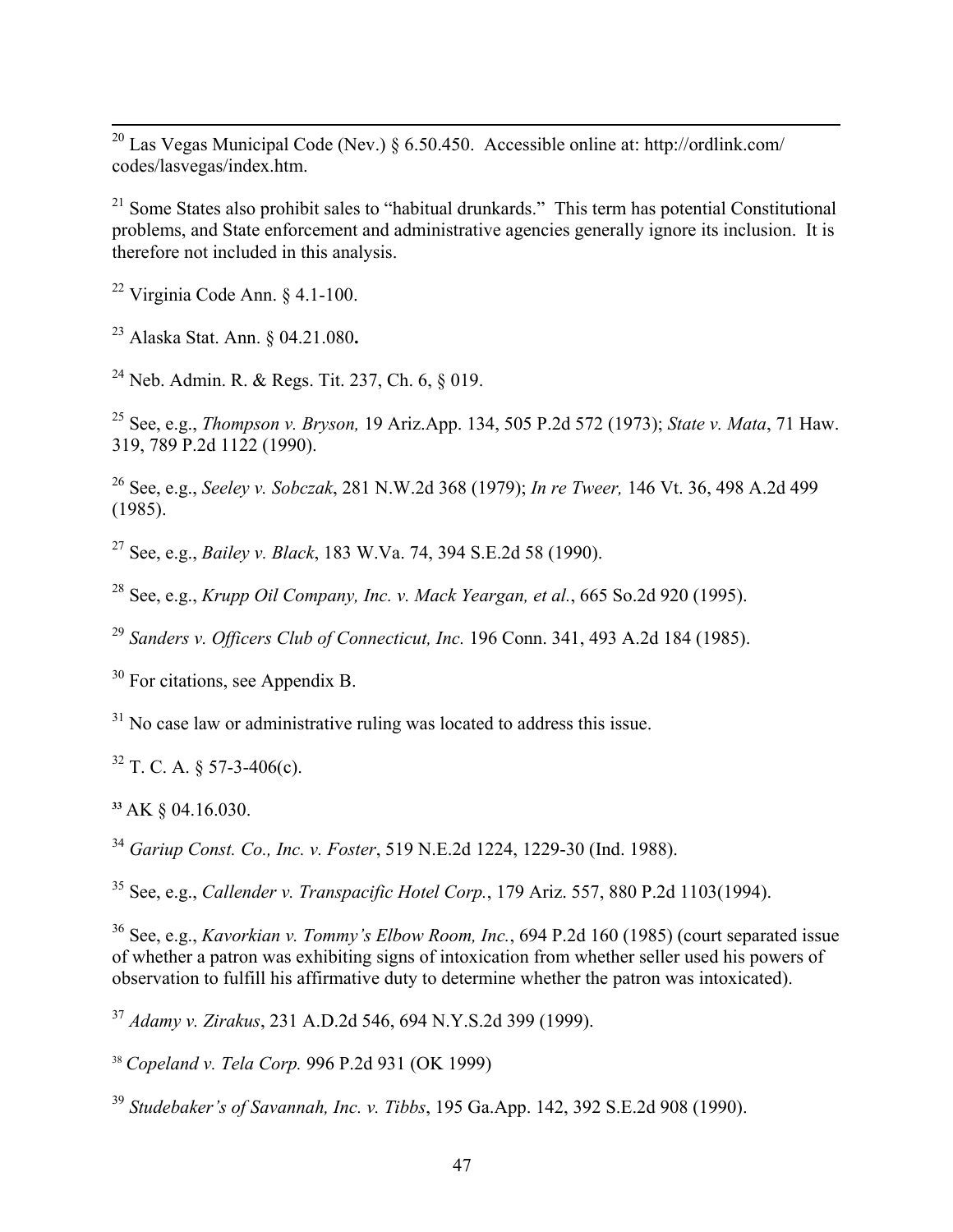[20] Las Vegas Municipal Code (Nev.) § 6.50.450. Accessible online at: http://ordlink.com/codes/lasvegas/index.htm.

[21] Some States also prohibit sales to "habitual drunkards." This term has potential Constitutional problems, and State enforcement and administrative agencies generally ignore its inclusion. It is therefore not included in this analysis.

[22] Virginia Code Ann. § 4.1-100.

[23] Alaska Stat. Ann. § 04.21.080**.**

[24] Neb. Admin. R. & Regs. Tit. 237, Ch. 6, § 019.

[25] See, e.g., *Thompson v. Bryson,* 19 Ariz.App. 134, 505 P.2d 572 (1973); *State v. Mata*, 71 Haw. 319, 789 P.2d 1122 (1990).

[26] See, e.g., *Seeley v. Sobczak*, 281 N.W.2d 368 (1979); *In re Tweer,* 146 Vt. 36, 498 A.2d 499 (1985).

[27] See, e.g., *Bailey v. Black*, 183 W.Va. 74, 394 S.E.2d 58 (1990).

[28] See, e.g., *Krupp Oil Company, Inc. v. Mack Yeargan, et al.*, 665 So.2d 920 (1995).

[29] *Sanders v. Officers Club of Connecticut, Inc.* 196 Conn. 341, 493 A.2d 184 (1985).

[30] For citations, see Appendix B.

[31] No case law or administrative ruling was located to address this issue.

[32] T. C. A. § 57-3-406(c).

[33] AK § 04.16.030.

[34] *Gariup Const. Co., Inc. v. Foster*, 519 N.E.2d 1224, 1229-30 (Ind. 1988).

[35] See, e.g., *Callender v. Transpacific Hotel Corp.*, 179 Ariz. 557, 880 P.2d 1103(1994).

[36] See, e.g., *Kavorkian v. Tommy's Elbow Room, Inc.*, 694 P.2d 160 (1985) (court separated issue of whether a patron was exhibiting signs of intoxication from whether seller used his powers of observation to fulfill his affirmative duty to determine whether the patron was intoxicated).

[37] *Adamy v. Zirakus*, 231 A.D.2d 546, 694 N.Y.S.2d 399 (1999).

[38] *Copeland v. Tela Corp.* 996 P.2d 931 (OK 1999)

[39] *Studebaker's of Savannah, Inc. v. Tibbs*, 195 Ga.App. 142, 392 S.E.2d 908 (1990).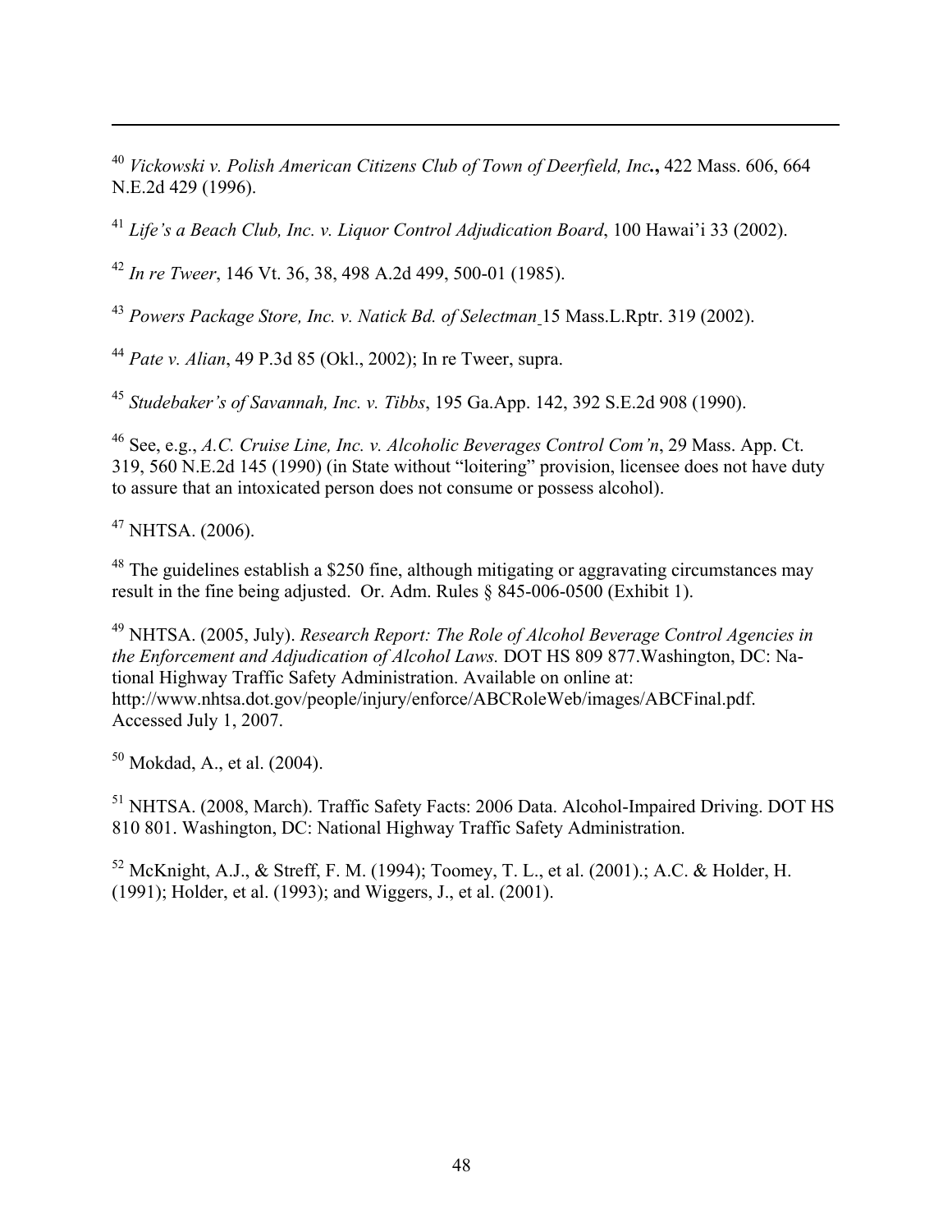[40] *Vickowski v. Polish American Citizens Club of Town of Deerfield, Inc.***,** 422 Mass. 606, 664 N.E.2d 429 (1996).

[41] *Life's a Beach Club, Inc. v. Liquor Control Adjudication Board*, 100 Hawai'i 33 (2002).

[42] *In re Tweer*, 146 Vt. 36, 38, 498 A.2d 499, 500-01 (1985).

[43] *Powers Package Store, Inc. v. Natick Bd. of Selectman* 15 Mass.L.Rptr. 319 (2002).

[44] *Pate v. Alian*, 49 P.3d 85 (Okl., 2002); In re Tweer, supra.

[45] *Studebaker's of Savannah, Inc. v. Tibbs*, 195 Ga.App. 142, 392 S.E.2d 908 (1990).

[46] See, e.g., *A.C. Cruise Line, Inc. v. Alcoholic Beverages Control Com'n*, 29 Mass. App. Ct. 319, 560 N.E.2d 145 (1990) (in State without "loitering" provision, licensee does not have duty to assure that an intoxicated person does not consume or possess alcohol).

[47] NHTSA. (2006).

[48] The guidelines establish a $250 fine, although mitigating or aggravating circumstances may result in the fine being adjusted. Or. Adm. Rules § 845-006-0500 (Exhibit 1).

[49] NHTSA. (2005, July). *Research Report: The Role of Alcohol Beverage Control Agencies in the Enforcement and Adjudication of Alcohol Laws.* DOT HS 809 877.Washington, DC: National Highway Traffic Safety Administration. Available on online at: http://www.nhtsa.dot.gov/people/injury/enforce/ABCRoleWeb/images/ABCFinal.pdf. Accessed July 1, 2007.

[50] Mokdad, A., et al. (2004).

[51] NHTSA. (2008, March). Traffic Safety Facts: 2006 Data. Alcohol-Impaired Driving. DOT HS 810 801. Washington, DC: National Highway Traffic Safety Administration.

[52] McKnight, A.J., & Streff, F. M. (1994); Toomey, T. L., et al. (2001).; A.C. & Holder, H. (1991); Holder, et al. (1993); and Wiggers, J., et al. (2001).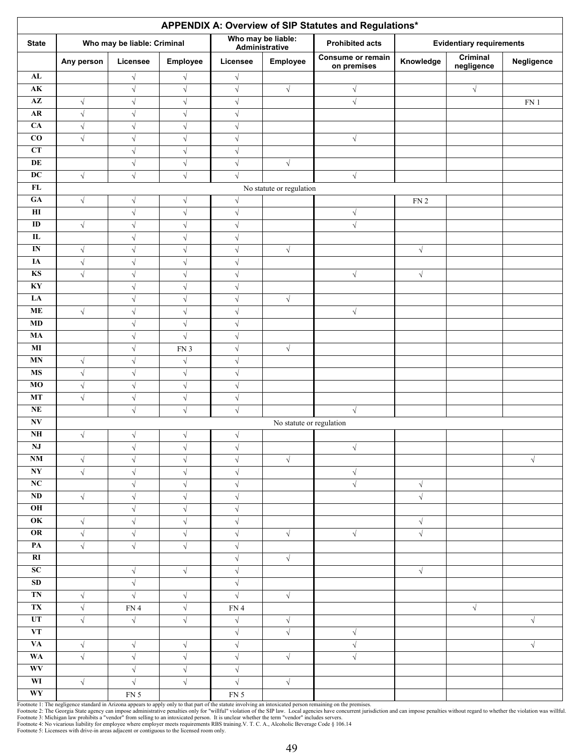## APPENDIX A: Overview of SIP Statutes and Regulations*

| State | Who may be liable: Criminal | | | Who may be liable: Administrative | | Prohibited acts | Evidentiary requirements | | |
|---|---|---|---|---|---|---|---|---|---|
| | Any person | Licensee | Employee | Licensee | Employee | Consume or remain on premises | Knowledge | Criminal negligence | Negligence |
| AL | | √ | √ | √ | | | | | |
| AK | | √ | √ | √ | √ | √ | | √ | |
| AZ | √ | √ | √ | √ | | √ | | | FN 1 |
| AR | √ | √ | √ | √ | | | | | |
| CA | √ | √ | √ | √ | | | | | |
| CO | √ | √ | √ | √ | | √ | | | |
| CT | | √ | √ | √ | | | | | |
| DE | | √ | √ | √ | √ | | | | |
| DC | √ | √ | √ | √ | | √ | | | |
| FL | No statute or regulation | | | | | | | | |
| GA | √ | √ | √ | √ | | | FN 2 | | |
| HI | | √ | √ | √ | | √ | | | |
| ID | √ | √ | √ | √ | | √ | | | |
| IL | | √ | √ | √ | | | | | |
| IN | √ | √ | √ | √ | √ | | √ | | |
| IA | √ | √ | √ | √ | | | | | |
| KS | √ | √ | √ | √ | | √ | √ | | |
| KY | | √ | √ | √ | | | | | |
| LA | | √ | √ | √ | √ | | | | |
| ME | √ | √ | √ | √ | | √ | | | |
| MD | | √ | √ | √ | | | | | |
| MA | | √ | √ | √ | | | | | |
| MI | | √ | FN 3 | √ | √ | | | | |
| MN | √ | √ | √ | √ | | | | | |
| MS | √ | √ | √ | √ | | | | | |
| MO | √ | √ | √ | √ | | | | | |
| MT | √ | √ | √ | √ | | | | | |
| NE | | √ | √ | √ | | √ | | | |
| NV | No statute or regulation | | | | | | | | |
| NH | √ | √ | √ | √ | | | | | |
| NJ | | √ | √ | √ | | √ | | | |
| NM | √ | √ | √ | √ | √ | | | | √ |
| NY | √ | √ | √ | √ | | √ | | | |
| NC | | √ | √ | √ | | √ | √ | | |
| ND | √ | √ | √ | √ | | | √ | | |
| OH | | √ | √ | √ | | | | | |
| OK | √ | √ | √ | √ | | | √ | | |
| OR | √ | √ | √ | √ | √ | √ | √ | | |
| PA | √ | √ | √ | √ | | | | | |
| RI | | | | √ | √ | | | | |
| SC | | √ | √ | √ | | | √ | | |
| SD | | √ | | √ | | | | | |
| TN | √ | √ | √ | √ | √ | | | | |
| TX | √ | FN 4 | √ | FN 4 | | | | √ | |
| UT | √ | √ | √ | √ | √ | | | | √ |
| VT | | | | √ | √ | √ | | | |
| VA | √ | √ | √ | √ | | √ | | | √ |
| WA | √ | √ | √ | √ | √ | √ | | | |
| WV | | √ | √ | √ | | | | | |
| WI | √ | √ | √ | √ | √ | | | | |
| WY | | FN 5 | | FN 5 | | | | | |

Footnote 1: The negligence standard in Arizona appears to apply only to that part of the statute involving an intoxicated person remaining on the premises.
Footnote 2: The Georgia State agency can impose administrative penalties only for "willful" violation of the SIP law. Local agencies have concurrent jurisdiction and can impose penalties without regard to whether the violation was willful.
Footnote 3: Michigan law prohibits a "vendor" from selling to an intoxicated person. It is unclear whether the term "vendor" includes servers.
Footnote 4: No vicarious liability for employee where employer meets requirements RBS training.V. T. C. A., Alcoholic Beverage Code § 106.14
Footnote 5: Licensees with drive-in areas adjacent or contiguous to the licensed room only.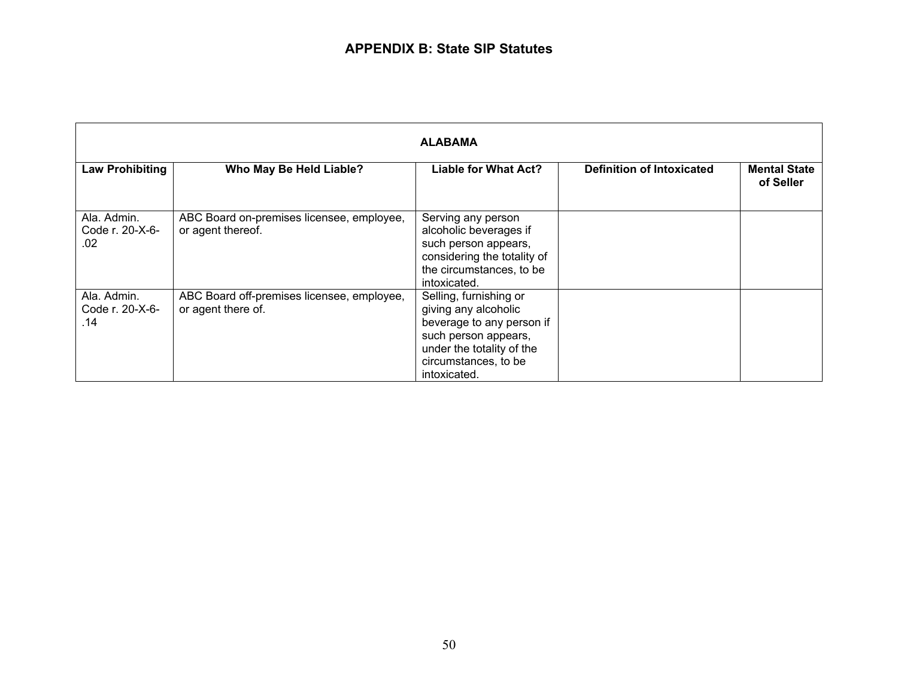## APPENDIX B: State SIP Statutes

| ALABAMA | | | | |
|---|---|---|---|---|
| **Law Prohibiting** | **Who May Be Held Liable?** | **Liable for What Act?** | **Definition of Intoxicated** | **Mental State of Seller** |
| Ala. Admin. Code r. 20-X-6-.02 | ABC Board on-premises licensee, employee, or agent thereof. | Serving any person alcoholic beverages if such person appears, considering the totality of the circumstances, to be intoxicated. | | |
| Ala. Admin. Code r. 20-X-6-.14 | ABC Board off-premises licensee, employee, or agent there of. | Selling, furnishing or giving any alcoholic beverage to any person if such person appears, under the totality of the circumstances, to be intoxicated. | | |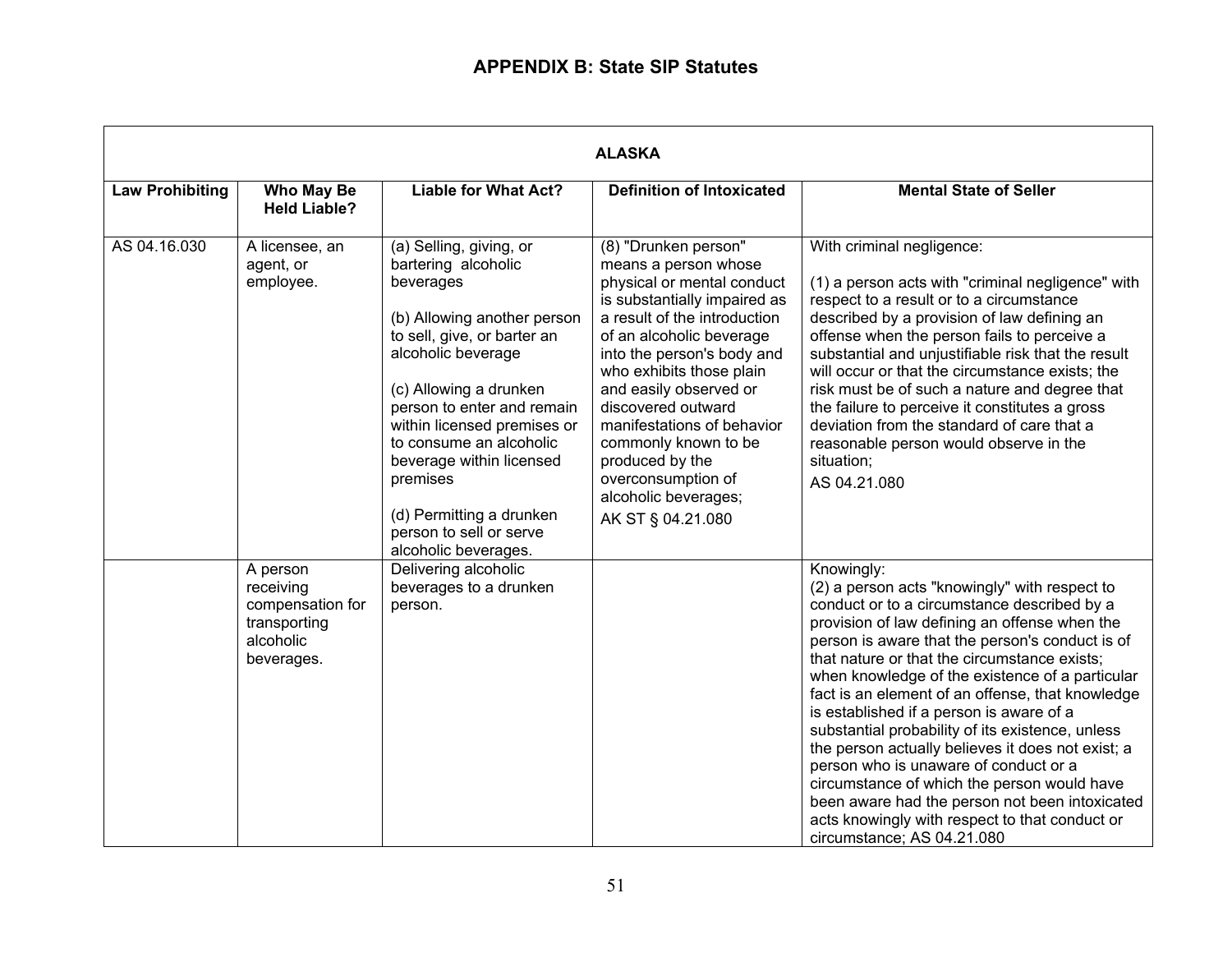# APPENDIX B: State SIP Statutes

| ALASKA | | | | |
|---|---|---|---|---|
| **Law Prohibiting** | **Who May Be Held Liable?** | **Liable for What Act?** | **Definition of Intoxicated** | **Mental State of Seller** |
| AS 04.16.030 | A licensee, an agent, or employee. | (a) Selling, giving, or bartering alcoholic beverages<br><br>(b) Allowing another person to sell, give, or barter an alcoholic beverage<br><br>(c) Allowing a drunken person to enter and remain within licensed premises or to consume an alcoholic beverage within licensed premises<br><br>(d) Permitting a drunken person to sell or serve alcoholic beverages. | (8) "Drunken person" means a person whose physical or mental conduct is substantially impaired as a result of the introduction of an alcoholic beverage into the person's body and who exhibits those plain and easily observed or discovered outward manifestations of behavior commonly known to be produced by the overconsumption of alcoholic beverages;<br>AK ST § 04.21.080 | With criminal negligence:<br><br>(1) a person acts with "criminal negligence" with respect to a result or to a circumstance described by a provision of law defining an offense when the person fails to perceive a substantial and unjustifiable risk that the result will occur or that the circumstance exists; the risk must be of such a nature and degree that the failure to perceive it constitutes a gross deviation from the standard of care that a reasonable person would observe in the situation;<br>AS 04.21.080 |
| | A person receiving compensation for transporting alcoholic beverages. | Delivering alcoholic beverages to a drunken person. | | Knowingly:<br>(2) a person acts "knowingly" with respect to conduct or to a circumstance described by a provision of law defining an offense when the person is aware that the person's conduct is of that nature or that the circumstance exists; when knowledge of the existence of a particular fact is an element of an offense, that knowledge is established if a person is aware of a substantial probability of its existence, unless the person actually believes it does not exist; a person who is unaware of conduct or a circumstance of which the person would have been aware had the person not been intoxicated acts knowingly with respect to that conduct or circumstance; AS 04.21.080 |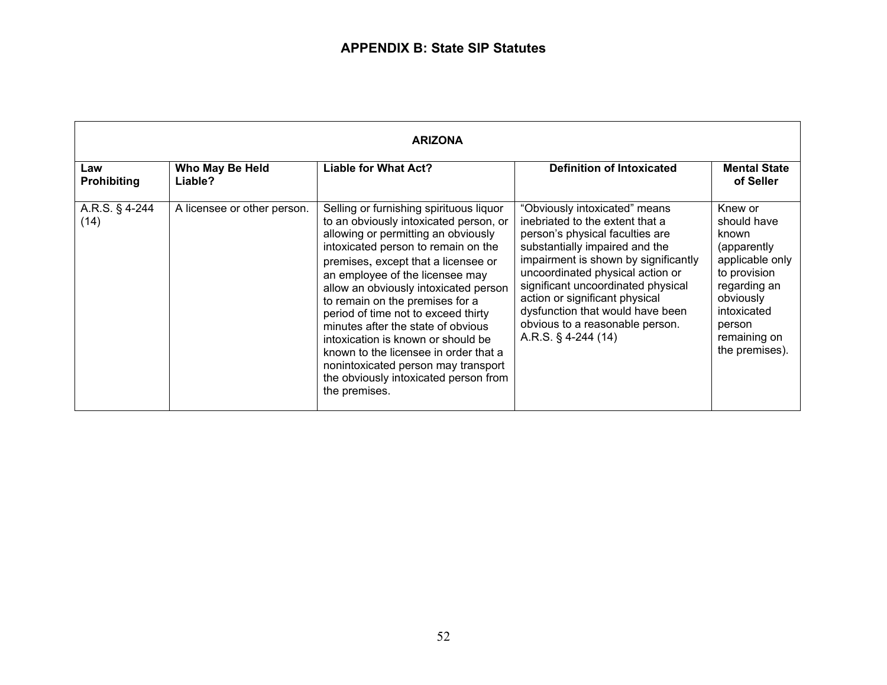## APPENDIX B: State SIP Statutes

| ARIZONA | | | | |
|---|---|---|---|---|
| **Law Prohibiting** | **Who May Be Held Liable?** | **Liable for What Act?** | **Definition of Intoxicated** | **Mental State of Seller** |
| A.R.S. § 4-244 (14) | A licensee or other person. | Selling or furnishing spirituous liquor to an obviously intoxicated person, or allowing or permitting an obviously intoxicated person to remain on the premises, except that a licensee or an employee of the licensee may allow an obviously intoxicated person to remain on the premises for a period of time not to exceed thirty minutes after the state of obvious intoxication is known or should be known to the licensee in order that a nonintoxicated person may transport the obviously intoxicated person from the premises. | "Obviously intoxicated" means inebriated to the extent that a person's physical faculties are substantially impaired and the impairment is shown by significantly uncoordinated physical action or significant uncoordinated physical action or significant physical dysfunction that would have been obvious to a reasonable person. A.R.S. § 4-244 (14) | Knew or should have known (apparently applicable only to provision regarding an obviously intoxicated person remaining on the premises). |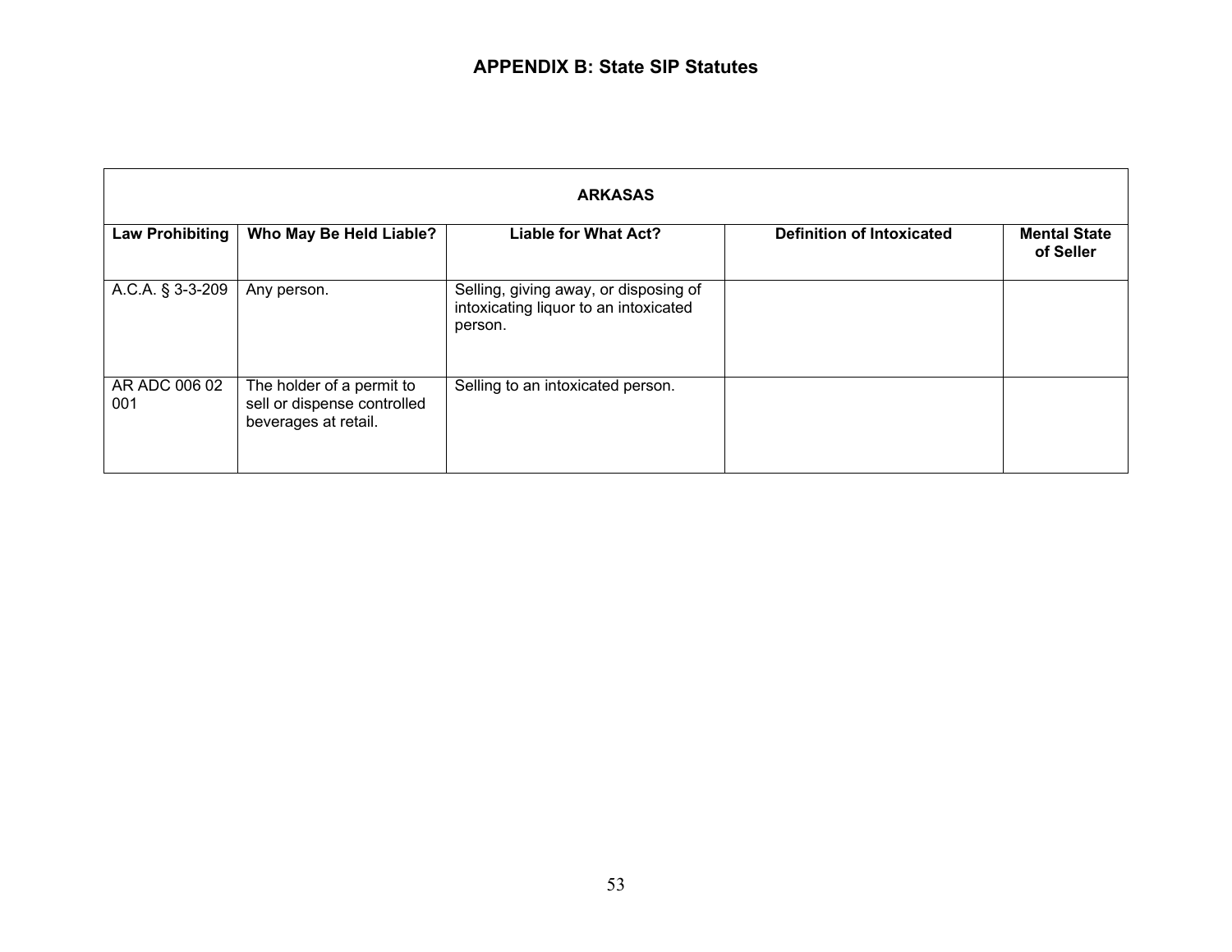## APPENDIX B: State SIP Statutes

| ARKASAS | | | | |
|---|---|---|---|---|
| **Law Prohibiting** | **Who May Be Held Liable?** | **Liable for What Act?** | **Definition of Intoxicated** | **Mental State of Seller** |
| A.C.A. § 3-3-209 | Any person. | Selling, giving away, or disposing of intoxicating liquor to an intoxicated person. | | |
| AR ADC 006 02 001 | The holder of a permit to sell or dispense controlled beverages at retail. | Selling to an intoxicated person. | | |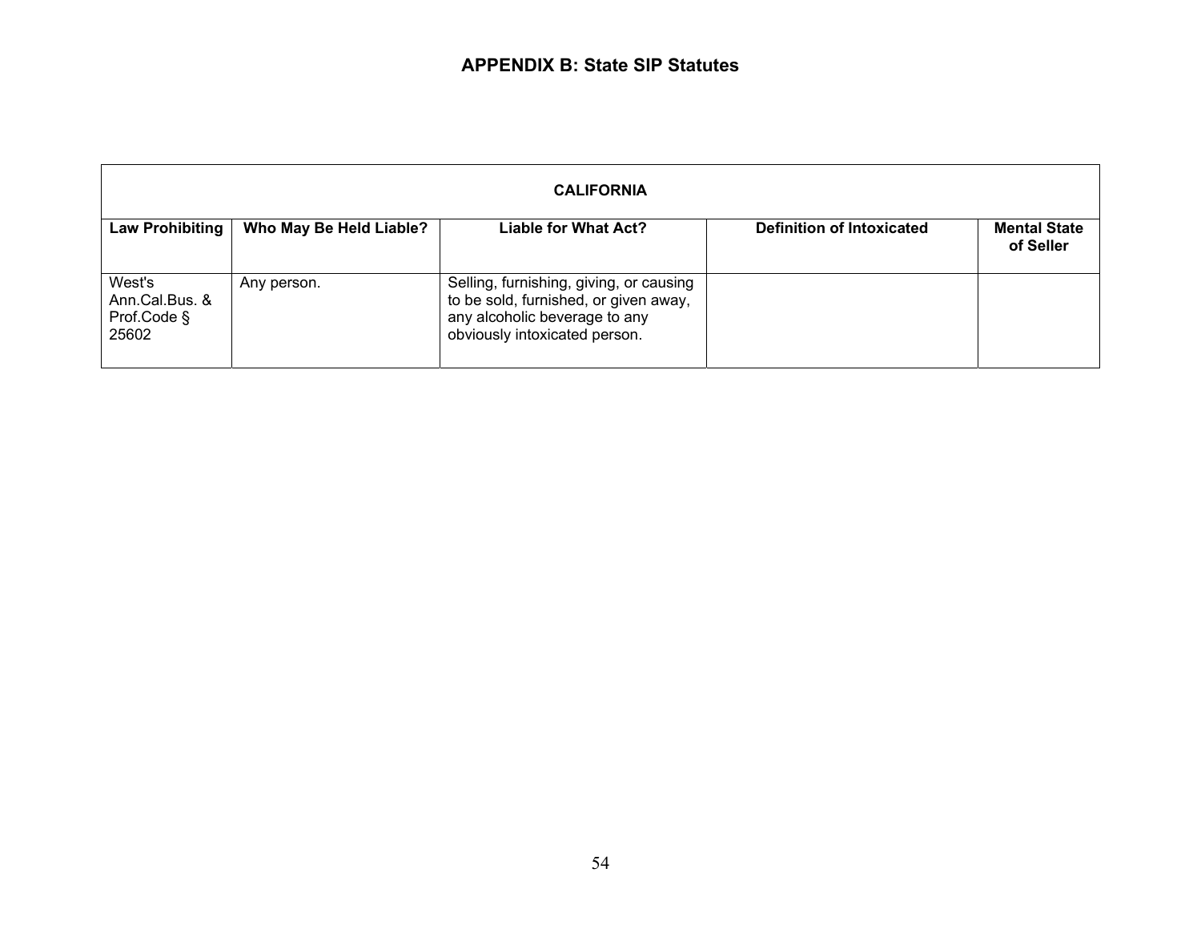# APPENDIX B: State SIP Statutes

| CALIFORNIA | | | | |
|---|---|---|---|---|
| **Law Prohibiting** | **Who May Be Held Liable?** | **Liable for What Act?** | **Definition of Intoxicated** | **Mental State of Seller** |
| West's Ann.Cal.Bus. & Prof.Code § 25602 | Any person. | Selling, furnishing, giving, or causing to be sold, furnished, or given away, any alcoholic beverage to any obviously intoxicated person. | | |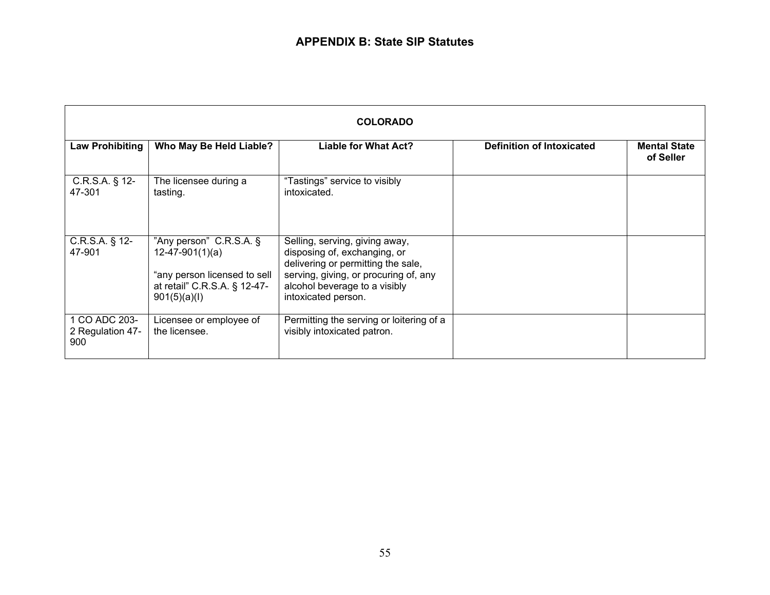# APPENDIX B: State SIP Statutes

| COLORADO | | | | |
|---|---|---|---|---|
| **Law Prohibiting** | **Who May Be Held Liable?** | **Liable for What Act?** | **Definition of Intoxicated** | **Mental State of Seller** |
| C.R.S.A. § 12-47-301 | The licensee during a tasting. | "Tastings" service to visibly intoxicated. | | |
| C.R.S.A. § 12-47-901 | "Any person" C.R.S.A. § 12-47-901(1)(a)<br><br>"any person licensed to sell at retail" C.R.S.A. § 12-47-901(5)(a)(I) | Selling, serving, giving away, disposing of, exchanging, or delivering or permitting the sale, serving, giving, or procuring of, any alcohol beverage to a visibly intoxicated person. | | |
| 1 CO ADC 203-2 Regulation 47-900 | Licensee or employee of the licensee. | Permitting the serving or loitering of a visibly intoxicated patron. | | |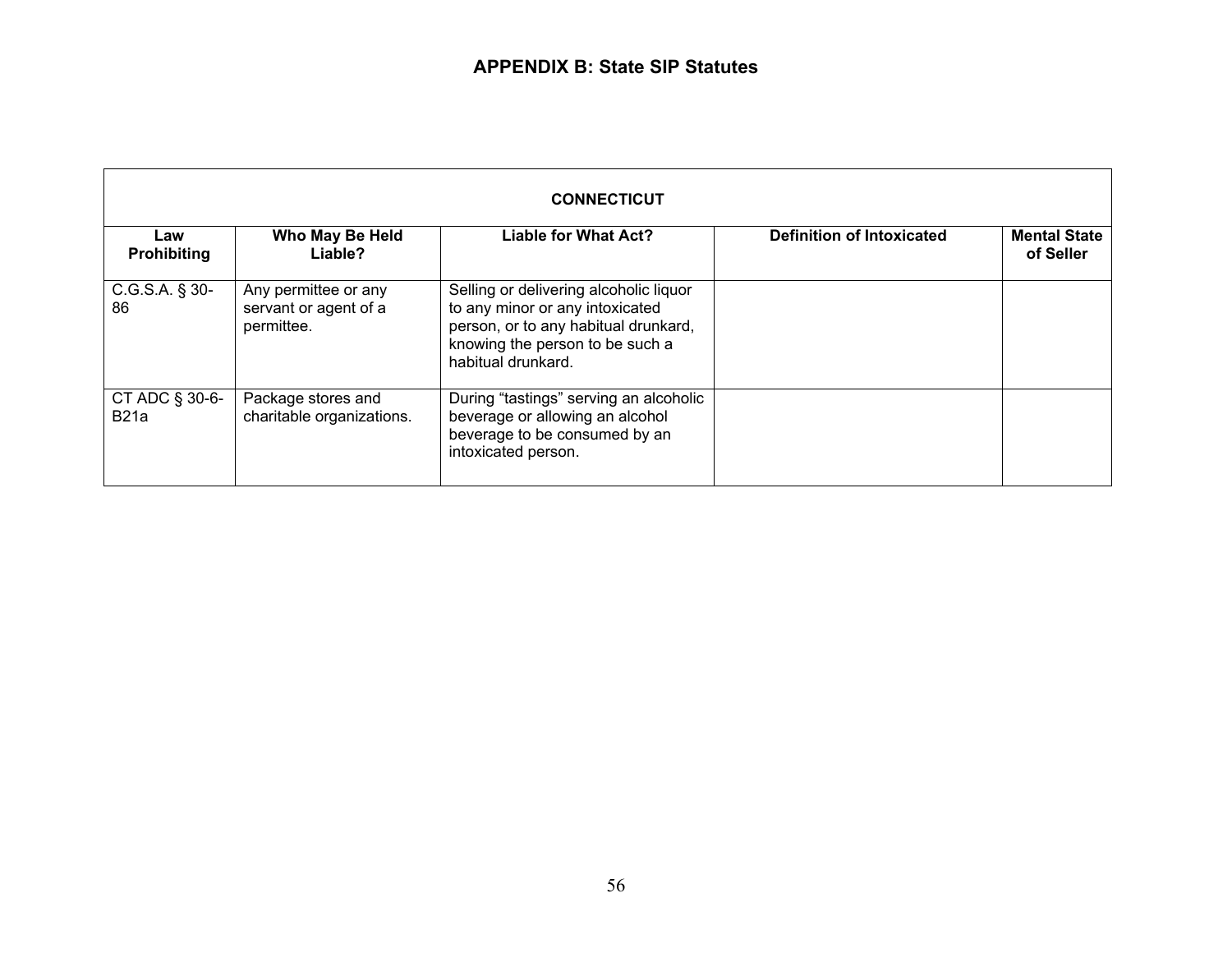## APPENDIX B: State SIP Statutes

| CONNECTICUT | | | | |
|---|---|---|---|---|
| **Law Prohibiting** | **Who May Be Held Liable?** | **Liable for What Act?** | **Definition of Intoxicated** | **Mental State of Seller** |
| C.G.S.A. § 30-86 | Any permittee or any servant or agent of a permittee. | Selling or delivering alcoholic liquor to any minor or any intoxicated person, or to any habitual drunkard, knowing the person to be such a habitual drunkard. | | |
| CT ADC § 30-6-B21a | Package stores and charitable organizations. | During "tastings" serving an alcoholic beverage or allowing an alcohol beverage to be consumed by an intoxicated person. | | |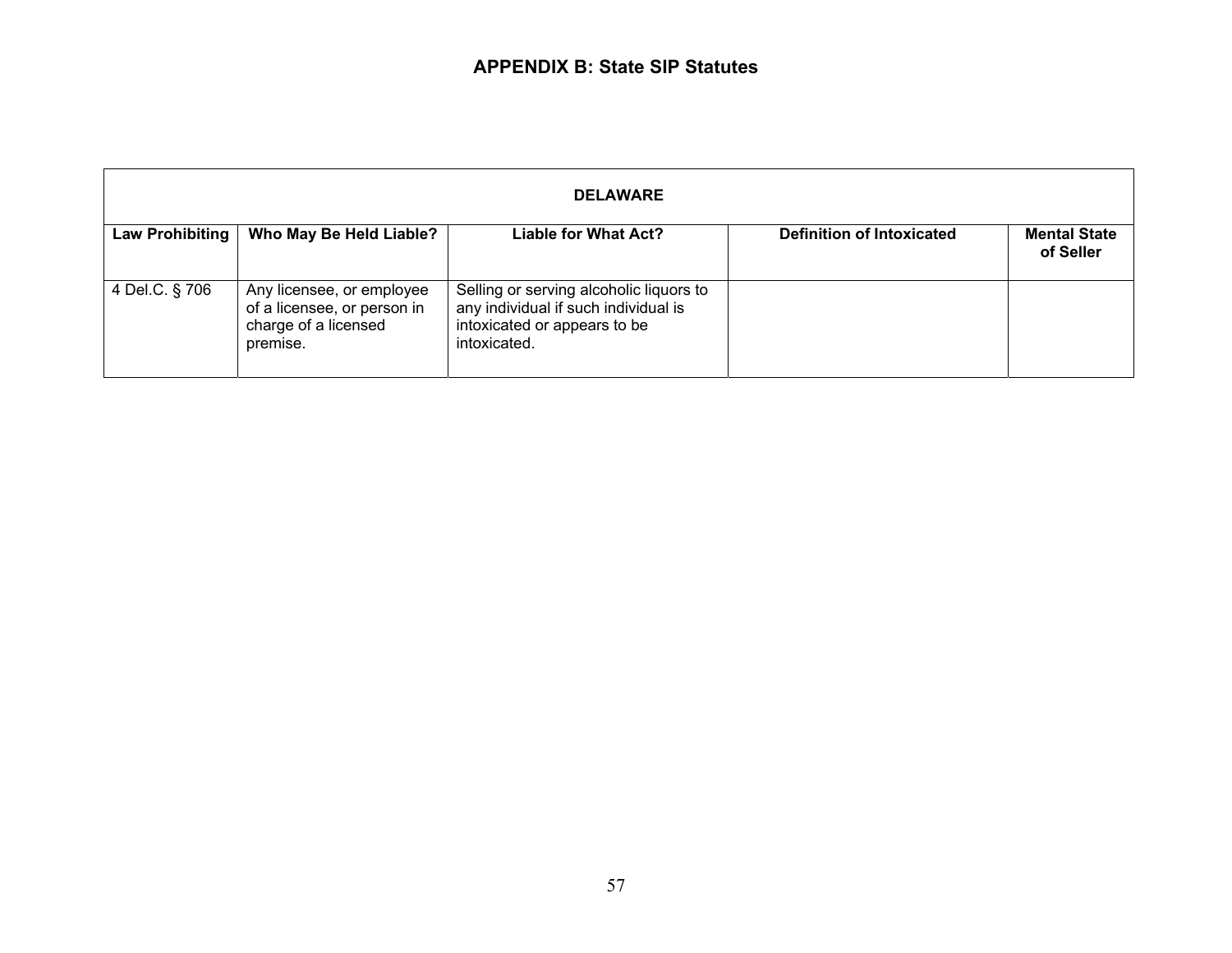## APPENDIX B: State SIP Statutes

| DELAWARE | | | | |
|---|---|---|---|---|
| **Law Prohibiting** | **Who May Be Held Liable?** | **Liable for What Act?** | **Definition of Intoxicated** | **Mental State of Seller** |
| 4 Del.C. § 706 | Any licensee, or employee of a licensee, or person in charge of a licensed premise. | Selling or serving alcoholic liquors to any individual if such individual is intoxicated or appears to be intoxicated. | | |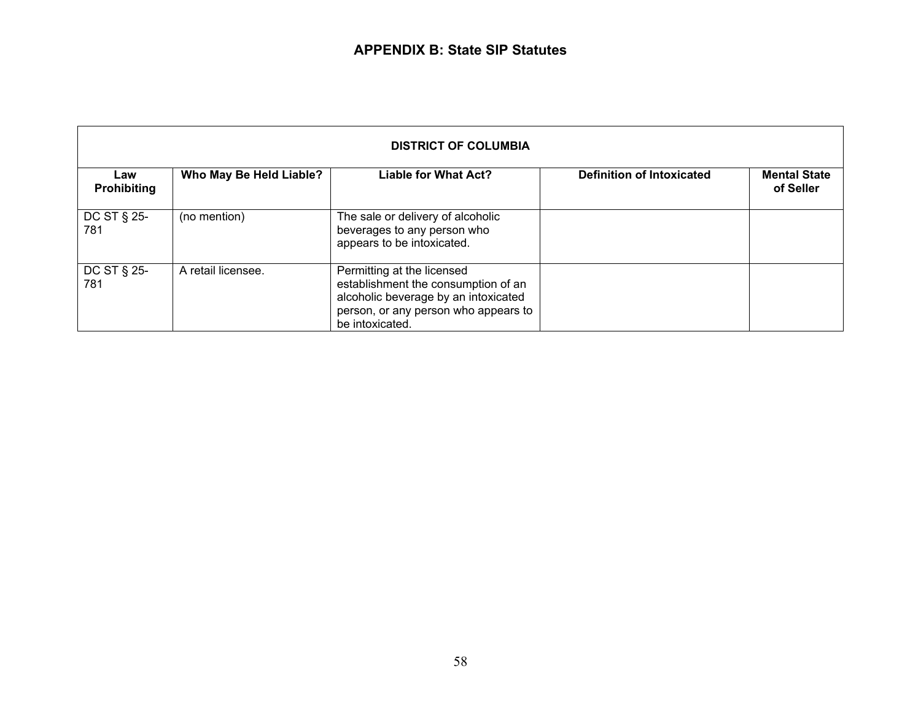## APPENDIX B: State SIP Statutes

| DISTRICT OF COLUMBIA | | | | |
|---|---|---|---|---|
| **Law Prohibiting** | **Who May Be Held Liable?** | **Liable for What Act?** | **Definition of Intoxicated** | **Mental State of Seller** |
| DC ST § 25-781 | (no mention) | The sale or delivery of alcoholic beverages to any person who appears to be intoxicated. | | |
| DC ST § 25-781 | A retail licensee. | Permitting at the licensed establishment the consumption of an alcoholic beverage by an intoxicated person, or any person who appears to be intoxicated. | | |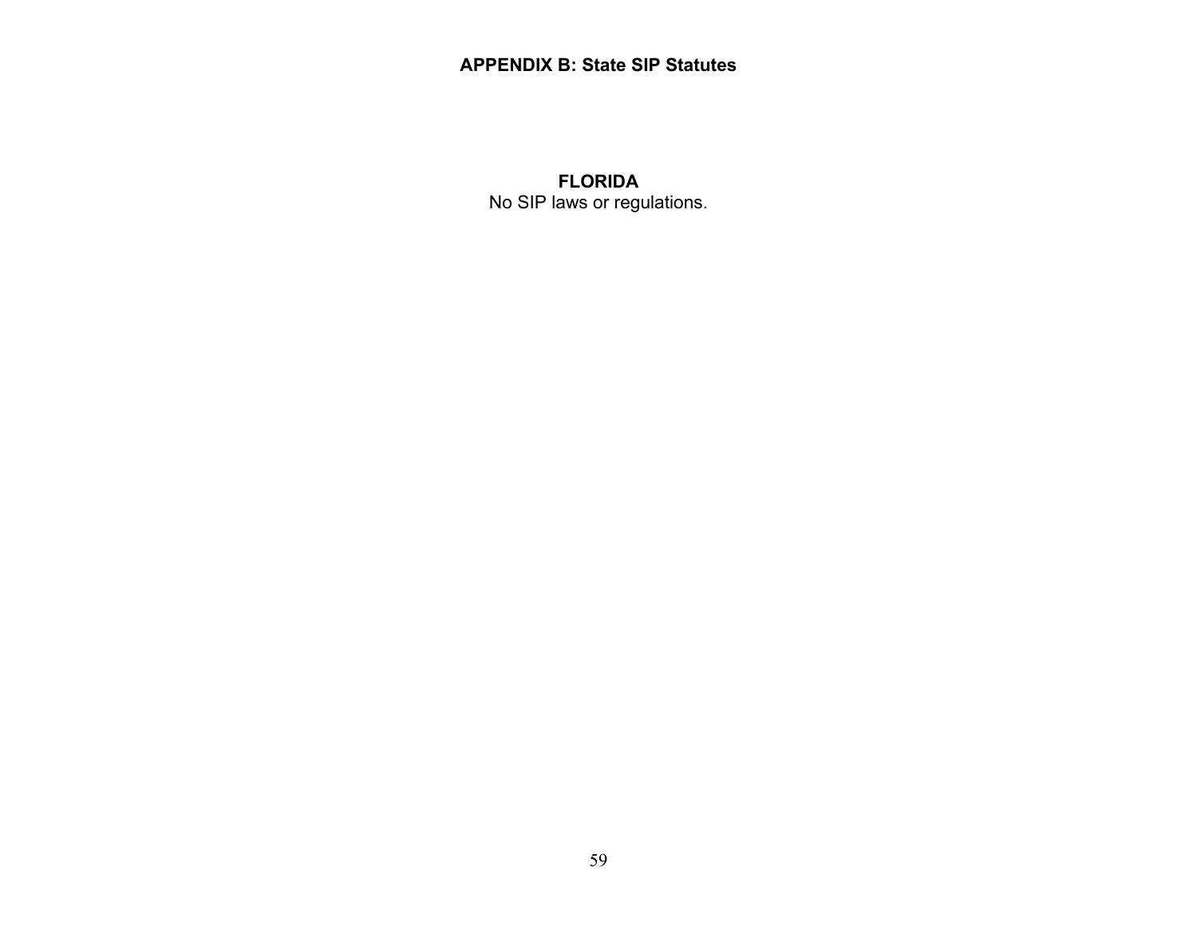## APPENDIX B: State SIP Statutes

### FLORIDA

No SIP laws or regulations.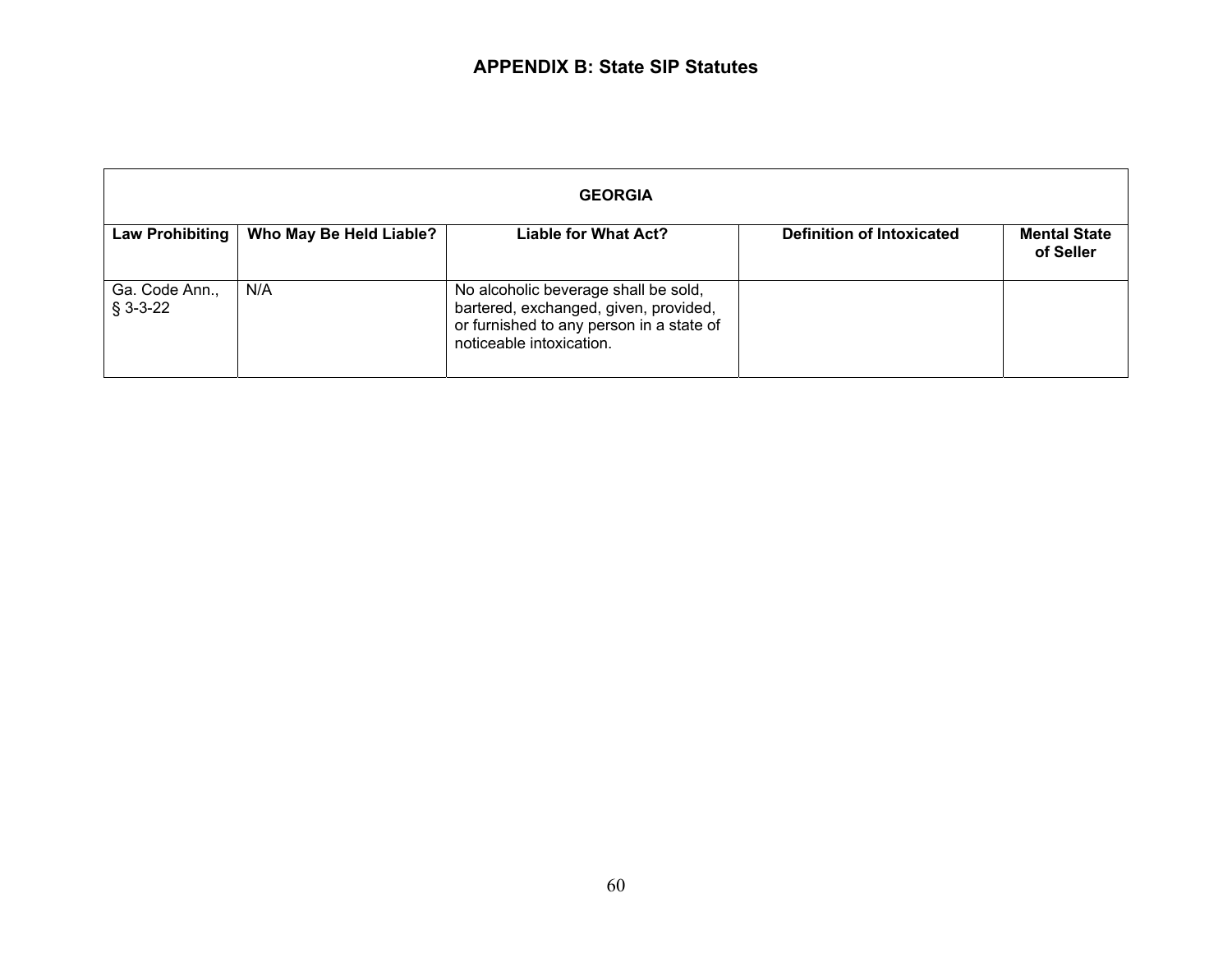## APPENDIX B: State SIP Statutes

| GEORGIA | | | | |
|---|---|---|---|---|
| **Law Prohibiting** | **Who May Be Held Liable?** | **Liable for What Act?** | **Definition of Intoxicated** | **Mental State of Seller** |
| Ga. Code Ann., § 3-3-22 | N/A | No alcoholic beverage shall be sold, bartered, exchanged, given, provided, or furnished to any person in a state of noticeable intoxication. | | |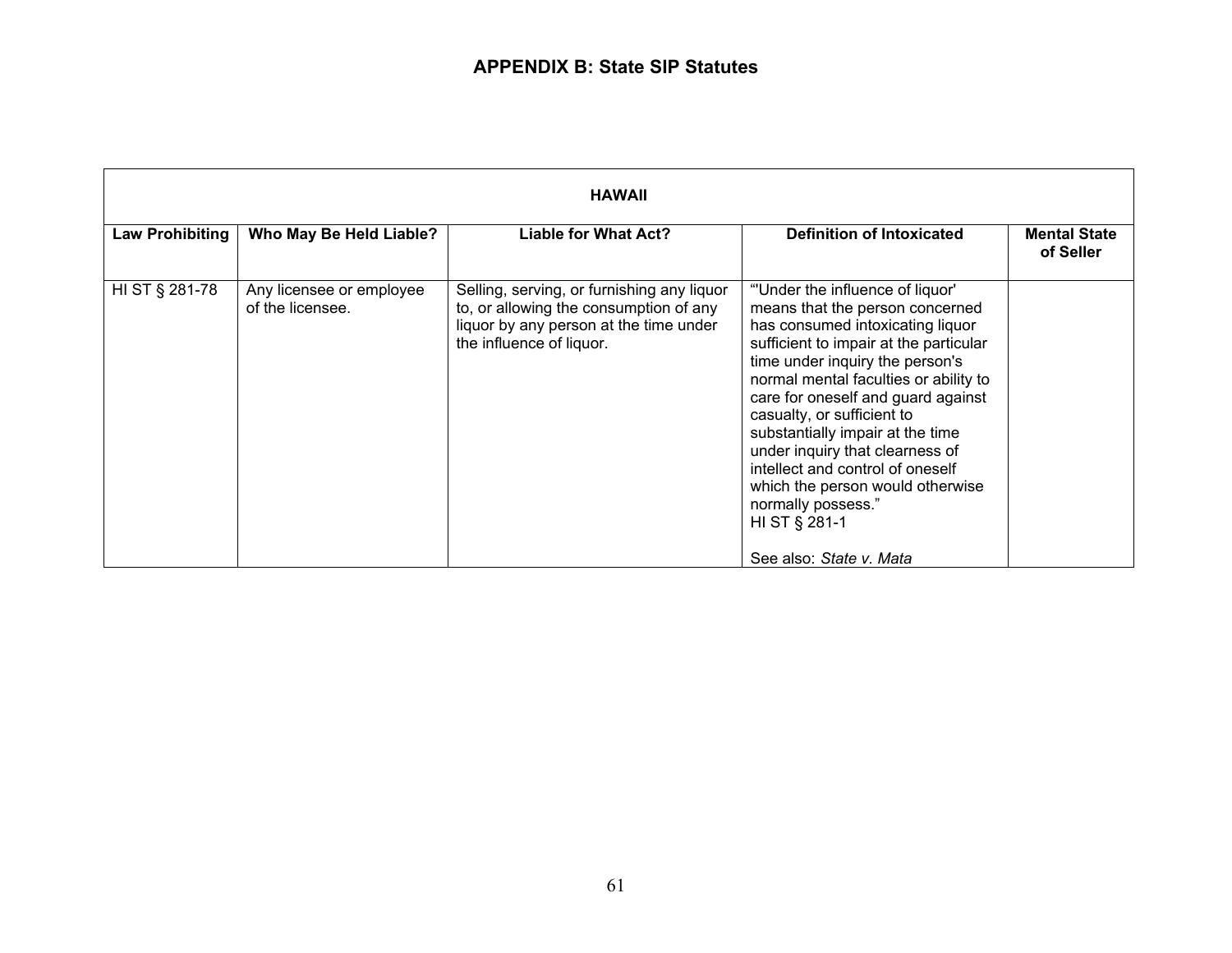## APPENDIX B: State SIP Statutes

| HAWAII | | | | |
|---|---|---|---|---|
| **Law Prohibiting** | **Who May Be Held Liable?** | **Liable for What Act?** | **Definition of Intoxicated** | **Mental State of Seller** |
| HI ST § 281-78 | Any licensee or employee of the licensee. | Selling, serving, or furnishing any liquor to, or allowing the consumption of any liquor by any person at the time under the influence of liquor. | "'Under the influence of liquor' means that the person concerned has consumed intoxicating liquor sufficient to impair at the particular time under inquiry the person's normal mental faculties or ability to care for oneself and guard against casualty, or sufficient to substantially impair at the time under inquiry that clearness of intellect and control of oneself which the person would otherwise normally possess." HI ST § 281-1<br><br>See also: *State v. Mata* | |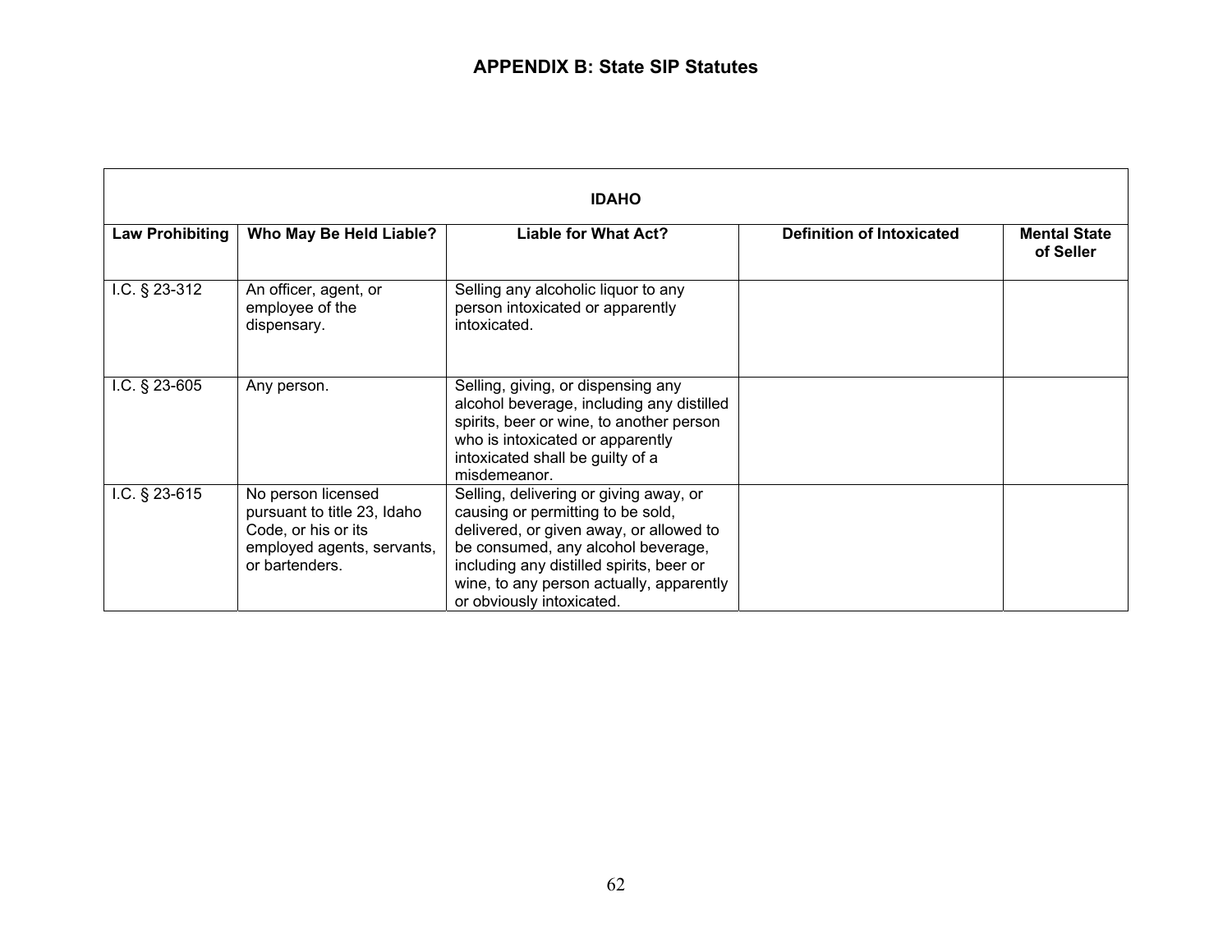## APPENDIX B: State SIP Statutes

| IDAHO | | | | |
|---|---|---|---|---|
| **Law Prohibiting** | **Who May Be Held Liable?** | **Liable for What Act?** | **Definition of Intoxicated** | **Mental State of Seller** |
| I.C. § 23-312 | An officer, agent, or employee of the dispensary. | Selling any alcoholic liquor to any person intoxicated or apparently intoxicated. | | |
| I.C. § 23-605 | Any person. | Selling, giving, or dispensing any alcohol beverage, including any distilled spirits, beer or wine, to another person who is intoxicated or apparently intoxicated shall be guilty of a misdemeanor. | | |
| I.C. § 23-615 | No person licensed pursuant to title 23, Idaho Code, or his or its employed agents, servants, or bartenders. | Selling, delivering or giving away, or causing or permitting to be sold, delivered, or given away, or allowed to be consumed, any alcohol beverage, including any distilled spirits, beer or wine, to any person actually, apparently or obviously intoxicated. | | |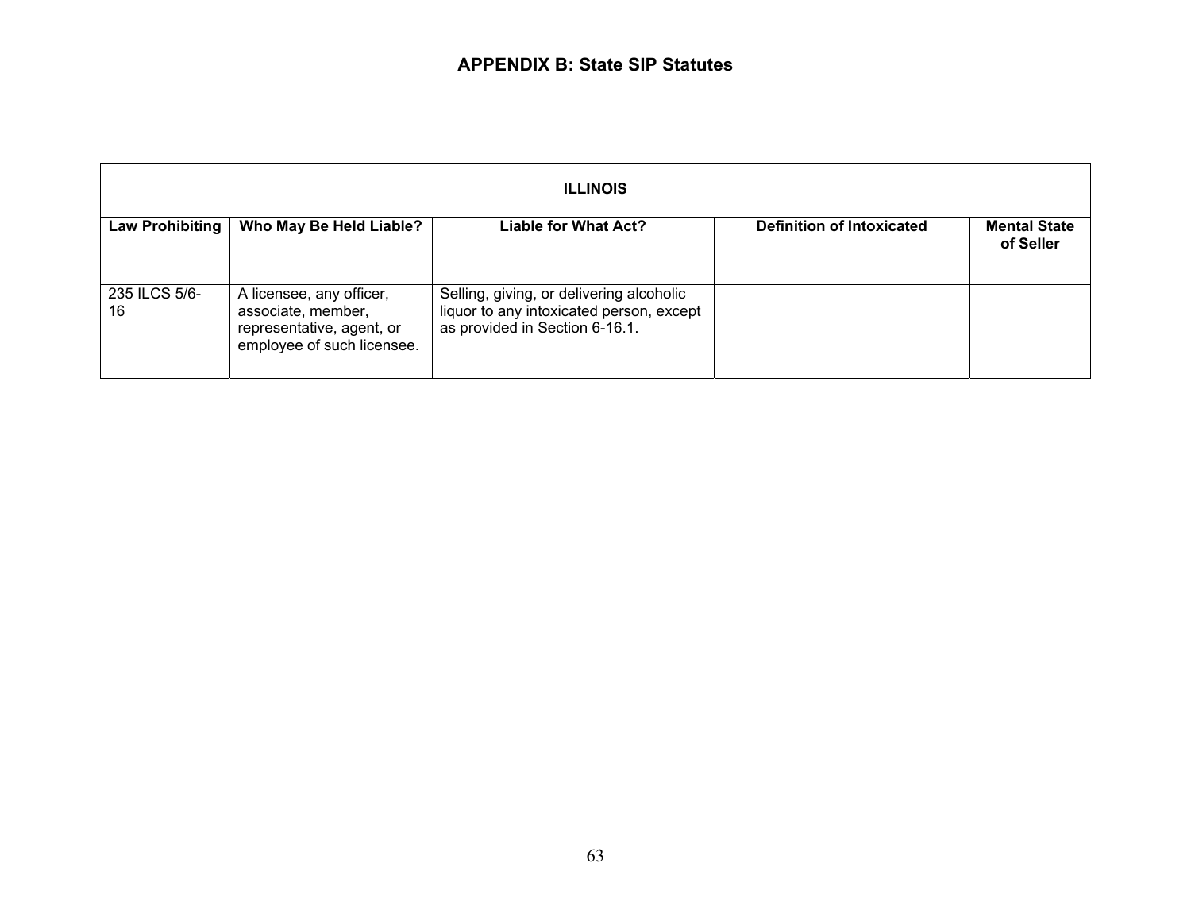## APPENDIX B: State SIP Statutes

| ILLINOIS | | | | |
|---|---|---|---|---|
| **Law Prohibiting** | **Who May Be Held Liable?** | **Liable for What Act?** | **Definition of Intoxicated** | **Mental State of Seller** |
| 235 ILCS 5/6-16 | A licensee, any officer, associate, member, representative, agent, or employee of such licensee. | Selling, giving, or delivering alcoholic liquor to any intoxicated person, except as provided in Section 6-16.1. | | |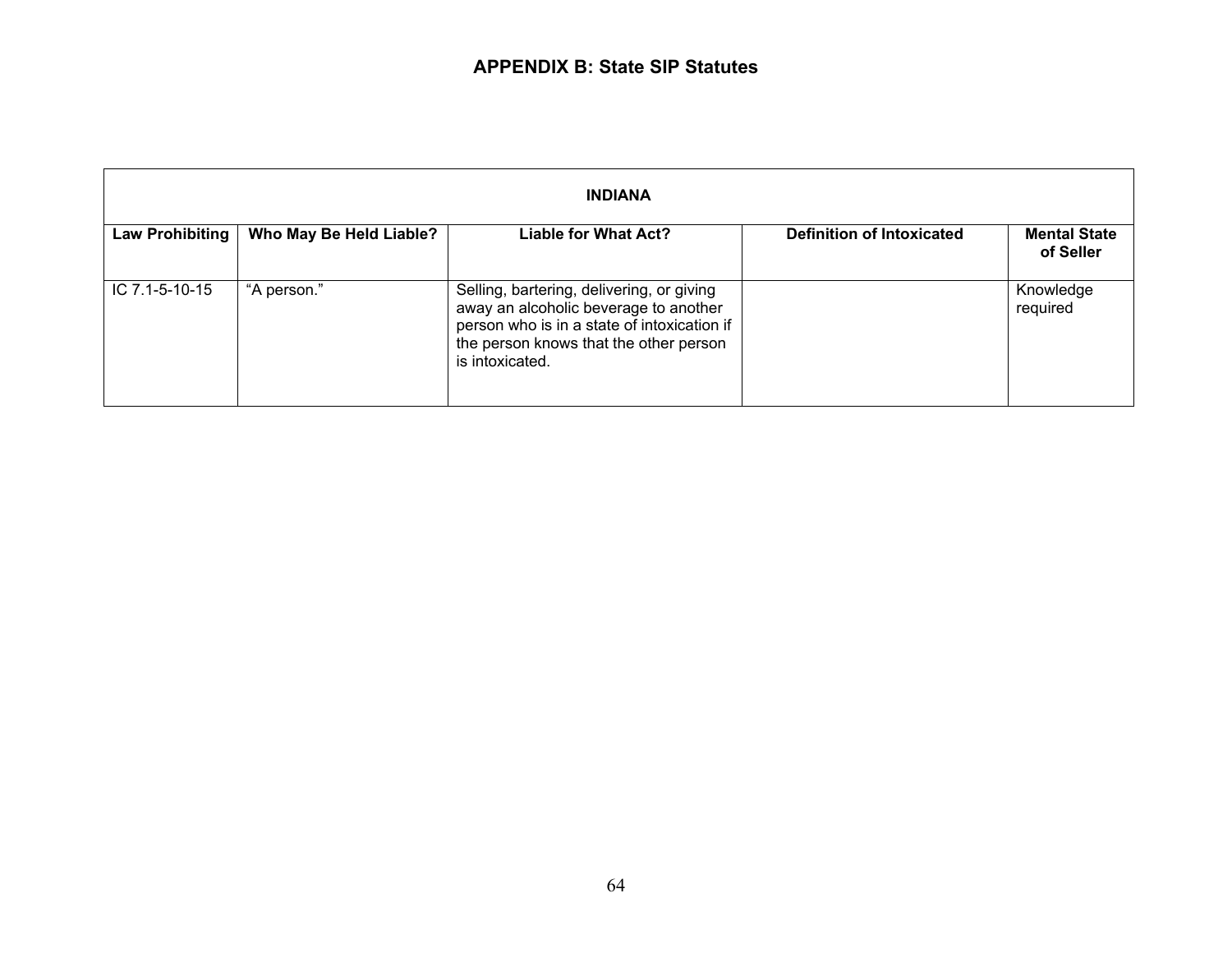## APPENDIX B: State SIP Statutes

| INDIANA | | | | |
|---|---|---|---|---|
| **Law Prohibiting** | **Who May Be Held Liable?** | **Liable for What Act?** | **Definition of Intoxicated** | **Mental State of Seller** |
| IC 7.1-5-10-15 | "A person." | Selling, bartering, delivering, or giving away an alcoholic beverage to another person who is in a state of intoxication if the person knows that the other person is intoxicated. | | Knowledge required |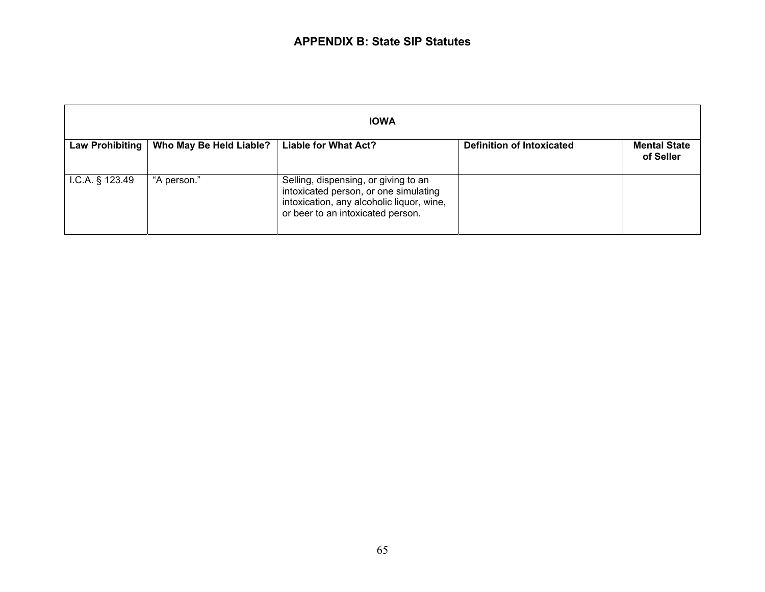## APPENDIX B: State SIP Statutes

| IOWA | | | | |
|---|---|---|---|---|
| **Law Prohibiting** | **Who May Be Held Liable?** | **Liable for What Act?** | **Definition of Intoxicated** | **Mental State of Seller** |
| I.C.A. § 123.49 | "A person." | Selling, dispensing, or giving to an intoxicated person, or one simulating intoxication, any alcoholic liquor, wine, or beer to an intoxicated person. | | |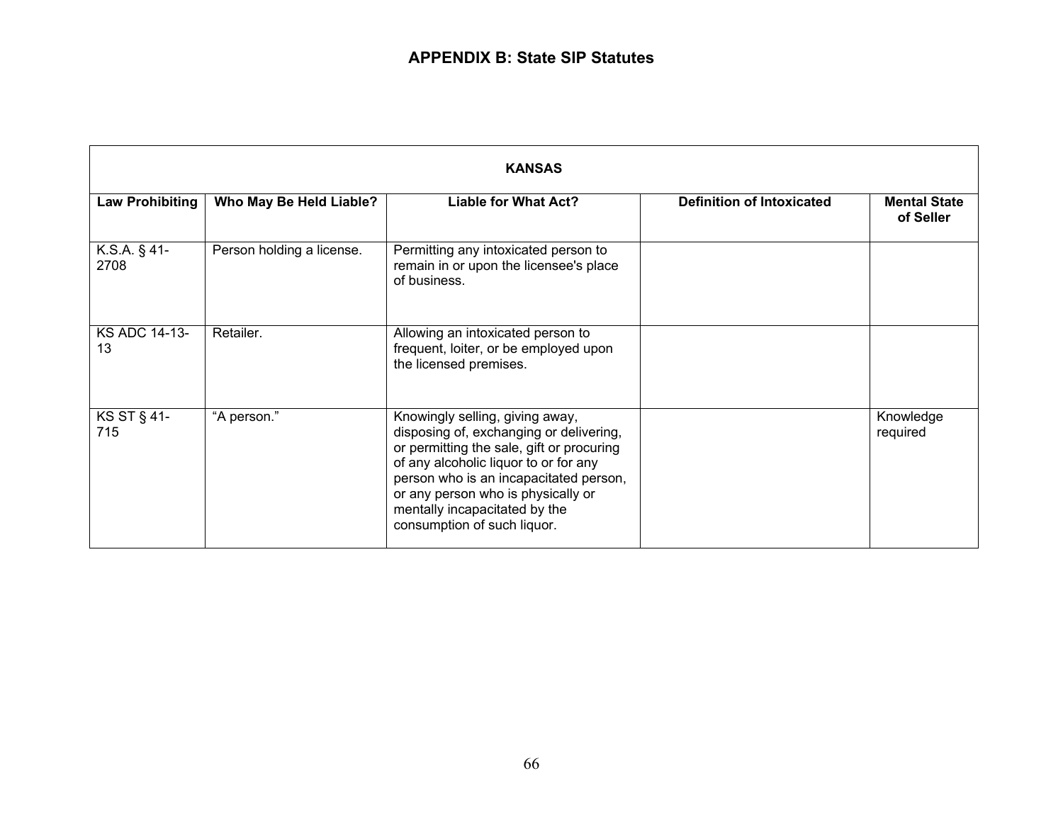## APPENDIX B: State SIP Statutes

| KANSAS | | | | |
|---|---|---|---|---|
| **Law Prohibiting** | **Who May Be Held Liable?** | **Liable for What Act?** | **Definition of Intoxicated** | **Mental State of Seller** |
| K.S.A. § 41-2708 | Person holding a license. | Permitting any intoxicated person to remain in or upon the licensee's place of business. | | |
| KS ADC 14-13-13 | Retailer. | Allowing an intoxicated person to frequent, loiter, or be employed upon the licensed premises. | | |
| KS ST § 41-715 | "A person." | Knowingly selling, giving away, disposing of, exchanging or delivering, or permitting the sale, gift or procuring of any alcoholic liquor to or for any person who is an incapacitated person, or any person who is physically or mentally incapacitated by the consumption of such liquor. | | Knowledge required |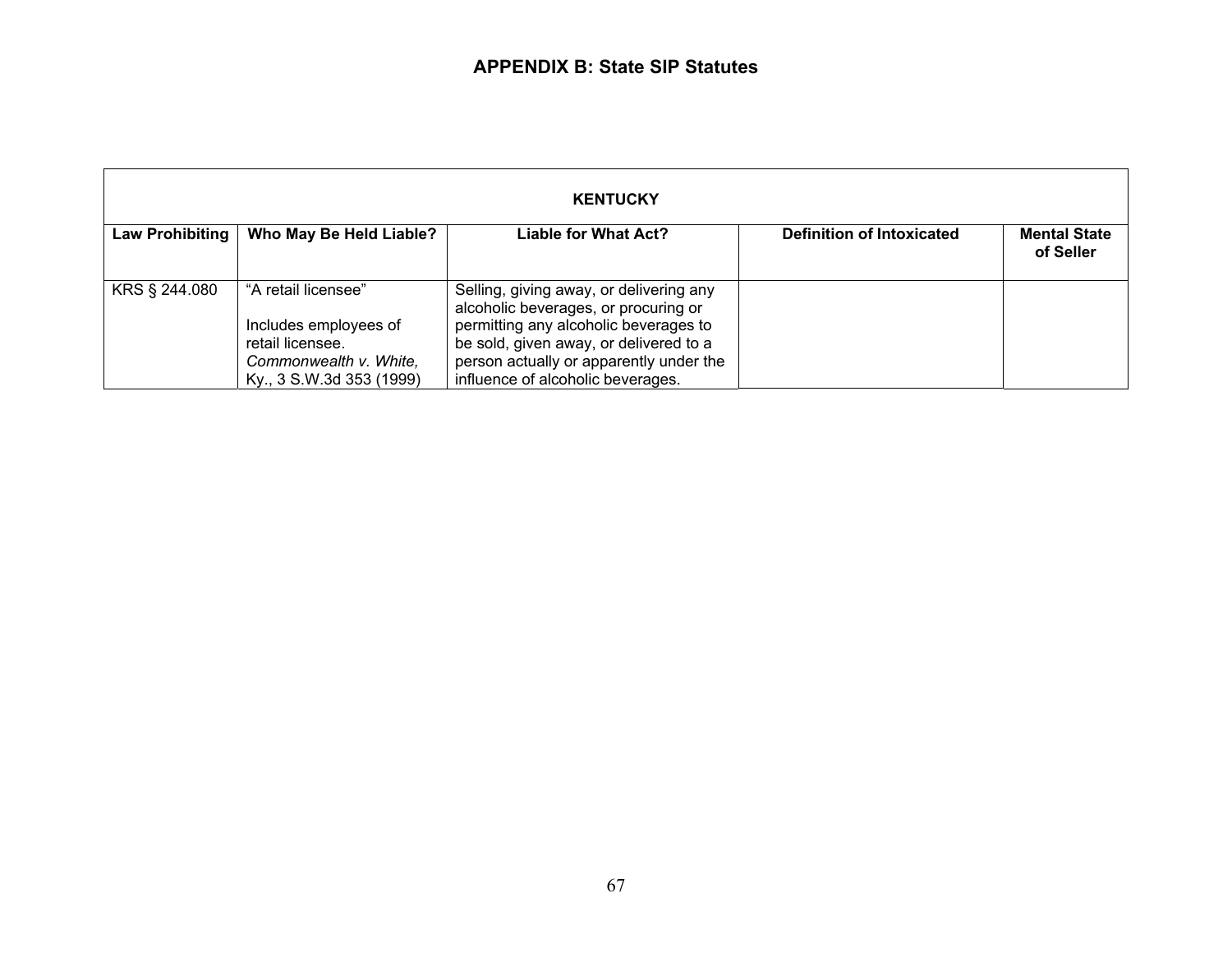## APPENDIX B: State SIP Statutes

| KENTUCKY | | | | |
|---|---|---|---|---|
| **Law Prohibiting** | **Who May Be Held Liable?** | **Liable for What Act?** | **Definition of Intoxicated** | **Mental State of Seller** |
| KRS § 244.080 | "A retail licensee"<br><br>Includes employees of retail licensee. *Commonwealth v. White,* Ky., 3 S.W.3d 353 (1999) | Selling, giving away, or delivering any alcoholic beverages, or procuring or permitting any alcoholic beverages to be sold, given away, or delivered to a person actually or apparently under the influence of alcoholic beverages. | | |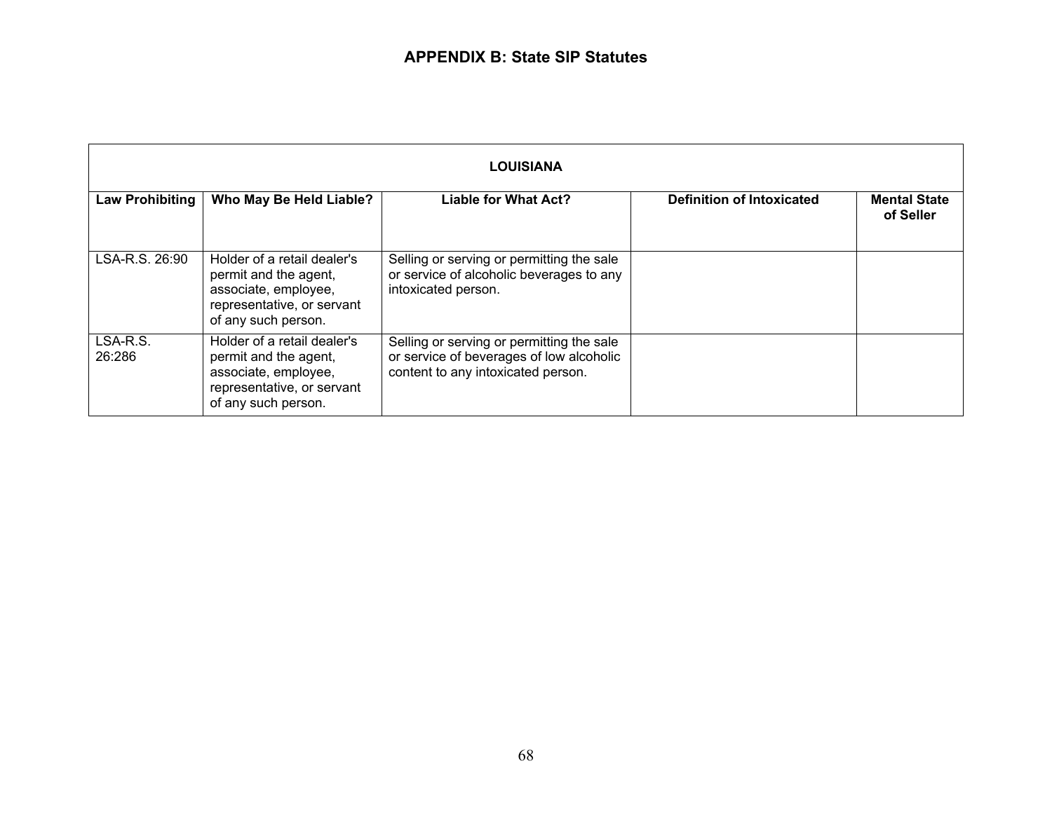## APPENDIX B: State SIP Statutes

| LOUISIANA | | | | |
|---|---|---|---|---|
| **Law Prohibiting** | **Who May Be Held Liable?** | **Liable for What Act?** | **Definition of Intoxicated** | **Mental State of Seller** |
| LSA-R.S. 26:90 | Holder of a retail dealer's permit and the agent, associate, employee, representative, or servant of any such person. | Selling or serving or permitting the sale or service of alcoholic beverages to any intoxicated person. | | |
| LSA-R.S. 26:286 | Holder of a retail dealer's permit and the agent, associate, employee, representative, or servant of any such person. | Selling or serving or permitting the sale or service of beverages of low alcoholic content to any intoxicated person. | | |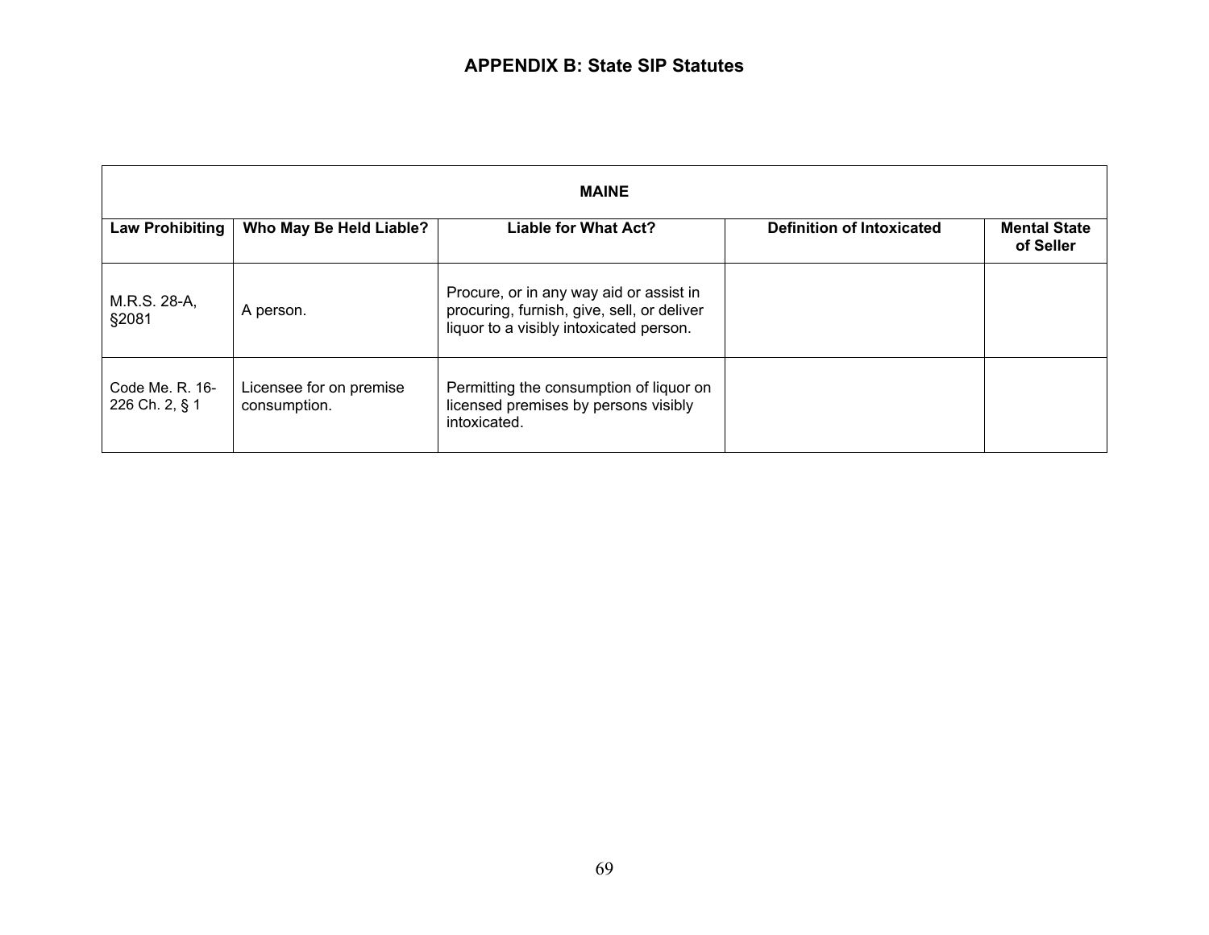## APPENDIX B: State SIP Statutes

| MAINE | | | | |
|---|---|---|---|---|
| **Law Prohibiting** | **Who May Be Held Liable?** | **Liable for What Act?** | **Definition of Intoxicated** | **Mental State of Seller** |
| M.R.S. 28-A, §2081 | A person. | Procure, or in any way aid or assist in procuring, furnish, give, sell, or deliver liquor to a visibly intoxicated person. | | |
| Code Me. R. 16-226 Ch. 2, § 1 | Licensee for on premise consumption. | Permitting the consumption of liquor on licensed premises by persons visibly intoxicated. | | |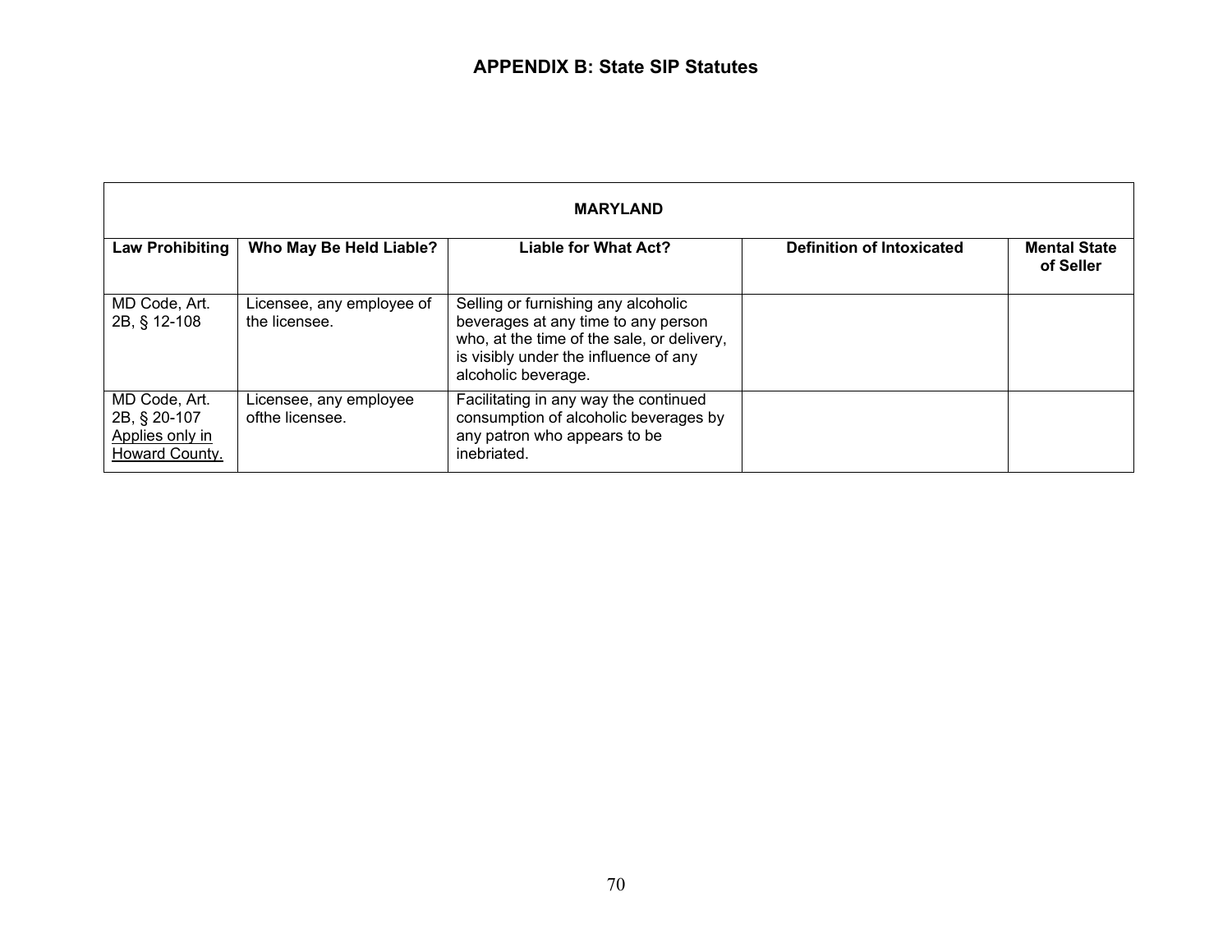## APPENDIX B: State SIP Statutes

| MARYLAND | | | | |
|---|---|---|---|---|
| **Law Prohibiting** | **Who May Be Held Liable?** | **Liable for What Act?** | **Definition of Intoxicated** | **Mental State of Seller** |
| MD Code, Art. 2B, § 12-108 | Licensee, any employee of the licensee. | Selling or furnishing any alcoholic beverages at any time to any person who, at the time of the sale, or delivery, is visibly under the influence of any alcoholic beverage. | | |
| MD Code, Art. 2B, § 20-107 Applies only in Howard County. | Licensee, any employee ofthe licensee. | Facilitating in any way the continued consumption of alcoholic beverages by any patron who appears to be inebriated. | | |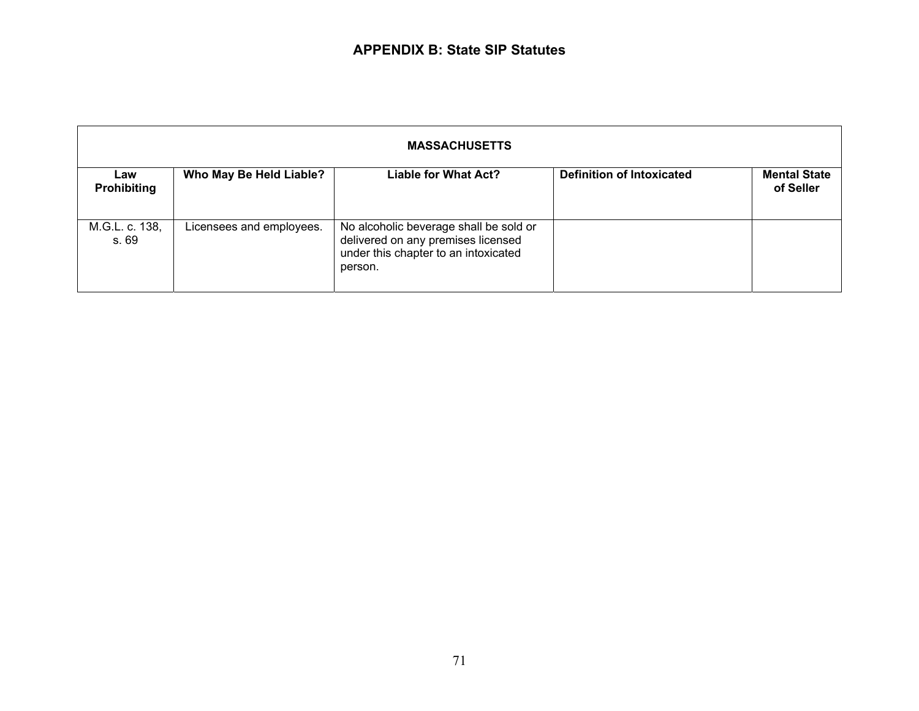## APPENDIX B: State SIP Statutes

| MASSACHUSETTS | | | | |
|---|---|---|---|---|
| **Law Prohibiting** | **Who May Be Held Liable?** | **Liable for What Act?** | **Definition of Intoxicated** | **Mental State of Seller** |
| M.G.L. c. 138, s. 69 | Licensees and employees. | No alcoholic beverage shall be sold or delivered on any premises licensed under this chapter to an intoxicated person. | | |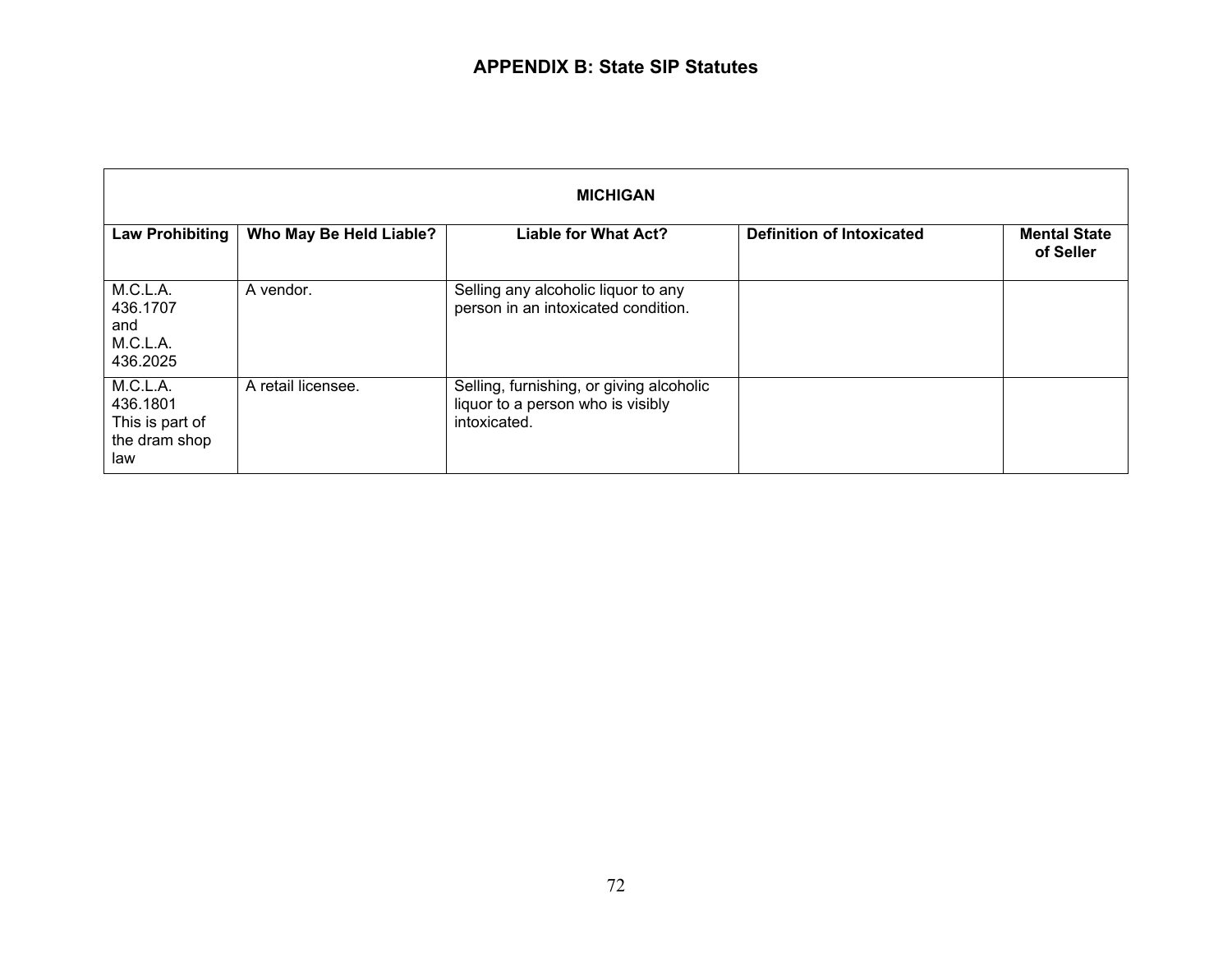## APPENDIX B: State SIP Statutes

| MICHIGAN | | | | |
|---|---|---|---|---|
| **Law Prohibiting** | **Who May Be Held Liable?** | **Liable for What Act?** | **Definition of Intoxicated** | **Mental State of Seller** |
| M.C.L.A. 436.1707 and M.C.L.A. 436.2025 | A vendor. | Selling any alcoholic liquor to any person in an intoxicated condition. | | |
| M.C.L.A. 436.1801 This is part of the dram shop law | A retail licensee. | Selling, furnishing, or giving alcoholic liquor to a person who is visibly intoxicated. | | |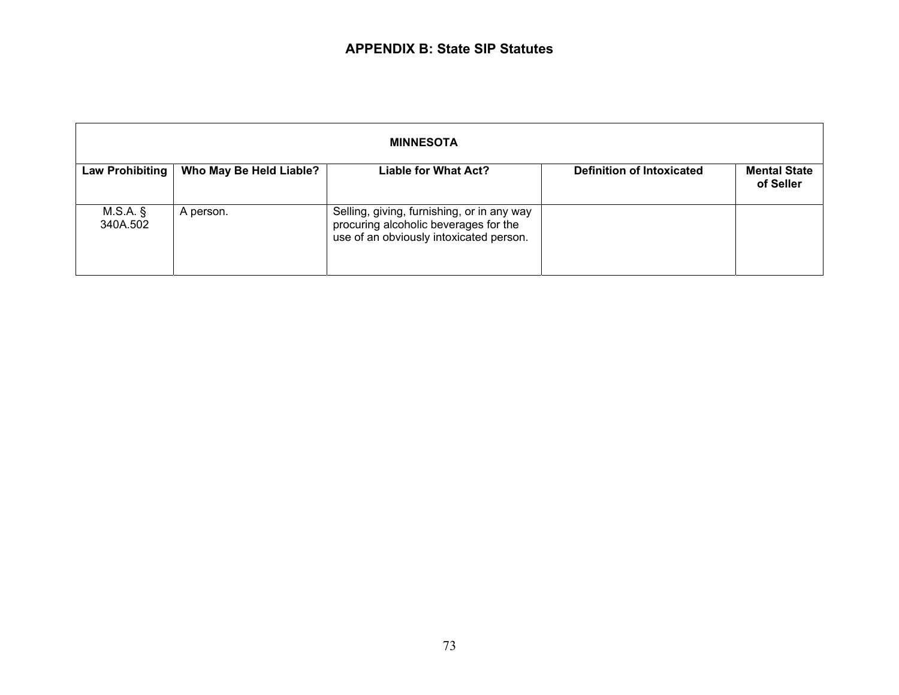## APPENDIX B: State SIP Statutes

| MINNESOTA | | | | |
|---|---|---|---|---|
| **Law Prohibiting** | **Who May Be Held Liable?** | **Liable for What Act?** | **Definition of Intoxicated** | **Mental State of Seller** |
| M.S.A. § 340A.502 | A person. | Selling, giving, furnishing, or in any way procuring alcoholic beverages for the use of an obviously intoxicated person. | | |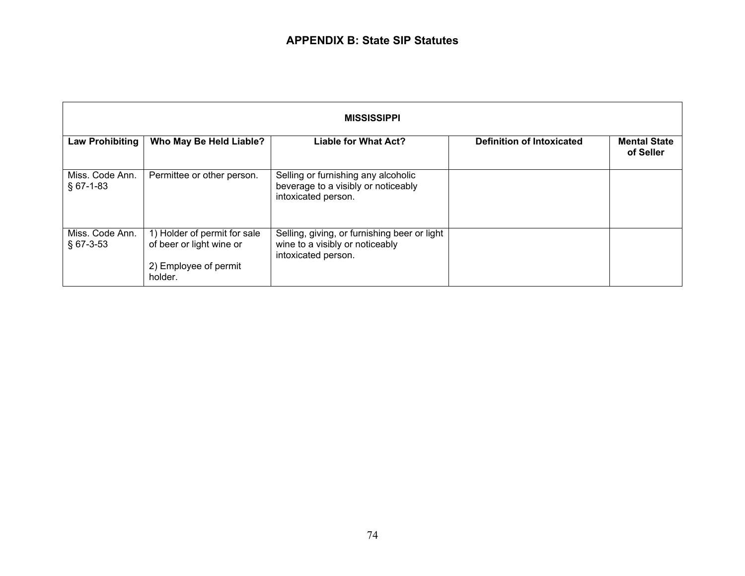## APPENDIX B: State SIP Statutes

| MISSISSIPPI | | | | |
|---|---|---|---|---|
| **Law Prohibiting** | **Who May Be Held Liable?** | **Liable for What Act?** | **Definition of Intoxicated** | **Mental State of Seller** |
| Miss. Code Ann. § 67-1-83 | Permittee or other person. | Selling or furnishing any alcoholic beverage to a visibly or noticeably intoxicated person. | | |
| Miss. Code Ann. § 67-3-53 | 1) Holder of permit for sale of beer or light wine or<br><br>2) Employee of permit holder. | Selling, giving, or furnishing beer or light wine to a visibly or noticeably intoxicated person. | | |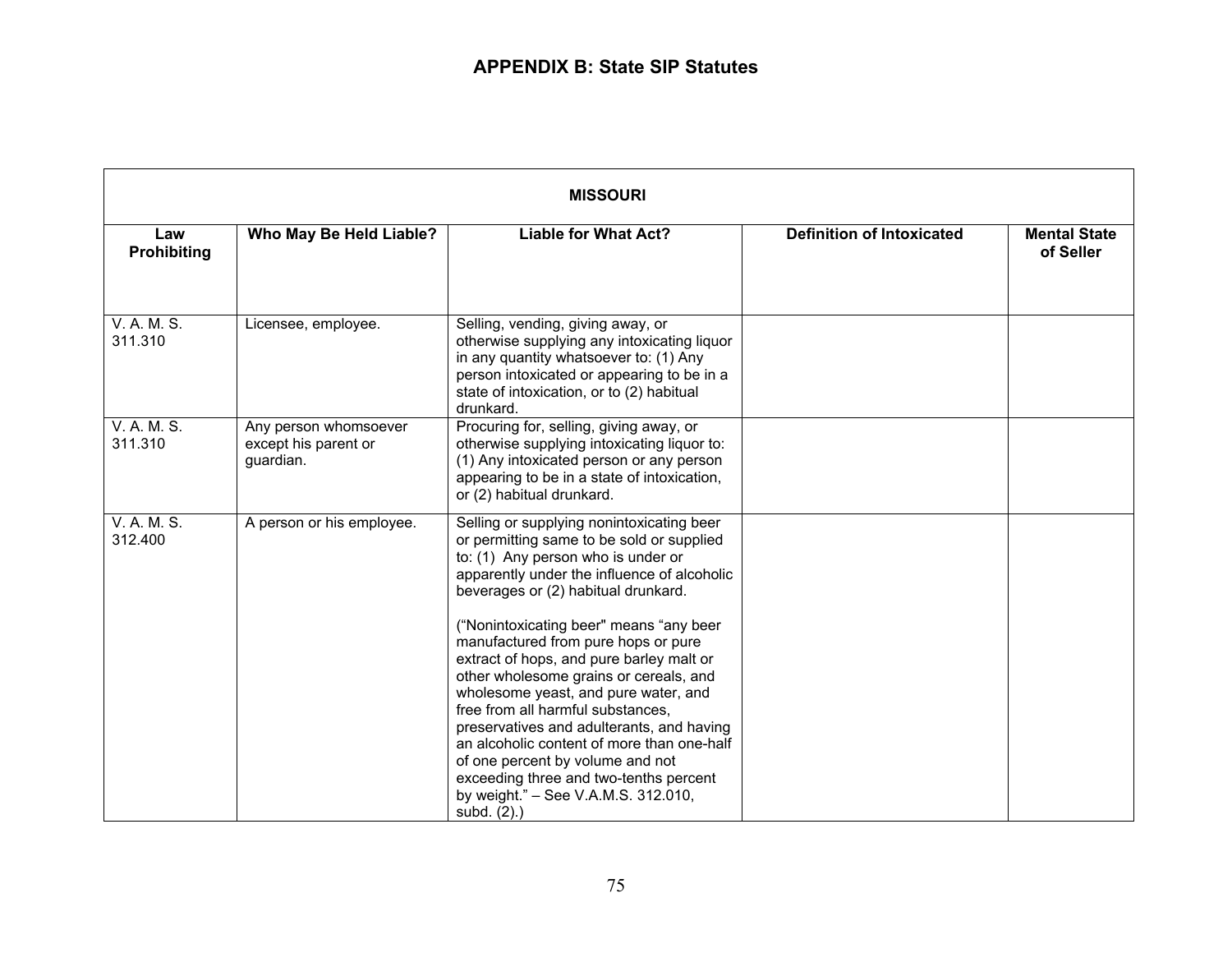## APPENDIX B: State SIP Statutes

| MISSOURI | | | | |
|---|---|---|---|---|
| **Law Prohibiting** | **Who May Be Held Liable?** | **Liable for What Act?** | **Definition of Intoxicated** | **Mental State of Seller** |
| V. A. M. S. 311.310 | Licensee, employee. | Selling, vending, giving away, or otherwise supplying any intoxicating liquor in any quantity whatsoever to: (1) Any person intoxicated or appearing to be in a state of intoxication, or to (2) habitual drunkard. | | |
| V. A. M. S. 311.310 | Any person whomsoever except his parent or guardian. | Procuring for, selling, giving away, or otherwise supplying intoxicating liquor to: (1) Any intoxicated person or any person appearing to be in a state of intoxication, or (2) habitual drunkard. | | |
| V. A. M. S. 312.400 | A person or his employee. | Selling or supplying nonintoxicating beer or permitting same to be sold or supplied to: (1) Any person who is under or apparently under the influence of alcoholic beverages or (2) habitual drunkard.<br><br>("Nonintoxicating beer" means "any beer manufactured from pure hops or pure extract of hops, and pure barley malt or other wholesome grains or cereals, and wholesome yeast, and pure water, and free from all harmful substances, preservatives and adulterants, and having an alcoholic content of more than one-half of one percent by volume and not exceeding three and two-tenths percent by weight." – See V.A.M.S. 312.010, subd. (2).) | | |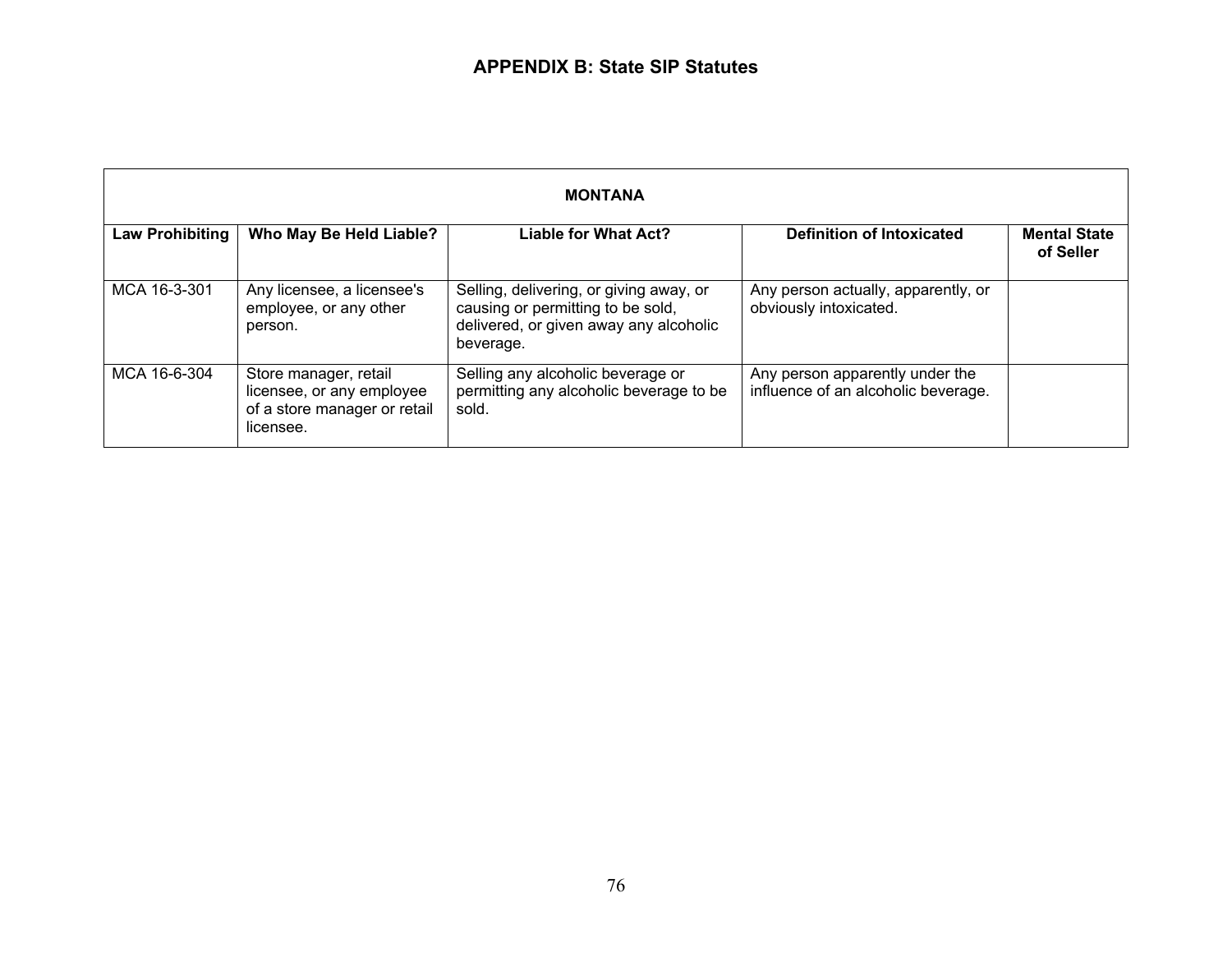## APPENDIX B: State SIP Statutes

| MONTANA | | | | |
|---|---|---|---|---|
| **Law Prohibiting** | **Who May Be Held Liable?** | **Liable for What Act?** | **Definition of Intoxicated** | **Mental State of Seller** |
| MCA 16-3-301 | Any licensee, a licensee's employee, or any other person. | Selling, delivering, or giving away, or causing or permitting to be sold, delivered, or given away any alcoholic beverage. | Any person actually, apparently, or obviously intoxicated. | |
| MCA 16-6-304 | Store manager, retail licensee, or any employee of a store manager or retail licensee. | Selling any alcoholic beverage or permitting any alcoholic beverage to be sold. | Any person apparently under the influence of an alcoholic beverage. | |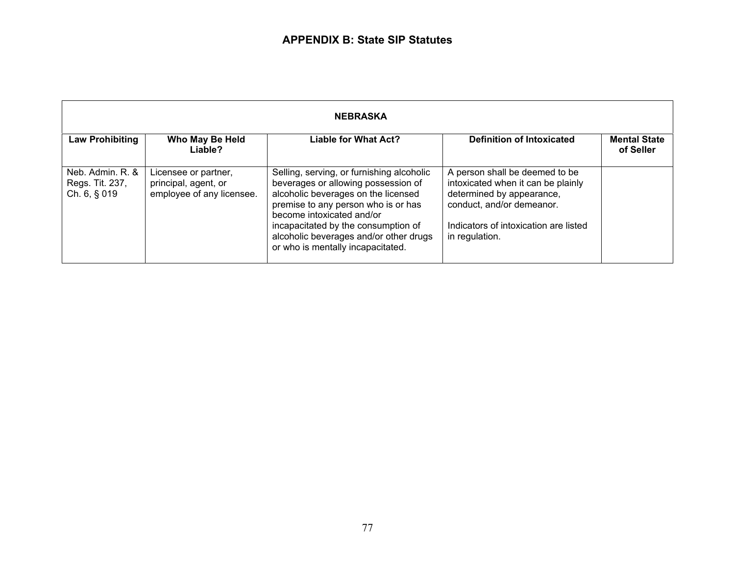## APPENDIX B: State SIP Statutes

| NEBRASKA | | | | |
|---|---|---|---|---|
| **Law Prohibiting** | **Who May Be Held Liable?** | **Liable for What Act?** | **Definition of Intoxicated** | **Mental State of Seller** |
| Neb. Admin. R. & Regs. Tit. 237, Ch. 6, § 019 | Licensee or partner, principal, agent, or employee of any licensee. | Selling, serving, or furnishing alcoholic beverages or allowing possession of alcoholic beverages on the licensed premise to any person who is or has become intoxicated and/or incapacitated by the consumption of alcoholic beverages and/or other drugs or who is mentally incapacitated. | A person shall be deemed to be intoxicated when it can be plainly determined by appearance, conduct, and/or demeanor.<br><br>Indicators of intoxication are listed in regulation. | |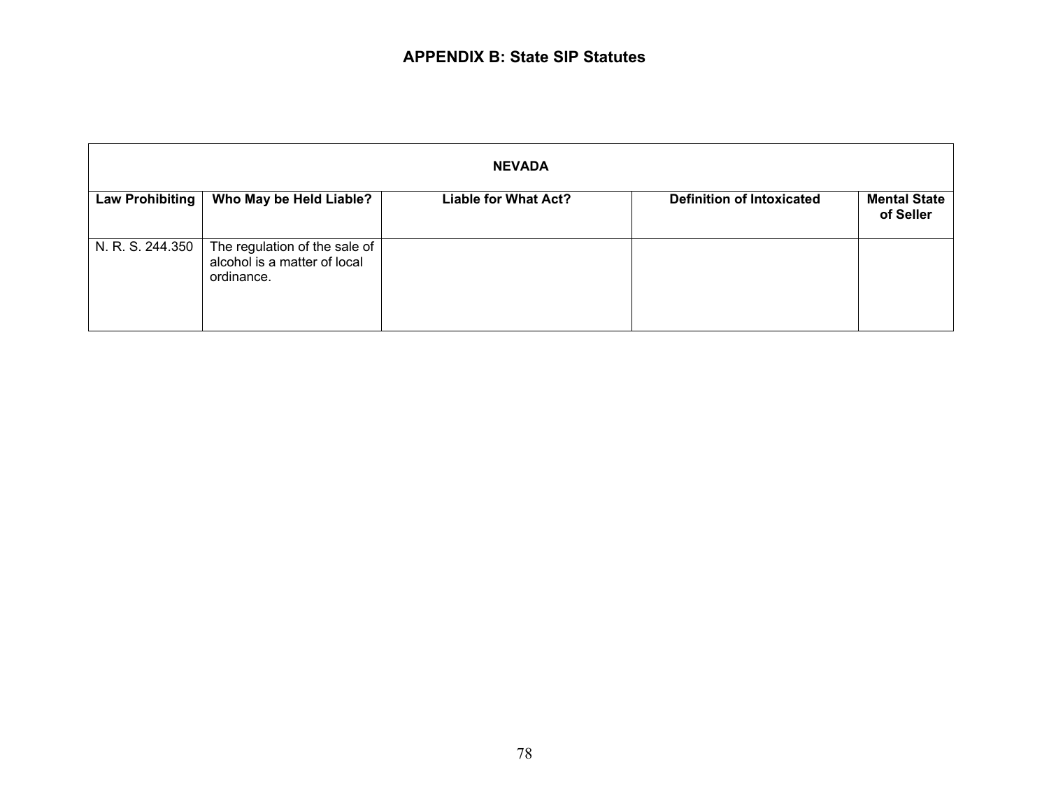## APPENDIX B: State SIP Statutes

| NEVADA | | | | |
|---|---|---|---|---|
| **Law Prohibiting** | **Who May be Held Liable?** | **Liable for What Act?** | **Definition of Intoxicated** | **Mental State of Seller** |
| N. R. S. 244.350 | The regulation of the sale of alcohol is a matter of local ordinance. | | | |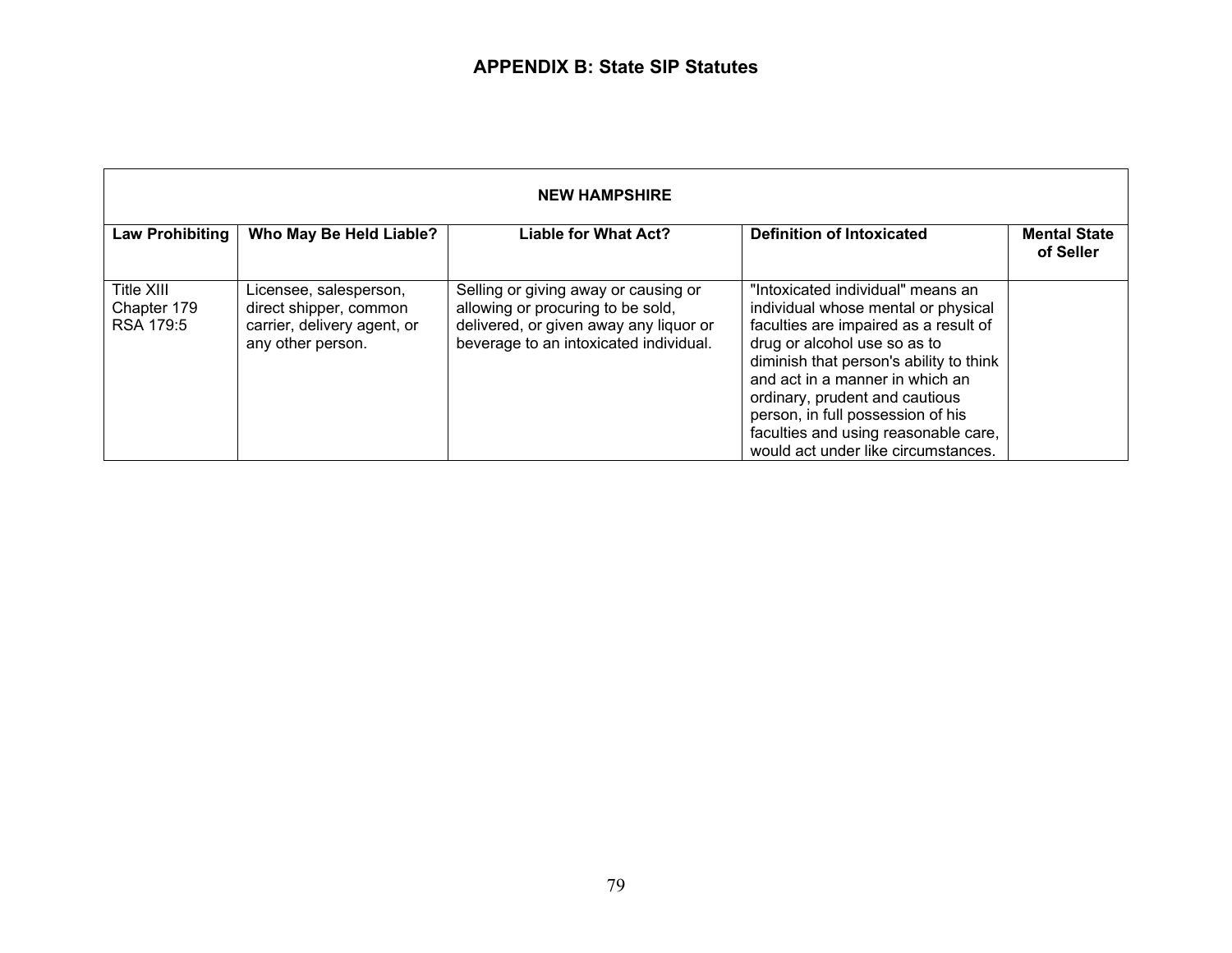## APPENDIX B: State SIP Statutes

| NEW HAMPSHIRE | | | | |
|---|---|---|---|---|
| **Law Prohibiting** | **Who May Be Held Liable?** | **Liable for What Act?** | **Definition of Intoxicated** | **Mental State of Seller** |
| Title XIII Chapter 179 RSA 179:5 | Licensee, salesperson, direct shipper, common carrier, delivery agent, or any other person. | Selling or giving away or causing or allowing or procuring to be sold, delivered, or given away any liquor or beverage to an intoxicated individual. | "Intoxicated individual" means an individual whose mental or physical faculties are impaired as a result of drug or alcohol use so as to diminish that person's ability to think and act in a manner in which an ordinary, prudent and cautious person, in full possession of his faculties and using reasonable care, would act under like circumstances. | |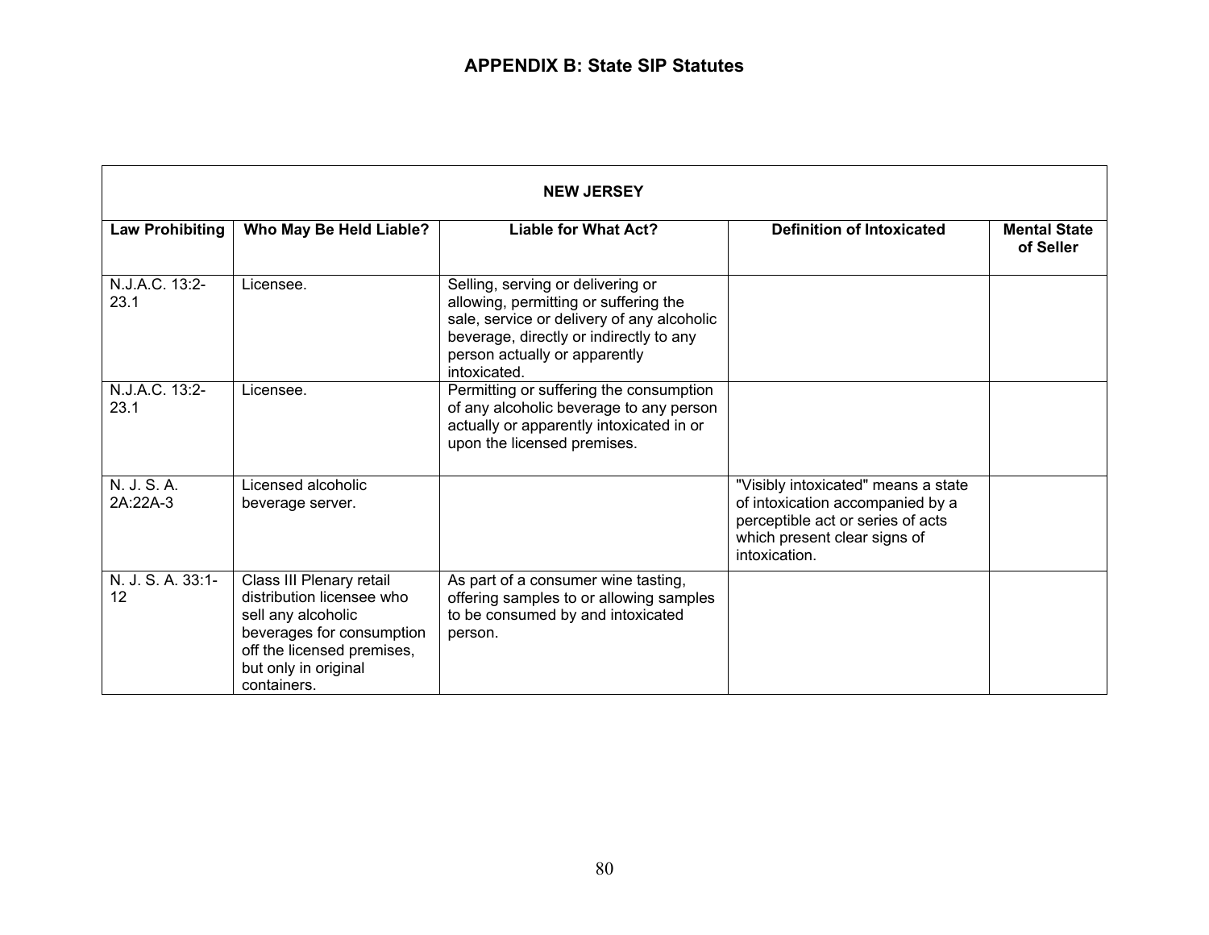## APPENDIX B: State SIP Statutes

| NEW JERSEY | | | | |
|---|---|---|---|---|
| **Law Prohibiting** | **Who May Be Held Liable?** | **Liable for What Act?** | **Definition of Intoxicated** | **Mental State of Seller** |
| N.J.A.C. 13:2-23.1 | Licensee. | Selling, serving or delivering or allowing, permitting or suffering the sale, service or delivery of any alcoholic beverage, directly or indirectly to any person actually or apparently intoxicated. | | |
| N.J.A.C. 13:2-23.1 | Licensee. | Permitting or suffering the consumption of any alcoholic beverage to any person actually or apparently intoxicated in or upon the licensed premises. | | |
| N. J. S. A. 2A:22A-3 | Licensed alcoholic beverage server. | | "Visibly intoxicated" means a state of intoxication accompanied by a perceptible act or series of acts which present clear signs of intoxication. | |
| N. J. S. A. 33:1-12 | Class III Plenary retail distribution licensee who sell any alcoholic beverages for consumption off the licensed premises, but only in original containers. | As part of a consumer wine tasting, offering samples to or allowing samples to be consumed by and intoxicated person. | | |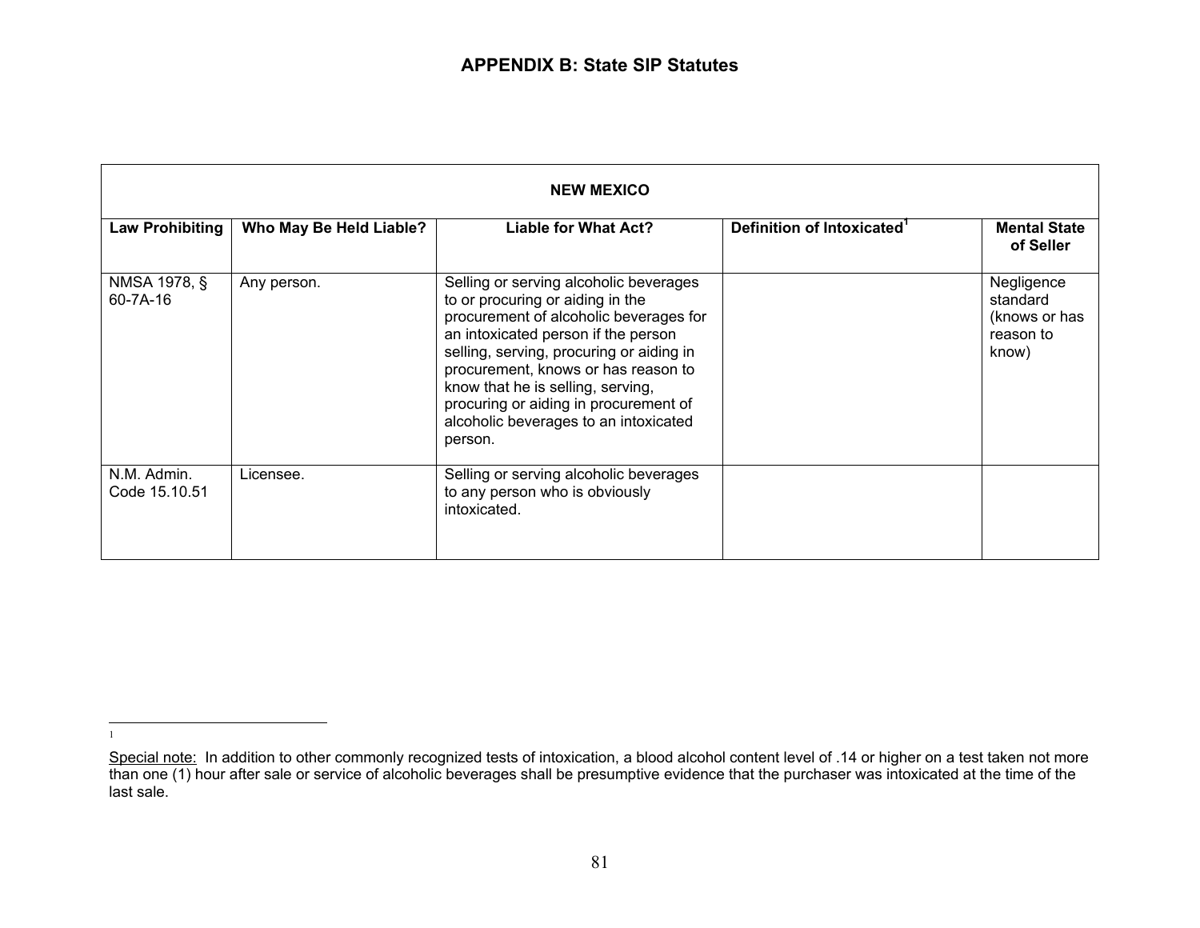# APPENDIX B: State SIP Statutes

| NEW MEXICO | | | | |
|---|---|---|---|---|
| **Law Prohibiting** | **Who May Be Held Liable?** | **Liable for What Act?** | **Definition of Intoxicated[1]** | **Mental State of Seller** |
| NMSA 1978, § 60-7A-16 | Any person. | Selling or serving alcoholic beverages to or procuring or aiding in the procurement of alcoholic beverages for an intoxicated person if the person selling, serving, procuring or aiding in procurement, knows or has reason to know that he is selling, serving, procuring or aiding in procurement of alcoholic beverages to an intoxicated person. | | Negligence standard (knows or has reason to know) |
| N.M. Admin. Code 15.10.51 | Licensee. | Selling or serving alcoholic beverages to any person who is obviously intoxicated. | | |

[1] Special note: In addition to other commonly recognized tests of intoxication, a blood alcohol content level of .14 or higher on a test taken not more than one (1) hour after sale or service of alcoholic beverages shall be presumptive evidence that the purchaser was intoxicated at the time of the last sale.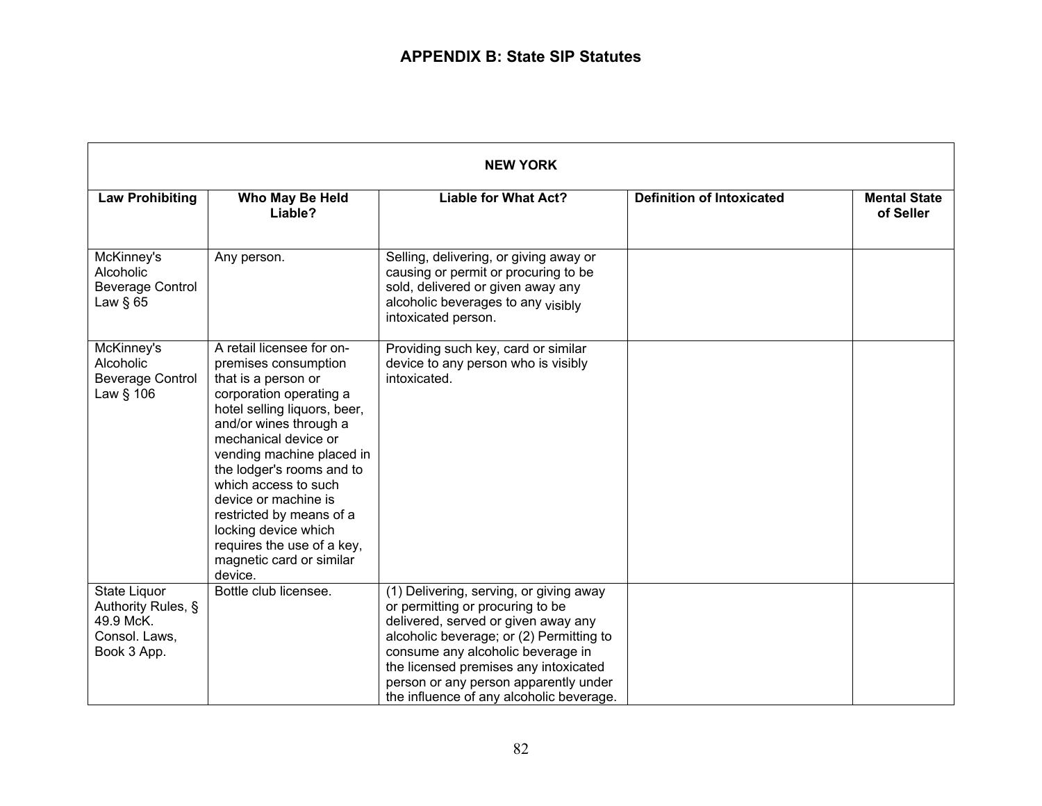## APPENDIX B: State SIP Statutes

| NEW YORK | | | | |
|---|---|---|---|---|
| **Law Prohibiting** | **Who May Be Held Liable?** | **Liable for What Act?** | **Definition of Intoxicated** | **Mental State of Seller** |
| McKinney's Alcoholic Beverage Control Law § 65 | Any person. | Selling, delivering, or giving away or causing or permit or procuring to be sold, delivered or given away any alcoholic beverages to any visibly intoxicated person. | | |
| McKinney's Alcoholic Beverage Control Law § 106 | A retail licensee for on-premises consumption that is a person or corporation operating a hotel selling liquors, beer, and/or wines through a mechanical device or vending machine placed in the lodger's rooms and to which access to such device or machine is restricted by means of a locking device which requires the use of a key, magnetic card or similar device. | Providing such key, card or similar device to any person who is visibly intoxicated. | | |
| State Liquor Authority Rules, § 49.9 McK. Consol. Laws, Book 3 App. | Bottle club licensee. | (1) Delivering, serving, or giving away or permitting or procuring to be delivered, served or given away any alcoholic beverage; or (2) Permitting to consume any alcoholic beverage in the licensed premises any intoxicated person or any person apparently under the influence of any alcoholic beverage. | | |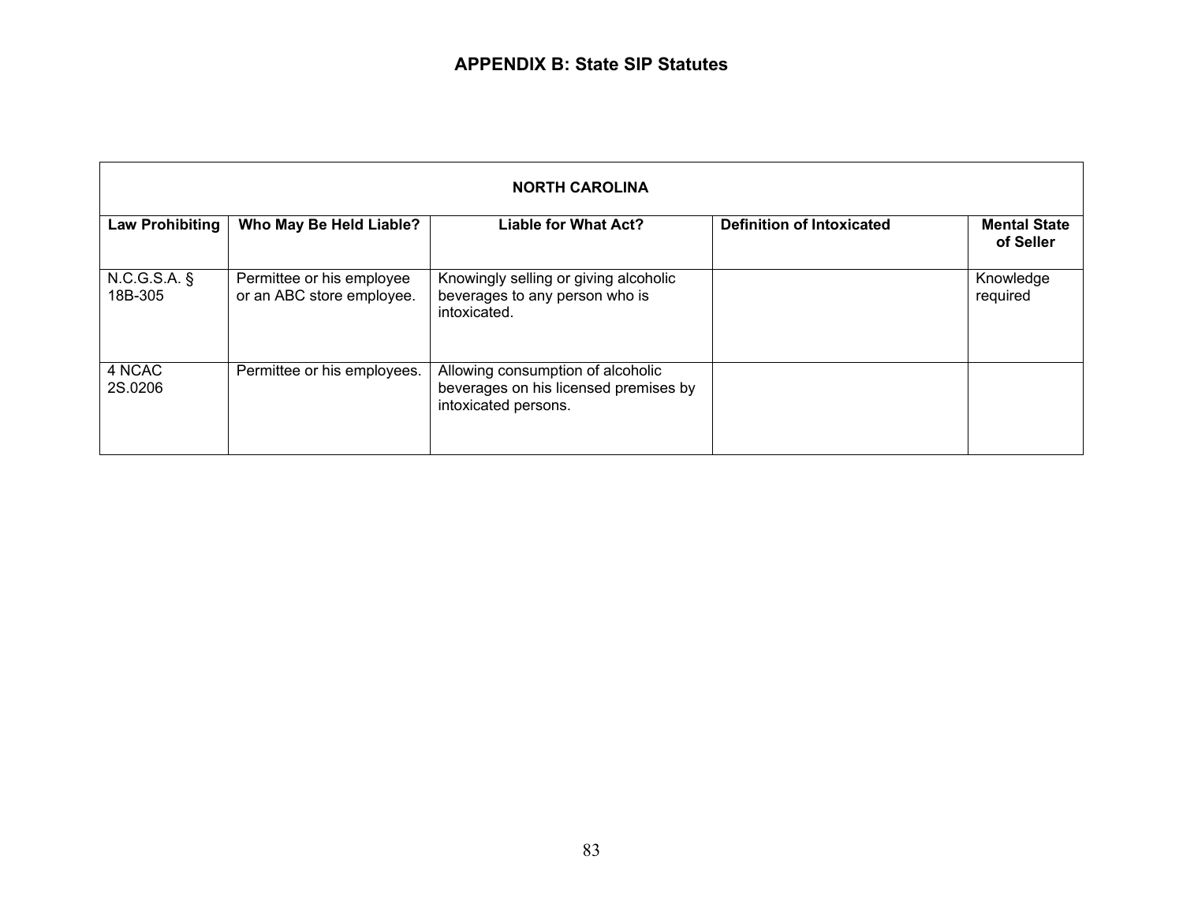## APPENDIX B: State SIP Statutes

| NORTH CAROLINA | | | | |
|---|---|---|---|---|
| **Law Prohibiting** | **Who May Be Held Liable?** | **Liable for What Act?** | **Definition of Intoxicated** | **Mental State of Seller** |
| N.C.G.S.A. § 18B-305 | Permittee or his employee or an ABC store employee. | Knowingly selling or giving alcoholic beverages to any person who is intoxicated. | | Knowledge required |
| 4 NCAC 2S.0206 | Permittee or his employees. | Allowing consumption of alcoholic beverages on his licensed premises by intoxicated persons. | | |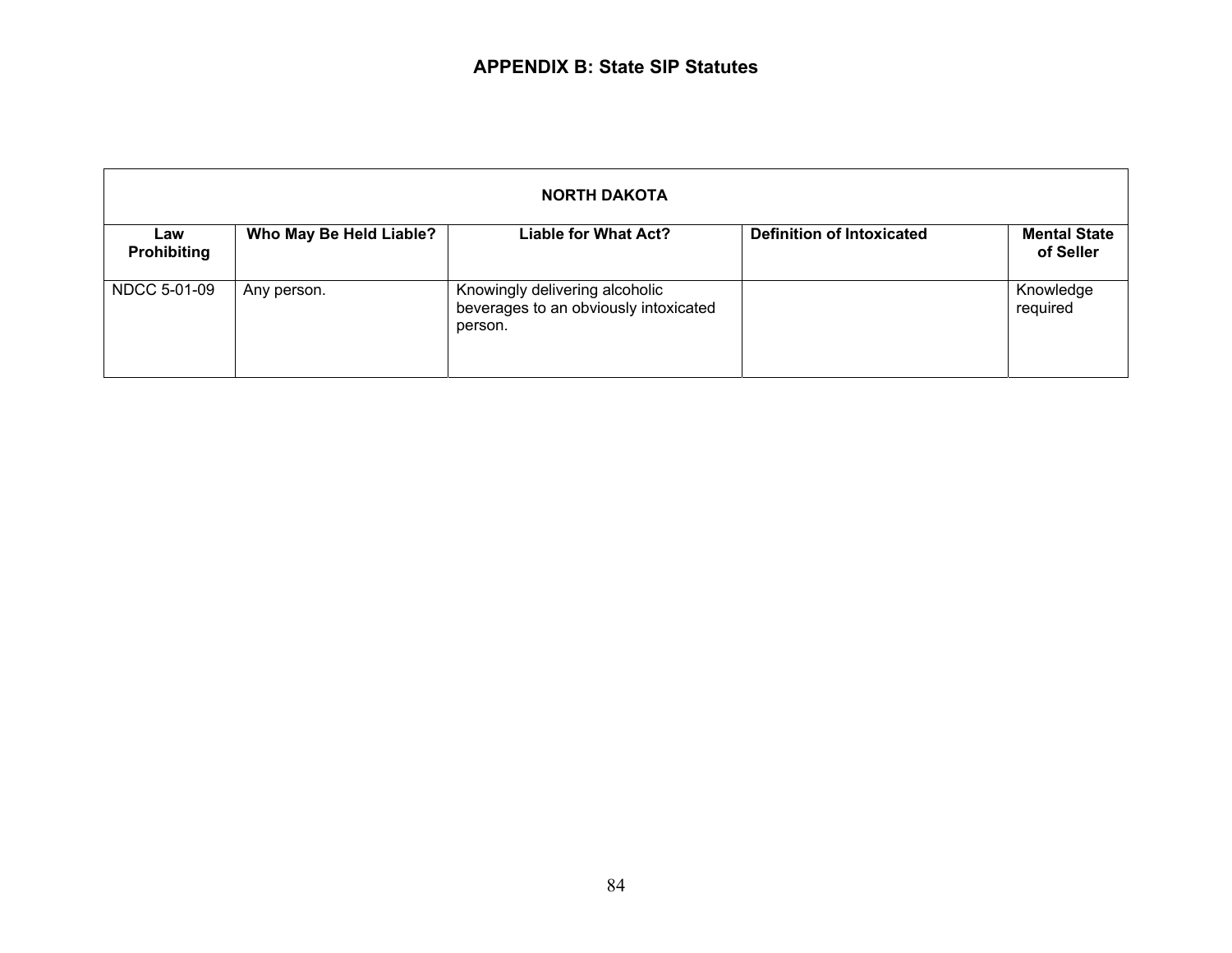## APPENDIX B: State SIP Statutes

| NORTH DAKOTA | | | | |
|---|---|---|---|---|
| **Law Prohibiting** | **Who May Be Held Liable?** | **Liable for What Act?** | **Definition of Intoxicated** | **Mental State of Seller** |
| NDCC 5-01-09 | Any person. | Knowingly delivering alcoholic beverages to an obviously intoxicated person. | | Knowledge required |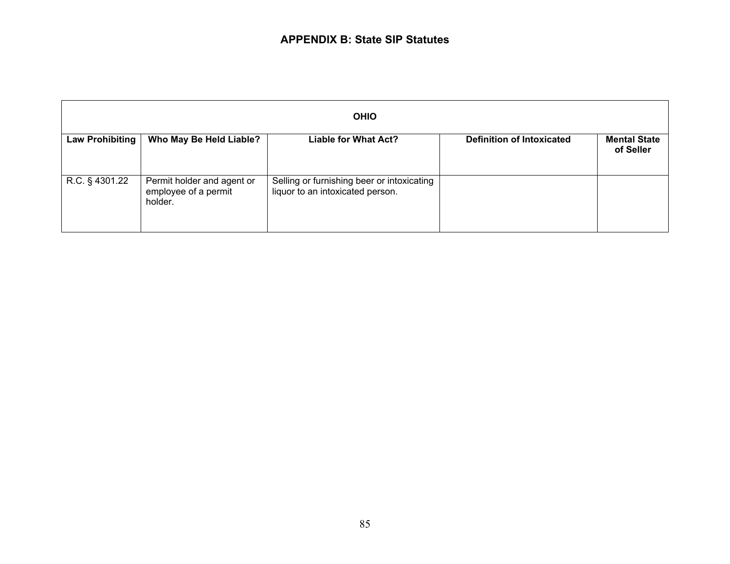## APPENDIX B: State SIP Statutes

| OHIO | | | | |
|---|---|---|---|---|
| **Law Prohibiting** | **Who May Be Held Liable?** | **Liable for What Act?** | **Definition of Intoxicated** | **Mental State of Seller** |
| R.C. § 4301.22 | Permit holder and agent or employee of a permit holder. | Selling or furnishing beer or intoxicating liquor to an intoxicated person. | | |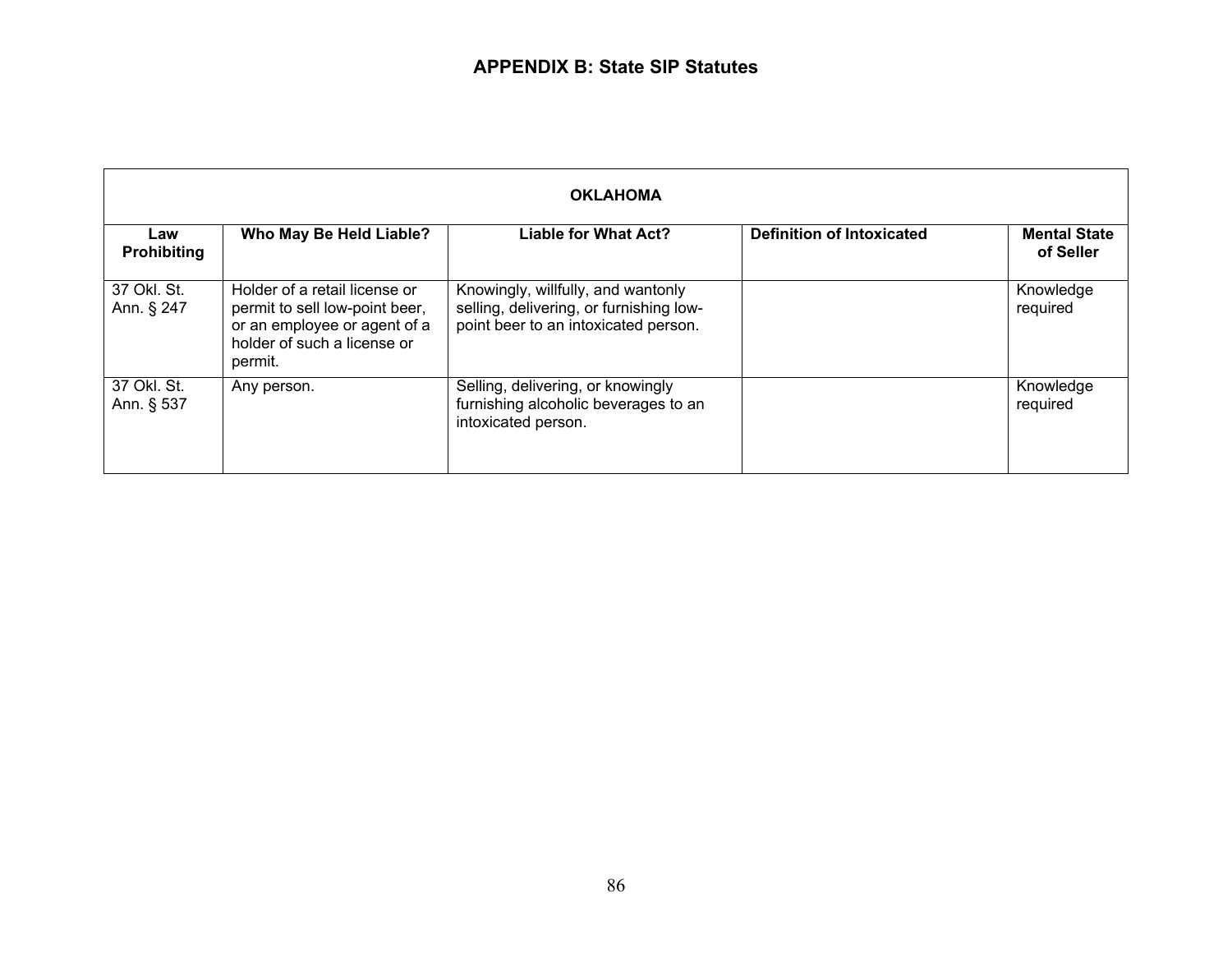## APPENDIX B: State SIP Statutes

| OKLAHOMA | | | | |
|---|---|---|---|---|
| **Law Prohibiting** | **Who May Be Held Liable?** | **Liable for What Act?** | **Definition of Intoxicated** | **Mental State of Seller** |
| 37 Okl. St. Ann. § 247 | Holder of a retail license or permit to sell low-point beer, or an employee or agent of a holder of such a license or permit. | Knowingly, willfully, and wantonly selling, delivering, or furnishing low-point beer to an intoxicated person. | | Knowledge required |
| 37 Okl. St. Ann. § 537 | Any person. | Selling, delivering, or knowingly furnishing alcoholic beverages to an intoxicated person. | | Knowledge required |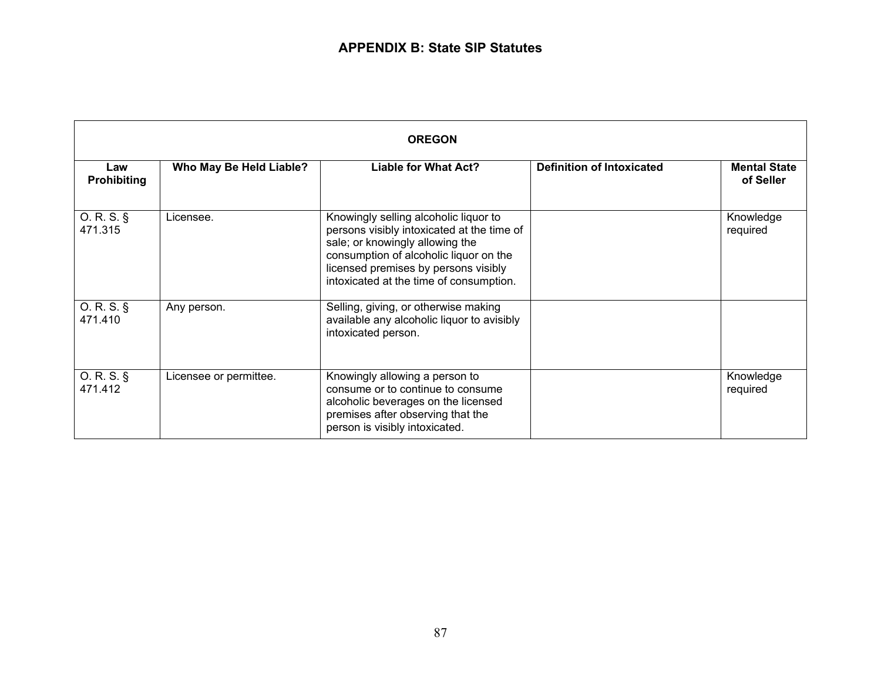## APPENDIX B: State SIP Statutes

| OREGON | | | | |
|---|---|---|---|---|
| **Law Prohibiting** | **Who May Be Held Liable?** | **Liable for What Act?** | **Definition of Intoxicated** | **Mental State of Seller** |
| O. R. S. § 471.315 | Licensee. | Knowingly selling alcoholic liquor to persons visibly intoxicated at the time of sale; or knowingly allowing the consumption of alcoholic liquor on the licensed premises by persons visibly intoxicated at the time of consumption. | | Knowledge required |
| O. R. S. § 471.410 | Any person. | Selling, giving, or otherwise making available any alcoholic liquor to avisibly intoxicated person. | | |
| O. R. S. § 471.412 | Licensee or permittee. | Knowingly allowing a person to consume or to continue to consume alcoholic beverages on the licensed premises after observing that the person is visibly intoxicated. | | Knowledge required |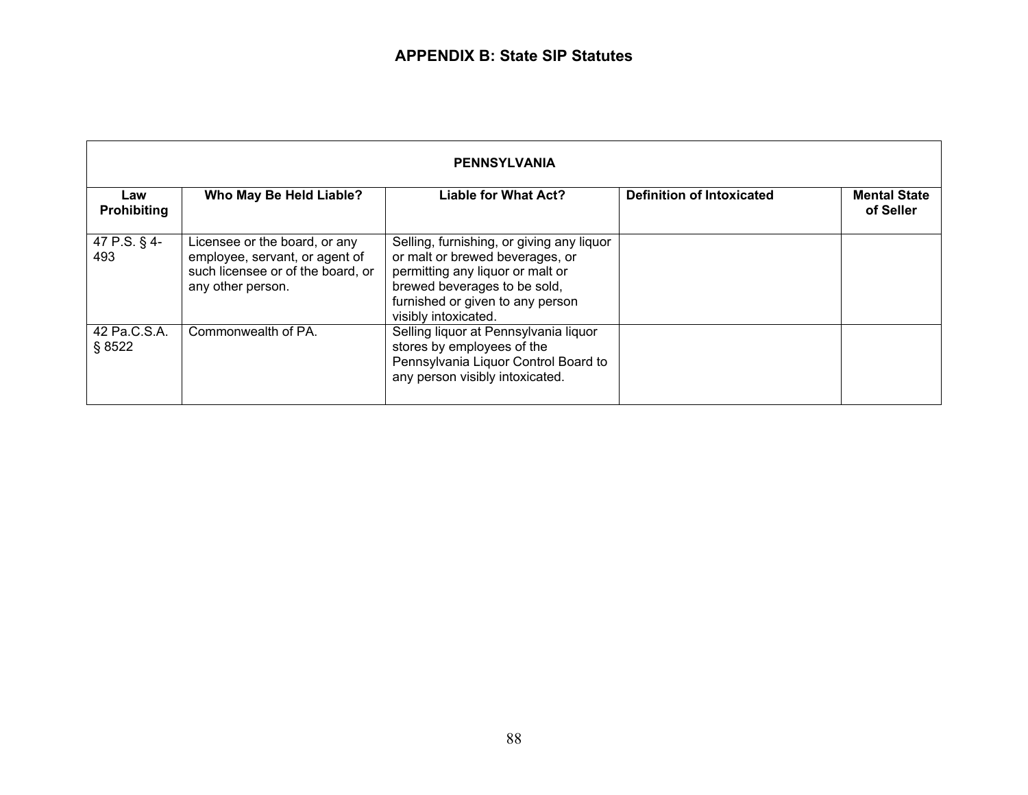## APPENDIX B: State SIP Statutes

| PENNSYLVANIA | | | | |
|---|---|---|---|---|
| **Law Prohibiting** | **Who May Be Held Liable?** | **Liable for What Act?** | **Definition of Intoxicated** | **Mental State of Seller** |
| 47 P.S. § 4-493 | Licensee or the board, or any employee, servant, or agent of such licensee or of the board, or any other person. | Selling, furnishing, or giving any liquor or malt or brewed beverages, or permitting any liquor or malt or brewed beverages to be sold, furnished or given to any person visibly intoxicated. | | |
| 42 Pa.C.S.A. § 8522 | Commonwealth of PA. | Selling liquor at Pennsylvania liquor stores by employees of the Pennsylvania Liquor Control Board to any person visibly intoxicated. | | |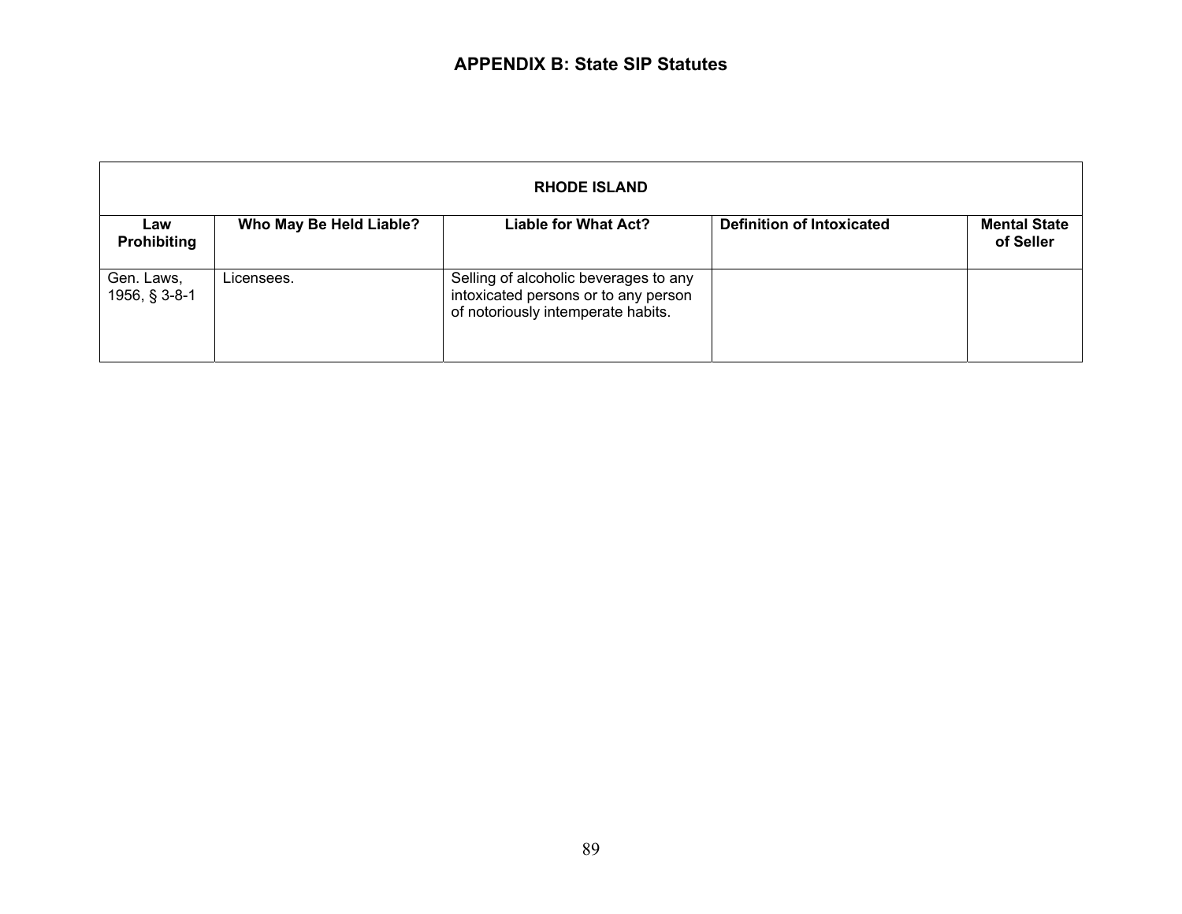## APPENDIX B: State SIP Statutes

| RHODE ISLAND | | | | |
|---|---|---|---|---|
| **Law Prohibiting** | **Who May Be Held Liable?** | **Liable for What Act?** | **Definition of Intoxicated** | **Mental State of Seller** |
| Gen. Laws, 1956, § 3-8-1 | Licensees. | Selling of alcoholic beverages to any intoxicated persons or to any person of notoriously intemperate habits. | | |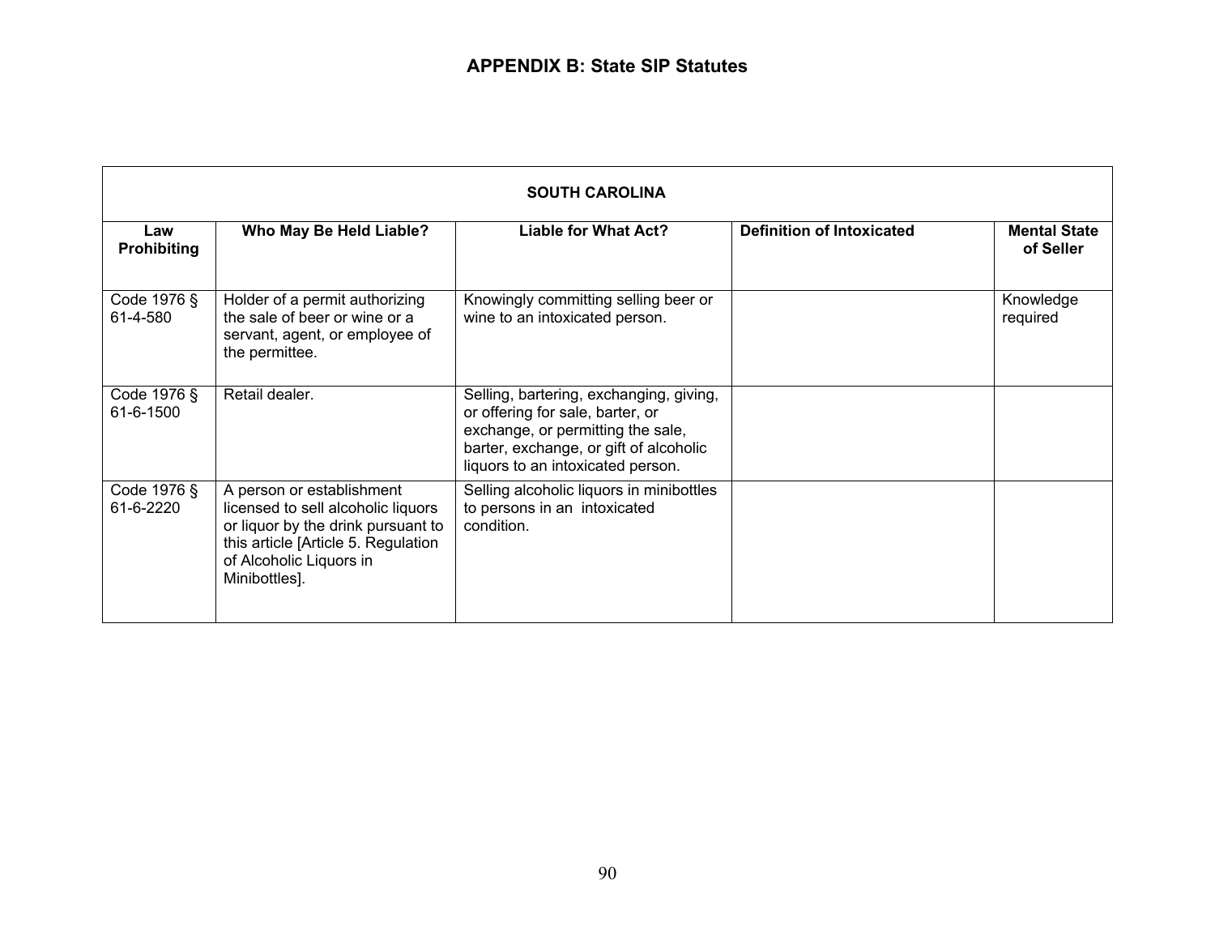## APPENDIX B: State SIP Statutes

| SOUTH CAROLINA | | | | |
|---|---|---|---|---|
| **Law Prohibiting** | **Who May Be Held Liable?** | **Liable for What Act?** | **Definition of Intoxicated** | **Mental State of Seller** |
| Code 1976 § 61-4-580 | Holder of a permit authorizing the sale of beer or wine or a servant, agent, or employee of the permittee. | Knowingly committing selling beer or wine to an intoxicated person. | | Knowledge required |
| Code 1976 § 61-6-1500 | Retail dealer. | Selling, bartering, exchanging, giving, or offering for sale, barter, or exchange, or permitting the sale, barter, exchange, or gift of alcoholic liquors to an intoxicated person. | | |
| Code 1976 § 61-6-2220 | A person or establishment licensed to sell alcoholic liquors or liquor by the drink pursuant to this article [Article 5. Regulation of Alcoholic Liquors in Minibottles]. | Selling alcoholic liquors in minibottles to persons in an intoxicated condition. | | |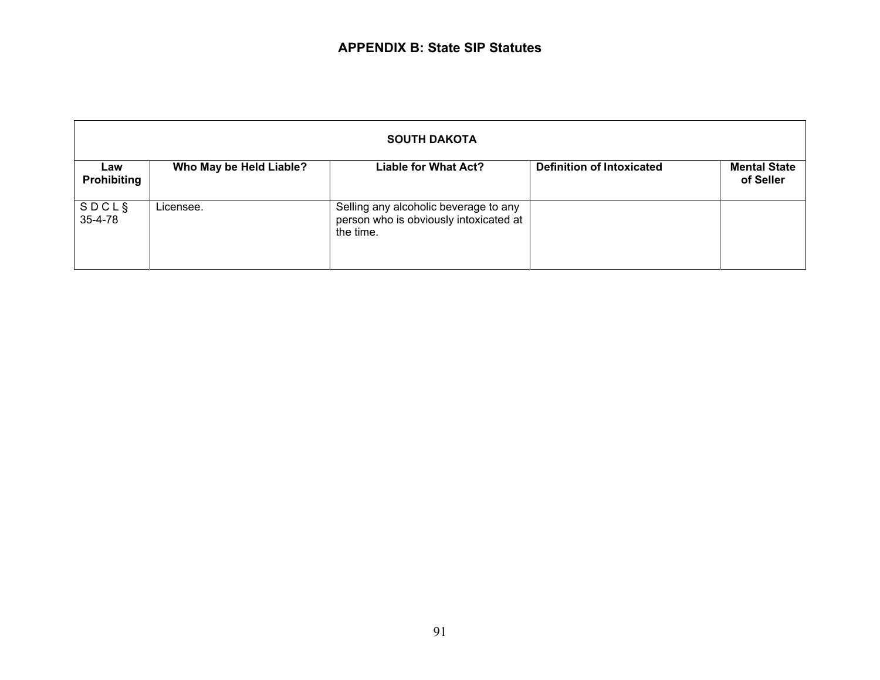## APPENDIX B: State SIP Statutes

| SOUTH DAKOTA | | | | |
|---|---|---|---|---|
| **Law Prohibiting** | **Who May be Held Liable?** | **Liable for What Act?** | **Definition of Intoxicated** | **Mental State of Seller** |
| S D C L § 35-4-78 | Licensee. | Selling any alcoholic beverage to any person who is obviously intoxicated at the time. | | |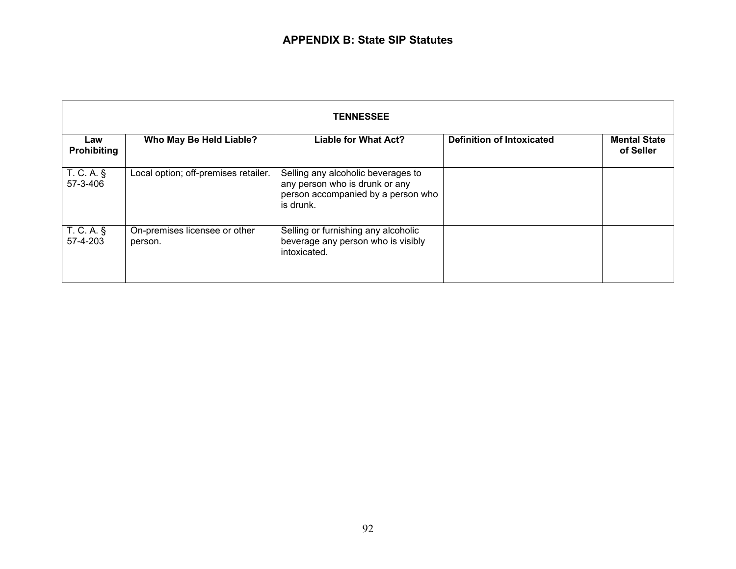## APPENDIX B: State SIP Statutes

| TENNESSEE | | | | |
|---|---|---|---|---|
| **Law Prohibiting** | **Who May Be Held Liable?** | **Liable for What Act?** | **Definition of Intoxicated** | **Mental State of Seller** |
| T. C. A. § 57-3-406 | Local option; off-premises retailer. | Selling any alcoholic beverages to any person who is drunk or any person accompanied by a person who is drunk. | | |
| T. C. A. § 57-4-203 | On-premises licensee or other person. | Selling or furnishing any alcoholic beverage any person who is visibly intoxicated. | | |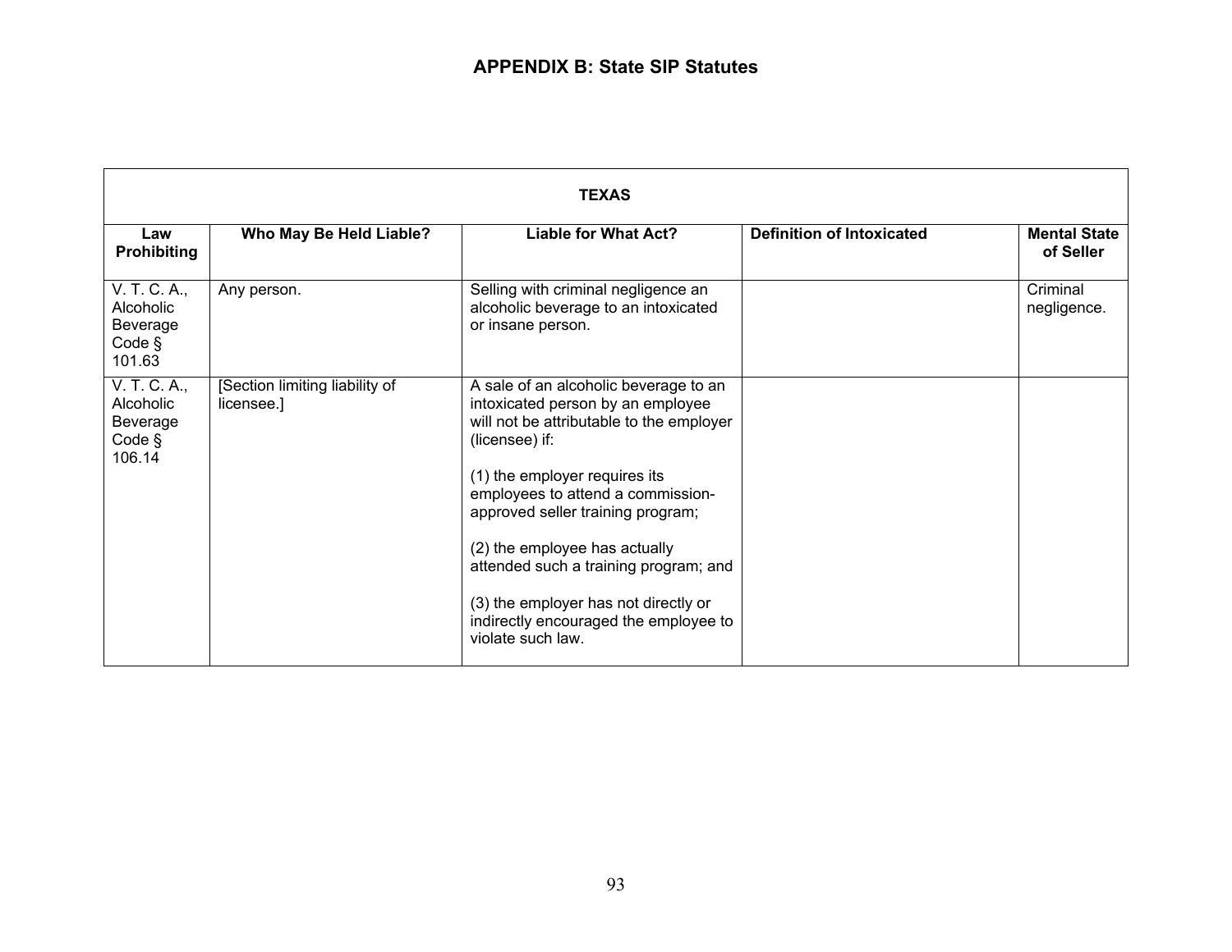## APPENDIX B: State SIP Statutes

| TEXAS | | | | |
|---|---|---|---|---|
| **Law Prohibiting** | **Who May Be Held Liable?** | **Liable for What Act?** | **Definition of Intoxicated** | **Mental State of Seller** |
| V. T. C. A., Alcoholic Beverage Code § 101.63 | Any person. | Selling with criminal negligence an alcoholic beverage to an intoxicated or insane person. | | Criminal negligence. |
| V. T. C. A., Alcoholic Beverage Code § 106.14 | [Section limiting liability of licensee.] | A sale of an alcoholic beverage to an intoxicated person by an employee will not be attributable to the employer (licensee) if:<br><br>(1) the employer requires its employees to attend a commission-approved seller training program;<br><br>(2) the employee has actually attended such a training program; and<br><br>(3) the employer has not directly or indirectly encouraged the employee to violate such law. | | |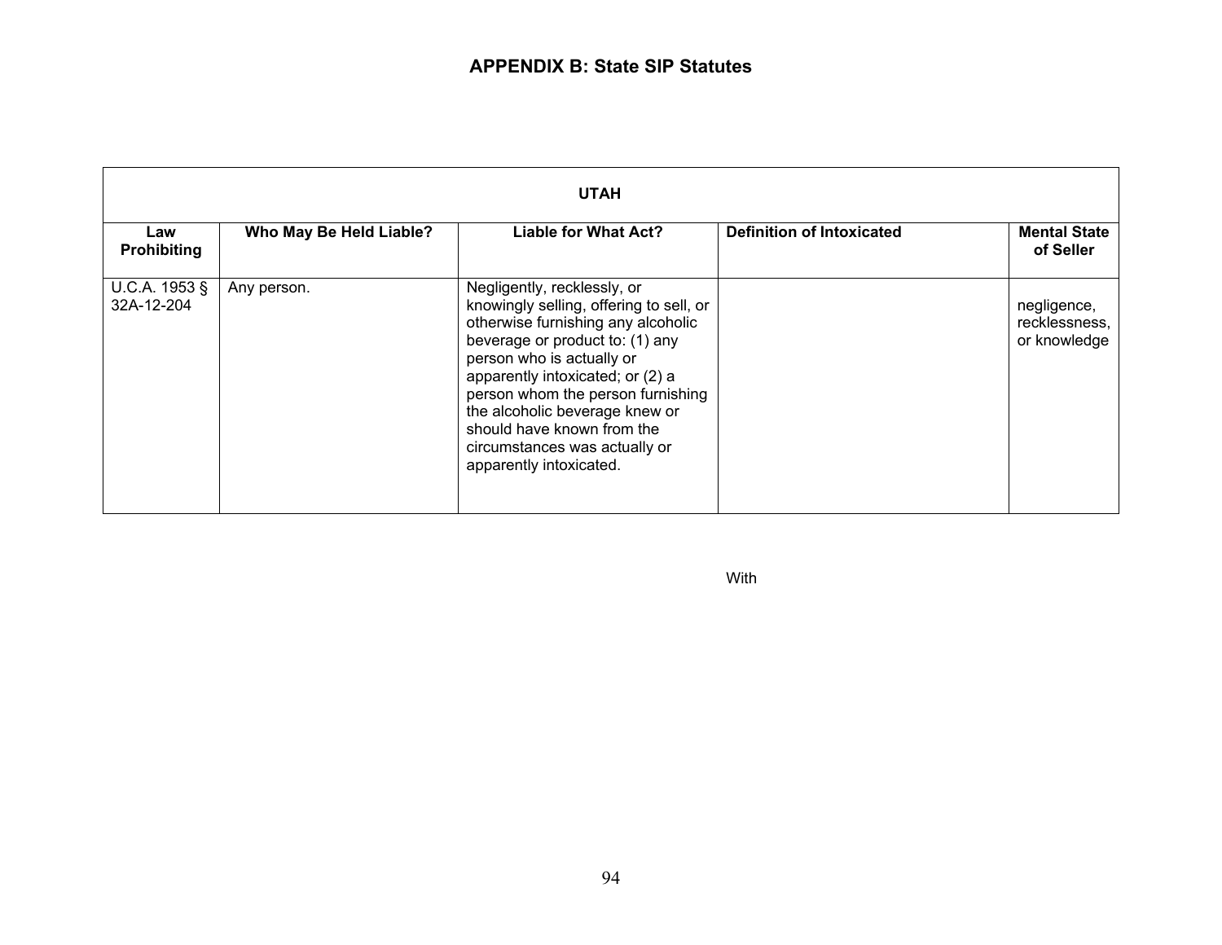## APPENDIX B: State SIP Statutes

| UTAH | | | | |
|---|---|---|---|---|
| **Law Prohibiting** | **Who May Be Held Liable?** | **Liable for What Act?** | **Definition of Intoxicated** | **Mental State of Seller** |
| U.C.A. 1953 § 32A-12-204 | Any person. | Negligently, recklessly, or knowingly selling, offering to sell, or otherwise furnishing any alcoholic beverage or product to: (1) any person who is actually or apparently intoxicated; or (2) a person whom the person furnishing the alcoholic beverage knew or should have known from the circumstances was actually or apparently intoxicated. | | negligence, recklessness, or knowledge |

With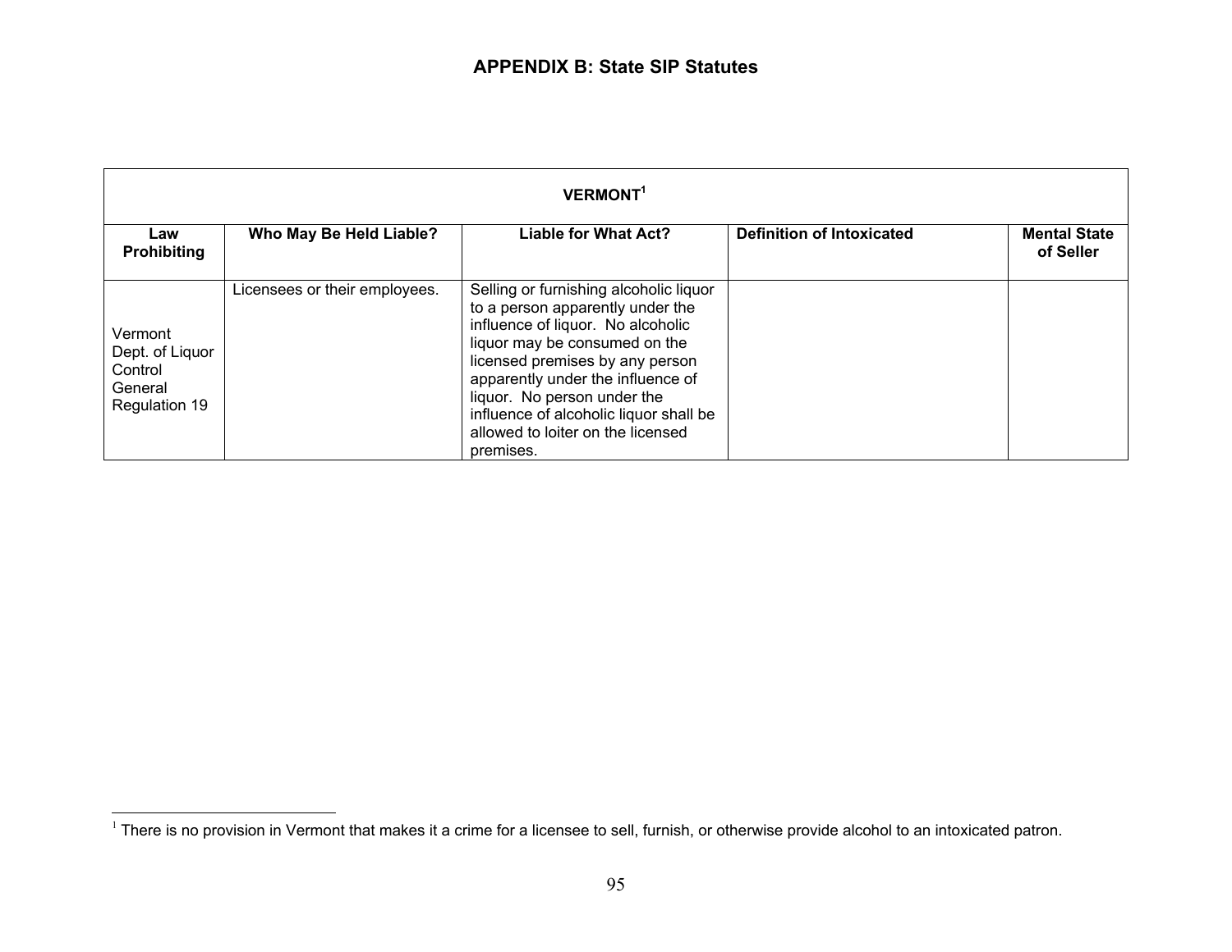## APPENDIX B: State SIP Statutes

| VERMONT[1] | | | | |
|---|---|---|---|---|
| **Law Prohibiting** | **Who May Be Held Liable?** | **Liable for What Act?** | **Definition of Intoxicated** | **Mental State of Seller** |
| Vermont Dept. of Liquor Control General Regulation 19 | Licensees or their employees. | Selling or furnishing alcoholic liquor to a person apparently under the influence of liquor. No alcoholic liquor may be consumed on the licensed premises by any person apparently under the influence of liquor. No person under the influence of alcoholic liquor shall be allowed to loiter on the licensed premises. | | |

[1] There is no provision in Vermont that makes it a crime for a licensee to sell, furnish, or otherwise provide alcohol to an intoxicated patron.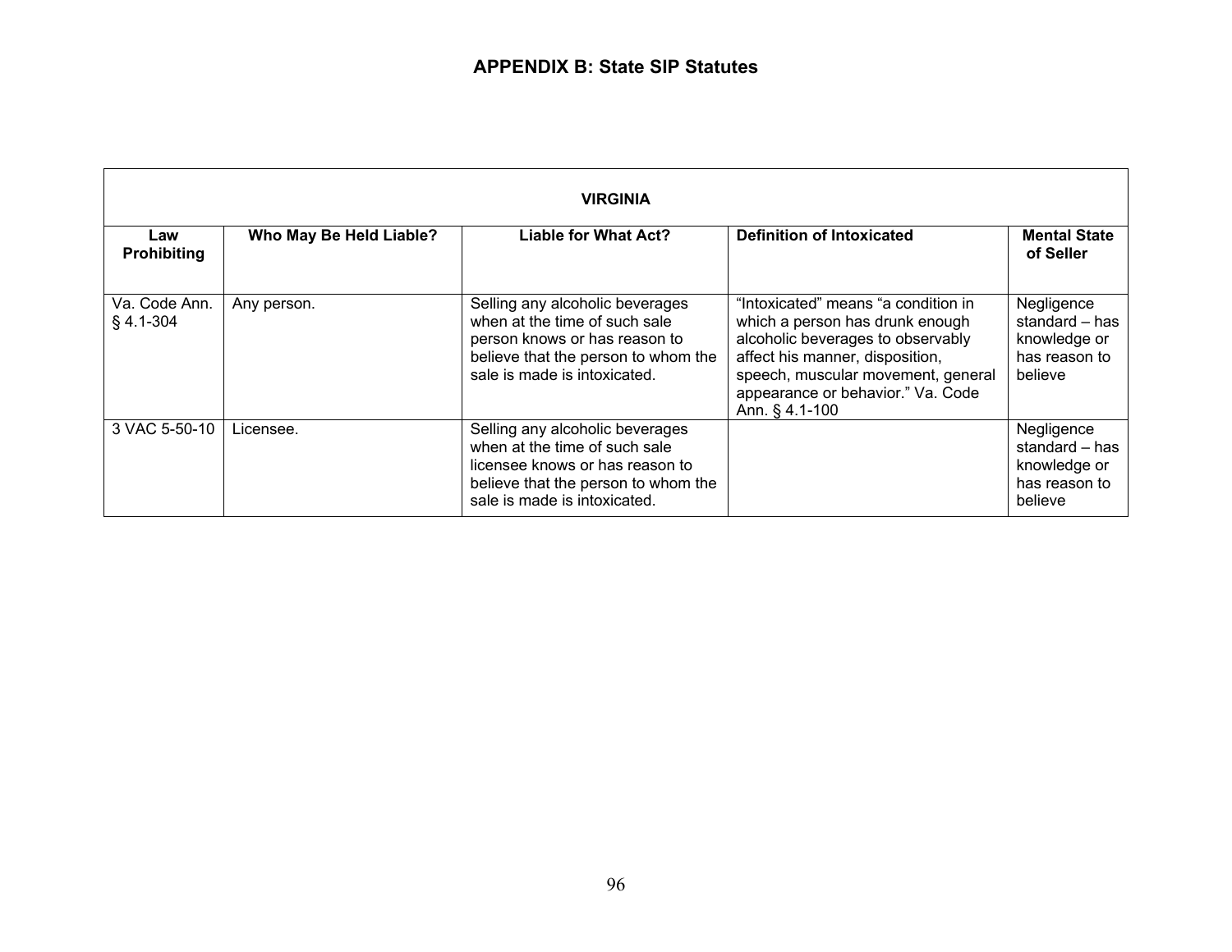# APPENDIX B: State SIP Statutes

| VIRGINIA | | | | |
|---|---|---|---|---|
| **Law Prohibiting** | **Who May Be Held Liable?** | **Liable for What Act?** | **Definition of Intoxicated** | **Mental State of Seller** |
| Va. Code Ann. § 4.1-304 | Any person. | Selling any alcoholic beverages when at the time of such sale person knows or has reason to believe that the person to whom the sale is made is intoxicated. | "Intoxicated" means "a condition in which a person has drunk enough alcoholic beverages to observably affect his manner, disposition, speech, muscular movement, general appearance or behavior." Va. Code Ann. § 4.1-100 | Negligence standard – has knowledge or has reason to believe |
| 3 VAC 5-50-10 | Licensee. | Selling any alcoholic beverages when at the time of such sale licensee knows or has reason to believe that the person to whom the sale is made is intoxicated. | | Negligence standard – has knowledge or has reason to believe |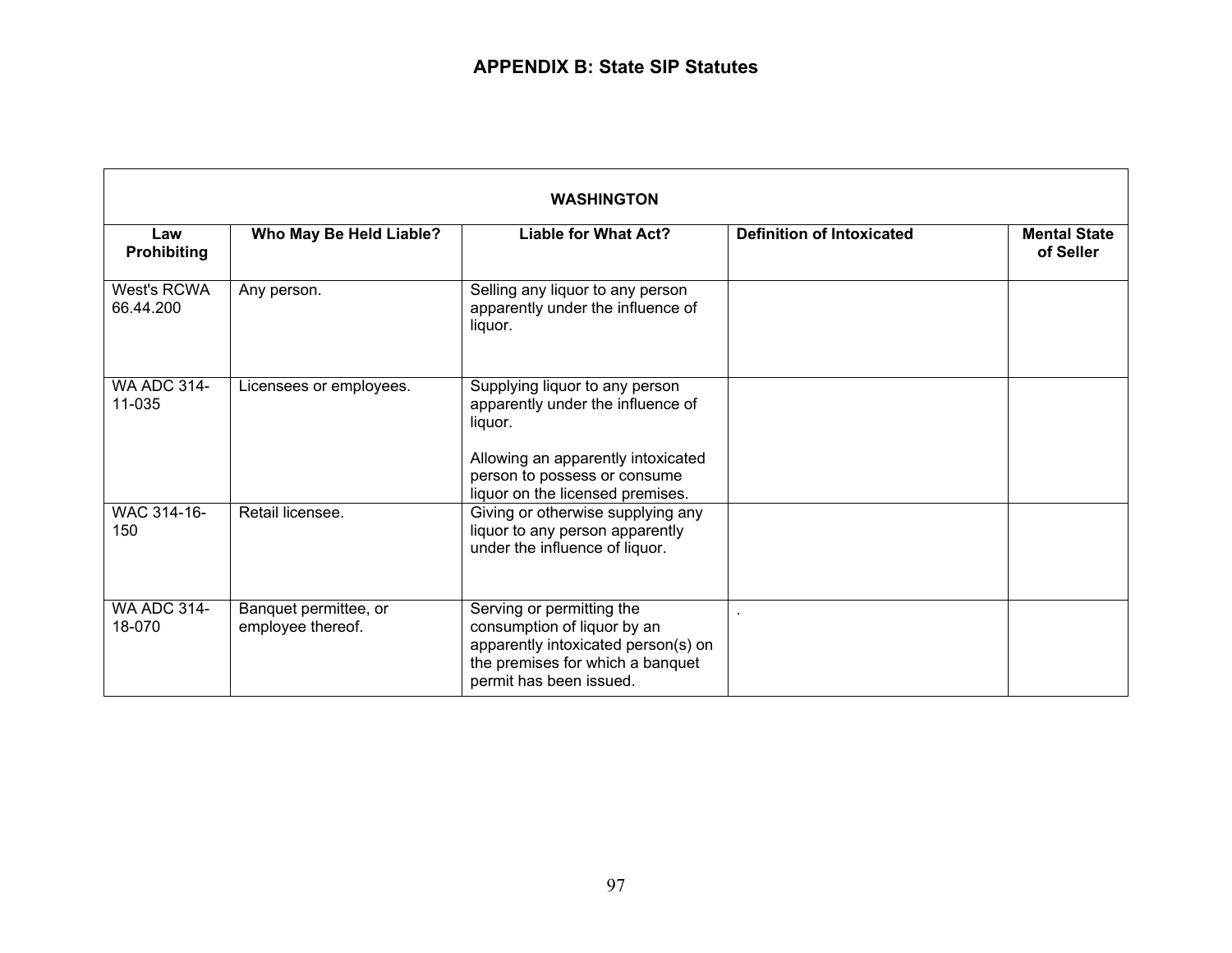## APPENDIX B: State SIP Statutes

| WASHINGTON | | | | |
|---|---|---|---|---|
| **Law Prohibiting** | **Who May Be Held Liable?** | **Liable for What Act?** | **Definition of Intoxicated** | **Mental State of Seller** |
| West's RCWA 66.44.200 | Any person. | Selling any liquor to any person apparently under the influence of liquor. | | |
| WA ADC 314-11-035 | Licensees or employees. | Supplying liquor to any person apparently under the influence of liquor.<br><br>Allowing an apparently intoxicated person to possess or consume liquor on the licensed premises. | | |
| WAC 314-16-150 | Retail licensee. | Giving or otherwise supplying any liquor to any person apparently under the influence of liquor. | | |
| WA ADC 314-18-070 | Banquet permittee, or employee thereof. | Serving or permitting the consumption of liquor by an apparently intoxicated person(s) on the premises for which a banquet permit has been issued. | . | |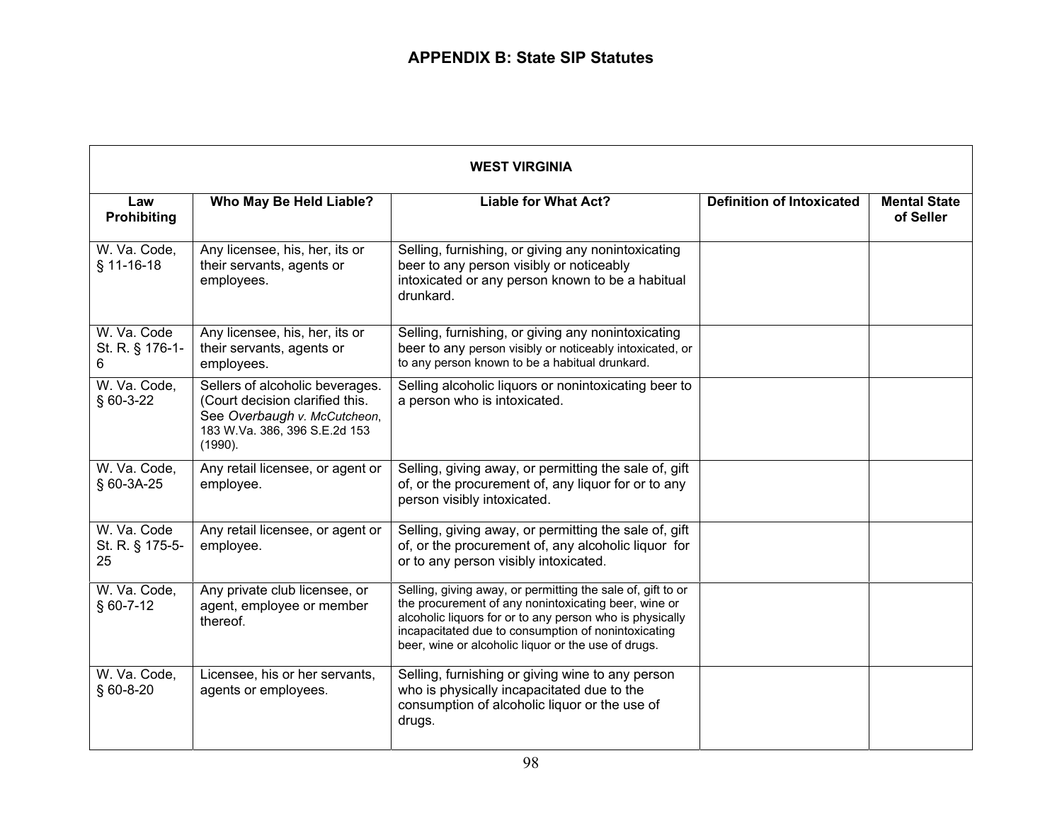## APPENDIX B: State SIP Statutes

| WEST VIRGINIA | | | | |
|---|---|---|---|---|
| **Law Prohibiting** | **Who May Be Held Liable?** | **Liable for What Act?** | **Definition of Intoxicated** | **Mental State of Seller** |
| W. Va. Code, § 11-16-18 | Any licensee, his, her, its or their servants, agents or employees. | Selling, furnishing, or giving any nonintoxicating beer to any person visibly or noticeably intoxicated or any person known to be a habitual drunkard. | | |
| W. Va. Code St. R. § 176-1-6 | Any licensee, his, her, its or their servants, agents or employees. | Selling, furnishing, or giving any nonintoxicating beer to any person visibly or noticeably intoxicated, or to any person known to be a habitual drunkard. | | |
| W. Va. Code, § 60-3-22 | Sellers of alcoholic beverages. (Court decision clarified this. See *Overbaugh v. McCutcheon*, 183 W.Va. 386, 396 S.E.2d 153 (1990). | Selling alcoholic liquors or nonintoxicating beer to a person who is intoxicated. | | |
| W. Va. Code, § 60-3A-25 | Any retail licensee, or agent or employee. | Selling, giving away, or permitting the sale of, gift of, or the procurement of, any liquor for or to any person visibly intoxicated. | | |
| W. Va. Code St. R. § 175-5-25 | Any retail licensee, or agent or employee. | Selling, giving away, or permitting the sale of, gift of, or the procurement of, any alcoholic liquor for or to any person visibly intoxicated. | | |
| W. Va. Code, § 60-7-12 | Any private club licensee, or agent, employee or member thereof. | Selling, giving away, or permitting the sale of, gift to or the procurement of any nonintoxicating beer, wine or alcoholic liquors for or to any person who is physically incapacitated due to consumption of nonintoxicating beer, wine or alcoholic liquor or the use of drugs. | | |
| W. Va. Code, § 60-8-20 | Licensee, his or her servants, agents or employees. | Selling, furnishing or giving wine to any person who is physically incapacitated due to the consumption of alcoholic liquor or the use of drugs. | | |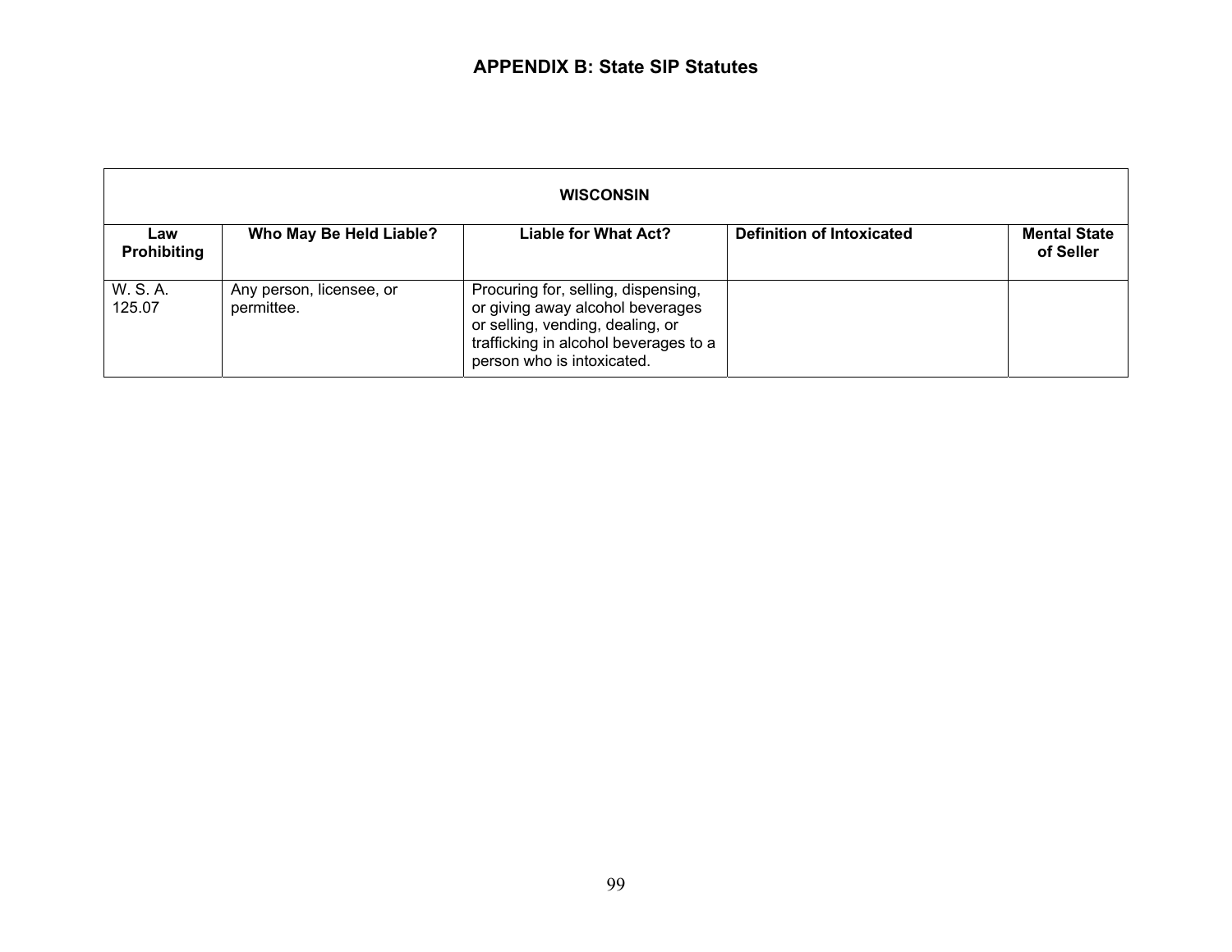## APPENDIX B: State SIP Statutes

| WISCONSIN | | | | |
|---|---|---|---|---|
| **Law Prohibiting** | **Who May Be Held Liable?** | **Liable for What Act?** | **Definition of Intoxicated** | **Mental State of Seller** |
| W. S. A. 125.07 | Any person, licensee, or permittee. | Procuring for, selling, dispensing, or giving away alcohol beverages or selling, vending, dealing, or trafficking in alcohol beverages to a person who is intoxicated. | | |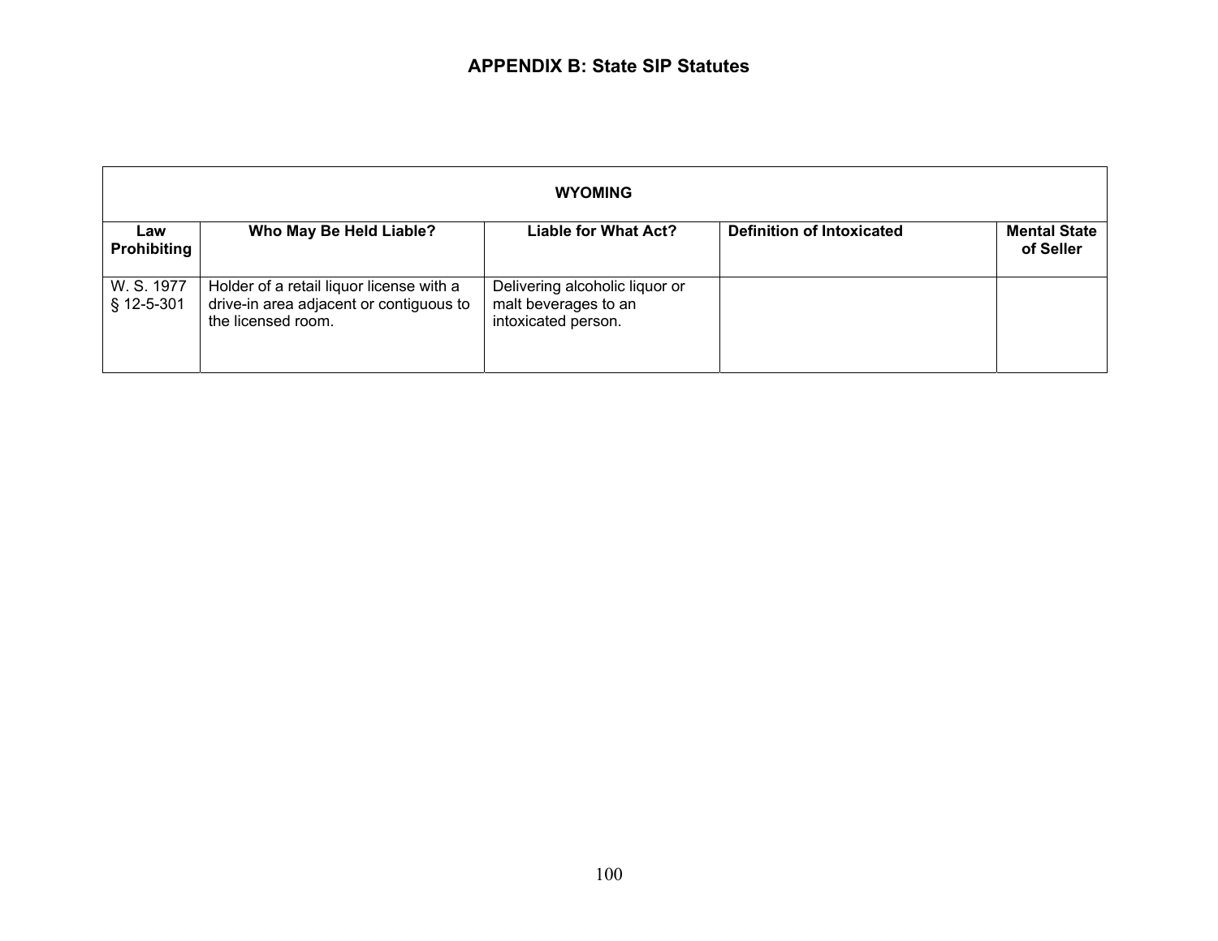## APPENDIX B: State SIP Statutes

| WYOMING | | | | |
|---|---|---|---|---|
| **Law Prohibiting** | **Who May Be Held Liable?** | **Liable for What Act?** | **Definition of Intoxicated** | **Mental State of Seller** |
| W. S. 1977 § 12-5-301 | Holder of a retail liquor license with a drive-in area adjacent or contiguous to the licensed room. | Delivering alcoholic liquor or malt beverages to an intoxicated person. | | |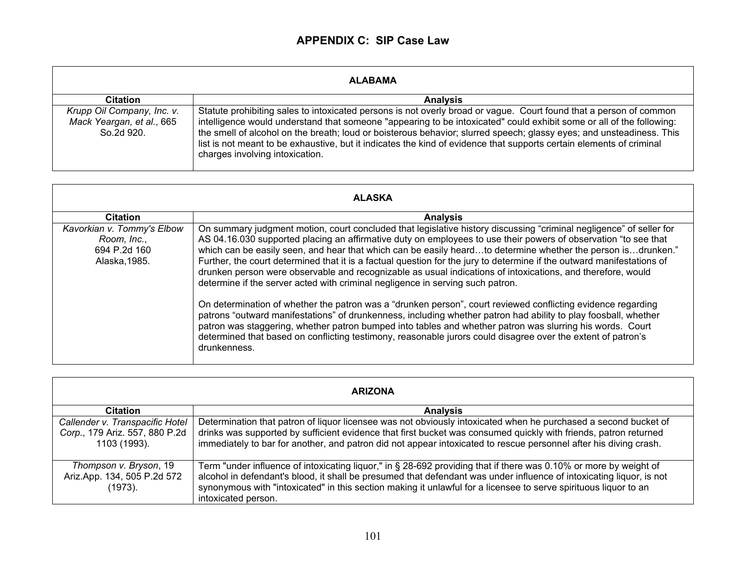# APPENDIX C: SIP Case Law

| ALABAMA | |
|---|---|
| **Citation** | **Analysis** |
| *Krupp Oil Company, Inc. v. Mack Yeargan, et al.*, 665 So.2d 920. | Statute prohibiting sales to intoxicated persons is not overly broad or vague. Court found that a person of common intelligence would understand that someone "appearing to be intoxicated" could exhibit some or all of the following: the smell of alcohol on the breath; loud or boisterous behavior; slurred speech; glassy eyes; and unsteadiness. This list is not meant to be exhaustive, but it indicates the kind of evidence that supports certain elements of criminal charges involving intoxication. |

| ALASKA | |
|---|---|
| **Citation** | **Analysis** |
| *Kavorkian v. Tommy's Elbow Room, Inc.*, 694 P.2d 160 Alaska,1985. | On summary judgment motion, court concluded that legislative history discussing "criminal negligence" of seller for AS 04.16.030 supported placing an affirmative duty on employees to use their powers of observation "to see that which can be easily seen, and hear that which can be easily heard…to determine whether the person is…drunken." Further, the court determined that it is a factual question for the jury to determine if the outward manifestations of drunken person were observable and recognizable as usual indications of intoxications, and therefore, would determine if the server acted with criminal negligence in serving such patron.<br><br>On determination of whether the patron was a "drunken person", court reviewed conflicting evidence regarding patrons "outward manifestations" of drunkenness, including whether patron had ability to play foosball, whether patron was staggering, whether patron bumped into tables and whether patron was slurring his words. Court determined that based on conflicting testimony, reasonable jurors could disagree over the extent of patron's drunkenness. |

| ARIZONA | |
|---|---|
| **Citation** | **Analysis** |
| *Callender v. Transpacific Hotel Corp.*, 179 Ariz. 557, 880 P.2d 1103 (1993). | Determination that patron of liquor licensee was not obviously intoxicated when he purchased a second bucket of drinks was supported by sufficient evidence that first bucket was consumed quickly with friends, patron returned immediately to bar for another, and patron did not appear intoxicated to rescue personnel after his diving crash. |
| *Thompson v. Bryson*, 19 Ariz.App. 134, 505 P.2d 572 (1973). | Term "under influence of intoxicating liquor," in § 28-692 providing that if there was 0.10% or more by weight of alcohol in defendant's blood, it shall be presumed that defendant was under influence of intoxicating liquor, is not synonymous with "intoxicated" in this section making it unlawful for a licensee to serve spirituous liquor to an intoxicated person. |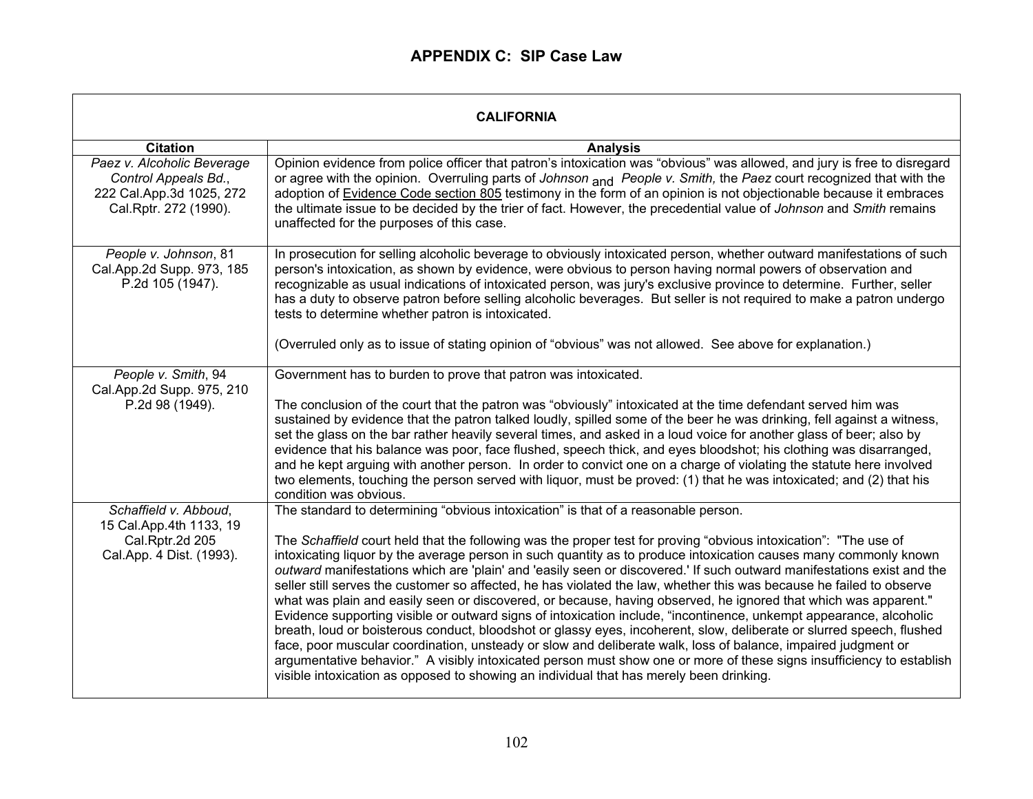## APPENDIX C: SIP Case Law

| CALIFORNIA | |
|---|---|
| **Citation** | **Analysis** |
| *Paez v. Alcoholic Beverage Control Appeals Bd.*, 222 Cal.App.3d 1025, 272 Cal.Rptr. 272 (1990). | Opinion evidence from police officer that patron's intoxication was "obvious" was allowed, and jury is free to disregard or agree with the opinion. Overruling parts of *Johnson* and *People v. Smith,* the *Paez* court recognized that with the adoption of Evidence Code section 805 testimony in the form of an opinion is not objectionable because it embraces the ultimate issue to be decided by the trier of fact. However, the precedential value of *Johnson* and *Smith* remains unaffected for the purposes of this case. |
| *People v. Johnson*, 81 Cal.App.2d Supp. 973, 185 P.2d 105 (1947). | In prosecution for selling alcoholic beverage to obviously intoxicated person, whether outward manifestations of such person's intoxication, as shown by evidence, were obvious to person having normal powers of observation and recognizable as usual indications of intoxicated person, was jury's exclusive province to determine. Further, seller has a duty to observe patron before selling alcoholic beverages. But seller is not required to make a patron undergo tests to determine whether patron is intoxicated.<br><br>(Overruled only as to issue of stating opinion of "obvious" was not allowed. See above for explanation.) |
| *People v. Smith*, 94 Cal.App.2d Supp. 975, 210 P.2d 98 (1949). | Government has to burden to prove that patron was intoxicated.<br><br>The conclusion of the court that the patron was "obviously" intoxicated at the time defendant served him was sustained by evidence that the patron talked loudly, spilled some of the beer he was drinking, fell against a witness, set the glass on the bar rather heavily several times, and asked in a loud voice for another glass of beer; also by evidence that his balance was poor, face flushed, speech thick, and eyes bloodshot; his clothing was disarranged, and he kept arguing with another person. In order to convict one on a charge of violating the statute here involved two elements, touching the person served with liquor, must be proved: (1) that he was intoxicated; and (2) that his condition was obvious. |
| *Schaffield v. Abboud*, 15 Cal.App.4th 1133, 19 Cal.Rptr.2d 205 Cal.App. 4 Dist. (1993). | The standard to determining "obvious intoxication" is that of a reasonable person.<br><br>The *Schaffield* court held that the following was the proper test for proving "obvious intoxication": "The use of intoxicating liquor by the average person in such quantity as to produce intoxication causes many commonly known *outward* manifestations which are 'plain' and 'easily seen or discovered.' If such outward manifestations exist and the seller still serves the customer so affected, he has violated the law, whether this was because he failed to observe what was plain and easily seen or discovered, or because, having observed, he ignored that which was apparent." Evidence supporting visible or outward signs of intoxication include, "incontinence, unkempt appearance, alcoholic breath, loud or boisterous conduct, bloodshot or glassy eyes, incoherent, slow, deliberate or slurred speech, flushed face, poor muscular coordination, unsteady or slow and deliberate walk, loss of balance, impaired judgment or argumentative behavior." A visibly intoxicated person must show one or more of these signs insufficiency to establish visible intoxication as opposed to showing an individual that has merely been drinking. |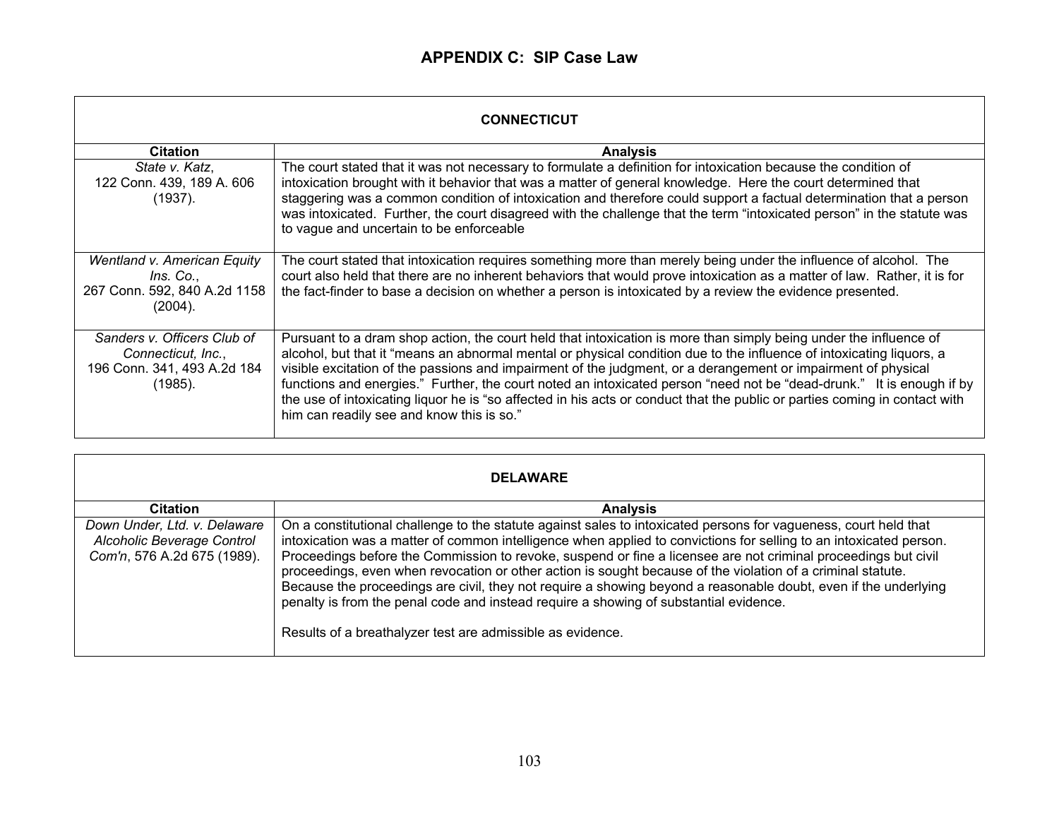## APPENDIX C: SIP Case Law

| CONNECTICUT | |
|---|---|
| **Citation** | **Analysis** |
| *State v. Katz*, 122 Conn. 439, 189 A. 606 (1937). | The court stated that it was not necessary to formulate a definition for intoxication because the condition of intoxication brought with it behavior that was a matter of general knowledge. Here the court determined that staggering was a common condition of intoxication and therefore could support a factual determination that a person was intoxicated. Further, the court disagreed with the challenge that the term "intoxicated person" in the statute was to vague and uncertain to be enforceable |
| *Wentland v. American Equity Ins. Co.*, 267 Conn. 592, 840 A.2d 1158 (2004). | The court stated that intoxication requires something more than merely being under the influence of alcohol. The court also held that there are no inherent behaviors that would prove intoxication as a matter of law. Rather, it is for the fact-finder to base a decision on whether a person is intoxicated by a review the evidence presented. |
| *Sanders v. Officers Club of Connecticut, Inc.*, 196 Conn. 341, 493 A.2d 184 (1985). | Pursuant to a dram shop action, the court held that intoxication is more than simply being under the influence of alcohol, but that it "means an abnormal mental or physical condition due to the influence of intoxicating liquors, a visible excitation of the passions and impairment of the judgment, or a derangement or impairment of physical functions and energies." Further, the court noted an intoxicated person "need not be "dead-drunk." It is enough if by the use of intoxicating liquor he is "so affected in his acts or conduct that the public or parties coming in contact with him can readily see and know this is so." |

| DELAWARE | |
|---|---|
| **Citation** | **Analysis** |
| *Down Under, Ltd. v. Delaware Alcoholic Beverage Control Com'n*, 576 A.2d 675 (1989). | On a constitutional challenge to the statute against sales to intoxicated persons for vagueness, court held that intoxication was a matter of common intelligence when applied to convictions for selling to an intoxicated person. Proceedings before the Commission to revoke, suspend or fine a licensee are not criminal proceedings but civil proceedings, even when revocation or other action is sought because of the violation of a criminal statute. Because the proceedings are civil, they not require a showing beyond a reasonable doubt, even if the underlying penalty is from the penal code and instead require a showing of substantial evidence.<br><br>Results of a breathalyzer test are admissible as evidence. |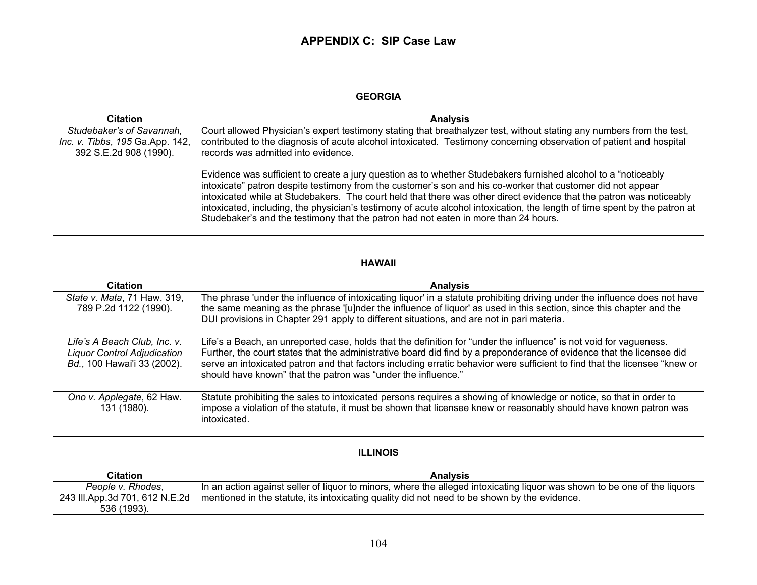## APPENDIX C: SIP Case Law

| GEORGIA | |
|---|---|
| **Citation** | **Analysis** |
| *Studebaker's of Savannah, Inc. v. Tibbs*, *195* Ga.App. 142, 392 S.E.2d 908 (1990). | Court allowed Physician's expert testimony stating that breathalyzer test, without stating any numbers from the test, contributed to the diagnosis of acute alcohol intoxicated. Testimony concerning observation of patient and hospital records was admitted into evidence.<br><br>Evidence was sufficient to create a jury question as to whether Studebakers furnished alcohol to a "noticeably intoxicate" patron despite testimony from the customer's son and his co-worker that customer did not appear intoxicated while at Studebakers. The court held that there was other direct evidence that the patron was noticeably intoxicated, including, the physician's testimony of acute alcohol intoxication, the length of time spent by the patron at Studebaker's and the testimony that the patron had not eaten in more than 24 hours. |

| HAWAII | |
|---|---|
| **Citation** | **Analysis** |
| *State v. Mata*, 71 Haw. 319, 789 P.2d 1122 (1990). | The phrase 'under the influence of intoxicating liquor' in a statute prohibiting driving under the influence does not have the same meaning as the phrase '[u]nder the influence of liquor' as used in this section, since this chapter and the DUI provisions in Chapter 291 apply to different situations, and are not in pari materia. |
| *Life's A Beach Club, Inc. v. Liquor Control Adjudication Bd.*, 100 Hawai'i 33 (2002). | Life's a Beach, an unreported case, holds that the definition for "under the influence" is not void for vagueness. Further, the court states that the administrative board did find by a preponderance of evidence that the licensee did serve an intoxicated patron and that factors including erratic behavior were sufficient to find that the licensee "knew or should have known" that the patron was "under the influence." |
| *Ono v. Applegate*, 62 Haw. 131 (1980). | Statute prohibiting the sales to intoxicated persons requires a showing of knowledge or notice, so that in order to impose a violation of the statute, it must be shown that licensee knew or reasonably should have known patron was intoxicated. |

| ILLINOIS | |
|---|---|
| **Citation** | **Analysis** |
| *People v. Rhodes*, 243 Ill.App.3d 701, 612 N.E.2d 536 (1993). | In an action against seller of liquor to minors, where the alleged intoxicating liquor was shown to be one of the liquors mentioned in the statute, its intoxicating quality did not need to be shown by the evidence. |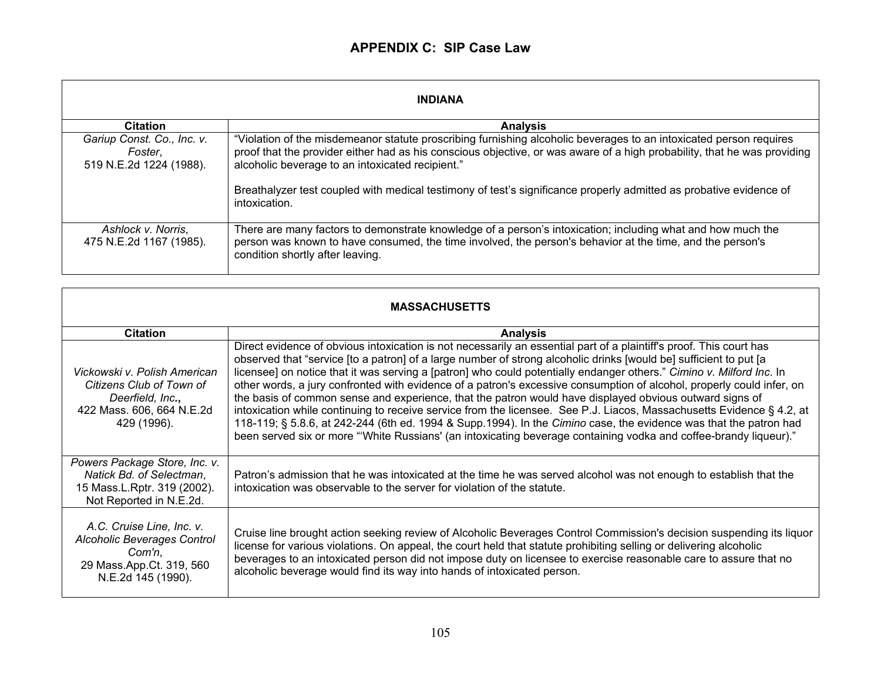# APPENDIX C: SIP Case Law

| INDIANA | |
|---|---|
| **Citation** | **Analysis** |
| *Gariup Const. Co., Inc. v. Foster*, 519 N.E.2d 1224 (1988). | "Violation of the misdemeanor statute proscribing furnishing alcoholic beverages to an intoxicated person requires proof that the provider either had as his conscious objective, or was aware of a high probability, that he was providing alcoholic beverage to an intoxicated recipient." <br><br> Breathalyzer test coupled with medical testimony of test's significance properly admitted as probative evidence of intoxication. |
| *Ashlock v. Norris*, 475 N.E.2d 1167 (1985). | There are many factors to demonstrate knowledge of a person's intoxication; including what and how much the person was known to have consumed, the time involved, the person's behavior at the time, and the person's condition shortly after leaving. |

| MASSACHUSETTS | |
|---|---|
| **Citation** | **Analysis** |
| *Vickowski v. Polish American Citizens Club of Town of Deerfield, Inc.*, 422 Mass. 606, 664 N.E.2d 429 (1996). | Direct evidence of obvious intoxication is not necessarily an essential part of a plaintiff's proof. This court has observed that "service [to a patron] of a large number of strong alcoholic drinks [would be] sufficient to put [a licensee] on notice that it was serving a [patron] who could potentially endanger others." *Cimino v. Milford Inc*. In other words, a jury confronted with evidence of a patron's excessive consumption of alcohol, properly could infer, on the basis of common sense and experience, that the patron would have displayed obvious outward signs of intoxication while continuing to receive service from the licensee. See P.J. Liacos, Massachusetts Evidence § 4.2, at 118-119; § 5.8.6, at 242-244 (6th ed. 1994 & Supp.1994). In the *Cimino* case, the evidence was that the patron had been served six or more "'White Russians' (an intoxicating beverage containing vodka and coffee-brandy liqueur)." |
| *Powers Package Store, Inc. v. Natick Bd. of Selectman*, 15 Mass.L.Rptr. 319 (2002). Not Reported in N.E.2d. | Patron's admission that he was intoxicated at the time he was served alcohol was not enough to establish that the intoxication was observable to the server for violation of the statute. |
| *A.C. Cruise Line, Inc. v. Alcoholic Beverages Control Com'n*, 29 Mass.App.Ct. 319, 560 N.E.2d 145 (1990). | Cruise line brought action seeking review of Alcoholic Beverages Control Commission's decision suspending its liquor license for various violations. On appeal, the court held that statute prohibiting selling or delivering alcoholic beverages to an intoxicated person did not impose duty on licensee to exercise reasonable care to assure that no alcoholic beverage would find its way into hands of intoxicated person. |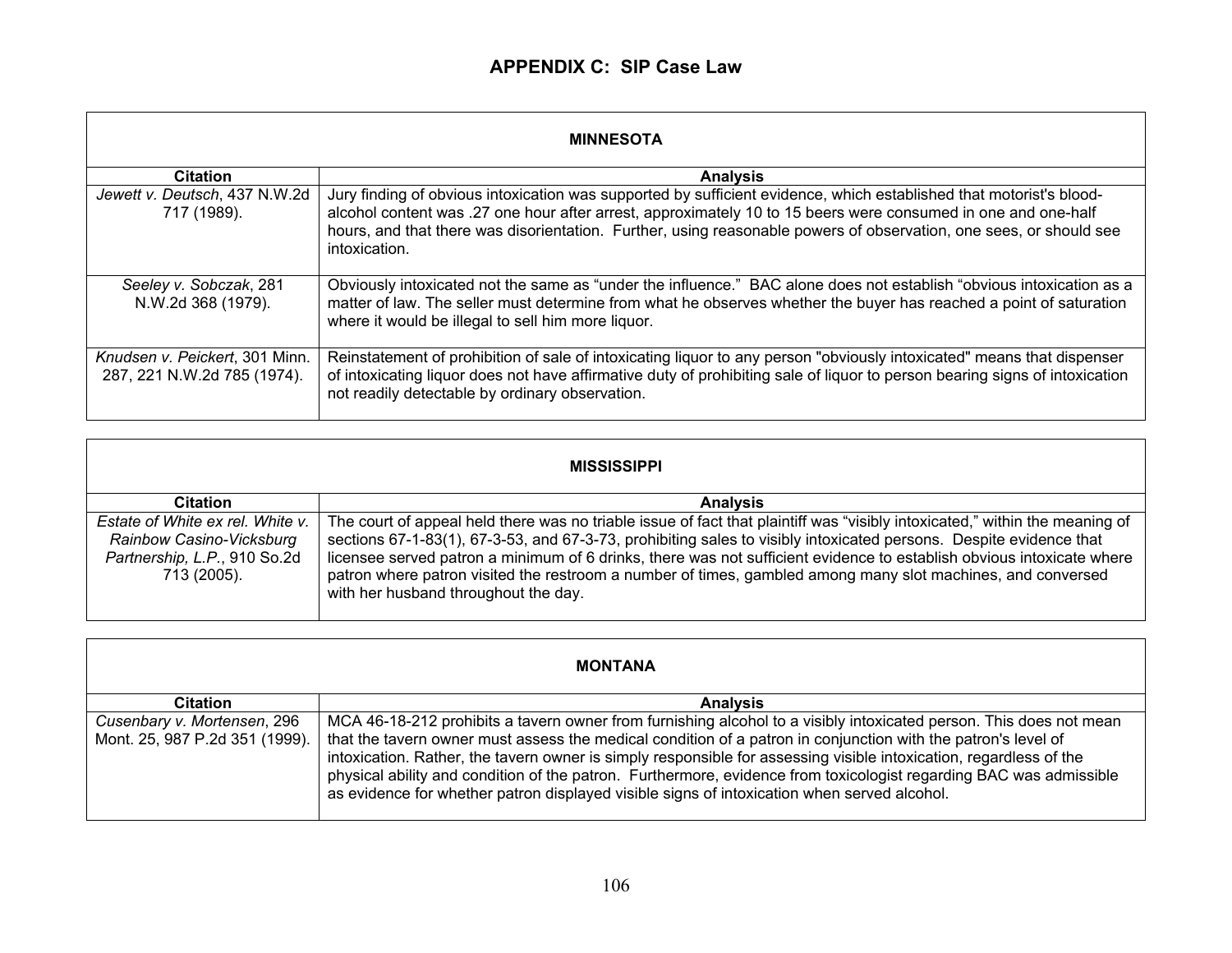## APPENDIX C: SIP Case Law

| MINNESOTA | |
|---|---|
| **Citation** | **Analysis** |
| *Jewett v. Deutsch*, 437 N.W.2d 717 (1989). | Jury finding of obvious intoxication was supported by sufficient evidence, which established that motorist's blood-alcohol content was .27 one hour after arrest, approximately 10 to 15 beers were consumed in one and one-half hours, and that there was disorientation. Further, using reasonable powers of observation, one sees, or should see intoxication. |
| *Seeley v. Sobczak*, 281 N.W.2d 368 (1979). | Obviously intoxicated not the same as "under the influence." BAC alone does not establish "obvious intoxication as a matter of law. The seller must determine from what he observes whether the buyer has reached a point of saturation where it would be illegal to sell him more liquor. |
| *Knudsen v. Peickert*, 301 Minn. 287, 221 N.W.2d 785 (1974). | Reinstatement of prohibition of sale of intoxicating liquor to any person "obviously intoxicated" means that dispenser of intoxicating liquor does not have affirmative duty of prohibiting sale of liquor to person bearing signs of intoxication not readily detectable by ordinary observation. |

| MISSISSIPPI | |
|---|---|
| **Citation** | **Analysis** |
| *Estate of White ex rel. White v. Rainbow Casino-Vicksburg Partnership, L.P.*, 910 So.2d 713 (2005). | The court of appeal held there was no triable issue of fact that plaintiff was "visibly intoxicated," within the meaning of sections 67-1-83(1), 67-3-53, and 67-3-73, prohibiting sales to visibly intoxicated persons. Despite evidence that licensee served patron a minimum of 6 drinks, there was not sufficient evidence to establish obvious intoxicate where patron where patron visited the restroom a number of times, gambled among many slot machines, and conversed with her husband throughout the day. |

| MONTANA | |
|---|---|
| **Citation** | **Analysis** |
| *Cusenbary v. Mortensen*, 296 Mont. 25, 987 P.2d 351 (1999). | MCA 46-18-212 prohibits a tavern owner from furnishing alcohol to a visibly intoxicated person. This does not mean that the tavern owner must assess the medical condition of a patron in conjunction with the patron's level of intoxication. Rather, the tavern owner is simply responsible for assessing visible intoxication, regardless of the physical ability and condition of the patron. Furthermore, evidence from toxicologist regarding BAC was admissible as evidence for whether patron displayed visible signs of intoxication when served alcohol. |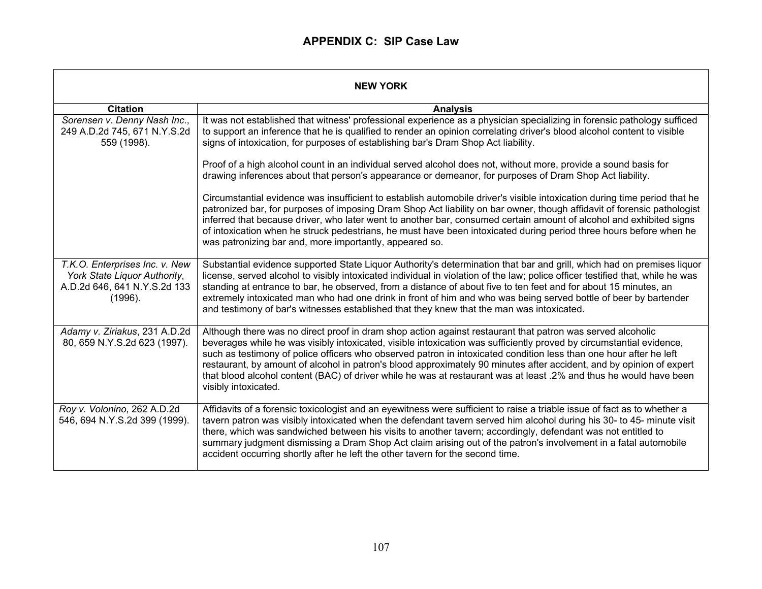# APPENDIX C: SIP Case Law

| NEW YORK | |
|---|---|
| **Citation** | **Analysis** |
| *Sorensen v. Denny Nash Inc.*, 249 A.D.2d 745, 671 N.Y.S.2d 559 (1998). | It was not established that witness' professional experience as a physician specializing in forensic pathology sufficed to support an inference that he is qualified to render an opinion correlating driver's blood alcohol content to visible signs of intoxication, for purposes of establishing bar's Dram Shop Act liability.<br><br>Proof of a high alcohol count in an individual served alcohol does not, without more, provide a sound basis for drawing inferences about that person's appearance or demeanor, for purposes of Dram Shop Act liability.<br><br>Circumstantial evidence was insufficient to establish automobile driver's visible intoxication during time period that he patronized bar, for purposes of imposing Dram Shop Act liability on bar owner, though affidavit of forensic pathologist inferred that because driver, who later went to another bar, consumed certain amount of alcohol and exhibited signs of intoxication when he struck pedestrians, he must have been intoxicated during period three hours before when he was patronizing bar and, more importantly, appeared so. |
| *T.K.O. Enterprises Inc. v. New York State Liquor Authority*, A.D.2d 646, 641 N.Y.S.2d 133 (1996). | Substantial evidence supported State Liquor Authority's determination that bar and grill, which had on premises liquor license, served alcohol to visibly intoxicated individual in violation of the law; police officer testified that, while he was standing at entrance to bar, he observed, from a distance of about five to ten feet and for about 15 minutes, an extremely intoxicated man who had one drink in front of him and who was being served bottle of beer by bartender and testimony of bar's witnesses established that they knew that the man was intoxicated. |
| *Adamy v. Ziriakus*, 231 A.D.2d 80, 659 N.Y.S.2d 623 (1997). | Although there was no direct proof in dram shop action against restaurant that patron was served alcoholic beverages while he was visibly intoxicated, visible intoxication was sufficiently proved by circumstantial evidence, such as testimony of police officers who observed patron in intoxicated condition less than one hour after he left restaurant, by amount of alcohol in patron's blood approximately 90 minutes after accident, and by opinion of expert that blood alcohol content (BAC) of driver while he was at restaurant was at least .2% and thus he would have been visibly intoxicated. |
| *Roy v. Volonino*, 262 A.D.2d 546, 694 N.Y.S.2d 399 (1999). | Affidavits of a forensic toxicologist and an eyewitness were sufficient to raise a triable issue of fact as to whether a tavern patron was visibly intoxicated when the defendant tavern served him alcohol during his 30- to 45- minute visit there, which was sandwiched between his visits to another tavern; accordingly, defendant was not entitled to summary judgment dismissing a Dram Shop Act claim arising out of the patron's involvement in a fatal automobile accident occurring shortly after he left the other tavern for the second time. |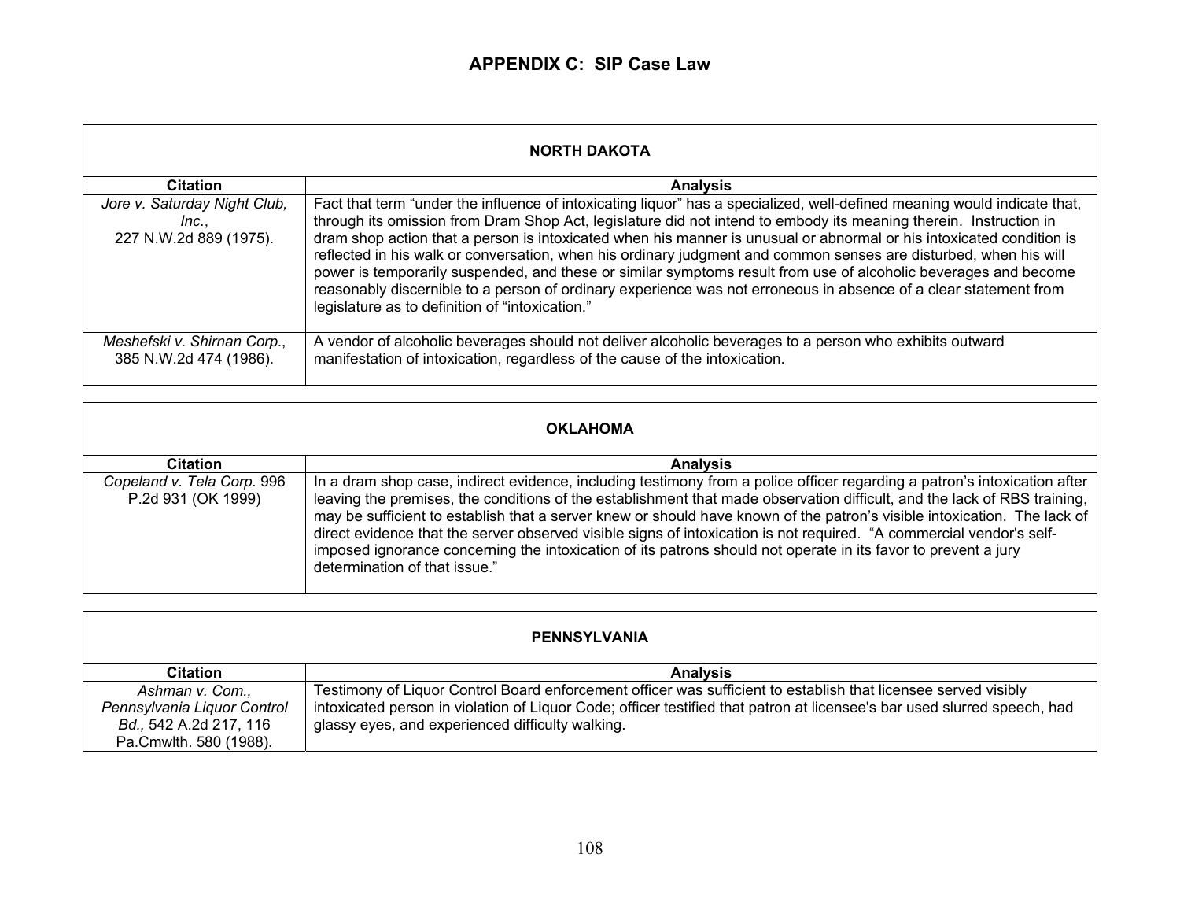## APPENDIX C: SIP Case Law

| NORTH DAKOTA | |
|---|---|
| **Citation** | **Analysis** |
| *Jore v. Saturday Night Club, Inc.*, 227 N.W.2d 889 (1975). | Fact that term "under the influence of intoxicating liquor" has a specialized, well-defined meaning would indicate that, through its omission from Dram Shop Act, legislature did not intend to embody its meaning therein. Instruction in dram shop action that a person is intoxicated when his manner is unusual or abnormal or his intoxicated condition is reflected in his walk or conversation, when his ordinary judgment and common senses are disturbed, when his will power is temporarily suspended, and these or similar symptoms result from use of alcoholic beverages and become reasonably discernible to a person of ordinary experience was not erroneous in absence of a clear statement from legislature as to definition of "intoxication." |
| *Meshefski v. Shirnan Corp.*, 385 N.W.2d 474 (1986). | A vendor of alcoholic beverages should not deliver alcoholic beverages to a person who exhibits outward manifestation of intoxication, regardless of the cause of the intoxication. |

| OKLAHOMA | |
|---|---|
| **Citation** | **Analysis** |
| *Copeland v. Tela Corp.* 996 P.2d 931 (OK 1999) | In a dram shop case, indirect evidence, including testimony from a police officer regarding a patron's intoxication after leaving the premises, the conditions of the establishment that made observation difficult, and the lack of RBS training, may be sufficient to establish that a server knew or should have known of the patron's visible intoxication. The lack of direct evidence that the server observed visible signs of intoxication is not required. "A commercial vendor's self-imposed ignorance concerning the intoxication of its patrons should not operate in its favor to prevent a jury determination of that issue." |

| PENNSYLVANIA | |
|---|---|
| **Citation** | **Analysis** |
| *Ashman v. Com., Pennsylvania Liquor Control Bd.,* 542 A.2d 217, 116 Pa.Cmwlth. 580 (1988). | Testimony of Liquor Control Board enforcement officer was sufficient to establish that licensee served visibly intoxicated person in violation of Liquor Code; officer testified that patron at licensee's bar used slurred speech, had glassy eyes, and experienced difficulty walking. |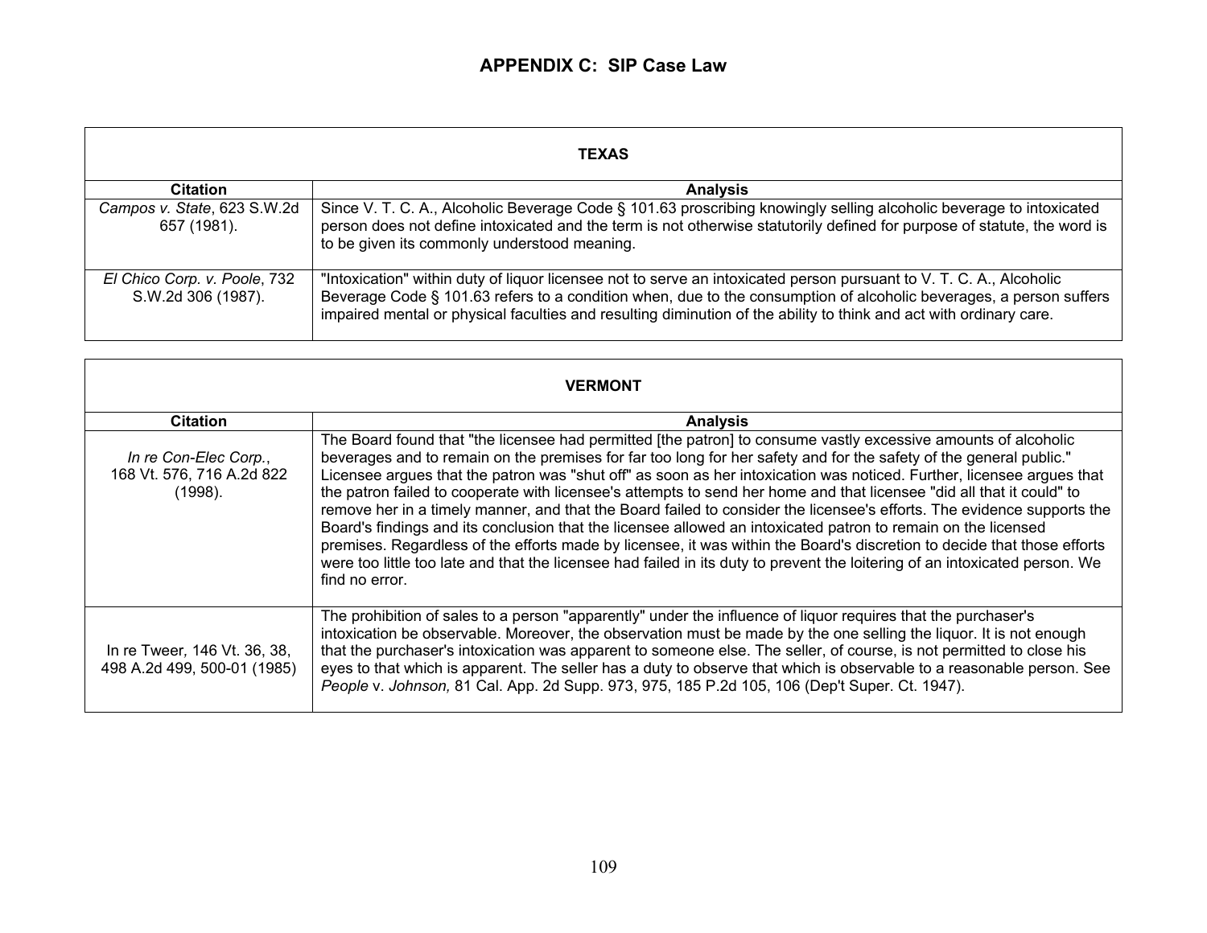# APPENDIX C: SIP Case Law

| TEXAS | |
|---|---|
| **Citation** | **Analysis** |
| *Campos v. State*, 623 S.W.2d 657 (1981). | Since V. T. C. A., Alcoholic Beverage Code § 101.63 proscribing knowingly selling alcoholic beverage to intoxicated person does not define intoxicated and the term is not otherwise statutorily defined for purpose of statute, the word is to be given its commonly understood meaning. |
| *El Chico Corp. v. Poole*, 732 S.W.2d 306 (1987). | "Intoxication" within duty of liquor licensee not to serve an intoxicated person pursuant to V. T. C. A., Alcoholic Beverage Code § 101.63 refers to a condition when, due to the consumption of alcoholic beverages, a person suffers impaired mental or physical faculties and resulting diminution of the ability to think and act with ordinary care. |

| VERMONT | |
|---|---|
| **Citation** | **Analysis** |
| *In re Con-Elec Corp.*, 168 Vt. 576, 716 A.2d 822 (1998). | The Board found that "the licensee had permitted [the patron] to consume vastly excessive amounts of alcoholic beverages and to remain on the premises for far too long for her safety and for the safety of the general public." Licensee argues that the patron was "shut off" as soon as her intoxication was noticed. Further, licensee argues that the patron failed to cooperate with licensee's attempts to send her home and that licensee "did all that it could" to remove her in a timely manner, and that the Board failed to consider the licensee's efforts. The evidence supports the Board's findings and its conclusion that the licensee allowed an intoxicated patron to remain on the licensed premises. Regardless of the efforts made by licensee, it was within the Board's discretion to decide that those efforts were too little too late and that the licensee had failed in its duty to prevent the loitering of an intoxicated person. We find no error. |
| In re Tweer*,* 146 Vt. 36, 38, 498 A.2d 499, 500-01 (1985) | The prohibition of sales to a person "apparently" under the influence of liquor requires that the purchaser's intoxication be observable. Moreover, the observation must be made by the one selling the liquor. It is not enough that the purchaser's intoxication was apparent to someone else. The seller, of course, is not permitted to close his eyes to that which is apparent. The seller has a duty to observe that which is observable to a reasonable person. See *People* v. *Johnson,* 81 Cal. App. 2d Supp. 973, 975, 185 P.2d 105, 106 (Dep't Super. Ct. 1947). |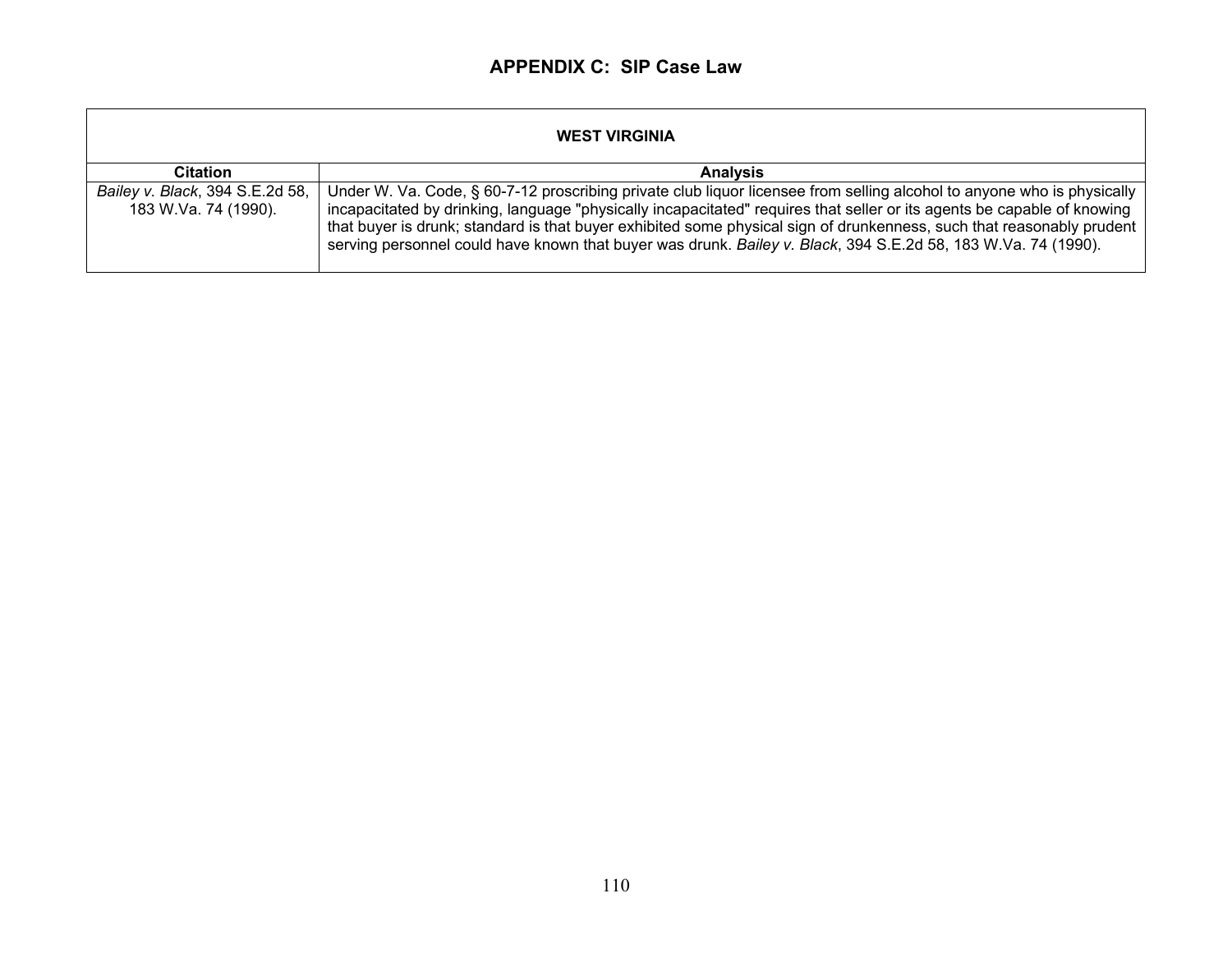# APPENDIX C: SIP Case Law

| WEST VIRGINIA | |
|---|---|
| **Citation** | **Analysis** |
| *Bailey v. Black*, 394 S.E.2d 58, 183 W.Va. 74 (1990). | Under W. Va. Code, § 60-7-12 proscribing private club liquor licensee from selling alcohol to anyone who is physically incapacitated by drinking, language "physically incapacitated" requires that seller or its agents be capable of knowing that buyer is drunk; standard is that buyer exhibited some physical sign of drunkenness, such that reasonably prudent serving personnel could have known that buyer was drunk. *Bailey v. Black*, 394 S.E.2d 58, 183 W.Va. 74 (1990). |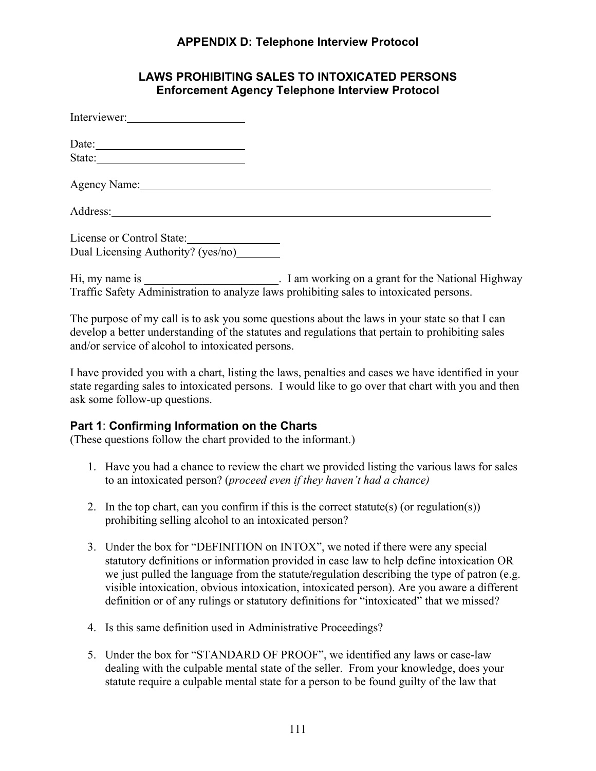## APPENDIX D: Telephone Interview Protocol

### LAWS PROHIBITING SALES TO INTOXICATED PERSONS
### Enforcement Agency Telephone Interview Protocol

Interviewer:____________________

Date:_________________________
State:_________________________

Agency Name:___________________________________________________________

Address:_______________________________________________________________

License or Control State:_______________
Dual Licensing Authority? (yes/no)_______

Hi, my name is ______________________. I am working on a grant for the National Highway Traffic Safety Administration to analyze laws prohibiting sales to intoxicated persons.

The purpose of my call is to ask you some questions about the laws in your state so that I can develop a better understanding of the statutes and regulations that pertain to prohibiting sales and/or service of alcohol to intoxicated persons.

I have provided you with a chart, listing the laws, penalties and cases we have identified in your state regarding sales to intoxicated persons. I would like to go over that chart with you and then ask some follow-up questions.

### Part 1: Confirming Information on the Charts

(These questions follow the chart provided to the informant.)

1. Have you had a chance to review the chart we provided listing the various laws for sales to an intoxicated person? (*proceed even if they haven't had a chance)*
2. In the top chart, can you confirm if this is the correct statute(s) (or regulation(s)) prohibiting selling alcohol to an intoxicated person?
3. Under the box for "DEFINITION on INTOX", we noted if there were any special statutory definitions or information provided in case law to help define intoxication OR we just pulled the language from the statute/regulation describing the type of patron (e.g. visible intoxication, obvious intoxication, intoxicated person). Are you aware a different definition or of any rulings or statutory definitions for "intoxicated" that we missed?
4. Is this same definition used in Administrative Proceedings?
5. Under the box for "STANDARD OF PROOF", we identified any laws or case-law dealing with the culpable mental state of the seller. From your knowledge, does your statute require a culpable mental state for a person to be found guilty of the law that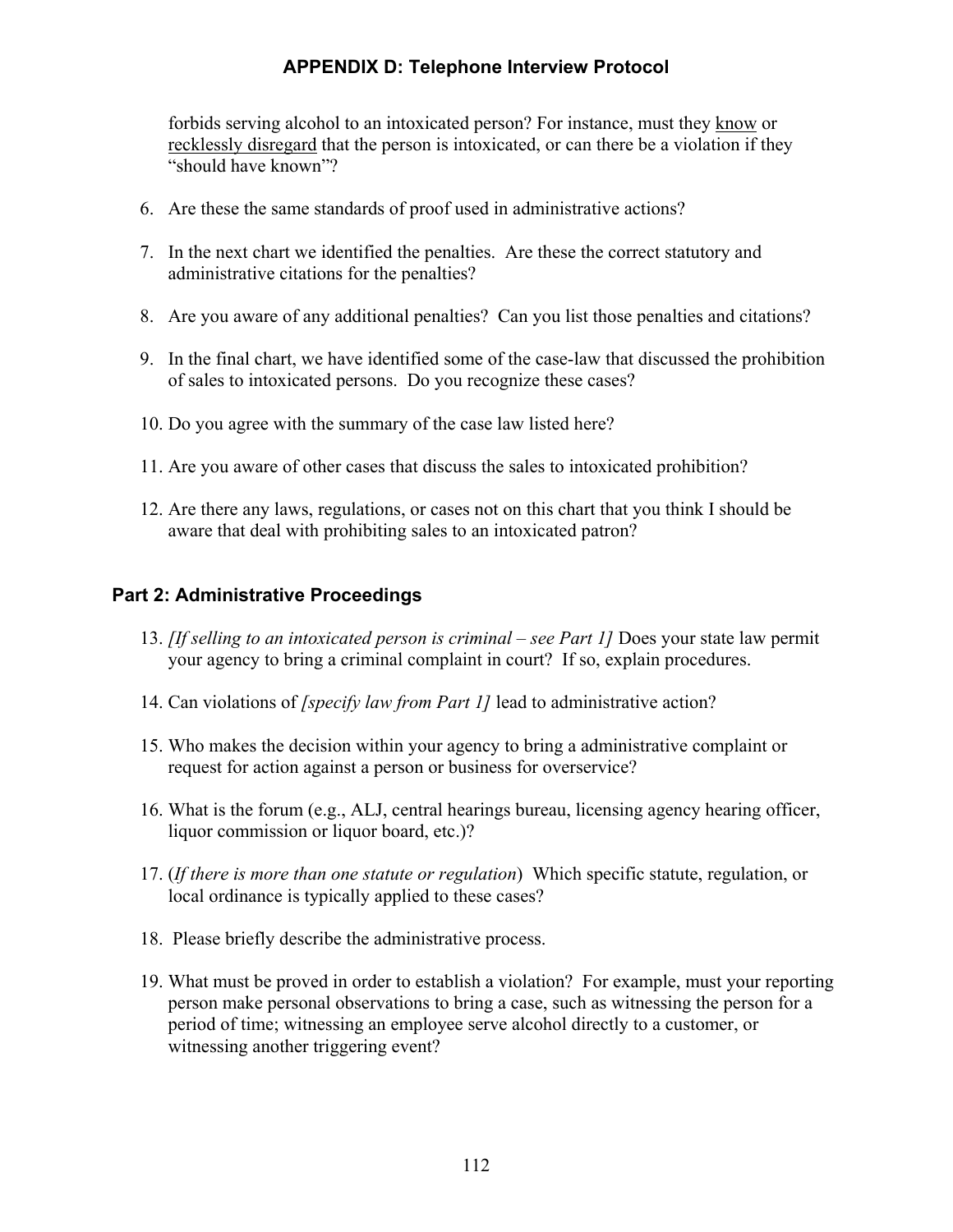forbids serving alcohol to an intoxicated person? For instance, must they <u>know</u> or <u>recklessly disregard</u> that the person is intoxicated, or can there be a violation if they "should have known"?

6. Are these the same standards of proof used in administrative actions?

7. In the next chart we identified the penalties. Are these the correct statutory and administrative citations for the penalties?

8. Are you aware of any additional penalties? Can you list those penalties and citations?

9. In the final chart, we have identified some of the case-law that discussed the prohibition of sales to intoxicated persons. Do you recognize these cases?

10. Do you agree with the summary of the case law listed here?

11. Are you aware of other cases that discuss the sales to intoxicated prohibition?

12. Are there any laws, regulations, or cases not on this chart that you think I should be aware that deal with prohibiting sales to an intoxicated patron?

## Part 2: Administrative Proceedings

13. *[If selling to an intoxicated person is criminal – see Part 1]* Does your state law permit your agency to bring a criminal complaint in court? If so, explain procedures.

14. Can violations of *[specify law from Part 1]* lead to administrative action?

15. Who makes the decision within your agency to bring a administrative complaint or request for action against a person or business for overservice?

16. What is the forum (e.g., ALJ, central hearings bureau, licensing agency hearing officer, liquor commission or liquor board, etc.)?

17. (*If there is more than one statute or regulation*) Which specific statute, regulation, or local ordinance is typically applied to these cases?

18. Please briefly describe the administrative process.

19. What must be proved in order to establish a violation? For example, must your reporting person make personal observations to bring a case, such as witnessing the person for a period of time; witnessing an employee serve alcohol directly to a customer, or witnessing another triggering event?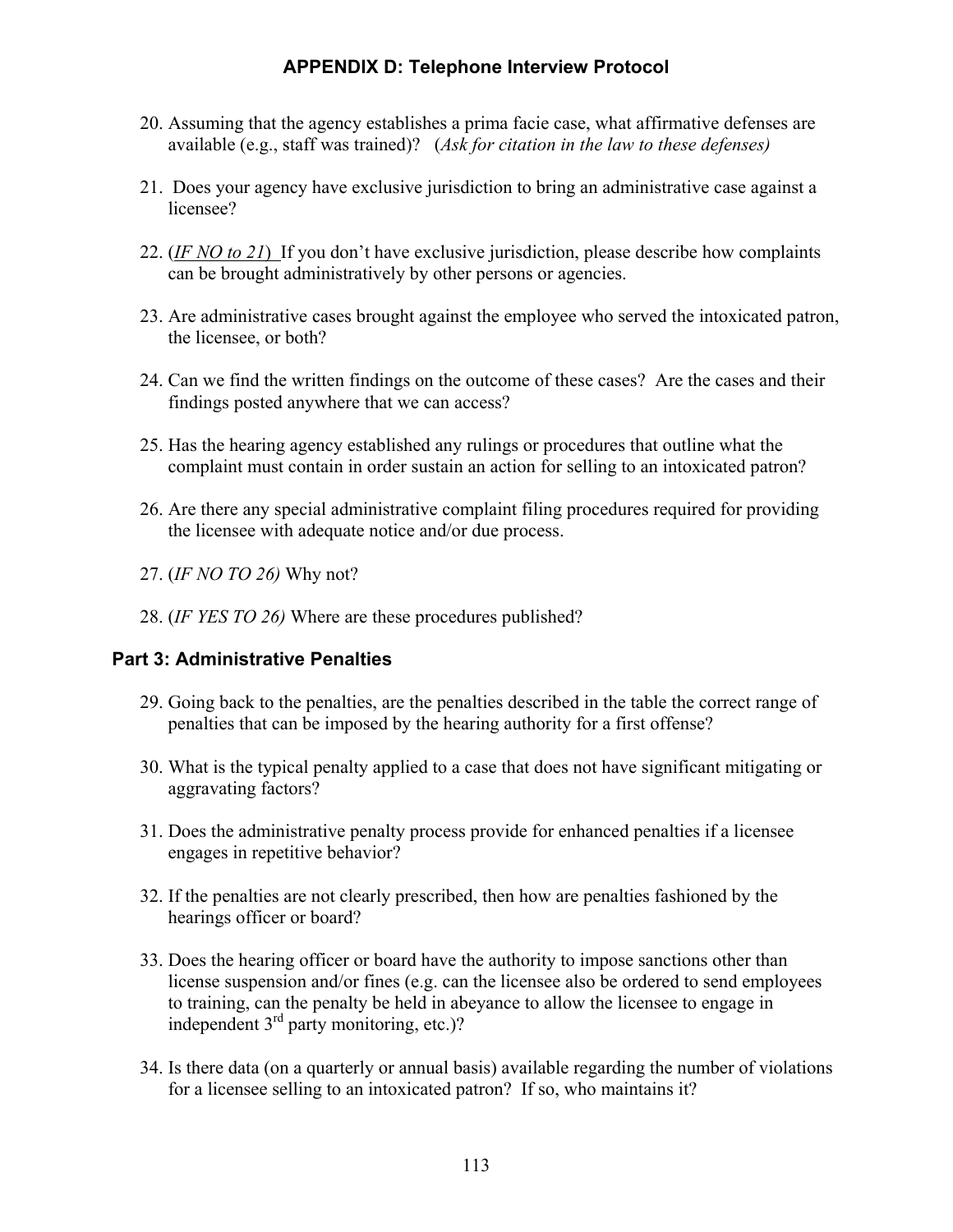# APPENDIX D: Telephone Interview Protocol

20. Assuming that the agency establishes a prima facie case, what affirmative defenses are available (e.g., staff was trained)? (*Ask for citation in the law to these defenses)*

21. Does your agency have exclusive jurisdiction to bring an administrative case against a licensee?

22. (*IF NO to 21*) If you don't have exclusive jurisdiction, please describe how complaints can be brought administratively by other persons or agencies.

23. Are administrative cases brought against the employee who served the intoxicated patron, the licensee, or both?

24. Can we find the written findings on the outcome of these cases? Are the cases and their findings posted anywhere that we can access?

25. Has the hearing agency established any rulings or procedures that outline what the complaint must contain in order sustain an action for selling to an intoxicated patron?

26. Are there any special administrative complaint filing procedures required for providing the licensee with adequate notice and/or due process.

27. (*IF NO TO 26)* Why not?

28. (*IF YES TO 26)* Where are these procedures published?

## Part 3: Administrative Penalties

29. Going back to the penalties, are the penalties described in the table the correct range of penalties that can be imposed by the hearing authority for a first offense?

30. What is the typical penalty applied to a case that does not have significant mitigating or aggravating factors?

31. Does the administrative penalty process provide for enhanced penalties if a licensee engages in repetitive behavior?

32. If the penalties are not clearly prescribed, then how are penalties fashioned by the hearings officer or board?

33. Does the hearing officer or board have the authority to impose sanctions other than license suspension and/or fines (e.g. can the licensee also be ordered to send employees to training, can the penalty be held in abeyance to allow the licensee to engage in independent 3rd party monitoring, etc.)?

34. Is there data (on a quarterly or annual basis) available regarding the number of violations for a licensee selling to an intoxicated patron? If so, who maintains it?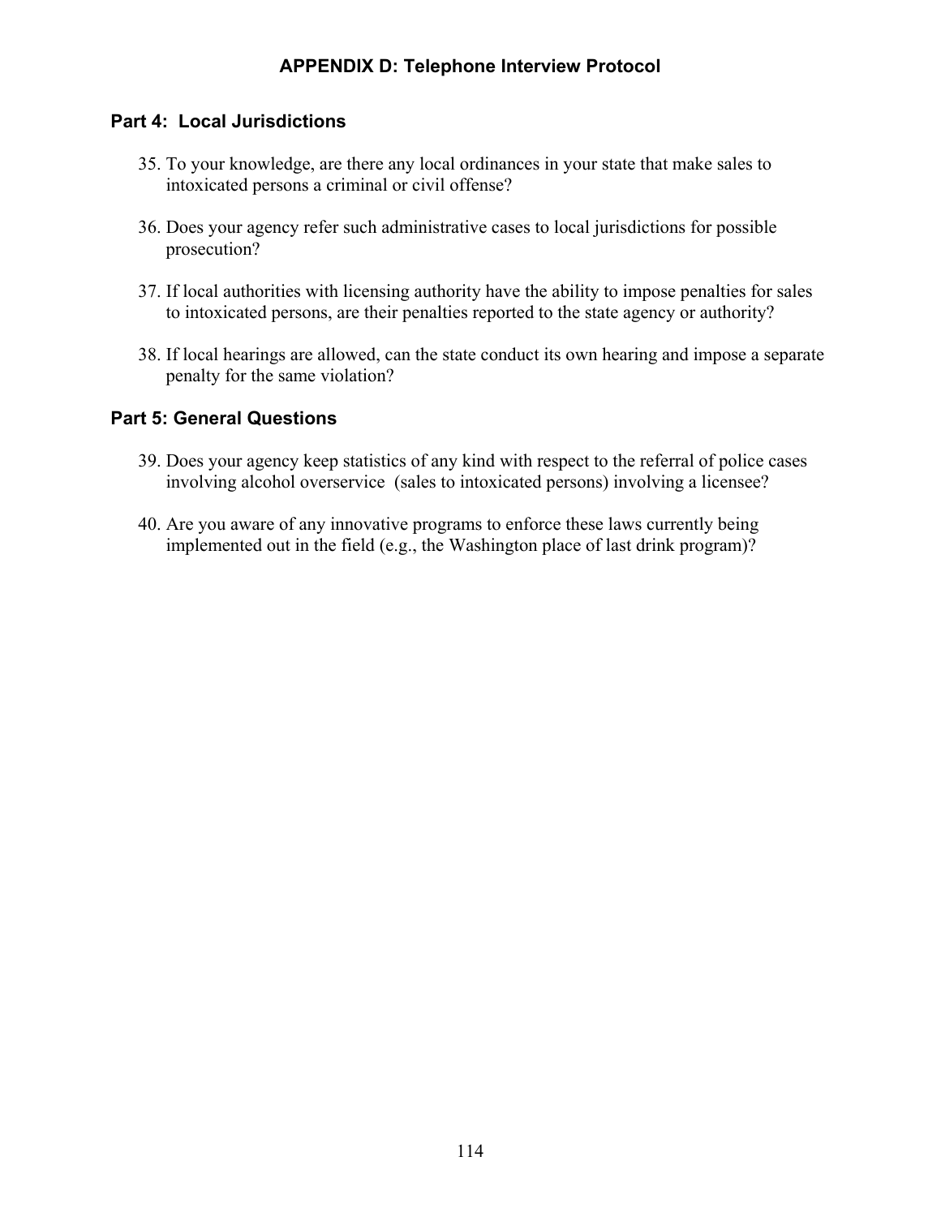## APPENDIX D: Telephone Interview Protocol

### Part 4: Local Jurisdictions

35. To your knowledge, are there any local ordinances in your state that make sales to intoxicated persons a criminal or civil offense?

36. Does your agency refer such administrative cases to local jurisdictions for possible prosecution?

37. If local authorities with licensing authority have the ability to impose penalties for sales to intoxicated persons, are their penalties reported to the state agency or authority?

38. If local hearings are allowed, can the state conduct its own hearing and impose a separate penalty for the same violation?

### Part 5: General Questions

39. Does your agency keep statistics of any kind with respect to the referral of police cases involving alcohol overservice (sales to intoxicated persons) involving a licensee?

40. Are you aware of any innovative programs to enforce these laws currently being implemented out in the field (e.g., the Washington place of last drink program)?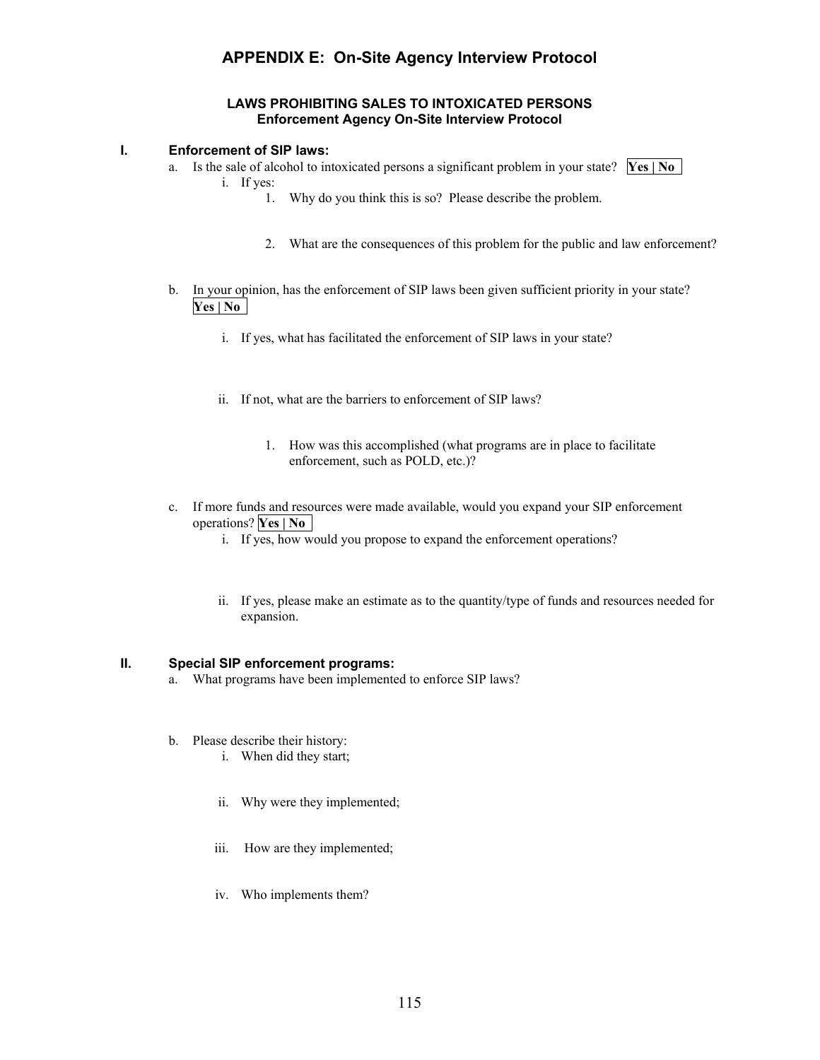# APPENDIX E: On-Site Agency Interview Protocol

### LAWS PROHIBITING SALES TO INTOXICATED PERSONS
### Enforcement Agency On-Site Interview Protocol

**I. Enforcement of SIP laws:**

a. Is the sale of alcohol to intoxicated persons a significant problem in your state? **Yes | No**
   i. If yes:
      1. Why do you think this is so? Please describe the problem.
      2. What are the consequences of this problem for the public and law enforcement?

b. In your opinion, has the enforcement of SIP laws been given sufficient priority in your state? **Yes | No**
   i. If yes, what has facilitated the enforcement of SIP laws in your state?
   ii. If not, what are the barriers to enforcement of SIP laws?
      1. How was this accomplished (what programs are in place to facilitate enforcement, such as POLD, etc.)?

c. If more funds and resources were made available, would you expand your SIP enforcement operations? **Yes | No**
   i. If yes, how would you propose to expand the enforcement operations?
   ii. If yes, please make an estimate as to the quantity/type of funds and resources needed for expansion.

**II. Special SIP enforcement programs:**

a. What programs have been implemented to enforce SIP laws?

b. Please describe their history:
   i. When did they start;
   ii. Why were they implemented;
   iii. How are they implemented;
   iv. Who implements them?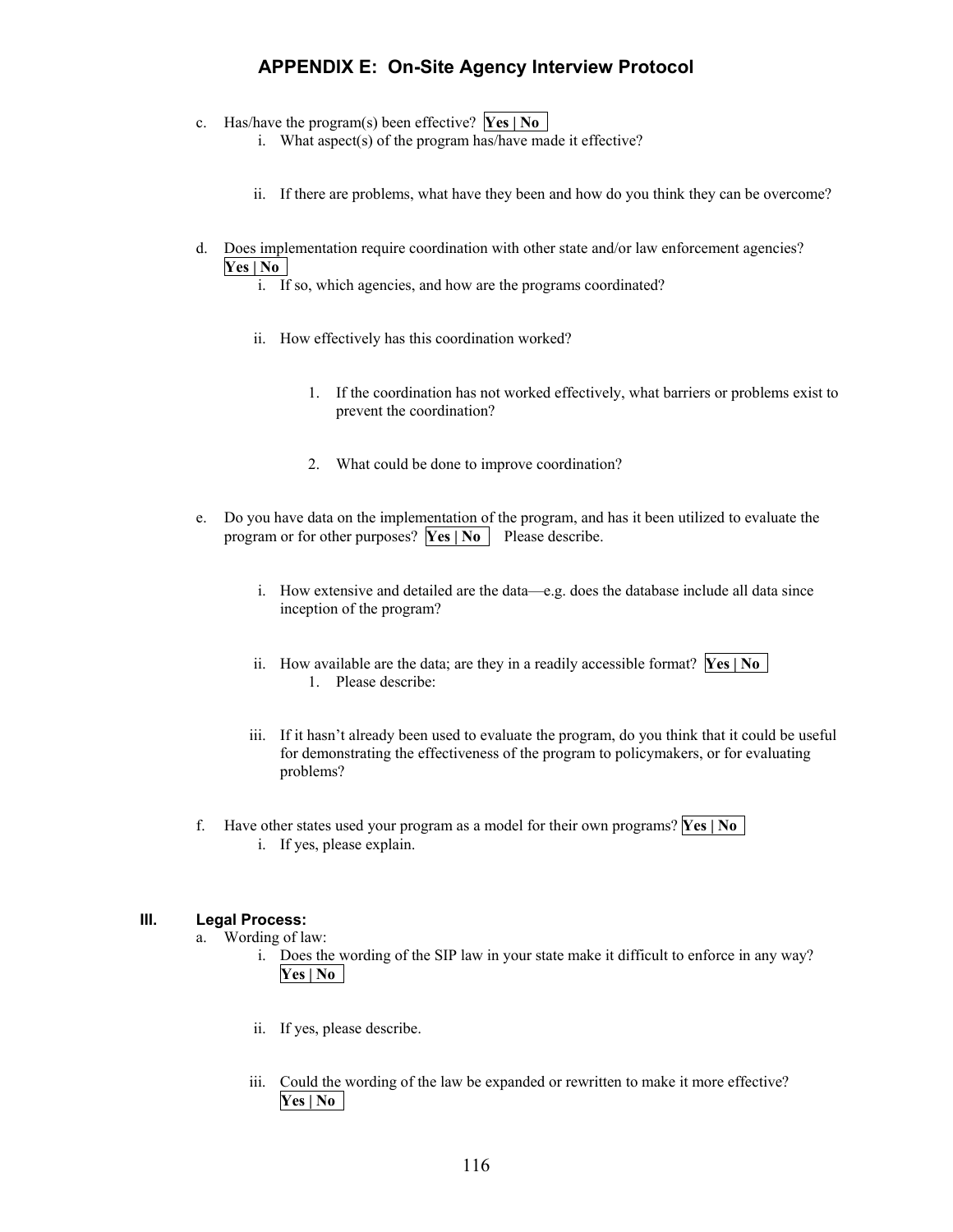## APPENDIX E: On-Site Agency Interview Protocol

c. Has/have the program(s) been effective? **Yes | No**

   i. What aspect(s) of the program has/have made it effective?

   ii. If there are problems, what have they been and how do you think they can be overcome?

d. Does implementation require coordination with other state and/or law enforcement agencies? **Yes | No**

   i. If so, which agencies, and how are the programs coordinated?

   ii. How effectively has this coordination worked?

      1. If the coordination has not worked effectively, what barriers or problems exist to prevent the coordination?

      2. What could be done to improve coordination?

e. Do you have data on the implementation of the program, and has it been utilized to evaluate the program or for other purposes? **Yes | No** Please describe.

   i. How extensive and detailed are the data—e.g. does the database include all data since inception of the program?

   ii. How available are the data; are they in a readily accessible format? **Yes | No**

      1. Please describe:

   iii. If it hasn't already been used to evaluate the program, do you think that it could be useful for demonstrating the effectiveness of the program to policymakers, or for evaluating problems?

f. Have other states used your program as a model for their own programs? **Yes | No**

   i. If yes, please explain.

### III. Legal Process:

a. Wording of law:

   i. Does the wording of the SIP law in your state make it difficult to enforce in any way? **Yes | No**

   ii. If yes, please describe.

   iii. Could the wording of the law be expanded or rewritten to make it more effective? **Yes | No**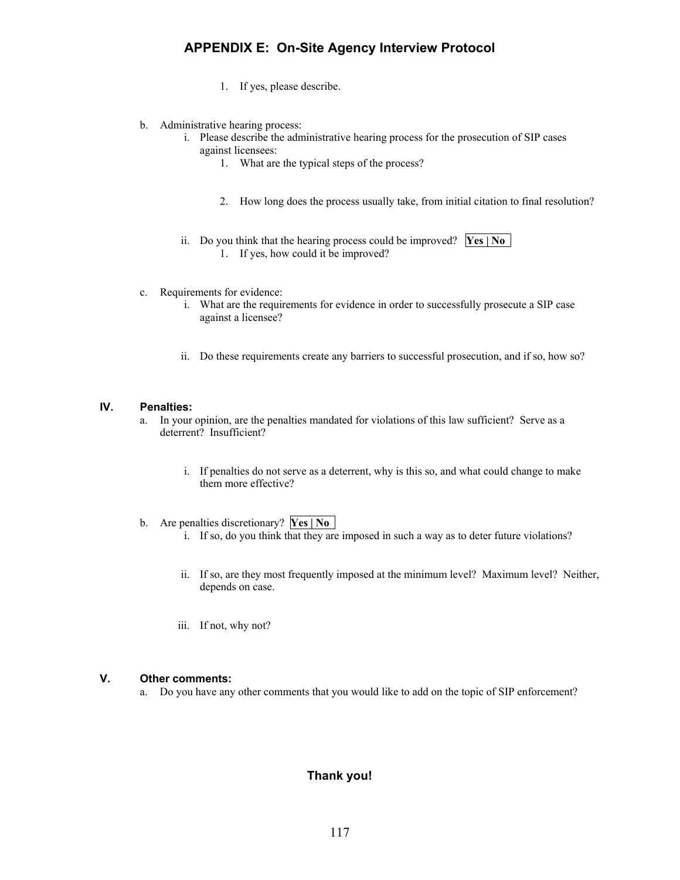## APPENDIX E: On-Site Agency Interview Protocol

1. If yes, please describe.

b. Administrative hearing process:
   i. Please describe the administrative hearing process for the prosecution of SIP cases against licensees:
      1. What are the typical steps of the process?
      2. How long does the process usually take, from initial citation to final resolution?
   ii. Do you think that the hearing process could be improved? **Yes | No**
      1. If yes, how could it be improved?

c. Requirements for evidence:
   i. What are the requirements for evidence in order to successfully prosecute a SIP case against a licensee?
   ii. Do these requirements create any barriers to successful prosecution, and if so, how so?

### IV. Penalties:

a. In your opinion, are the penalties mandated for violations of this law sufficient? Serve as a deterrent? Insufficient?
   i. If penalties do not serve as a deterrent, why is this so, and what could change to make them more effective?

b. Are penalties discretionary? **Yes | No**
   i. If so, do you think that they are imposed in such a way as to deter future violations?
   ii. If so, are they most frequently imposed at the minimum level? Maximum level? Neither, depends on case.
   iii. If not, why not?

### V. Other comments:

a. Do you have any other comments that you would like to add on the topic of SIP enforcement?

**Thank you!**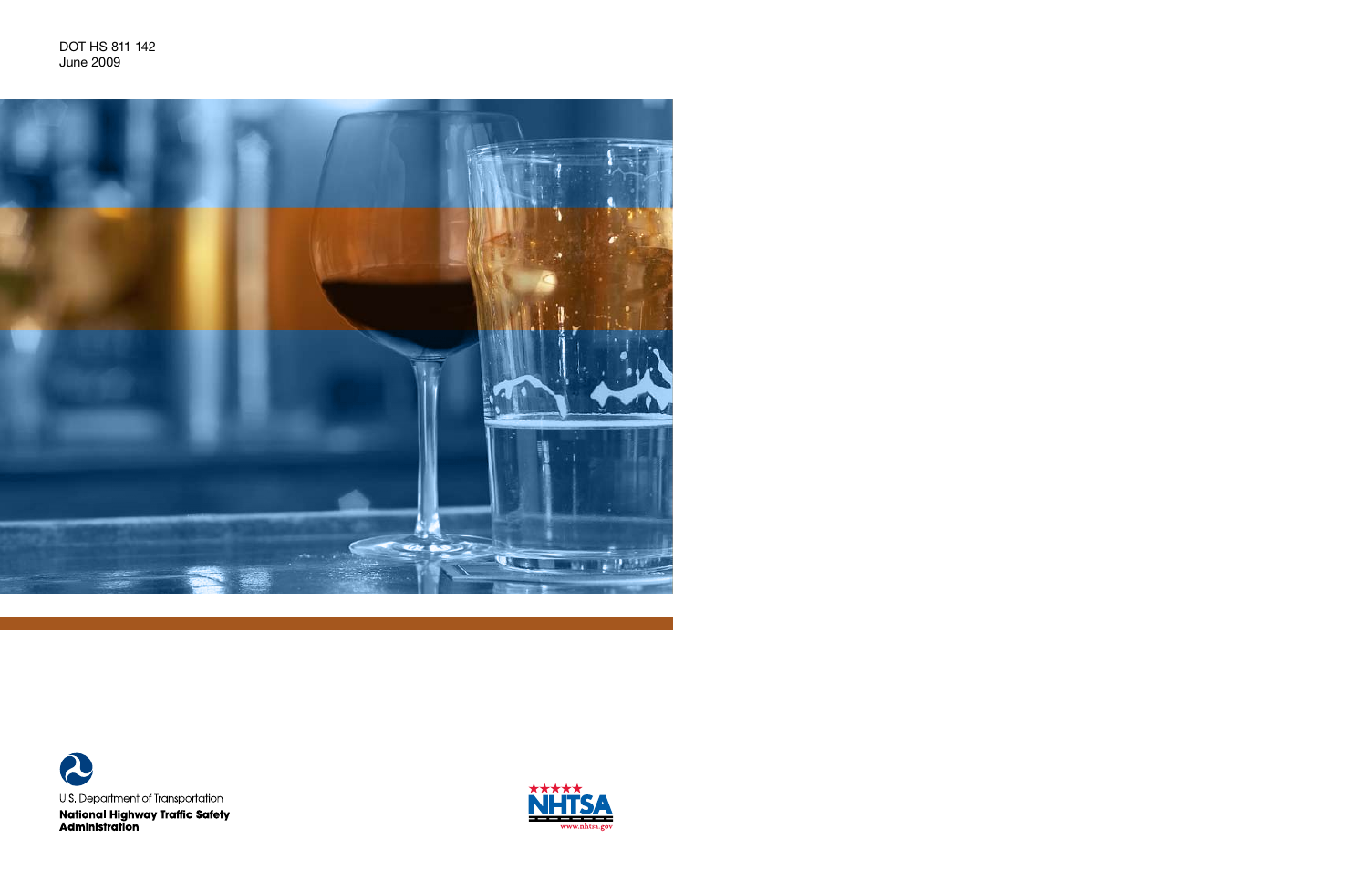DOT HS 811 142
June 2009

U.S. Department of Transportation
**National Highway Traffic Safety Administration**

NHTSA
www.nhtsa.gov